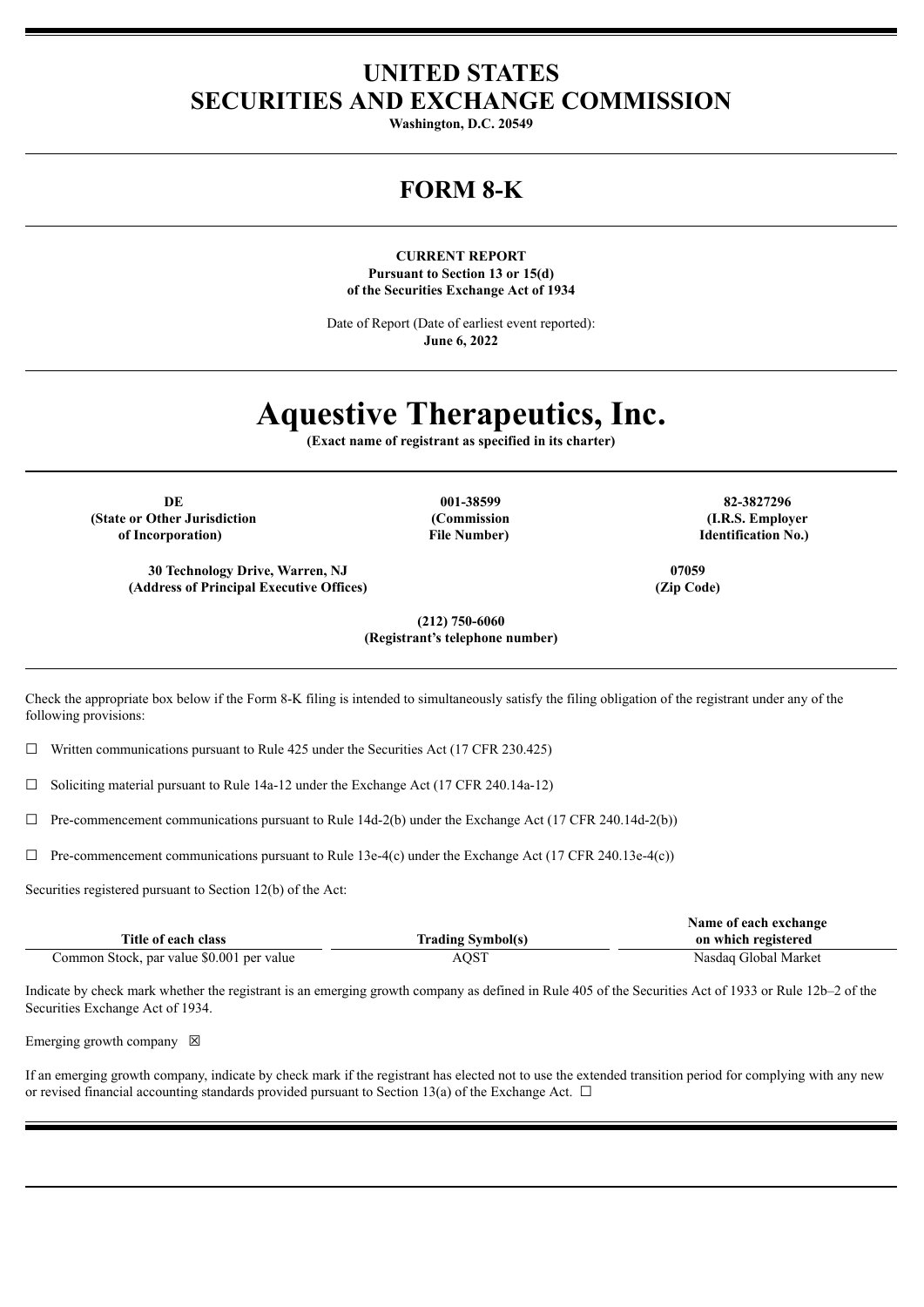# UNITED STATES
# SECURITIES AND EXCHANGE COMMISSION

**Washington, D.C. 20549**

## FORM 8-K

**CURRENT REPORT**
**Pursuant to Section 13 or 15(d)**
**of the Securities Exchange Act of 1934**

Date of Report (Date of earliest event reported):
**June 6, 2022**

# Aquestive Therapeutics, Inc.

**(Exact name of registrant as specified in its charter)**

| DE | 001-38599 | 82-3827296 |
|---|---|---|
| **(State or Other Jurisdiction of Incorporation)** | **(Commission File Number)** | **(I.R.S. Employer Identification No.)** |

| 30 Technology Drive, Warren, NJ | 07059 |
|---|---|
| **(Address of Principal Executive Offices)** | **(Zip Code)** |

**(212) 750-6060**
**(Registrant's telephone number)**

Check the appropriate box below if the Form 8-K filing is intended to simultaneously satisfy the filing obligation of the registrant under any of the following provisions:

☐ Written communications pursuant to Rule 425 under the Securities Act (17 CFR 230.425)

☐ Soliciting material pursuant to Rule 14a-12 under the Exchange Act (17 CFR 240.14a-12)

☐ Pre-commencement communications pursuant to Rule 14d-2(b) under the Exchange Act (17 CFR 240.14d-2(b))

☐ Pre-commencement communications pursuant to Rule 13e-4(c) under the Exchange Act (17 CFR 240.13e-4(c))

Securities registered pursuant to Section 12(b) of the Act:

| Title of each class | Trading Symbol(s) | Name of each exchange on which registered |
|---|---|---|
| Common Stock, par value $0.001 per value | AQST | Nasdaq Global Market |

Indicate by check mark whether the registrant is an emerging growth company as defined in Rule 405 of the Securities Act of 1933 or Rule 12b–2 of the Securities Exchange Act of 1934.

Emerging growth company ☒

If an emerging growth company, indicate by check mark if the registrant has elected not to use the extended transition period for complying with any new or revised financial accounting standards provided pursuant to Section 13(a) of the Exchange Act. ☐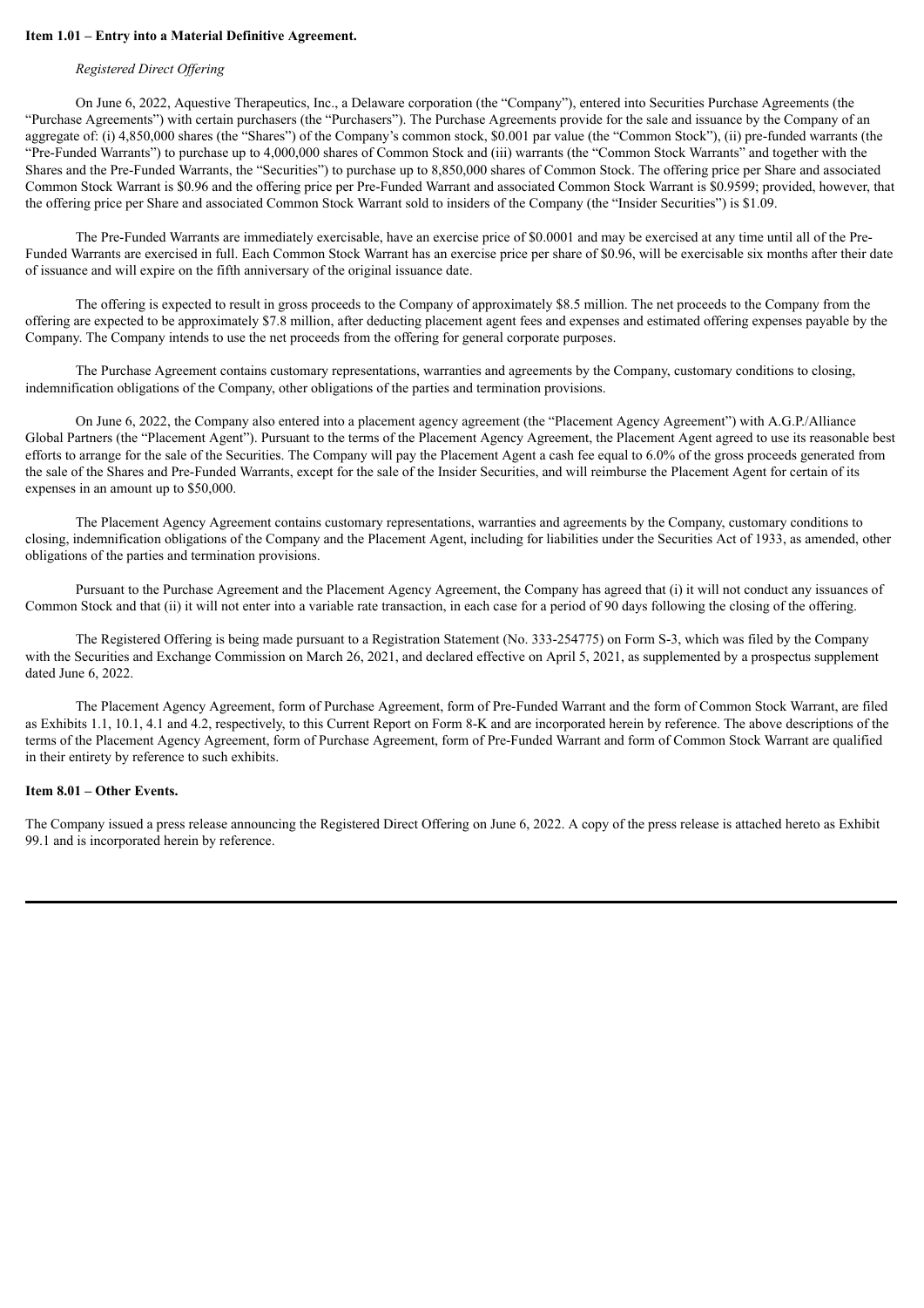**Item 1.01 – Entry into a Material Definitive Agreement.**

*Registered Direct Offering*

On June 6, 2022, Aquestive Therapeutics, Inc., a Delaware corporation (the "Company"), entered into Securities Purchase Agreements (the "Purchase Agreements") with certain purchasers (the "Purchasers"). The Purchase Agreements provide for the sale and issuance by the Company of an aggregate of: (i) 4,850,000 shares (the "Shares") of the Company's common stock, $0.001 par value (the "Common Stock"), (ii) pre-funded warrants (the "Pre-Funded Warrants") to purchase up to 4,000,000 shares of Common Stock and (iii) warrants (the "Common Stock Warrants" and together with the Shares and the Pre-Funded Warrants, the "Securities") to purchase up to 8,850,000 shares of Common Stock. The offering price per Share and associated Common Stock Warrant is $0.96 and the offering price per Pre-Funded Warrant and associated Common Stock Warrant is $0.9599; provided, however, that the offering price per Share and associated Common Stock Warrant sold to insiders of the Company (the "Insider Securities") is $1.09.

The Pre-Funded Warrants are immediately exercisable, have an exercise price of $0.0001 and may be exercised at any time until all of the Pre-Funded Warrants are exercised in full. Each Common Stock Warrant has an exercise price per share of $0.96, will be exercisable six months after their date of issuance and will expire on the fifth anniversary of the original issuance date.

The offering is expected to result in gross proceeds to the Company of approximately $8.5 million. The net proceeds to the Company from the offering are expected to be approximately $7.8 million, after deducting placement agent fees and expenses and estimated offering expenses payable by the Company. The Company intends to use the net proceeds from the offering for general corporate purposes.

The Purchase Agreement contains customary representations, warranties and agreements by the Company, customary conditions to closing, indemnification obligations of the Company, other obligations of the parties and termination provisions.

On June 6, 2022, the Company also entered into a placement agency agreement (the "Placement Agency Agreement") with A.G.P./Alliance Global Partners (the "Placement Agent"). Pursuant to the terms of the Placement Agency Agreement, the Placement Agent agreed to use its reasonable best efforts to arrange for the sale of the Securities. The Company will pay the Placement Agent a cash fee equal to 6.0% of the gross proceeds generated from the sale of the Shares and Pre-Funded Warrants, except for the sale of the Insider Securities, and will reimburse the Placement Agent for certain of its expenses in an amount up to $50,000.

The Placement Agency Agreement contains customary representations, warranties and agreements by the Company, customary conditions to closing, indemnification obligations of the Company and the Placement Agent, including for liabilities under the Securities Act of 1933, as amended, other obligations of the parties and termination provisions.

Pursuant to the Purchase Agreement and the Placement Agency Agreement, the Company has agreed that (i) it will not conduct any issuances of Common Stock and that (ii) it will not enter into a variable rate transaction, in each case for a period of 90 days following the closing of the offering.

The Registered Offering is being made pursuant to a Registration Statement (No. 333-254775) on Form S-3, which was filed by the Company with the Securities and Exchange Commission on March 26, 2021, and declared effective on April 5, 2021, as supplemented by a prospectus supplement dated June 6, 2022.

The Placement Agency Agreement, form of Purchase Agreement, form of Pre-Funded Warrant and the form of Common Stock Warrant, are filed as Exhibits 1.1, 10.1, 4.1 and 4.2, respectively, to this Current Report on Form 8-K and are incorporated herein by reference. The above descriptions of the terms of the Placement Agency Agreement, form of Purchase Agreement, form of Pre-Funded Warrant and form of Common Stock Warrant are qualified in their entirety by reference to such exhibits.

**Item 8.01 – Other Events.**

The Company issued a press release announcing the Registered Direct Offering on June 6, 2022. A copy of the press release is attached hereto as Exhibit 99.1 and is incorporated herein by reference.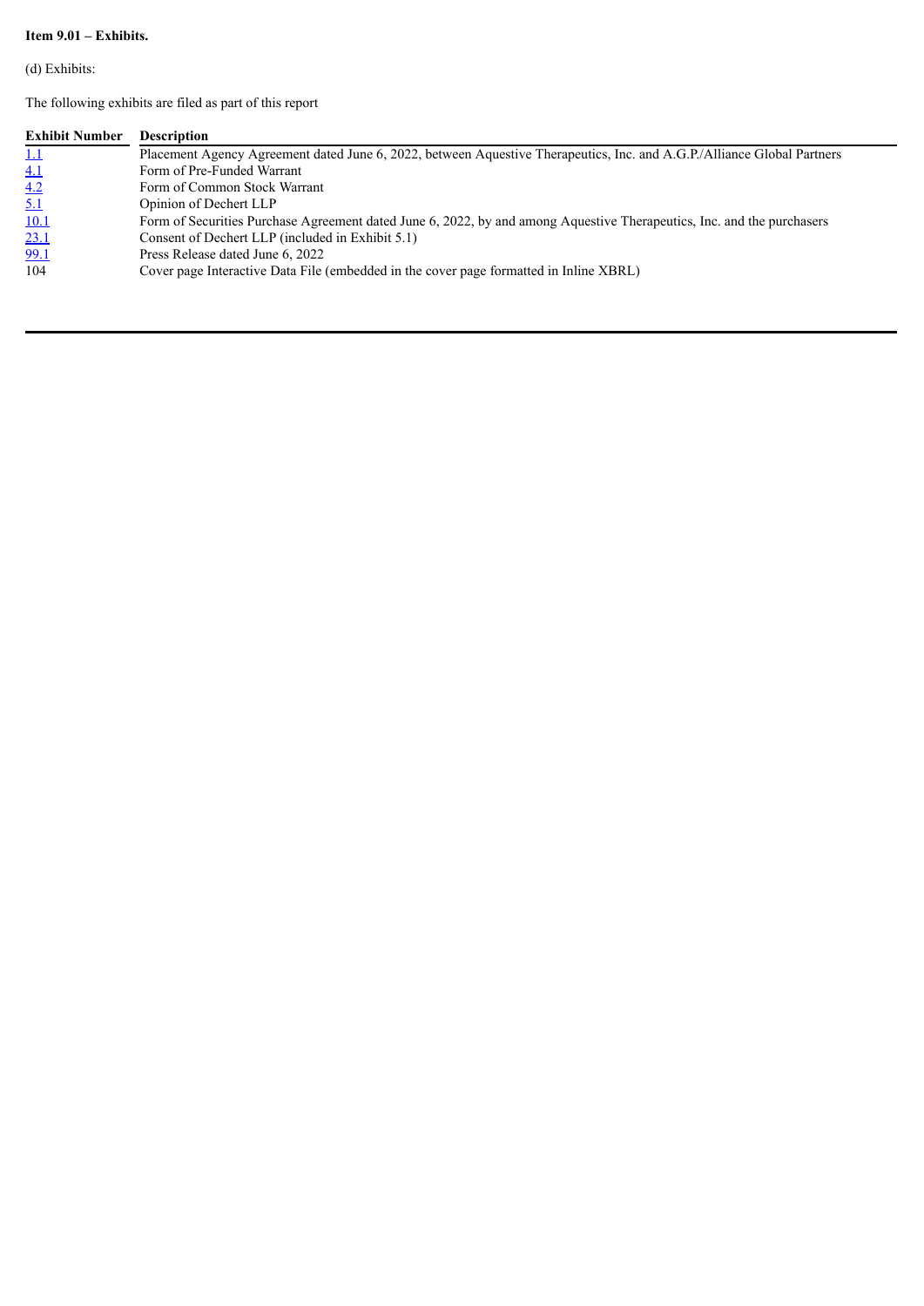**Item 9.01 – Exhibits.**

(d) Exhibits:

The following exhibits are filed as part of this report

| Exhibit Number | Description |
| --- | --- |
| 1.1 | Placement Agency Agreement dated June 6, 2022, between Aquestive Therapeutics, Inc. and A.G.P./Alliance Global Partners |
| 4.1 | Form of Pre-Funded Warrant |
| 4.2 | Form of Common Stock Warrant |
| 5.1 | Opinion of Dechert LLP |
| 10.1 | Form of Securities Purchase Agreement dated June 6, 2022, by and among Aquestive Therapeutics, Inc. and the purchasers |
| 23.1 | Consent of Dechert LLP (included in Exhibit 5.1) |
| 99.1 | Press Release dated June 6, 2022 |
| 104 | Cover page Interactive Data File (embedded in the cover page formatted in Inline XBRL) |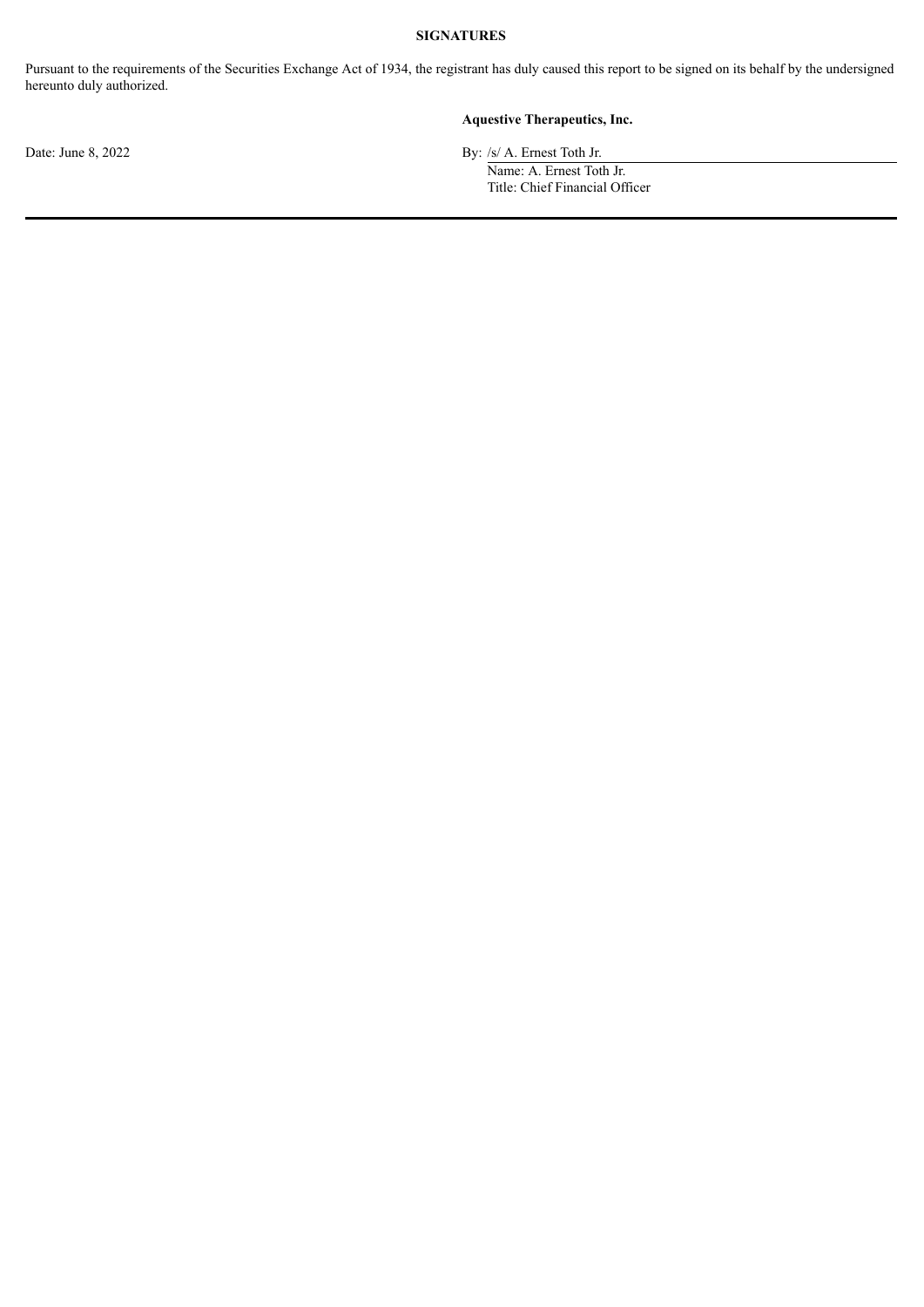**SIGNATURES**

Pursuant to the requirements of the Securities Exchange Act of 1934, the registrant has duly caused this report to be signed on its behalf by the undersigned hereunto duly authorized.

**Aquestive Therapeutics, Inc.**

Date: June 8, 2022

By: /s/ A. Ernest Toth Jr.

Name: A. Ernest Toth Jr.

Title: Chief Financial Officer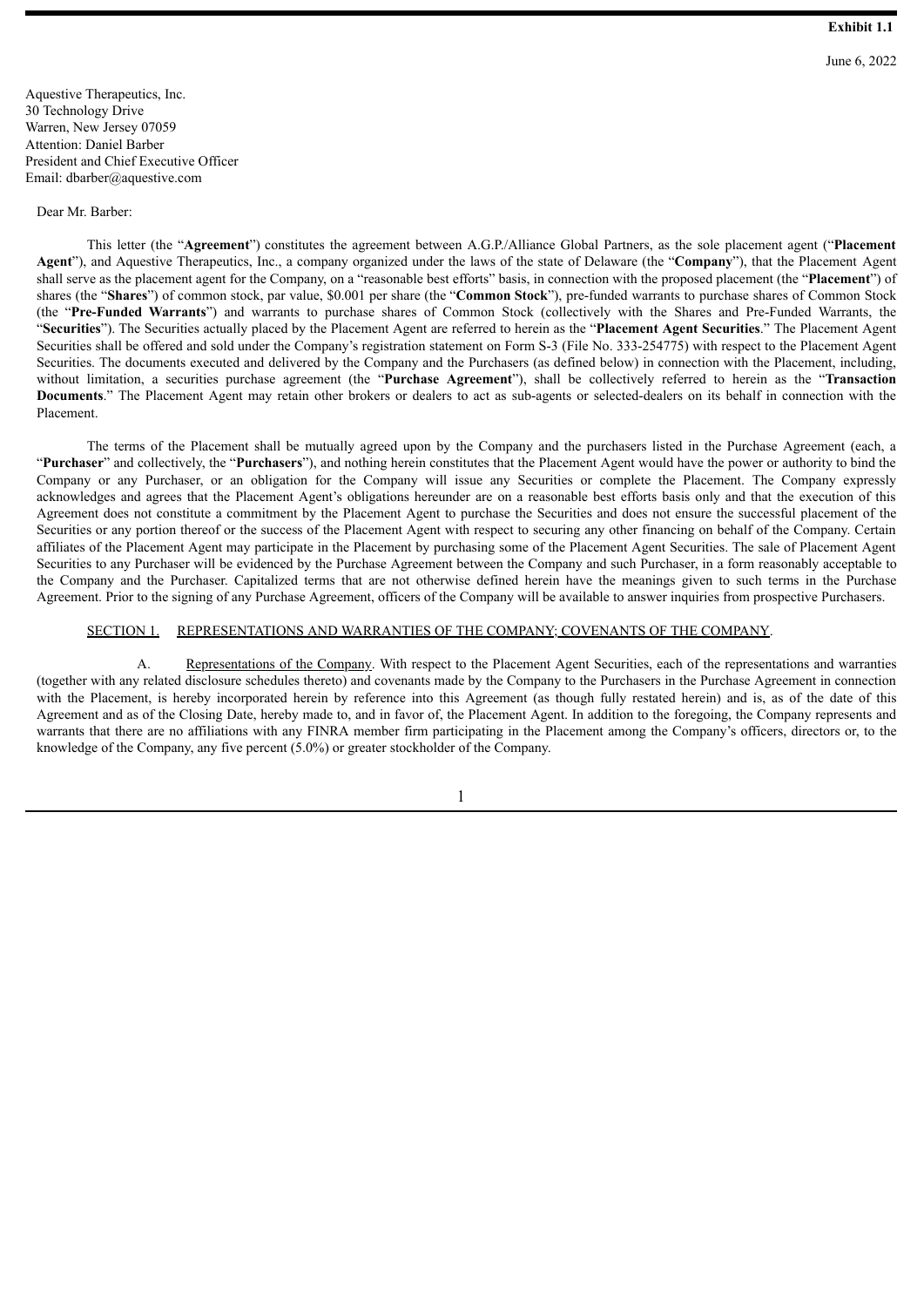**Exhibit 1.1**

June 6, 2022

Aquestive Therapeutics, Inc.
30 Technology Drive
Warren, New Jersey 07059
Attention: Daniel Barber
President and Chief Executive Officer
Email: dbarber@aquestive.com

Dear Mr. Barber:

This letter (the "**Agreement**") constitutes the agreement between A.G.P./Alliance Global Partners, as the sole placement agent ("**Placement Agent**"), and Aquestive Therapeutics, Inc., a company organized under the laws of the state of Delaware (the "**Company**"), that the Placement Agent shall serve as the placement agent for the Company, on a "reasonable best efforts" basis, in connection with the proposed placement (the "**Placement**") of shares (the "**Shares**") of common stock, par value, $0.001 per share (the "**Common Stock**"), pre-funded warrants to purchase shares of Common Stock (the "**Pre-Funded Warrants**") and warrants to purchase shares of Common Stock (collectively with the Shares and Pre-Funded Warrants, the "**Securities**"). The Securities actually placed by the Placement Agent are referred to herein as the "**Placement Agent Securities**." The Placement Agent Securities shall be offered and sold under the Company's registration statement on Form S-3 (File No. 333-254775) with respect to the Placement Agent Securities. The documents executed and delivered by the Company and the Purchasers (as defined below) in connection with the Placement, including, without limitation, a securities purchase agreement (the "**Purchase Agreement**"), shall be collectively referred to herein as the "**Transaction Documents**." The Placement Agent may retain other brokers or dealers to act as sub-agents or selected-dealers on its behalf in connection with the Placement.

The terms of the Placement shall be mutually agreed upon by the Company and the purchasers listed in the Purchase Agreement (each, a "**Purchaser**" and collectively, the "**Purchasers**"), and nothing herein constitutes that the Placement Agent would have the power or authority to bind the Company or any Purchaser, or an obligation for the Company will issue any Securities or complete the Placement. The Company expressly acknowledges and agrees that the Placement Agent's obligations hereunder are on a reasonable best efforts basis only and that the execution of this Agreement does not constitute a commitment by the Placement Agent to purchase the Securities and does not ensure the successful placement of the Securities or any portion thereof or the success of the Placement Agent with respect to securing any other financing on behalf of the Company. Certain affiliates of the Placement Agent may participate in the Placement by purchasing some of the Placement Agent Securities. The sale of Placement Agent Securities to any Purchaser will be evidenced by the Purchase Agreement between the Company and such Purchaser, in a form reasonably acceptable to the Company and the Purchaser. Capitalized terms that are not otherwise defined herein have the meanings given to such terms in the Purchase Agreement. Prior to the signing of any Purchase Agreement, officers of the Company will be available to answer inquiries from prospective Purchasers.

## SECTION 1. REPRESENTATIONS AND WARRANTIES OF THE COMPANY; COVENANTS OF THE COMPANY.

A. Representations of the Company. With respect to the Placement Agent Securities, each of the representations and warranties (together with any related disclosure schedules thereto) and covenants made by the Company to the Purchasers in the Purchase Agreement in connection with the Placement, is hereby incorporated herein by reference into this Agreement (as though fully restated herein) and is, as of the date of this Agreement and as of the Closing Date, hereby made to, and in favor of, the Placement Agent. In addition to the foregoing, the Company represents and warrants that there are no affiliations with any FINRA member firm participating in the Placement among the Company's officers, directors or, to the knowledge of the Company, any five percent (5.0%) or greater stockholder of the Company.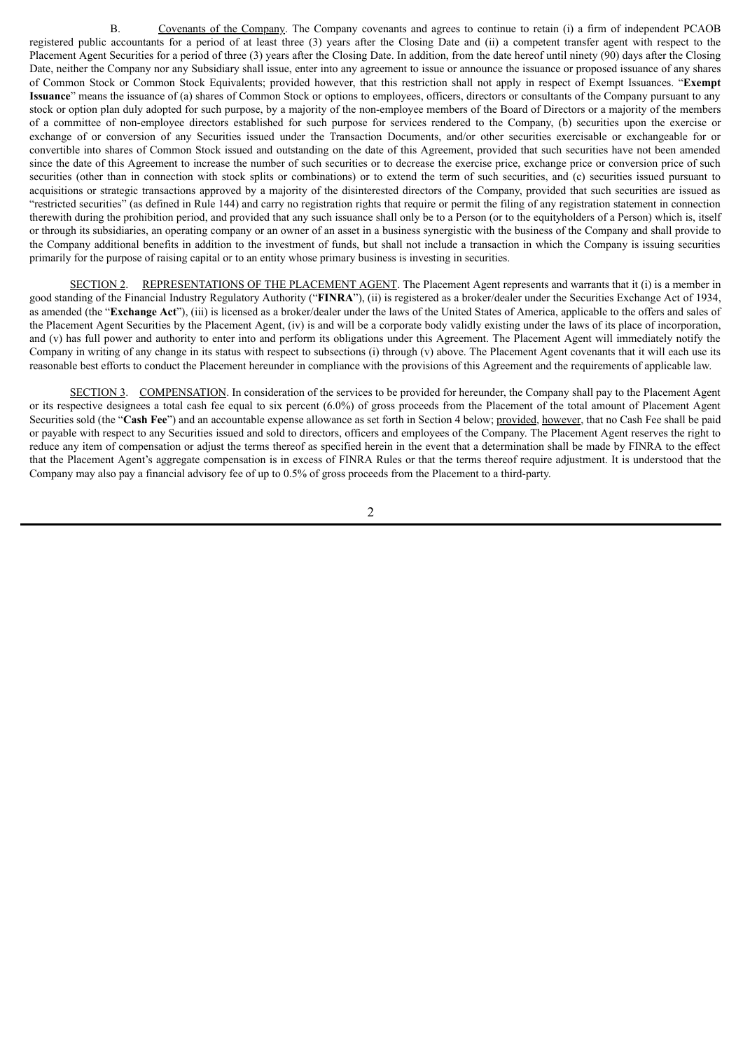B. Covenants of the Company. The Company covenants and agrees to continue to retain (i) a firm of independent PCAOB registered public accountants for a period of at least three (3) years after the Closing Date and (ii) a competent transfer agent with respect to the Placement Agent Securities for a period of three (3) years after the Closing Date. In addition, from the date hereof until ninety (90) days after the Closing Date, neither the Company nor any Subsidiary shall issue, enter into any agreement to issue or announce the issuance or proposed issuance of any shares of Common Stock or Common Stock Equivalents; provided however, that this restriction shall not apply in respect of Exempt Issuances. "**Exempt Issuance**" means the issuance of (a) shares of Common Stock or options to employees, officers, directors or consultants of the Company pursuant to any stock or option plan duly adopted for such purpose, by a majority of the non-employee members of the Board of Directors or a majority of the members of a committee of non-employee directors established for such purpose for services rendered to the Company, (b) securities upon the exercise or exchange of or conversion of any Securities issued under the Transaction Documents, and/or other securities exercisable or exchangeable for or convertible into shares of Common Stock issued and outstanding on the date of this Agreement, provided that such securities have not been amended since the date of this Agreement to increase the number of such securities or to decrease the exercise price, exchange price or conversion price of such securities (other than in connection with stock splits or combinations) or to extend the term of such securities, and (c) securities issued pursuant to acquisitions or strategic transactions approved by a majority of the disinterested directors of the Company, provided that such securities are issued as "restricted securities" (as defined in Rule 144) and carry no registration rights that require or permit the filing of any registration statement in connection therewith during the prohibition period, and provided that any such issuance shall only be to a Person (or to the equityholders of a Person) which is, itself or through its subsidiaries, an operating company or an owner of an asset in a business synergistic with the business of the Company and shall provide to the Company additional benefits in addition to the investment of funds, but shall not include a transaction in which the Company is issuing securities primarily for the purpose of raising capital or to an entity whose primary business is investing in securities.

SECTION 2. REPRESENTATIONS OF THE PLACEMENT AGENT. The Placement Agent represents and warrants that it (i) is a member in good standing of the Financial Industry Regulatory Authority ("**FINRA**"), (ii) is registered as a broker/dealer under the Securities Exchange Act of 1934, as amended (the "**Exchange Act**"), (iii) is licensed as a broker/dealer under the laws of the United States of America, applicable to the offers and sales of the Placement Agent Securities by the Placement Agent, (iv) is and will be a corporate body validly existing under the laws of its place of incorporation, and (v) has full power and authority to enter into and perform its obligations under this Agreement. The Placement Agent will immediately notify the Company in writing of any change in its status with respect to subsections (i) through (v) above. The Placement Agent covenants that it will each use its reasonable best efforts to conduct the Placement hereunder in compliance with the provisions of this Agreement and the requirements of applicable law.

SECTION 3. COMPENSATION. In consideration of the services to be provided for hereunder, the Company shall pay to the Placement Agent or its respective designees a total cash fee equal to six percent (6.0%) of gross proceeds from the Placement of the total amount of Placement Agent Securities sold (the "**Cash Fee**") and an accountable expense allowance as set forth in Section 4 below; provided, however, that no Cash Fee shall be paid or payable with respect to any Securities issued and sold to directors, officers and employees of the Company. The Placement Agent reserves the right to reduce any item of compensation or adjust the terms thereof as specified herein in the event that a determination shall be made by FINRA to the effect that the Placement Agent's aggregate compensation is in excess of FINRA Rules or that the terms thereof require adjustment. It is understood that the Company may also pay a financial advisory fee of up to 0.5% of gross proceeds from the Placement to a third-party.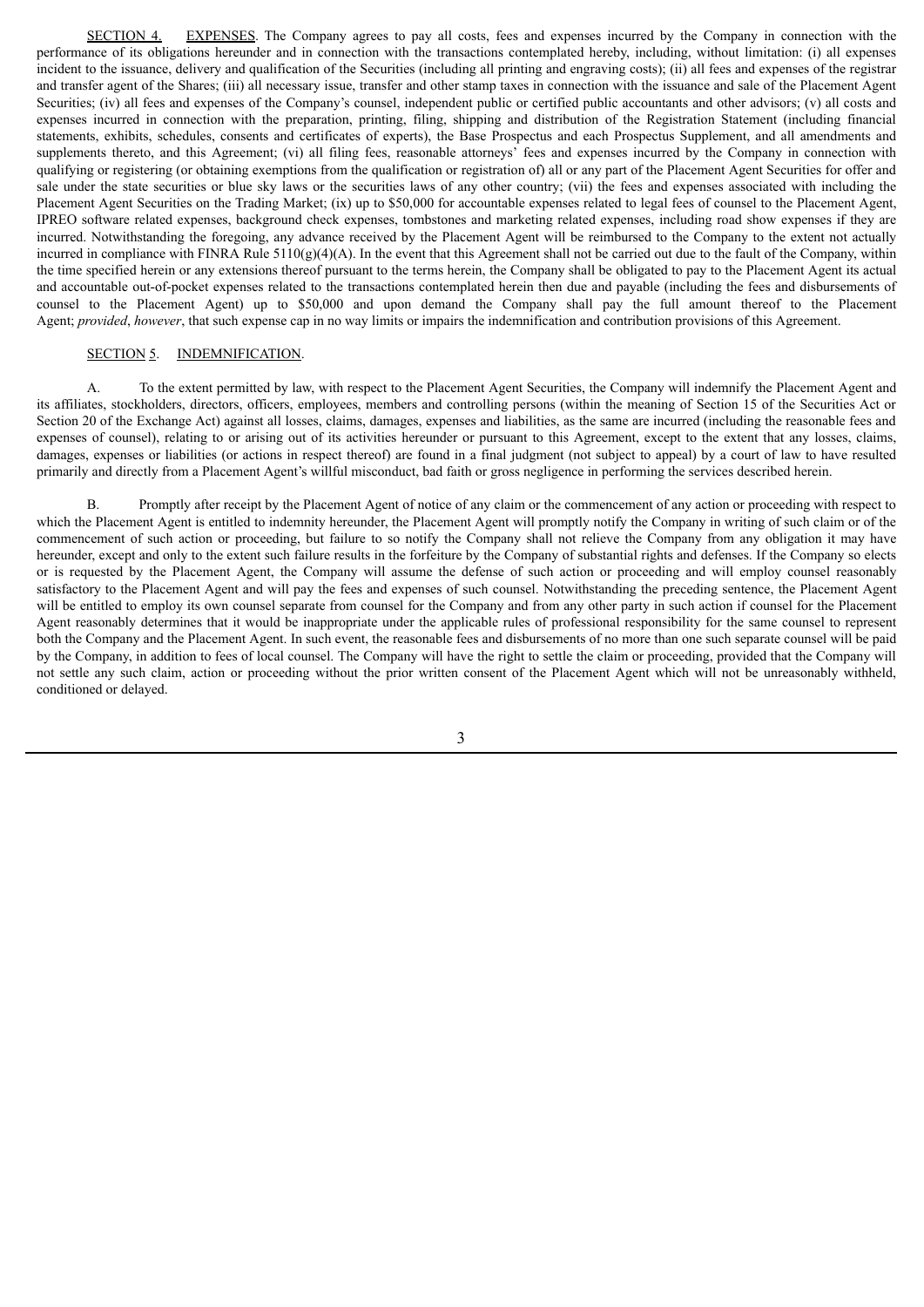SECTION 4. EXPENSES. The Company agrees to pay all costs, fees and expenses incurred by the Company in connection with the performance of its obligations hereunder and in connection with the transactions contemplated hereby, including, without limitation: (i) all expenses incident to the issuance, delivery and qualification of the Securities (including all printing and engraving costs); (ii) all fees and expenses of the registrar and transfer agent of the Shares; (iii) all necessary issue, transfer and other stamp taxes in connection with the issuance and sale of the Placement Agent Securities; (iv) all fees and expenses of the Company's counsel, independent public or certified public accountants and other advisors; (v) all costs and expenses incurred in connection with the preparation, printing, filing, shipping and distribution of the Registration Statement (including financial statements, exhibits, schedules, consents and certificates of experts), the Base Prospectus and each Prospectus Supplement, and all amendments and supplements thereto, and this Agreement; (vi) all filing fees, reasonable attorneys' fees and expenses incurred by the Company in connection with qualifying or registering (or obtaining exemptions from the qualification or registration of) all or any part of the Placement Agent Securities for offer and sale under the state securities or blue sky laws or the securities laws of any other country; (vii) the fees and expenses associated with including the Placement Agent Securities on the Trading Market; (ix) up to $50,000 for accountable expenses related to legal fees of counsel to the Placement Agent, IPREO software related expenses, background check expenses, tombstones and marketing related expenses, including road show expenses if they are incurred. Notwithstanding the foregoing, any advance received by the Placement Agent will be reimbursed to the Company to the extent not actually incurred in compliance with FINRA Rule 5110(g)(4)(A). In the event that this Agreement shall not be carried out due to the fault of the Company, within the time specified herein or any extensions thereof pursuant to the terms herein, the Company shall be obligated to pay to the Placement Agent its actual and accountable out-of-pocket expenses related to the transactions contemplated herein then due and payable (including the fees and disbursements of counsel to the Placement Agent) up to $50,000 and upon demand the Company shall pay the full amount thereof to the Placement Agent; *provided*, *however*, that such expense cap in no way limits or impairs the indemnification and contribution provisions of this Agreement.

SECTION 5. INDEMNIFICATION.

A. To the extent permitted by law, with respect to the Placement Agent Securities, the Company will indemnify the Placement Agent and its affiliates, stockholders, directors, officers, employees, members and controlling persons (within the meaning of Section 15 of the Securities Act or Section 20 of the Exchange Act) against all losses, claims, damages, expenses and liabilities, as the same are incurred (including the reasonable fees and expenses of counsel), relating to or arising out of its activities hereunder or pursuant to this Agreement, except to the extent that any losses, claims, damages, expenses or liabilities (or actions in respect thereof) are found in a final judgment (not subject to appeal) by a court of law to have resulted primarily and directly from a Placement Agent's willful misconduct, bad faith or gross negligence in performing the services described herein.

B. Promptly after receipt by the Placement Agent of notice of any claim or the commencement of any action or proceeding with respect to which the Placement Agent is entitled to indemnity hereunder, the Placement Agent will promptly notify the Company in writing of such claim or of the commencement of such action or proceeding, but failure to so notify the Company shall not relieve the Company from any obligation it may have hereunder, except and only to the extent such failure results in the forfeiture by the Company of substantial rights and defenses. If the Company so elects or is requested by the Placement Agent, the Company will assume the defense of such action or proceeding and will employ counsel reasonably satisfactory to the Placement Agent and will pay the fees and expenses of such counsel. Notwithstanding the preceding sentence, the Placement Agent will be entitled to employ its own counsel separate from counsel for the Company and from any other party in such action if counsel for the Placement Agent reasonably determines that it would be inappropriate under the applicable rules of professional responsibility for the same counsel to represent both the Company and the Placement Agent. In such event, the reasonable fees and disbursements of no more than one such separate counsel will be paid by the Company, in addition to fees of local counsel. The Company will have the right to settle the claim or proceeding, provided that the Company will not settle any such claim, action or proceeding without the prior written consent of the Placement Agent which will not be unreasonably withheld, conditioned or delayed.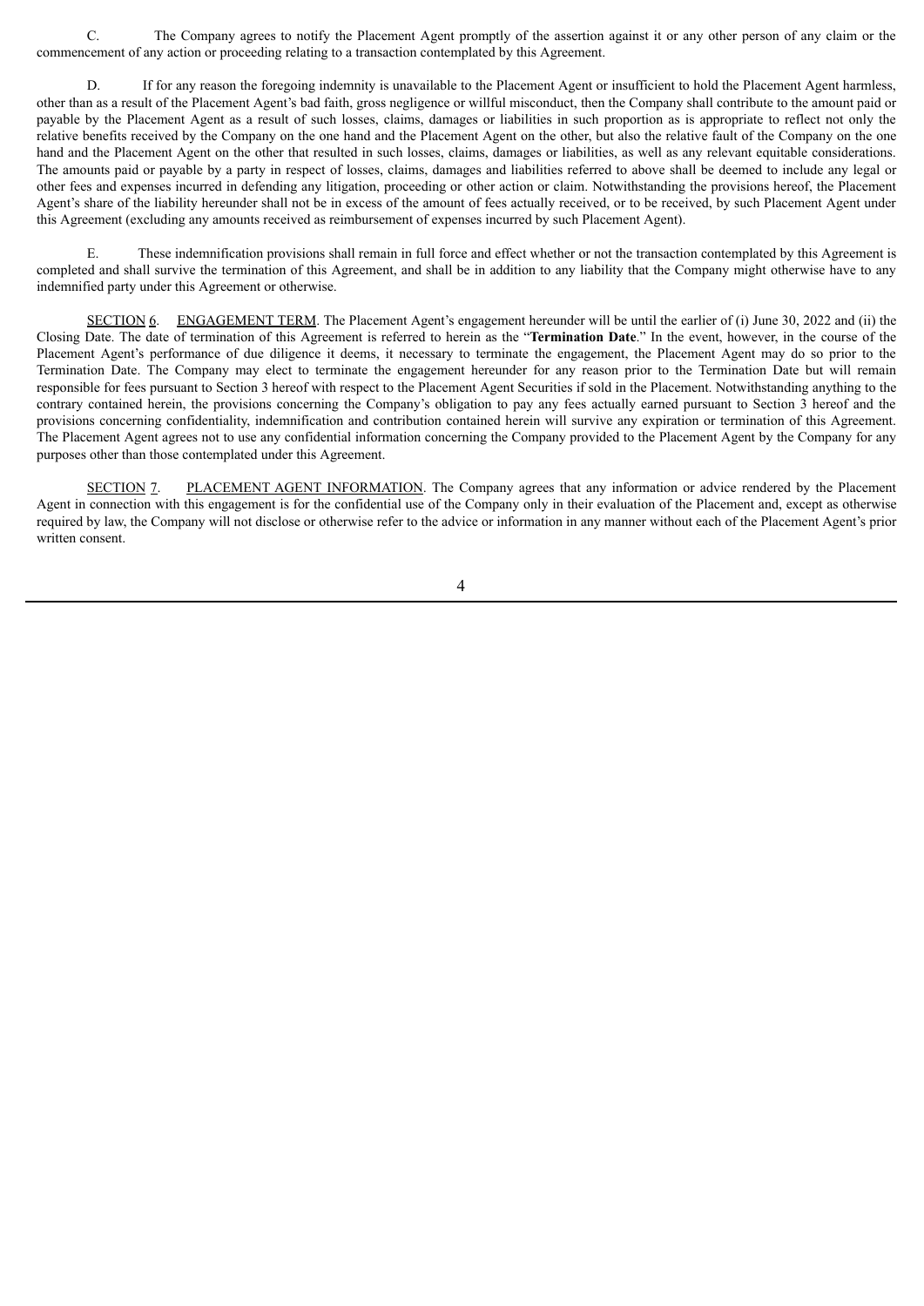C. The Company agrees to notify the Placement Agent promptly of the assertion against it or any other person of any claim or the commencement of any action or proceeding relating to a transaction contemplated by this Agreement.

D. If for any reason the foregoing indemnity is unavailable to the Placement Agent or insufficient to hold the Placement Agent harmless, other than as a result of the Placement Agent's bad faith, gross negligence or willful misconduct, then the Company shall contribute to the amount paid or payable by the Placement Agent as a result of such losses, claims, damages or liabilities in such proportion as is appropriate to reflect not only the relative benefits received by the Company on the one hand and the Placement Agent on the other, but also the relative fault of the Company on the one hand and the Placement Agent on the other that resulted in such losses, claims, damages or liabilities, as well as any relevant equitable considerations. The amounts paid or payable by a party in respect of losses, claims, damages and liabilities referred to above shall be deemed to include any legal or other fees and expenses incurred in defending any litigation, proceeding or other action or claim. Notwithstanding the provisions hereof, the Placement Agent's share of the liability hereunder shall not be in excess of the amount of fees actually received, or to be received, by such Placement Agent under this Agreement (excluding any amounts received as reimbursement of expenses incurred by such Placement Agent).

E. These indemnification provisions shall remain in full force and effect whether or not the transaction contemplated by this Agreement is completed and shall survive the termination of this Agreement, and shall be in addition to any liability that the Company might otherwise have to any indemnified party under this Agreement or otherwise.

SECTION 6. ENGAGEMENT TERM. The Placement Agent's engagement hereunder will be until the earlier of (i) June 30, 2022 and (ii) the Closing Date. The date of termination of this Agreement is referred to herein as the "**Termination Date**." In the event, however, in the course of the Placement Agent's performance of due diligence it deems, it necessary to terminate the engagement, the Placement Agent may do so prior to the Termination Date. The Company may elect to terminate the engagement hereunder for any reason prior to the Termination Date but will remain responsible for fees pursuant to Section 3 hereof with respect to the Placement Agent Securities if sold in the Placement. Notwithstanding anything to the contrary contained herein, the provisions concerning the Company's obligation to pay any fees actually earned pursuant to Section 3 hereof and the provisions concerning confidentiality, indemnification and contribution contained herein will survive any expiration or termination of this Agreement. The Placement Agent agrees not to use any confidential information concerning the Company provided to the Placement Agent by the Company for any purposes other than those contemplated under this Agreement.

SECTION 7. PLACEMENT AGENT INFORMATION. The Company agrees that any information or advice rendered by the Placement Agent in connection with this engagement is for the confidential use of the Company only in their evaluation of the Placement and, except as otherwise required by law, the Company will not disclose or otherwise refer to the advice or information in any manner without each of the Placement Agent's prior written consent.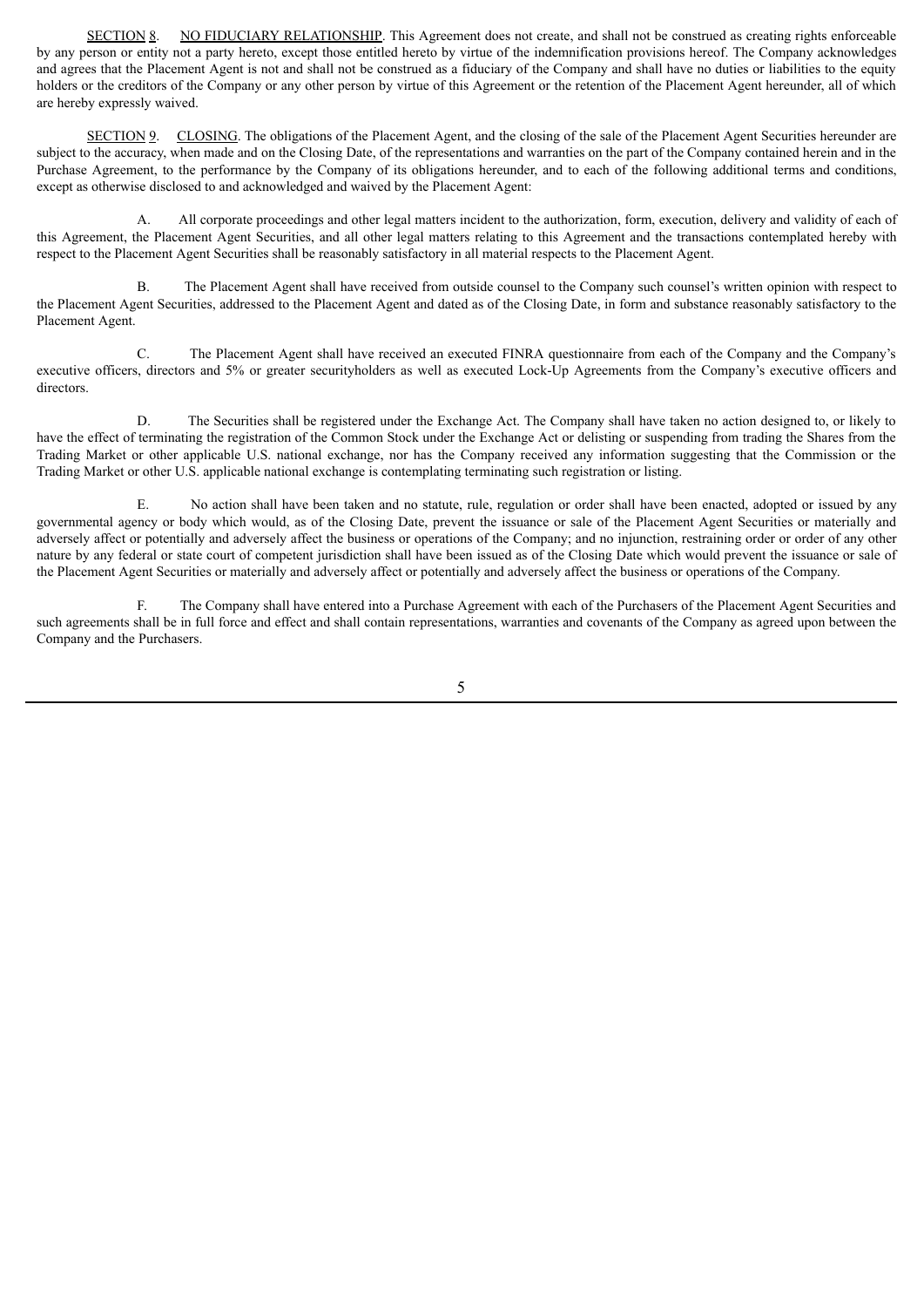SECTION 8. NO FIDUCIARY RELATIONSHIP. This Agreement does not create, and shall not be construed as creating rights enforceable by any person or entity not a party hereto, except those entitled hereto by virtue of the indemnification provisions hereof. The Company acknowledges and agrees that the Placement Agent is not and shall not be construed as a fiduciary of the Company and shall have no duties or liabilities to the equity holders or the creditors of the Company or any other person by virtue of this Agreement or the retention of the Placement Agent hereunder, all of which are hereby expressly waived.

SECTION 9. CLOSING. The obligations of the Placement Agent, and the closing of the sale of the Placement Agent Securities hereunder are subject to the accuracy, when made and on the Closing Date, of the representations and warranties on the part of the Company contained herein and in the Purchase Agreement, to the performance by the Company of its obligations hereunder, and to each of the following additional terms and conditions, except as otherwise disclosed to and acknowledged and waived by the Placement Agent:

A. All corporate proceedings and other legal matters incident to the authorization, form, execution, delivery and validity of each of this Agreement, the Placement Agent Securities, and all other legal matters relating to this Agreement and the transactions contemplated hereby with respect to the Placement Agent Securities shall be reasonably satisfactory in all material respects to the Placement Agent.

B. The Placement Agent shall have received from outside counsel to the Company such counsel's written opinion with respect to the Placement Agent Securities, addressed to the Placement Agent and dated as of the Closing Date, in form and substance reasonably satisfactory to the Placement Agent.

C. The Placement Agent shall have received an executed FINRA questionnaire from each of the Company and the Company's executive officers, directors and 5% or greater securityholders as well as executed Lock-Up Agreements from the Company's executive officers and directors.

D. The Securities shall be registered under the Exchange Act. The Company shall have taken no action designed to, or likely to have the effect of terminating the registration of the Common Stock under the Exchange Act or delisting or suspending from trading the Shares from the Trading Market or other applicable U.S. national exchange, nor has the Company received any information suggesting that the Commission or the Trading Market or other U.S. applicable national exchange is contemplating terminating such registration or listing.

E. No action shall have been taken and no statute, rule, regulation or order shall have been enacted, adopted or issued by any governmental agency or body which would, as of the Closing Date, prevent the issuance or sale of the Placement Agent Securities or materially and adversely affect or potentially and adversely affect the business or operations of the Company; and no injunction, restraining order or order of any other nature by any federal or state court of competent jurisdiction shall have been issued as of the Closing Date which would prevent the issuance or sale of the Placement Agent Securities or materially and adversely affect or potentially and adversely affect the business or operations of the Company.

F. The Company shall have entered into a Purchase Agreement with each of the Purchasers of the Placement Agent Securities and such agreements shall be in full force and effect and shall contain representations, warranties and covenants of the Company as agreed upon between the Company and the Purchasers.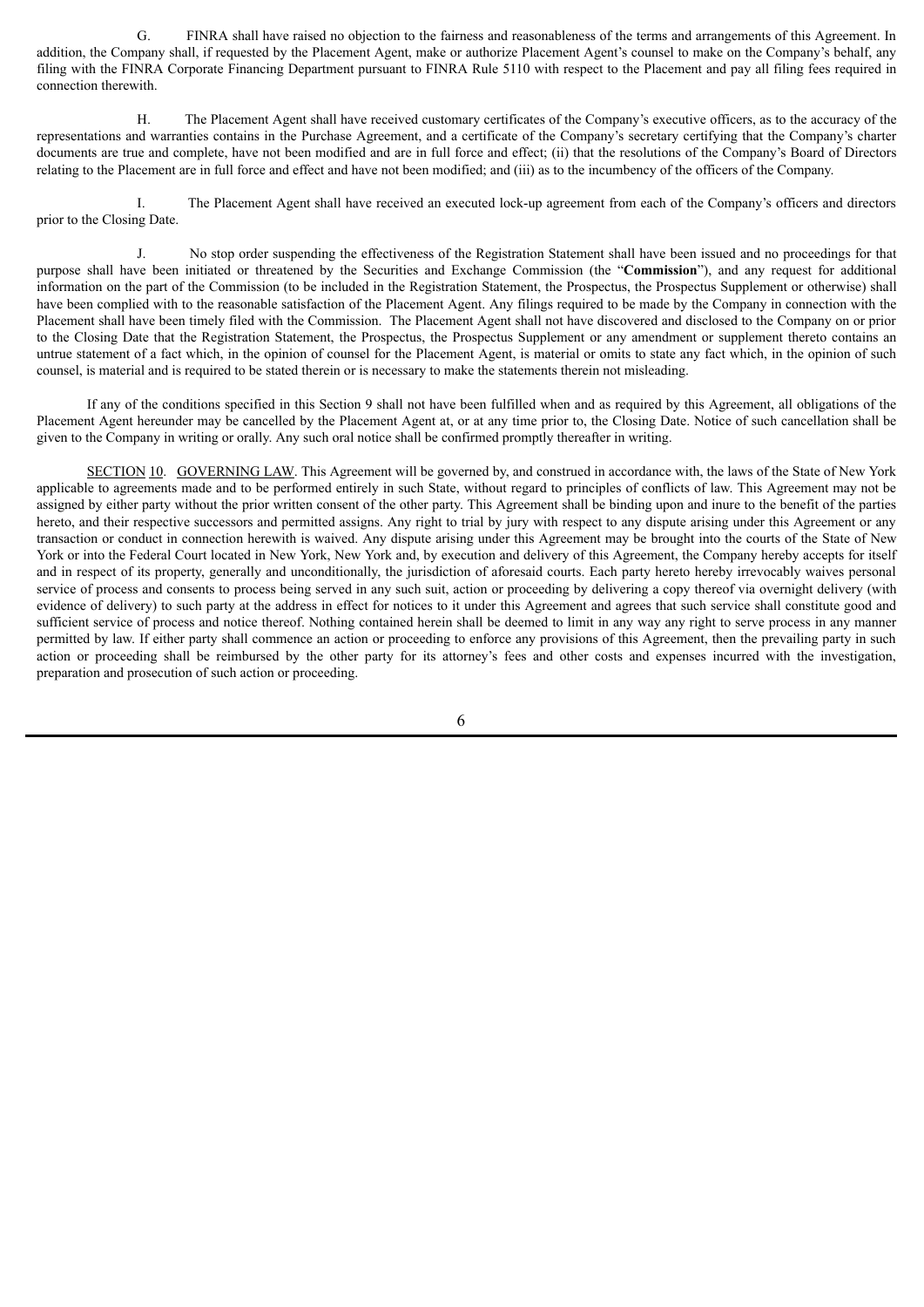G. FINRA shall have raised no objection to the fairness and reasonableness of the terms and arrangements of this Agreement. In addition, the Company shall, if requested by the Placement Agent, make or authorize Placement Agent's counsel to make on the Company's behalf, any filing with the FINRA Corporate Financing Department pursuant to FINRA Rule 5110 with respect to the Placement and pay all filing fees required in connection therewith.

H. The Placement Agent shall have received customary certificates of the Company's executive officers, as to the accuracy of the representations and warranties contains in the Purchase Agreement, and a certificate of the Company's secretary certifying that the Company's charter documents are true and complete, have not been modified and are in full force and effect; (ii) that the resolutions of the Company's Board of Directors relating to the Placement are in full force and effect and have not been modified; and (iii) as to the incumbency of the officers of the Company.

I. The Placement Agent shall have received an executed lock-up agreement from each of the Company's officers and directors prior to the Closing Date.

J. No stop order suspending the effectiveness of the Registration Statement shall have been issued and no proceedings for that purpose shall have been initiated or threatened by the Securities and Exchange Commission (the "**Commission**"), and any request for additional information on the part of the Commission (to be included in the Registration Statement, the Prospectus, the Prospectus Supplement or otherwise) shall have been complied with to the reasonable satisfaction of the Placement Agent. Any filings required to be made by the Company in connection with the Placement shall have been timely filed with the Commission. The Placement Agent shall not have discovered and disclosed to the Company on or prior to the Closing Date that the Registration Statement, the Prospectus, the Prospectus Supplement or any amendment or supplement thereto contains an untrue statement of a fact which, in the opinion of counsel for the Placement Agent, is material or omits to state any fact which, in the opinion of such counsel, is material and is required to be stated therein or is necessary to make the statements therein not misleading.

If any of the conditions specified in this Section 9 shall not have been fulfilled when and as required by this Agreement, all obligations of the Placement Agent hereunder may be cancelled by the Placement Agent at, or at any time prior to, the Closing Date. Notice of such cancellation shall be given to the Company in writing or orally. Any such oral notice shall be confirmed promptly thereafter in writing.

SECTION 10. GOVERNING LAW. This Agreement will be governed by, and construed in accordance with, the laws of the State of New York applicable to agreements made and to be performed entirely in such State, without regard to principles of conflicts of law. This Agreement may not be assigned by either party without the prior written consent of the other party. This Agreement shall be binding upon and inure to the benefit of the parties hereto, and their respective successors and permitted assigns. Any right to trial by jury with respect to any dispute arising under this Agreement or any transaction or conduct in connection herewith is waived. Any dispute arising under this Agreement may be brought into the courts of the State of New York or into the Federal Court located in New York, New York and, by execution and delivery of this Agreement, the Company hereby accepts for itself and in respect of its property, generally and unconditionally, the jurisdiction of aforesaid courts. Each party hereto hereby irrevocably waives personal service of process and consents to process being served in any such suit, action or proceeding by delivering a copy thereof via overnight delivery (with evidence of delivery) to such party at the address in effect for notices to it under this Agreement and agrees that such service shall constitute good and sufficient service of process and notice thereof. Nothing contained herein shall be deemed to limit in any way any right to serve process in any manner permitted by law. If either party shall commence an action or proceeding to enforce any provisions of this Agreement, then the prevailing party in such action or proceeding shall be reimbursed by the other party for its attorney's fees and other costs and expenses incurred with the investigation, preparation and prosecution of such action or proceeding.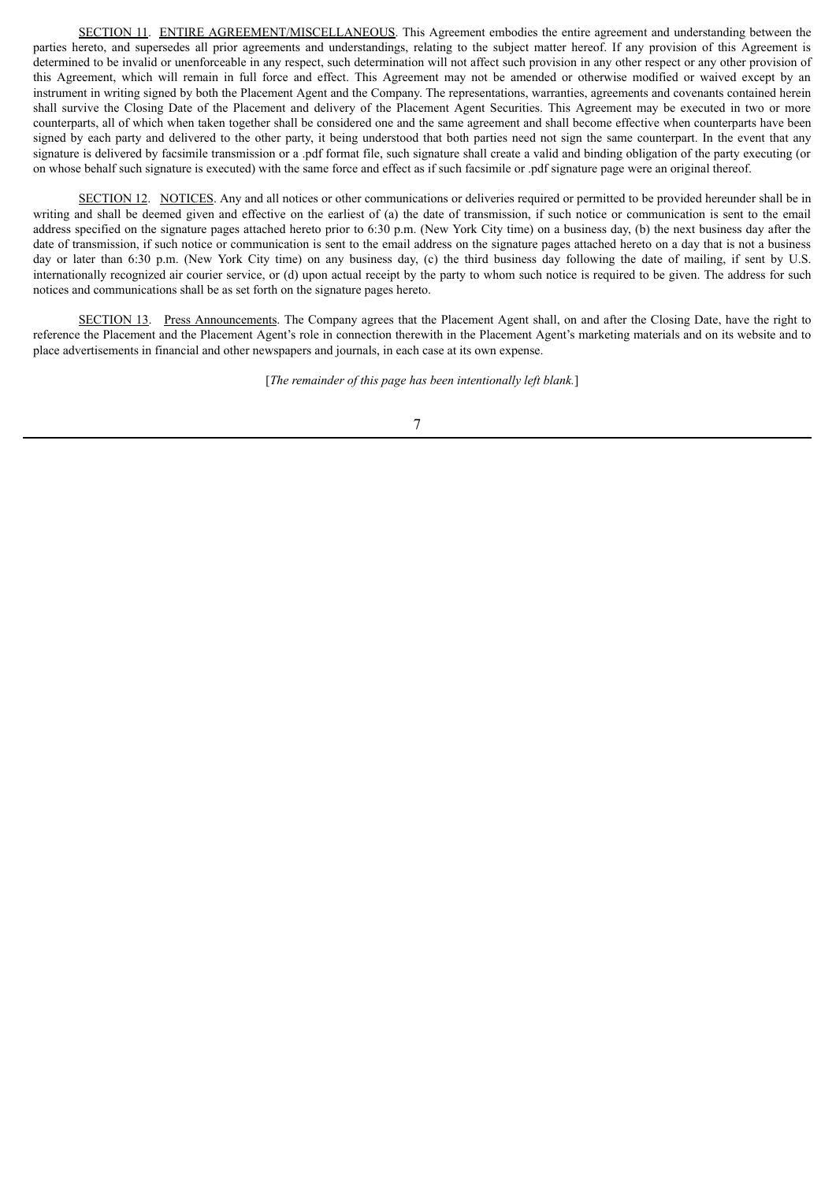SECTION 11. ENTIRE AGREEMENT/MISCELLANEOUS. This Agreement embodies the entire agreement and understanding between the parties hereto, and supersedes all prior agreements and understandings, relating to the subject matter hereof. If any provision of this Agreement is determined to be invalid or unenforceable in any respect, such determination will not affect such provision in any other respect or any other provision of this Agreement, which will remain in full force and effect. This Agreement may not be amended or otherwise modified or waived except by an instrument in writing signed by both the Placement Agent and the Company. The representations, warranties, agreements and covenants contained herein shall survive the Closing Date of the Placement and delivery of the Placement Agent Securities. This Agreement may be executed in two or more counterparts, all of which when taken together shall be considered one and the same agreement and shall become effective when counterparts have been signed by each party and delivered to the other party, it being understood that both parties need not sign the same counterpart. In the event that any signature is delivered by facsimile transmission or a .pdf format file, such signature shall create a valid and binding obligation of the party executing (or on whose behalf such signature is executed) with the same force and effect as if such facsimile or .pdf signature page were an original thereof.

SECTION 12. NOTICES. Any and all notices or other communications or deliveries required or permitted to be provided hereunder shall be in writing and shall be deemed given and effective on the earliest of (a) the date of transmission, if such notice or communication is sent to the email address specified on the signature pages attached hereto prior to 6:30 p.m. (New York City time) on a business day, (b) the next business day after the date of transmission, if such notice or communication is sent to the email address on the signature pages attached hereto on a day that is not a business day or later than 6:30 p.m. (New York City time) on any business day, (c) the third business day following the date of mailing, if sent by U.S. internationally recognized air courier service, or (d) upon actual receipt by the party to whom such notice is required to be given. The address for such notices and communications shall be as set forth on the signature pages hereto.

SECTION 13. Press Announcements. The Company agrees that the Placement Agent shall, on and after the Closing Date, have the right to reference the Placement and the Placement Agent's role in connection therewith in the Placement Agent's marketing materials and on its website and to place advertisements in financial and other newspapers and journals, in each case at its own expense.

[*The remainder of this page has been intentionally left blank.*]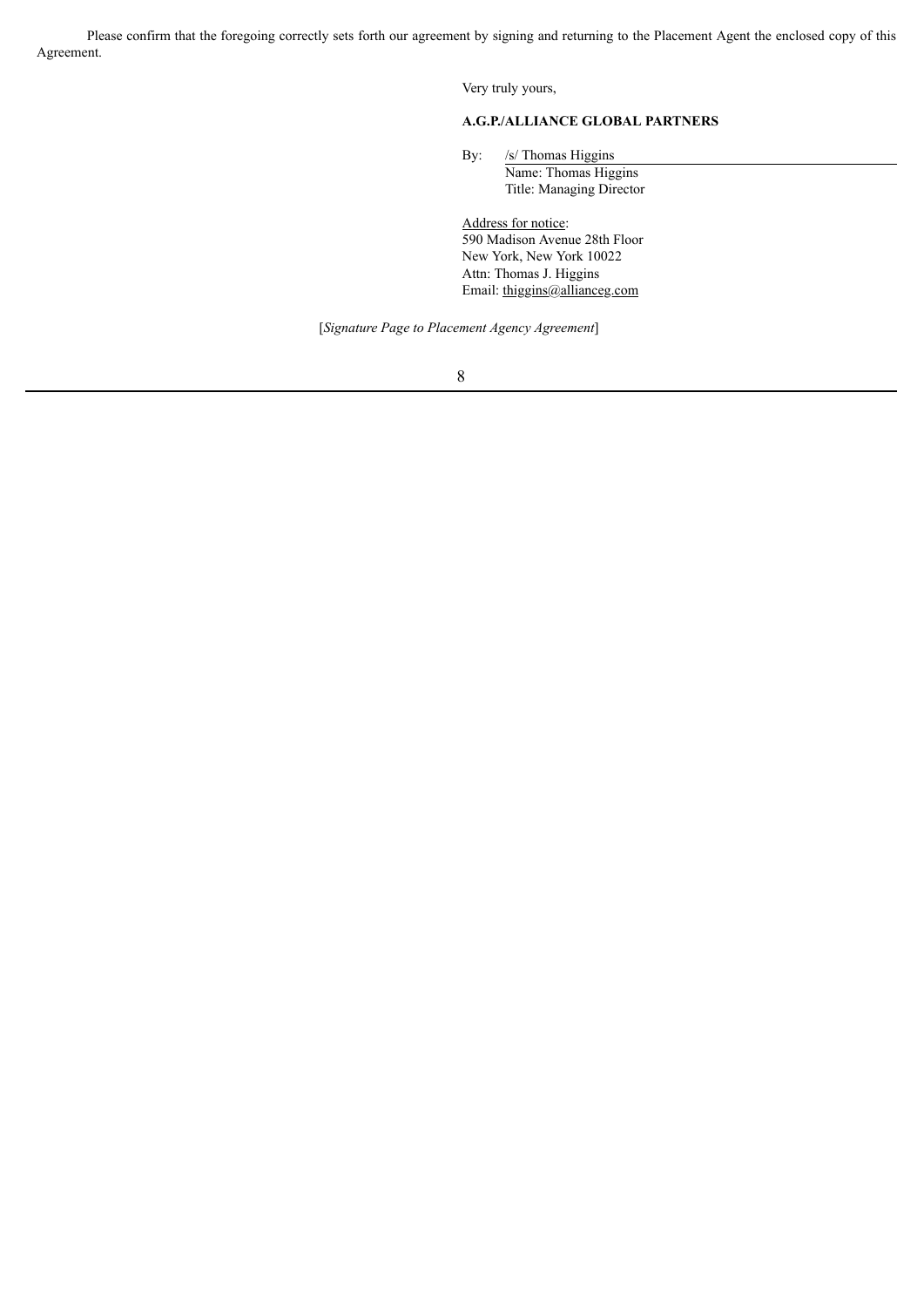Please confirm that the foregoing correctly sets forth our agreement by signing and returning to the Placement Agent the enclosed copy of this Agreement.

Very truly yours,

**A.G.P./ALLIANCE GLOBAL PARTNERS**

By: /s/ Thomas Higgins
Name: Thomas Higgins
Title: Managing Director

Address for notice:
590 Madison Avenue 28th Floor
New York, New York 10022
Attn: Thomas J. Higgins
Email: thiggins@allianceg.com

[*Signature Page to Placement Agency Agreement*]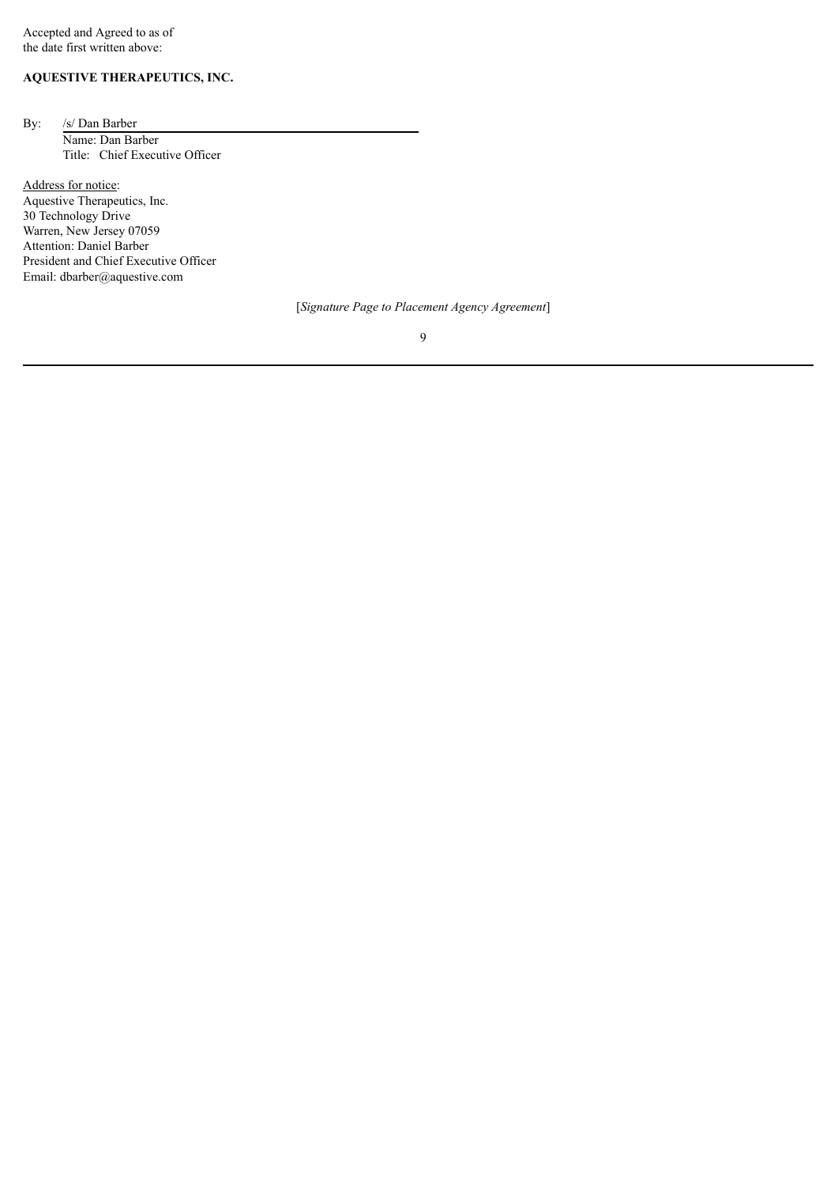Accepted and Agreed to as of
the date first written above:

**AQUESTIVE THERAPEUTICS, INC.**

By: /s/ Dan Barber
Name: Dan Barber
Title: Chief Executive Officer

Address for notice:
Aquestive Therapeutics, Inc.
30 Technology Drive
Warren, New Jersey 07059
Attention: Daniel Barber
President and Chief Executive Officer
Email: dbarber@aquestive.com

[*Signature Page to Placement Agency Agreement*]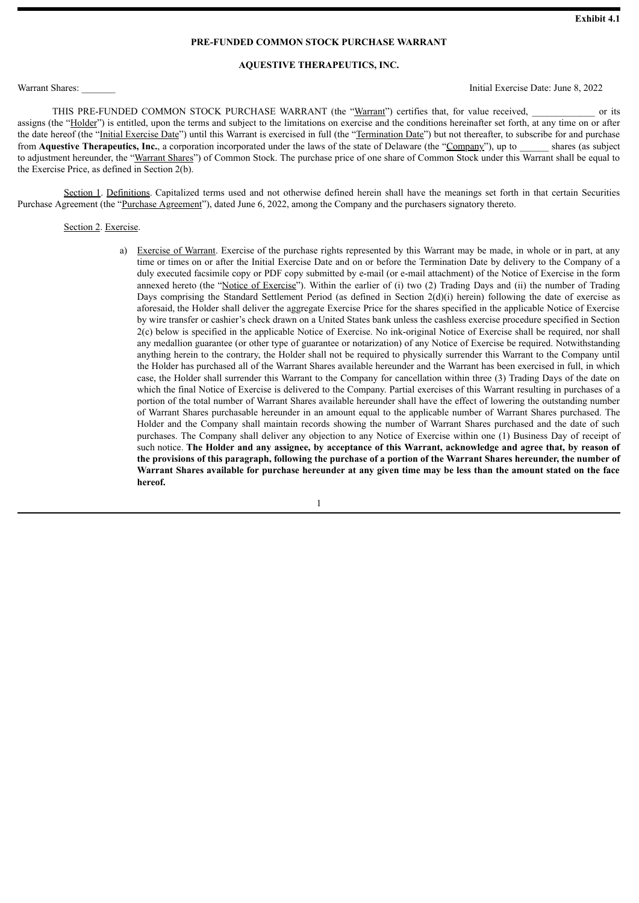**Exhibit 4.1**

**PRE-FUNDED COMMON STOCK PURCHASE WARRANT**

**AQUESTIVE THERAPEUTICS, INC.**

Warrant Shares: _______ Initial Exercise Date: June 8, 2022

THIS PRE-FUNDED COMMON STOCK PURCHASE WARRANT (the "Warrant") certifies that, for value received, _____________ or its assigns (the "Holder") is entitled, upon the terms and subject to the limitations on exercise and the conditions hereinafter set forth, at any time on or after the date hereof (the "Initial Exercise Date") until this Warrant is exercised in full (the "Termination Date") but not thereafter, to subscribe for and purchase from **Aquestive Therapeutics, Inc.**, a corporation incorporated under the laws of the state of Delaware (the "Company"), up to ______ shares (as subject to adjustment hereunder, the "Warrant Shares") of Common Stock. The purchase price of one share of Common Stock under this Warrant shall be equal to the Exercise Price, as defined in Section 2(b).

Section 1. Definitions. Capitalized terms used and not otherwise defined herein shall have the meanings set forth in that certain Securities Purchase Agreement (the "Purchase Agreement"), dated June 6, 2022, among the Company and the purchasers signatory thereto.

Section 2. Exercise.

a) Exercise of Warrant. Exercise of the purchase rights represented by this Warrant may be made, in whole or in part, at any time or times on or after the Initial Exercise Date and on or before the Termination Date by delivery to the Company of a duly executed facsimile copy or PDF copy submitted by e-mail (or e-mail attachment) of the Notice of Exercise in the form annexed hereto (the "Notice of Exercise"). Within the earlier of (i) two (2) Trading Days and (ii) the number of Trading Days comprising the Standard Settlement Period (as defined in Section 2(d)(i) herein) following the date of exercise as aforesaid, the Holder shall deliver the aggregate Exercise Price for the shares specified in the applicable Notice of Exercise by wire transfer or cashier's check drawn on a United States bank unless the cashless exercise procedure specified in Section 2(c) below is specified in the applicable Notice of Exercise. No ink-original Notice of Exercise shall be required, nor shall any medallion guarantee (or other type of guarantee or notarization) of any Notice of Exercise be required. Notwithstanding anything herein to the contrary, the Holder shall not be required to physically surrender this Warrant to the Company until the Holder has purchased all of the Warrant Shares available hereunder and the Warrant has been exercised in full, in which case, the Holder shall surrender this Warrant to the Company for cancellation within three (3) Trading Days of the date on which the final Notice of Exercise is delivered to the Company. Partial exercises of this Warrant resulting in purchases of a portion of the total number of Warrant Shares available hereunder shall have the effect of lowering the outstanding number of Warrant Shares purchasable hereunder in an amount equal to the applicable number of Warrant Shares purchased. The Holder and the Company shall maintain records showing the number of Warrant Shares purchased and the date of such purchases. The Company shall deliver any objection to any Notice of Exercise within one (1) Business Day of receipt of such notice. **The Holder and any assignee, by acceptance of this Warrant, acknowledge and agree that, by reason of the provisions of this paragraph, following the purchase of a portion of the Warrant Shares hereunder, the number of Warrant Shares available for purchase hereunder at any given time may be less than the amount stated on the face hereof.**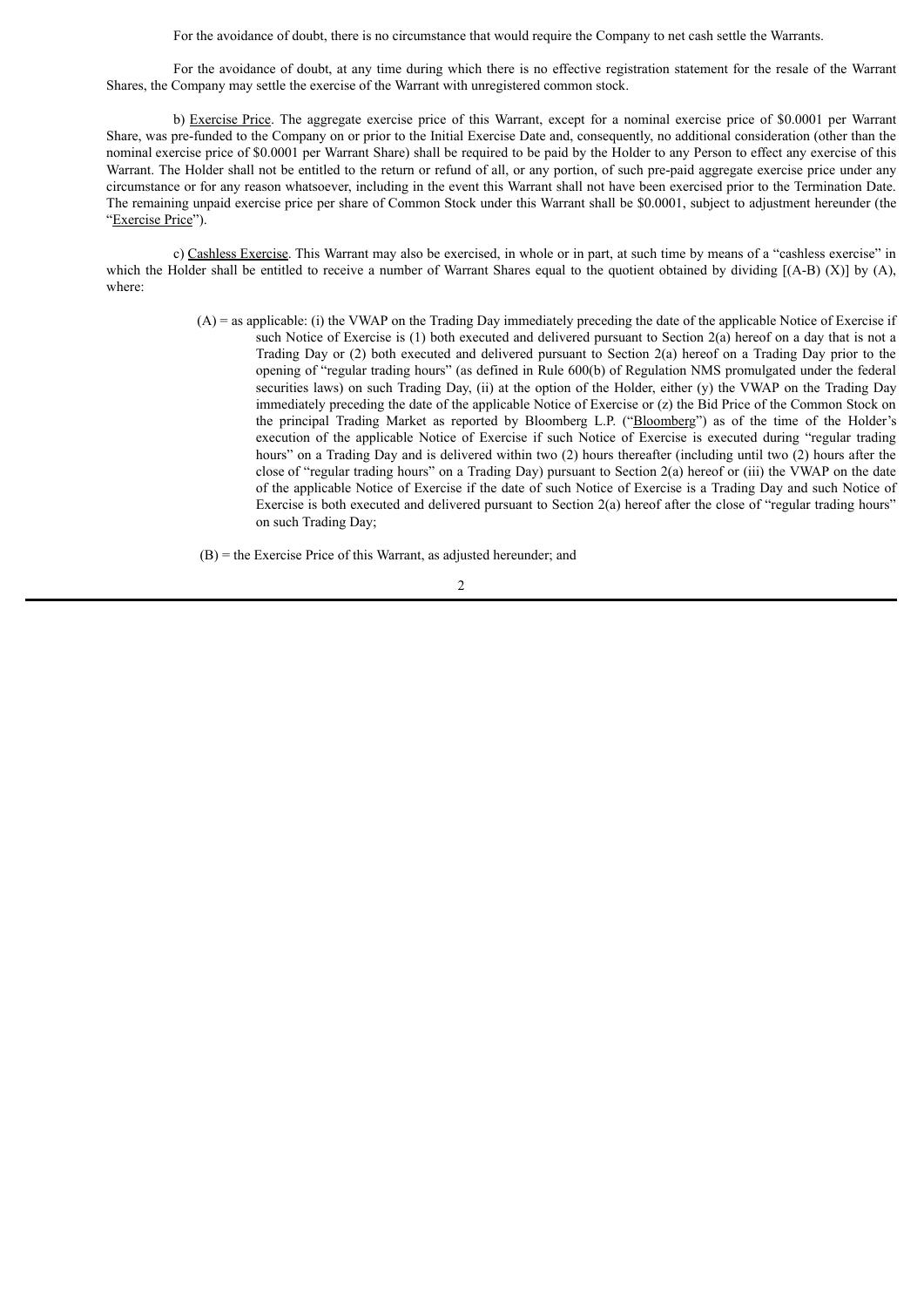For the avoidance of doubt, there is no circumstance that would require the Company to net cash settle the Warrants.

For the avoidance of doubt, at any time during which there is no effective registration statement for the resale of the Warrant Shares, the Company may settle the exercise of the Warrant with unregistered common stock.

b) Exercise Price. The aggregate exercise price of this Warrant, except for a nominal exercise price of $0.0001 per Warrant Share, was pre-funded to the Company on or prior to the Initial Exercise Date and, consequently, no additional consideration (other than the nominal exercise price of $0.0001 per Warrant Share) shall be required to be paid by the Holder to any Person to effect any exercise of this Warrant. The Holder shall not be entitled to the return or refund of all, or any portion, of such pre-paid aggregate exercise price under any circumstance or for any reason whatsoever, including in the event this Warrant shall not have been exercised prior to the Termination Date. The remaining unpaid exercise price per share of Common Stock under this Warrant shall be $0.0001, subject to adjustment hereunder (the "Exercise Price").

c) Cashless Exercise. This Warrant may also be exercised, in whole or in part, at such time by means of a "cashless exercise" in which the Holder shall be entitled to receive a number of Warrant Shares equal to the quotient obtained by dividing [(A-B) (X)] by (A), where:

(A) = as applicable: (i) the VWAP on the Trading Day immediately preceding the date of the applicable Notice of Exercise if such Notice of Exercise is (1) both executed and delivered pursuant to Section 2(a) hereof on a day that is not a Trading Day or (2) both executed and delivered pursuant to Section 2(a) hereof on a Trading Day prior to the opening of "regular trading hours" (as defined in Rule 600(b) of Regulation NMS promulgated under the federal securities laws) on such Trading Day, (ii) at the option of the Holder, either (y) the VWAP on the Trading Day immediately preceding the date of the applicable Notice of Exercise or (z) the Bid Price of the Common Stock on the principal Trading Market as reported by Bloomberg L.P. ("Bloomberg") as of the time of the Holder's execution of the applicable Notice of Exercise if such Notice of Exercise is executed during "regular trading hours" on a Trading Day and is delivered within two (2) hours thereafter (including until two (2) hours after the close of "regular trading hours" on a Trading Day) pursuant to Section 2(a) hereof or (iii) the VWAP on the date of the applicable Notice of Exercise if the date of such Notice of Exercise is a Trading Day and such Notice of Exercise is both executed and delivered pursuant to Section 2(a) hereof after the close of "regular trading hours" on such Trading Day;

(B) = the Exercise Price of this Warrant, as adjusted hereunder; and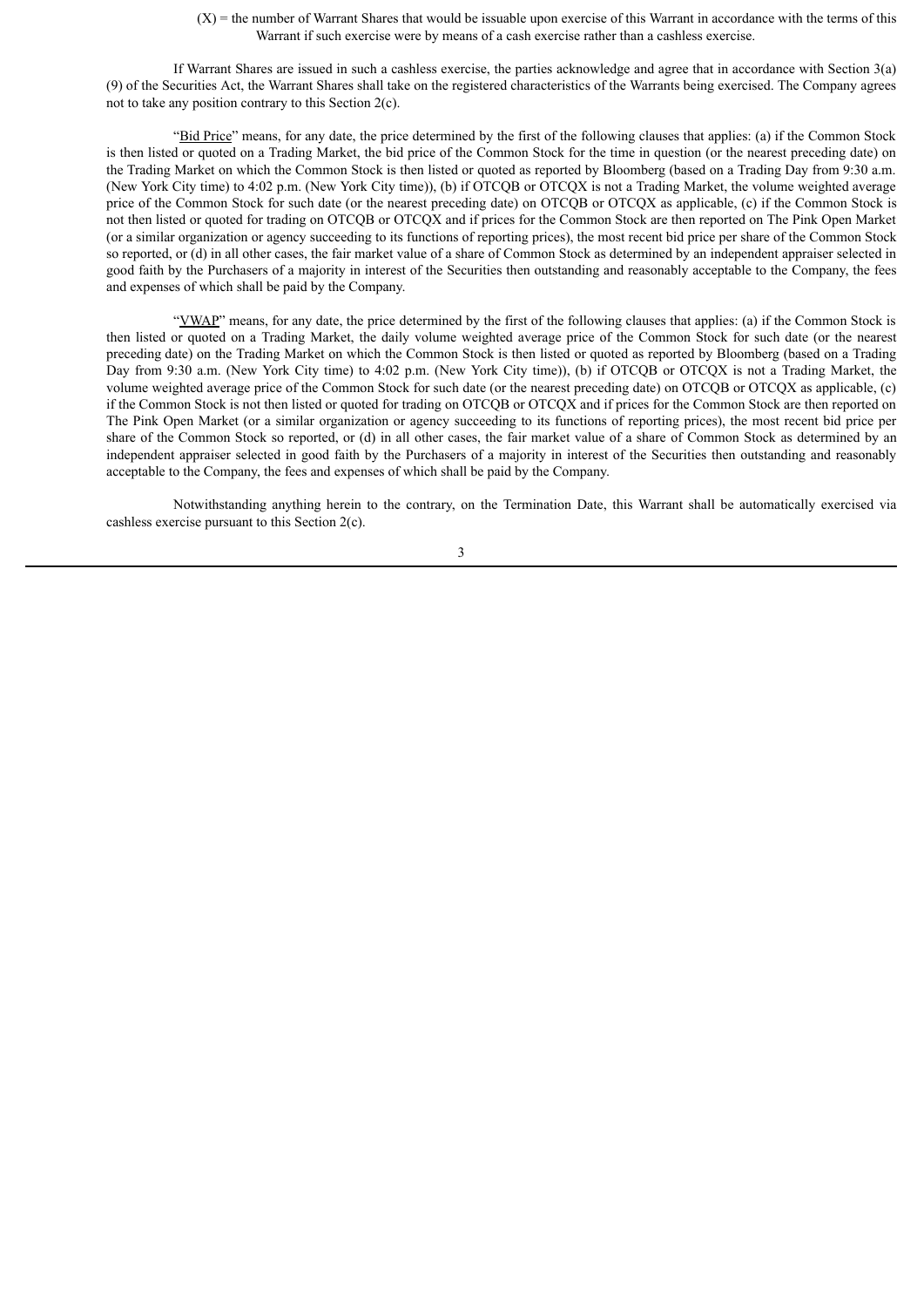(X) = the number of Warrant Shares that would be issuable upon exercise of this Warrant in accordance with the terms of this Warrant if such exercise were by means of a cash exercise rather than a cashless exercise.

If Warrant Shares are issued in such a cashless exercise, the parties acknowledge and agree that in accordance with Section 3(a)(9) of the Securities Act, the Warrant Shares shall take on the registered characteristics of the Warrants being exercised. The Company agrees not to take any position contrary to this Section 2(c).

"Bid Price" means, for any date, the price determined by the first of the following clauses that applies: (a) if the Common Stock is then listed or quoted on a Trading Market, the bid price of the Common Stock for the time in question (or the nearest preceding date) on the Trading Market on which the Common Stock is then listed or quoted as reported by Bloomberg (based on a Trading Day from 9:30 a.m. (New York City time) to 4:02 p.m. (New York City time)), (b) if OTCQB or OTCQX is not a Trading Market, the volume weighted average price of the Common Stock for such date (or the nearest preceding date) on OTCQB or OTCQX as applicable, (c) if the Common Stock is not then listed or quoted for trading on OTCQB or OTCQX and if prices for the Common Stock are then reported on The Pink Open Market (or a similar organization or agency succeeding to its functions of reporting prices), the most recent bid price per share of the Common Stock so reported, or (d) in all other cases, the fair market value of a share of Common Stock as determined by an independent appraiser selected in good faith by the Purchasers of a majority in interest of the Securities then outstanding and reasonably acceptable to the Company, the fees and expenses of which shall be paid by the Company.

"VWAP" means, for any date, the price determined by the first of the following clauses that applies: (a) if the Common Stock is then listed or quoted on a Trading Market, the daily volume weighted average price of the Common Stock for such date (or the nearest preceding date) on the Trading Market on which the Common Stock is then listed or quoted as reported by Bloomberg (based on a Trading Day from 9:30 a.m. (New York City time) to 4:02 p.m. (New York City time)), (b) if OTCQB or OTCQX is not a Trading Market, the volume weighted average price of the Common Stock for such date (or the nearest preceding date) on OTCQB or OTCQX as applicable, (c) if the Common Stock is not then listed or quoted for trading on OTCQB or OTCQX and if prices for the Common Stock are then reported on The Pink Open Market (or a similar organization or agency succeeding to its functions of reporting prices), the most recent bid price per share of the Common Stock so reported, or (d) in all other cases, the fair market value of a share of Common Stock as determined by an independent appraiser selected in good faith by the Purchasers of a majority in interest of the Securities then outstanding and reasonably acceptable to the Company, the fees and expenses of which shall be paid by the Company.

Notwithstanding anything herein to the contrary, on the Termination Date, this Warrant shall be automatically exercised via cashless exercise pursuant to this Section 2(c).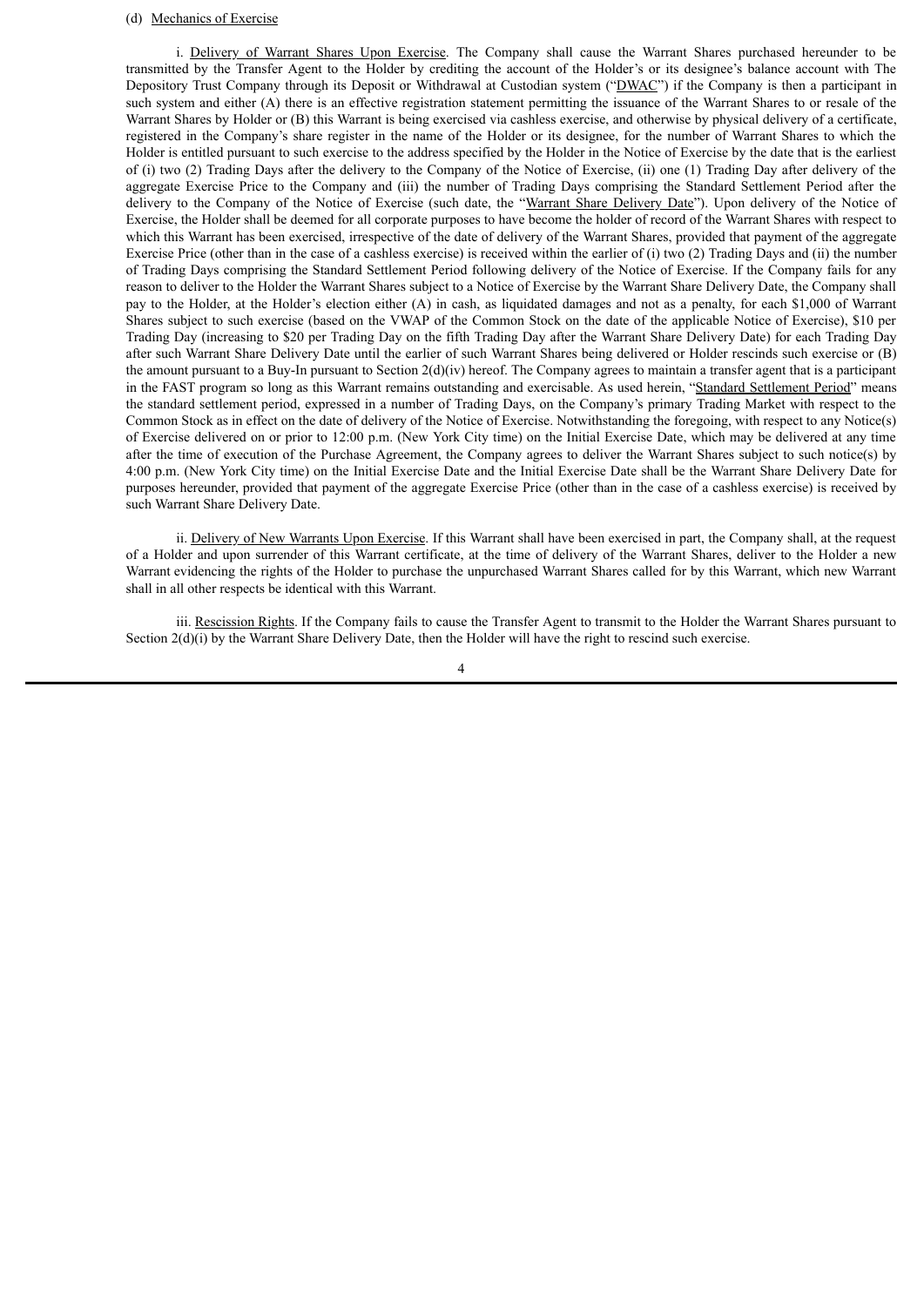(d) Mechanics of Exercise

i. Delivery of Warrant Shares Upon Exercise. The Company shall cause the Warrant Shares purchased hereunder to be transmitted by the Transfer Agent to the Holder by crediting the account of the Holder's or its designee's balance account with The Depository Trust Company through its Deposit or Withdrawal at Custodian system ("DWAC") if the Company is then a participant in such system and either (A) there is an effective registration statement permitting the issuance of the Warrant Shares to or resale of the Warrant Shares by Holder or (B) this Warrant is being exercised via cashless exercise, and otherwise by physical delivery of a certificate, registered in the Company's share register in the name of the Holder or its designee, for the number of Warrant Shares to which the Holder is entitled pursuant to such exercise to the address specified by the Holder in the Notice of Exercise by the date that is the earliest of (i) two (2) Trading Days after the delivery to the Company of the Notice of Exercise, (ii) one (1) Trading Day after delivery of the aggregate Exercise Price to the Company and (iii) the number of Trading Days comprising the Standard Settlement Period after the delivery to the Company of the Notice of Exercise (such date, the "Warrant Share Delivery Date"). Upon delivery of the Notice of Exercise, the Holder shall be deemed for all corporate purposes to have become the holder of record of the Warrant Shares with respect to which this Warrant has been exercised, irrespective of the date of delivery of the Warrant Shares, provided that payment of the aggregate Exercise Price (other than in the case of a cashless exercise) is received within the earlier of (i) two (2) Trading Days and (ii) the number of Trading Days comprising the Standard Settlement Period following delivery of the Notice of Exercise. If the Company fails for any reason to deliver to the Holder the Warrant Shares subject to a Notice of Exercise by the Warrant Share Delivery Date, the Company shall pay to the Holder, at the Holder's election either (A) in cash, as liquidated damages and not as a penalty, for each $1,000 of Warrant Shares subject to such exercise (based on the VWAP of the Common Stock on the date of the applicable Notice of Exercise), $10 per Trading Day (increasing to $20 per Trading Day on the fifth Trading Day after the Warrant Share Delivery Date) for each Trading Day after such Warrant Share Delivery Date until the earlier of such Warrant Shares being delivered or Holder rescinds such exercise or (B) the amount pursuant to a Buy-In pursuant to Section 2(d)(iv) hereof. The Company agrees to maintain a transfer agent that is a participant in the FAST program so long as this Warrant remains outstanding and exercisable. As used herein, "Standard Settlement Period" means the standard settlement period, expressed in a number of Trading Days, on the Company's primary Trading Market with respect to the Common Stock as in effect on the date of delivery of the Notice of Exercise. Notwithstanding the foregoing, with respect to any Notice(s) of Exercise delivered on or prior to 12:00 p.m. (New York City time) on the Initial Exercise Date, which may be delivered at any time after the time of execution of the Purchase Agreement, the Company agrees to deliver the Warrant Shares subject to such notice(s) by 4:00 p.m. (New York City time) on the Initial Exercise Date and the Initial Exercise Date shall be the Warrant Share Delivery Date for purposes hereunder, provided that payment of the aggregate Exercise Price (other than in the case of a cashless exercise) is received by such Warrant Share Delivery Date.

ii. Delivery of New Warrants Upon Exercise. If this Warrant shall have been exercised in part, the Company shall, at the request of a Holder and upon surrender of this Warrant certificate, at the time of delivery of the Warrant Shares, deliver to the Holder a new Warrant evidencing the rights of the Holder to purchase the unpurchased Warrant Shares called for by this Warrant, which new Warrant shall in all other respects be identical with this Warrant.

iii. Rescission Rights. If the Company fails to cause the Transfer Agent to transmit to the Holder the Warrant Shares pursuant to Section 2(d)(i) by the Warrant Share Delivery Date, then the Holder will have the right to rescind such exercise.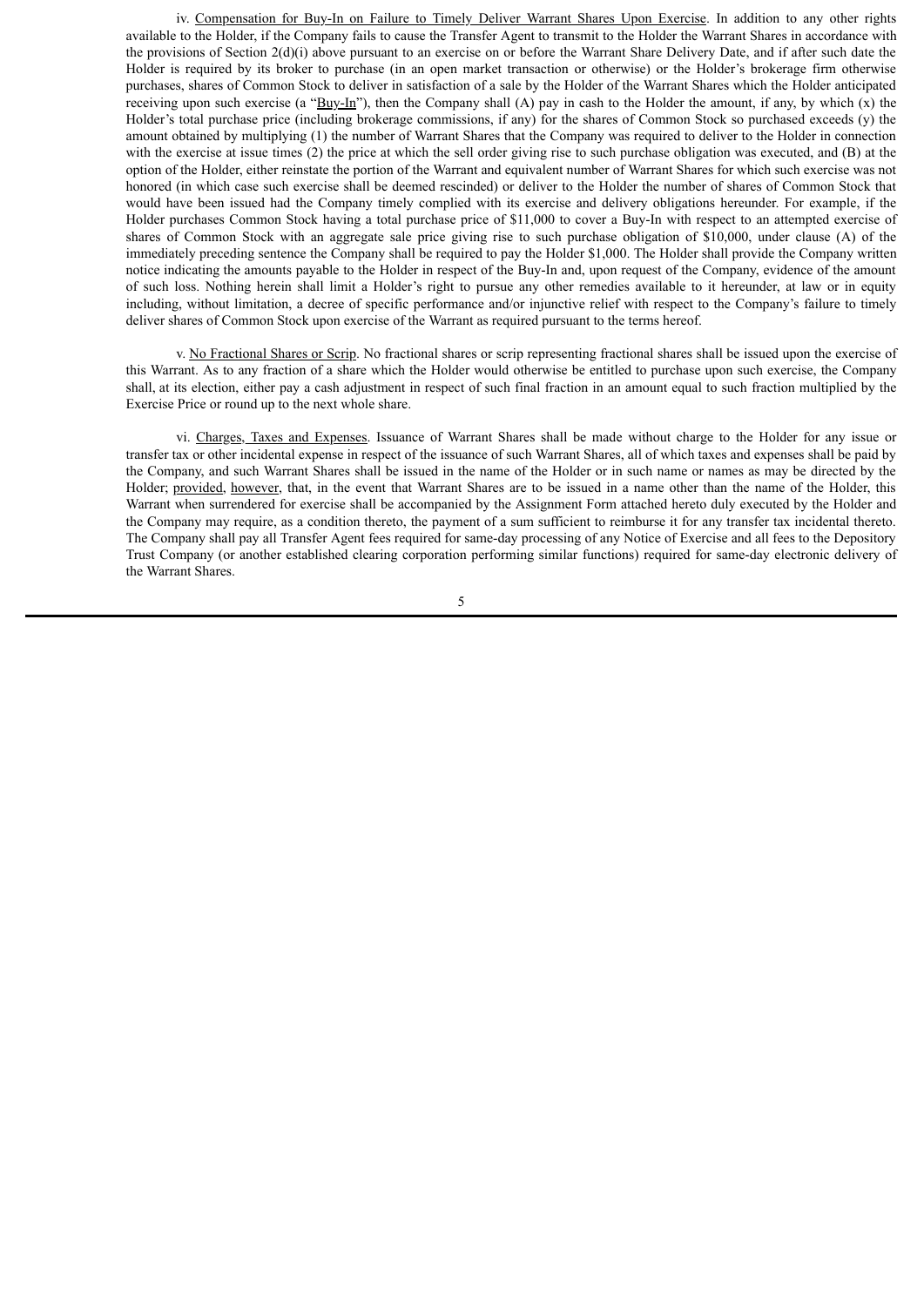iv. <u>Compensation for Buy-In on Failure to Timely Deliver Warrant Shares Upon Exercise</u>. In addition to any other rights available to the Holder, if the Company fails to cause the Transfer Agent to transmit to the Holder the Warrant Shares in accordance with the provisions of Section 2(d)(i) above pursuant to an exercise on or before the Warrant Share Delivery Date, and if after such date the Holder is required by its broker to purchase (in an open market transaction or otherwise) or the Holder's brokerage firm otherwise purchases, shares of Common Stock to deliver in satisfaction of a sale by the Holder of the Warrant Shares which the Holder anticipated receiving upon such exercise (a "<u>Buy-In</u>"), then the Company shall (A) pay in cash to the Holder the amount, if any, by which (x) the Holder's total purchase price (including brokerage commissions, if any) for the shares of Common Stock so purchased exceeds (y) the amount obtained by multiplying (1) the number of Warrant Shares that the Company was required to deliver to the Holder in connection with the exercise at issue times (2) the price at which the sell order giving rise to such purchase obligation was executed, and (B) at the option of the Holder, either reinstate the portion of the Warrant and equivalent number of Warrant Shares for which such exercise was not honored (in which case such exercise shall be deemed rescinded) or deliver to the Holder the number of shares of Common Stock that would have been issued had the Company timely complied with its exercise and delivery obligations hereunder. For example, if the Holder purchases Common Stock having a total purchase price of $11,000 to cover a Buy-In with respect to an attempted exercise of shares of Common Stock with an aggregate sale price giving rise to such purchase obligation of $10,000, under clause (A) of the immediately preceding sentence the Company shall be required to pay the Holder $1,000. The Holder shall provide the Company written notice indicating the amounts payable to the Holder in respect of the Buy-In and, upon request of the Company, evidence of the amount of such loss. Nothing herein shall limit a Holder's right to pursue any other remedies available to it hereunder, at law or in equity including, without limitation, a decree of specific performance and/or injunctive relief with respect to the Company's failure to timely deliver shares of Common Stock upon exercise of the Warrant as required pursuant to the terms hereof.

v. <u>No Fractional Shares or Scrip</u>. No fractional shares or scrip representing fractional shares shall be issued upon the exercise of this Warrant. As to any fraction of a share which the Holder would otherwise be entitled to purchase upon such exercise, the Company shall, at its election, either pay a cash adjustment in respect of such final fraction in an amount equal to such fraction multiplied by the Exercise Price or round up to the next whole share.

vi. <u>Charges, Taxes and Expenses</u>. Issuance of Warrant Shares shall be made without charge to the Holder for any issue or transfer tax or other incidental expense in respect of the issuance of such Warrant Shares, all of which taxes and expenses shall be paid by the Company, and such Warrant Shares shall be issued in the name of the Holder or in such name or names as may be directed by the Holder; <u>provided</u>, <u>however</u>, that, in the event that Warrant Shares are to be issued in a name other than the name of the Holder, this Warrant when surrendered for exercise shall be accompanied by the Assignment Form attached hereto duly executed by the Holder and the Company may require, as a condition thereto, the payment of a sum sufficient to reimburse it for any transfer tax incidental thereto. The Company shall pay all Transfer Agent fees required for same-day processing of any Notice of Exercise and all fees to the Depository Trust Company (or another established clearing corporation performing similar functions) required for same-day electronic delivery of the Warrant Shares.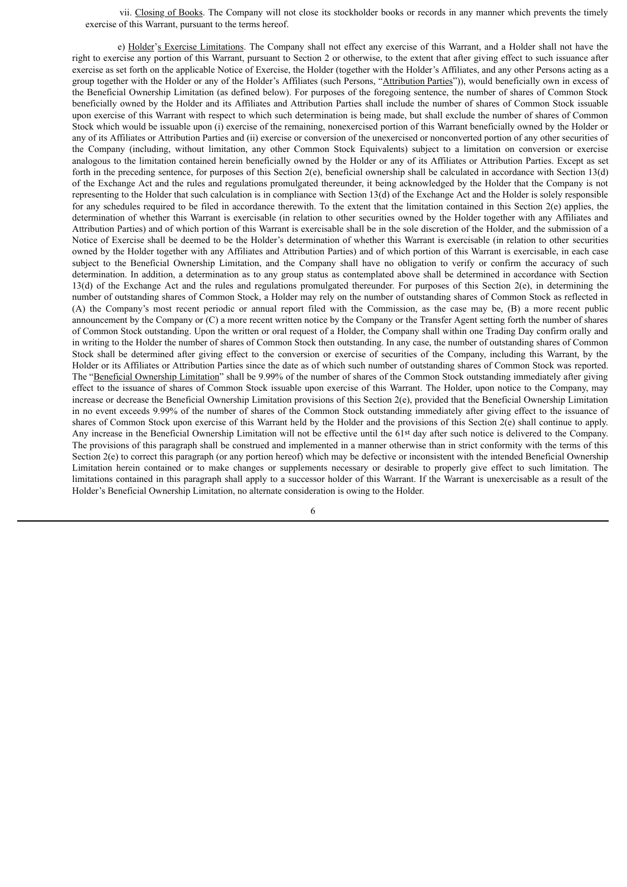vii. Closing of Books. The Company will not close its stockholder books or records in any manner which prevents the timely exercise of this Warrant, pursuant to the terms hereof.

e) Holder's Exercise Limitations. The Company shall not effect any exercise of this Warrant, and a Holder shall not have the right to exercise any portion of this Warrant, pursuant to Section 2 or otherwise, to the extent that after giving effect to such issuance after exercise as set forth on the applicable Notice of Exercise, the Holder (together with the Holder's Affiliates, and any other Persons acting as a group together with the Holder or any of the Holder's Affiliates (such Persons, "Attribution Parties")), would beneficially own in excess of the Beneficial Ownership Limitation (as defined below). For purposes of the foregoing sentence, the number of shares of Common Stock beneficially owned by the Holder and its Affiliates and Attribution Parties shall include the number of shares of Common Stock issuable upon exercise of this Warrant with respect to which such determination is being made, but shall exclude the number of shares of Common Stock which would be issuable upon (i) exercise of the remaining, nonexercised portion of this Warrant beneficially owned by the Holder or any of its Affiliates or Attribution Parties and (ii) exercise or conversion of the unexercised or nonconverted portion of any other securities of the Company (including, without limitation, any other Common Stock Equivalents) subject to a limitation on conversion or exercise analogous to the limitation contained herein beneficially owned by the Holder or any of its Affiliates or Attribution Parties. Except as set forth in the preceding sentence, for purposes of this Section 2(e), beneficial ownership shall be calculated in accordance with Section 13(d) of the Exchange Act and the rules and regulations promulgated thereunder, it being acknowledged by the Holder that the Company is not representing to the Holder that such calculation is in compliance with Section 13(d) of the Exchange Act and the Holder is solely responsible for any schedules required to be filed in accordance therewith. To the extent that the limitation contained in this Section 2(e) applies, the determination of whether this Warrant is exercisable (in relation to other securities owned by the Holder together with any Affiliates and Attribution Parties) and of which portion of this Warrant is exercisable shall be in the sole discretion of the Holder, and the submission of a Notice of Exercise shall be deemed to be the Holder's determination of whether this Warrant is exercisable (in relation to other securities owned by the Holder together with any Affiliates and Attribution Parties) and of which portion of this Warrant is exercisable, in each case subject to the Beneficial Ownership Limitation, and the Company shall have no obligation to verify or confirm the accuracy of such determination. In addition, a determination as to any group status as contemplated above shall be determined in accordance with Section 13(d) of the Exchange Act and the rules and regulations promulgated thereunder. For purposes of this Section 2(e), in determining the number of outstanding shares of Common Stock, a Holder may rely on the number of outstanding shares of Common Stock as reflected in (A) the Company's most recent periodic or annual report filed with the Commission, as the case may be, (B) a more recent public announcement by the Company or (C) a more recent written notice by the Company or the Transfer Agent setting forth the number of shares of Common Stock outstanding. Upon the written or oral request of a Holder, the Company shall within one Trading Day confirm orally and in writing to the Holder the number of shares of Common Stock then outstanding. In any case, the number of outstanding shares of Common Stock shall be determined after giving effect to the conversion or exercise of securities of the Company, including this Warrant, by the Holder or its Affiliates or Attribution Parties since the date as of which such number of outstanding shares of Common Stock was reported. The "Beneficial Ownership Limitation" shall be 9.99% of the number of shares of the Common Stock outstanding immediately after giving effect to the issuance of shares of Common Stock issuable upon exercise of this Warrant. The Holder, upon notice to the Company, may increase or decrease the Beneficial Ownership Limitation provisions of this Section 2(e), provided that the Beneficial Ownership Limitation in no event exceeds 9.99% of the number of shares of the Common Stock outstanding immediately after giving effect to the issuance of shares of Common Stock upon exercise of this Warrant held by the Holder and the provisions of this Section 2(e) shall continue to apply. Any increase in the Beneficial Ownership Limitation will not be effective until the 61st day after such notice is delivered to the Company. The provisions of this paragraph shall be construed and implemented in a manner otherwise than in strict conformity with the terms of this Section 2(e) to correct this paragraph (or any portion hereof) which may be defective or inconsistent with the intended Beneficial Ownership Limitation herein contained or to make changes or supplements necessary or desirable to properly give effect to such limitation. The limitations contained in this paragraph shall apply to a successor holder of this Warrant. If the Warrant is unexercisable as a result of the Holder's Beneficial Ownership Limitation, no alternate consideration is owing to the Holder.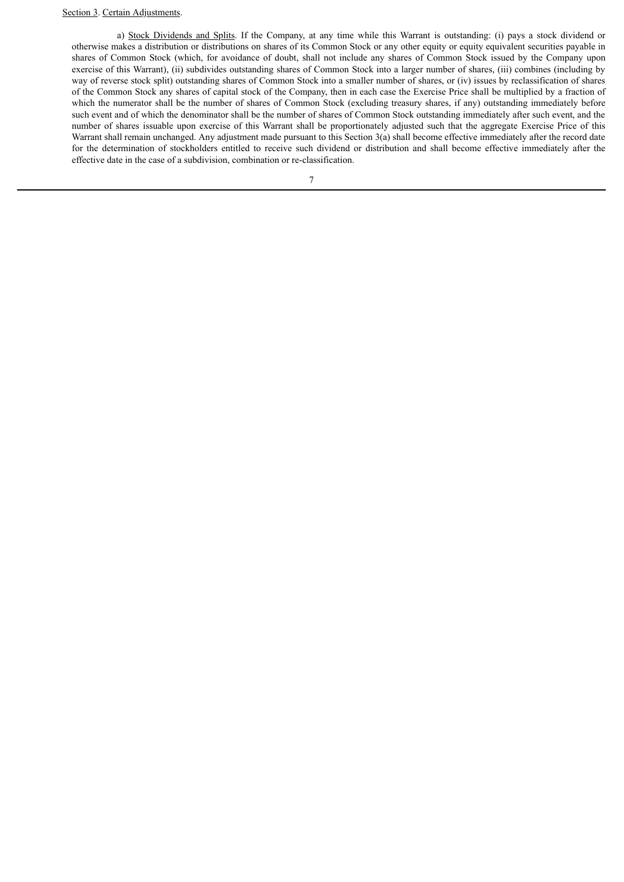Section 3. Certain Adjustments.

a) Stock Dividends and Splits. If the Company, at any time while this Warrant is outstanding: (i) pays a stock dividend or otherwise makes a distribution or distributions on shares of its Common Stock or any other equity or equity equivalent securities payable in shares of Common Stock (which, for avoidance of doubt, shall not include any shares of Common Stock issued by the Company upon exercise of this Warrant), (ii) subdivides outstanding shares of Common Stock into a larger number of shares, (iii) combines (including by way of reverse stock split) outstanding shares of Common Stock into a smaller number of shares, or (iv) issues by reclassification of shares of the Common Stock any shares of capital stock of the Company, then in each case the Exercise Price shall be multiplied by a fraction of which the numerator shall be the number of shares of Common Stock (excluding treasury shares, if any) outstanding immediately before such event and of which the denominator shall be the number of shares of Common Stock outstanding immediately after such event, and the number of shares issuable upon exercise of this Warrant shall be proportionately adjusted such that the aggregate Exercise Price of this Warrant shall remain unchanged. Any adjustment made pursuant to this Section 3(a) shall become effective immediately after the record date for the determination of stockholders entitled to receive such dividend or distribution and shall become effective immediately after the effective date in the case of a subdivision, combination or re-classification.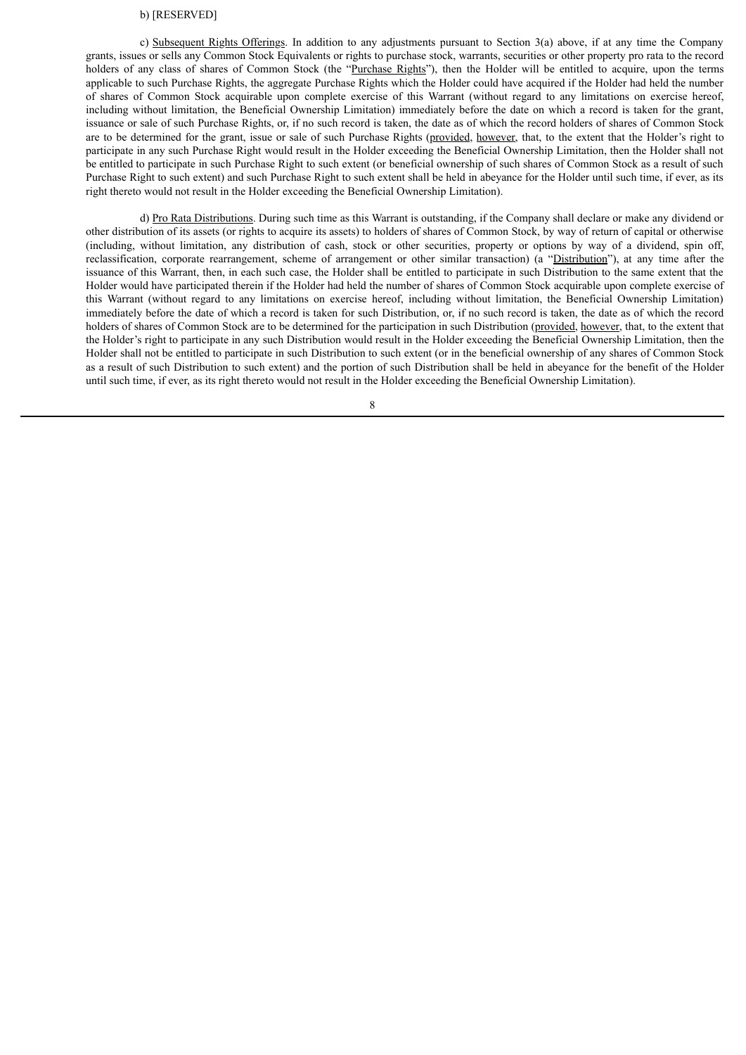b) [RESERVED]

c) <u>Subsequent Rights Offerings</u>. In addition to any adjustments pursuant to Section 3(a) above, if at any time the Company grants, issues or sells any Common Stock Equivalents or rights to purchase stock, warrants, securities or other property pro rata to the record holders of any class of shares of Common Stock (the "<u>Purchase Rights</u>"), then the Holder will be entitled to acquire, upon the terms applicable to such Purchase Rights, the aggregate Purchase Rights which the Holder could have acquired if the Holder had held the number of shares of Common Stock acquirable upon complete exercise of this Warrant (without regard to any limitations on exercise hereof, including without limitation, the Beneficial Ownership Limitation) immediately before the date on which a record is taken for the grant, issuance or sale of such Purchase Rights, or, if no such record is taken, the date as of which the record holders of shares of Common Stock are to be determined for the grant, issue or sale of such Purchase Rights (<u>provided</u>, <u>however</u>, that, to the extent that the Holder's right to participate in any such Purchase Right would result in the Holder exceeding the Beneficial Ownership Limitation, then the Holder shall not be entitled to participate in such Purchase Right to such extent (or beneficial ownership of such shares of Common Stock as a result of such Purchase Right to such extent) and such Purchase Right to such extent shall be held in abeyance for the Holder until such time, if ever, as its right thereto would not result in the Holder exceeding the Beneficial Ownership Limitation).

d) <u>Pro Rata Distributions</u>. During such time as this Warrant is outstanding, if the Company shall declare or make any dividend or other distribution of its assets (or rights to acquire its assets) to holders of shares of Common Stock, by way of return of capital or otherwise (including, without limitation, any distribution of cash, stock or other securities, property or options by way of a dividend, spin off, reclassification, corporate rearrangement, scheme of arrangement or other similar transaction) (a "<u>Distribution</u>"), at any time after the issuance of this Warrant, then, in each such case, the Holder shall be entitled to participate in such Distribution to the same extent that the Holder would have participated therein if the Holder had held the number of shares of Common Stock acquirable upon complete exercise of this Warrant (without regard to any limitations on exercise hereof, including without limitation, the Beneficial Ownership Limitation) immediately before the date of which a record is taken for such Distribution, or, if no such record is taken, the date as of which the record holders of shares of Common Stock are to be determined for the participation in such Distribution (<u>provided</u>, <u>however</u>, that, to the extent that the Holder's right to participate in any such Distribution would result in the Holder exceeding the Beneficial Ownership Limitation, then the Holder shall not be entitled to participate in such Distribution to such extent (or in the beneficial ownership of any shares of Common Stock as a result of such Distribution to such extent) and the portion of such Distribution shall be held in abeyance for the benefit of the Holder until such time, if ever, as its right thereto would not result in the Holder exceeding the Beneficial Ownership Limitation).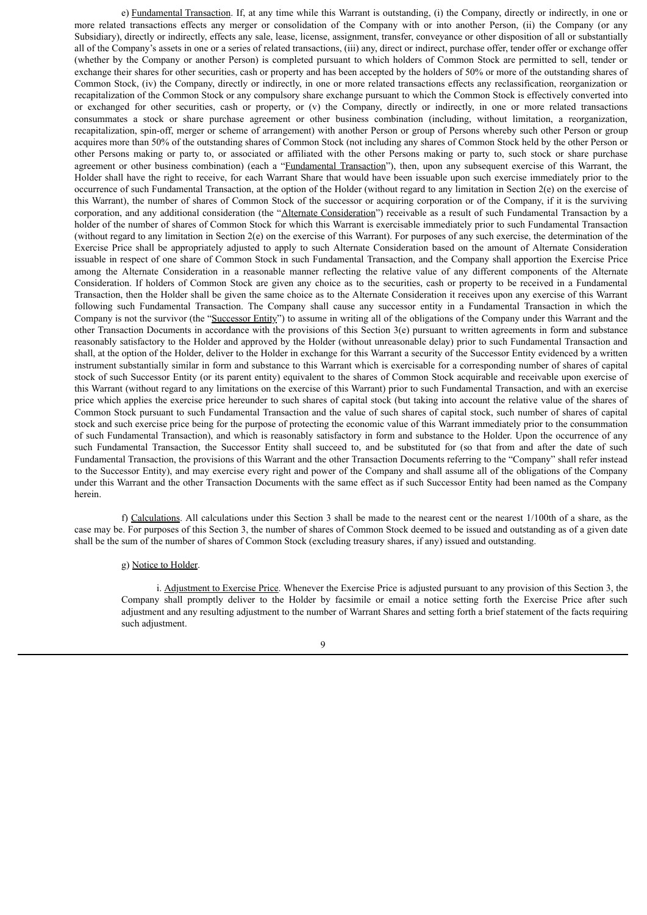e) Fundamental Transaction. If, at any time while this Warrant is outstanding, (i) the Company, directly or indirectly, in one or more related transactions effects any merger or consolidation of the Company with or into another Person, (ii) the Company (or any Subsidiary), directly or indirectly, effects any sale, lease, license, assignment, transfer, conveyance or other disposition of all or substantially all of the Company's assets in one or a series of related transactions, (iii) any, direct or indirect, purchase offer, tender offer or exchange offer (whether by the Company or another Person) is completed pursuant to which holders of Common Stock are permitted to sell, tender or exchange their shares for other securities, cash or property and has been accepted by the holders of 50% or more of the outstanding shares of Common Stock, (iv) the Company, directly or indirectly, in one or more related transactions effects any reclassification, reorganization or recapitalization of the Common Stock or any compulsory share exchange pursuant to which the Common Stock is effectively converted into or exchanged for other securities, cash or property, or (v) the Company, directly or indirectly, in one or more related transactions consummates a stock or share purchase agreement or other business combination (including, without limitation, a reorganization, recapitalization, spin-off, merger or scheme of arrangement) with another Person or group of Persons whereby such other Person or group acquires more than 50% of the outstanding shares of Common Stock (not including any shares of Common Stock held by the other Person or other Persons making or party to, or associated or affiliated with the other Persons making or party to, such stock or share purchase agreement or other business combination) (each a "Fundamental Transaction"), then, upon any subsequent exercise of this Warrant, the Holder shall have the right to receive, for each Warrant Share that would have been issuable upon such exercise immediately prior to the occurrence of such Fundamental Transaction, at the option of the Holder (without regard to any limitation in Section 2(e) on the exercise of this Warrant), the number of shares of Common Stock of the successor or acquiring corporation or of the Company, if it is the surviving corporation, and any additional consideration (the "Alternate Consideration") receivable as a result of such Fundamental Transaction by a holder of the number of shares of Common Stock for which this Warrant is exercisable immediately prior to such Fundamental Transaction (without regard to any limitation in Section 2(e) on the exercise of this Warrant). For purposes of any such exercise, the determination of the Exercise Price shall be appropriately adjusted to apply to such Alternate Consideration based on the amount of Alternate Consideration issuable in respect of one share of Common Stock in such Fundamental Transaction, and the Company shall apportion the Exercise Price among the Alternate Consideration in a reasonable manner reflecting the relative value of any different components of the Alternate Consideration. If holders of Common Stock are given any choice as to the securities, cash or property to be received in a Fundamental Transaction, then the Holder shall be given the same choice as to the Alternate Consideration it receives upon any exercise of this Warrant following such Fundamental Transaction. The Company shall cause any successor entity in a Fundamental Transaction in which the Company is not the survivor (the "Successor Entity") to assume in writing all of the obligations of the Company under this Warrant and the other Transaction Documents in accordance with the provisions of this Section 3(e) pursuant to written agreements in form and substance reasonably satisfactory to the Holder and approved by the Holder (without unreasonable delay) prior to such Fundamental Transaction and shall, at the option of the Holder, deliver to the Holder in exchange for this Warrant a security of the Successor Entity evidenced by a written instrument substantially similar in form and substance to this Warrant which is exercisable for a corresponding number of shares of capital stock of such Successor Entity (or its parent entity) equivalent to the shares of Common Stock acquirable and receivable upon exercise of this Warrant (without regard to any limitations on the exercise of this Warrant) prior to such Fundamental Transaction, and with an exercise price which applies the exercise price hereunder to such shares of capital stock (but taking into account the relative value of the shares of Common Stock pursuant to such Fundamental Transaction and the value of such shares of capital stock, such number of shares of capital stock and such exercise price being for the purpose of protecting the economic value of this Warrant immediately prior to the consummation of such Fundamental Transaction), and which is reasonably satisfactory in form and substance to the Holder. Upon the occurrence of any such Fundamental Transaction, the Successor Entity shall succeed to, and be substituted for (so that from and after the date of such Fundamental Transaction, the provisions of this Warrant and the other Transaction Documents referring to the "Company" shall refer instead to the Successor Entity), and may exercise every right and power of the Company and shall assume all of the obligations of the Company under this Warrant and the other Transaction Documents with the same effect as if such Successor Entity had been named as the Company herein.

f) Calculations. All calculations under this Section 3 shall be made to the nearest cent or the nearest 1/100th of a share, as the case may be. For purposes of this Section 3, the number of shares of Common Stock deemed to be issued and outstanding as of a given date shall be the sum of the number of shares of Common Stock (excluding treasury shares, if any) issued and outstanding.

g) Notice to Holder.

i. Adjustment to Exercise Price. Whenever the Exercise Price is adjusted pursuant to any provision of this Section 3, the Company shall promptly deliver to the Holder by facsimile or email a notice setting forth the Exercise Price after such adjustment and any resulting adjustment to the number of Warrant Shares and setting forth a brief statement of the facts requiring such adjustment.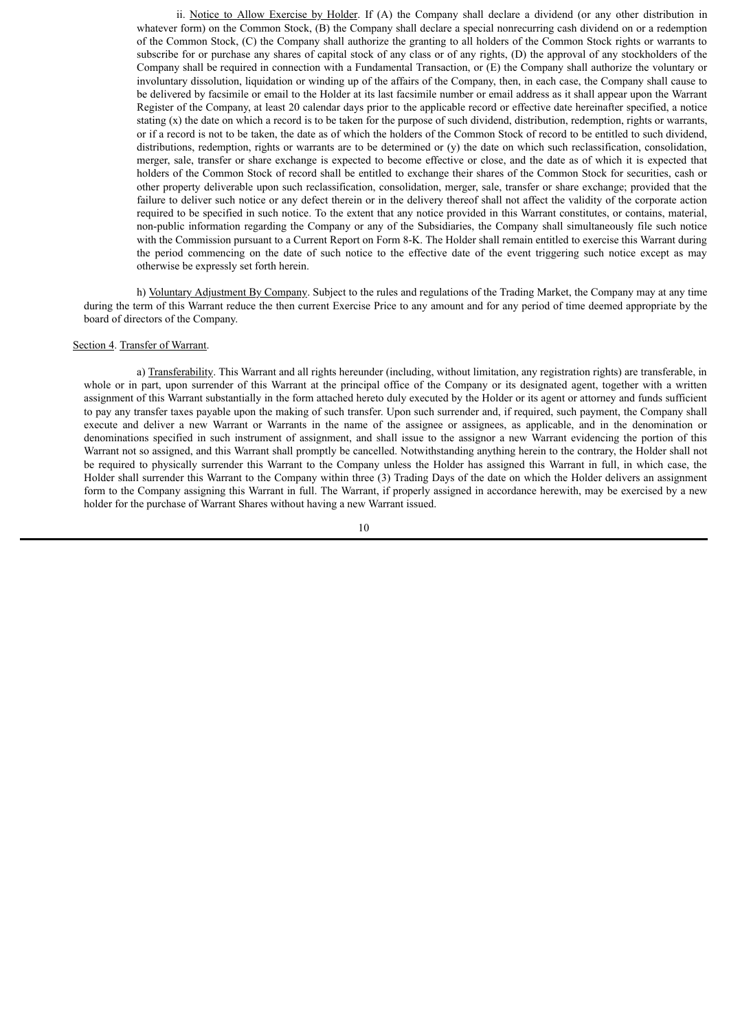ii. Notice to Allow Exercise by Holder. If (A) the Company shall declare a dividend (or any other distribution in whatever form) on the Common Stock, (B) the Company shall declare a special nonrecurring cash dividend on or a redemption of the Common Stock, (C) the Company shall authorize the granting to all holders of the Common Stock rights or warrants to subscribe for or purchase any shares of capital stock of any class or of any rights, (D) the approval of any stockholders of the Company shall be required in connection with a Fundamental Transaction, or (E) the Company shall authorize the voluntary or involuntary dissolution, liquidation or winding up of the affairs of the Company, then, in each case, the Company shall cause to be delivered by facsimile or email to the Holder at its last facsimile number or email address as it shall appear upon the Warrant Register of the Company, at least 20 calendar days prior to the applicable record or effective date hereinafter specified, a notice stating (x) the date on which a record is to be taken for the purpose of such dividend, distribution, redemption, rights or warrants, or if a record is not to be taken, the date as of which the holders of the Common Stock of record to be entitled to such dividend, distributions, redemption, rights or warrants are to be determined or (y) the date on which such reclassification, consolidation, merger, sale, transfer or share exchange is expected to become effective or close, and the date as of which it is expected that holders of the Common Stock of record shall be entitled to exchange their shares of the Common Stock for securities, cash or other property deliverable upon such reclassification, consolidation, merger, sale, transfer or share exchange; provided that the failure to deliver such notice or any defect therein or in the delivery thereof shall not affect the validity of the corporate action required to be specified in such notice. To the extent that any notice provided in this Warrant constitutes, or contains, material, non-public information regarding the Company or any of the Subsidiaries, the Company shall simultaneously file such notice with the Commission pursuant to a Current Report on Form 8-K. The Holder shall remain entitled to exercise this Warrant during the period commencing on the date of such notice to the effective date of the event triggering such notice except as may otherwise be expressly set forth herein.

h) Voluntary Adjustment By Company. Subject to the rules and regulations of the Trading Market, the Company may at any time during the term of this Warrant reduce the then current Exercise Price to any amount and for any period of time deemed appropriate by the board of directors of the Company.

Section 4. Transfer of Warrant.

a) Transferability. This Warrant and all rights hereunder (including, without limitation, any registration rights) are transferable, in whole or in part, upon surrender of this Warrant at the principal office of the Company or its designated agent, together with a written assignment of this Warrant substantially in the form attached hereto duly executed by the Holder or its agent or attorney and funds sufficient to pay any transfer taxes payable upon the making of such transfer. Upon such surrender and, if required, such payment, the Company shall execute and deliver a new Warrant or Warrants in the name of the assignee or assignees, as applicable, and in the denomination or denominations specified in such instrument of assignment, and shall issue to the assignor a new Warrant evidencing the portion of this Warrant not so assigned, and this Warrant shall promptly be cancelled. Notwithstanding anything herein to the contrary, the Holder shall not be required to physically surrender this Warrant to the Company unless the Holder has assigned this Warrant in full, in which case, the Holder shall surrender this Warrant to the Company within three (3) Trading Days of the date on which the Holder delivers an assignment form to the Company assigning this Warrant in full. The Warrant, if properly assigned in accordance herewith, may be exercised by a new holder for the purchase of Warrant Shares without having a new Warrant issued.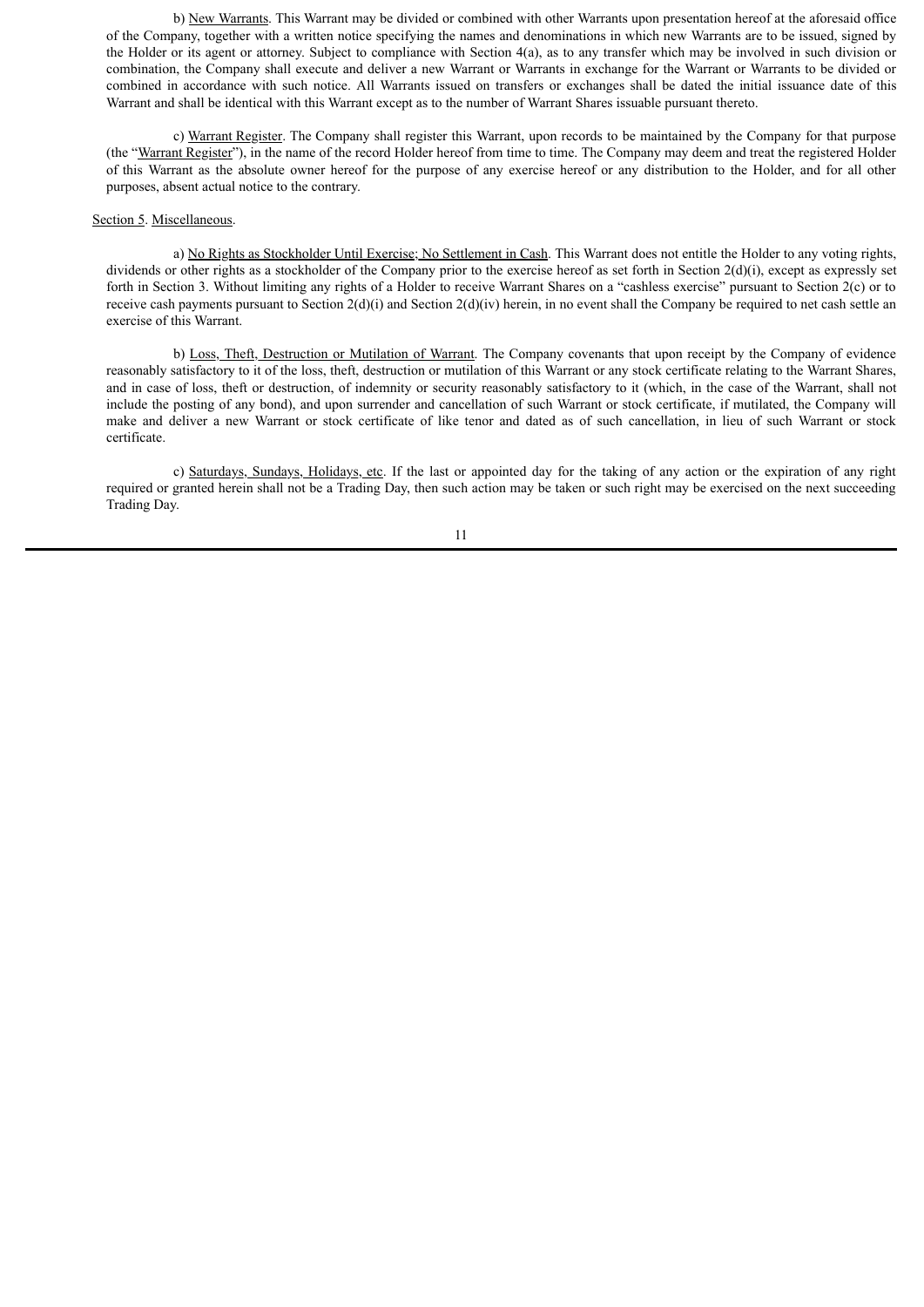b) New Warrants. This Warrant may be divided or combined with other Warrants upon presentation hereof at the aforesaid office of the Company, together with a written notice specifying the names and denominations in which new Warrants are to be issued, signed by the Holder or its agent or attorney. Subject to compliance with Section 4(a), as to any transfer which may be involved in such division or combination, the Company shall execute and deliver a new Warrant or Warrants in exchange for the Warrant or Warrants to be divided or combined in accordance with such notice. All Warrants issued on transfers or exchanges shall be dated the initial issuance date of this Warrant and shall be identical with this Warrant except as to the number of Warrant Shares issuable pursuant thereto.

c) Warrant Register. The Company shall register this Warrant, upon records to be maintained by the Company for that purpose (the "Warrant Register"), in the name of the record Holder hereof from time to time. The Company may deem and treat the registered Holder of this Warrant as the absolute owner hereof for the purpose of any exercise hereof or any distribution to the Holder, and for all other purposes, absent actual notice to the contrary.

Section 5. Miscellaneous.

a) No Rights as Stockholder Until Exercise; No Settlement in Cash. This Warrant does not entitle the Holder to any voting rights, dividends or other rights as a stockholder of the Company prior to the exercise hereof as set forth in Section 2(d)(i), except as expressly set forth in Section 3. Without limiting any rights of a Holder to receive Warrant Shares on a "cashless exercise" pursuant to Section 2(c) or to receive cash payments pursuant to Section 2(d)(i) and Section 2(d)(iv) herein, in no event shall the Company be required to net cash settle an exercise of this Warrant.

b) Loss, Theft, Destruction or Mutilation of Warrant. The Company covenants that upon receipt by the Company of evidence reasonably satisfactory to it of the loss, theft, destruction or mutilation of this Warrant or any stock certificate relating to the Warrant Shares, and in case of loss, theft or destruction, of indemnity or security reasonably satisfactory to it (which, in the case of the Warrant, shall not include the posting of any bond), and upon surrender and cancellation of such Warrant or stock certificate, if mutilated, the Company will make and deliver a new Warrant or stock certificate of like tenor and dated as of such cancellation, in lieu of such Warrant or stock certificate.

c) Saturdays, Sundays, Holidays, etc. If the last or appointed day for the taking of any action or the expiration of any right required or granted herein shall not be a Trading Day, then such action may be taken or such right may be exercised on the next succeeding Trading Day.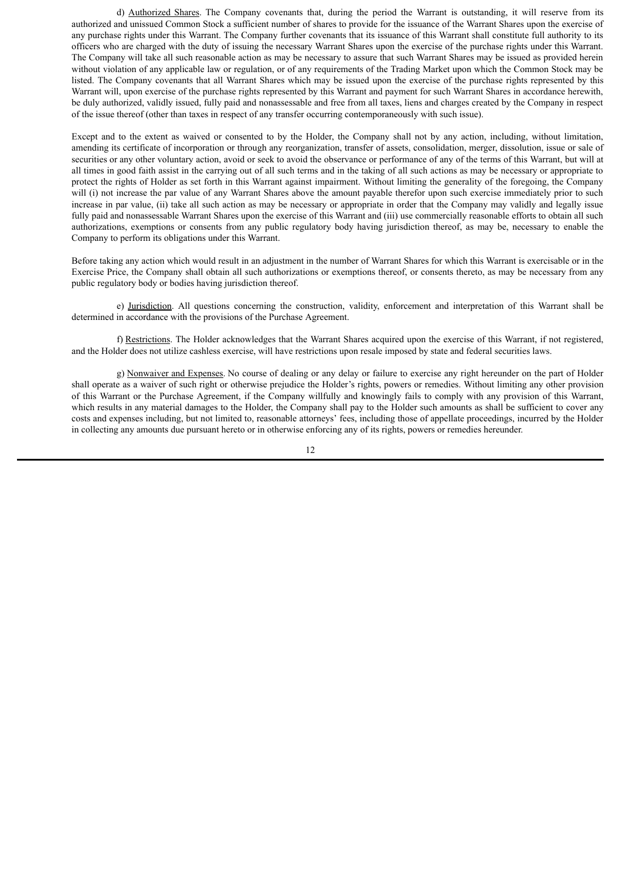d) Authorized Shares. The Company covenants that, during the period the Warrant is outstanding, it will reserve from its authorized and unissued Common Stock a sufficient number of shares to provide for the issuance of the Warrant Shares upon the exercise of any purchase rights under this Warrant. The Company further covenants that its issuance of this Warrant shall constitute full authority to its officers who are charged with the duty of issuing the necessary Warrant Shares upon the exercise of the purchase rights under this Warrant. The Company will take all such reasonable action as may be necessary to assure that such Warrant Shares may be issued as provided herein without violation of any applicable law or regulation, or of any requirements of the Trading Market upon which the Common Stock may be listed. The Company covenants that all Warrant Shares which may be issued upon the exercise of the purchase rights represented by this Warrant will, upon exercise of the purchase rights represented by this Warrant and payment for such Warrant Shares in accordance herewith, be duly authorized, validly issued, fully paid and nonassessable and free from all taxes, liens and charges created by the Company in respect of the issue thereof (other than taxes in respect of any transfer occurring contemporaneously with such issue).

Except and to the extent as waived or consented to by the Holder, the Company shall not by any action, including, without limitation, amending its certificate of incorporation or through any reorganization, transfer of assets, consolidation, merger, dissolution, issue or sale of securities or any other voluntary action, avoid or seek to avoid the observance or performance of any of the terms of this Warrant, but will at all times in good faith assist in the carrying out of all such terms and in the taking of all such actions as may be necessary or appropriate to protect the rights of Holder as set forth in this Warrant against impairment. Without limiting the generality of the foregoing, the Company will (i) not increase the par value of any Warrant Shares above the amount payable therefor upon such exercise immediately prior to such increase in par value, (ii) take all such action as may be necessary or appropriate in order that the Company may validly and legally issue fully paid and nonassessable Warrant Shares upon the exercise of this Warrant and (iii) use commercially reasonable efforts to obtain all such authorizations, exemptions or consents from any public regulatory body having jurisdiction thereof, as may be, necessary to enable the Company to perform its obligations under this Warrant.

Before taking any action which would result in an adjustment in the number of Warrant Shares for which this Warrant is exercisable or in the Exercise Price, the Company shall obtain all such authorizations or exemptions thereof, or consents thereto, as may be necessary from any public regulatory body or bodies having jurisdiction thereof.

e) Jurisdiction. All questions concerning the construction, validity, enforcement and interpretation of this Warrant shall be determined in accordance with the provisions of the Purchase Agreement.

f) Restrictions. The Holder acknowledges that the Warrant Shares acquired upon the exercise of this Warrant, if not registered, and the Holder does not utilize cashless exercise, will have restrictions upon resale imposed by state and federal securities laws.

g) Nonwaiver and Expenses. No course of dealing or any delay or failure to exercise any right hereunder on the part of Holder shall operate as a waiver of such right or otherwise prejudice the Holder's rights, powers or remedies. Without limiting any other provision of this Warrant or the Purchase Agreement, if the Company willfully and knowingly fails to comply with any provision of this Warrant, which results in any material damages to the Holder, the Company shall pay to the Holder such amounts as shall be sufficient to cover any costs and expenses including, but not limited to, reasonable attorneys' fees, including those of appellate proceedings, incurred by the Holder in collecting any amounts due pursuant hereto or in otherwise enforcing any of its rights, powers or remedies hereunder.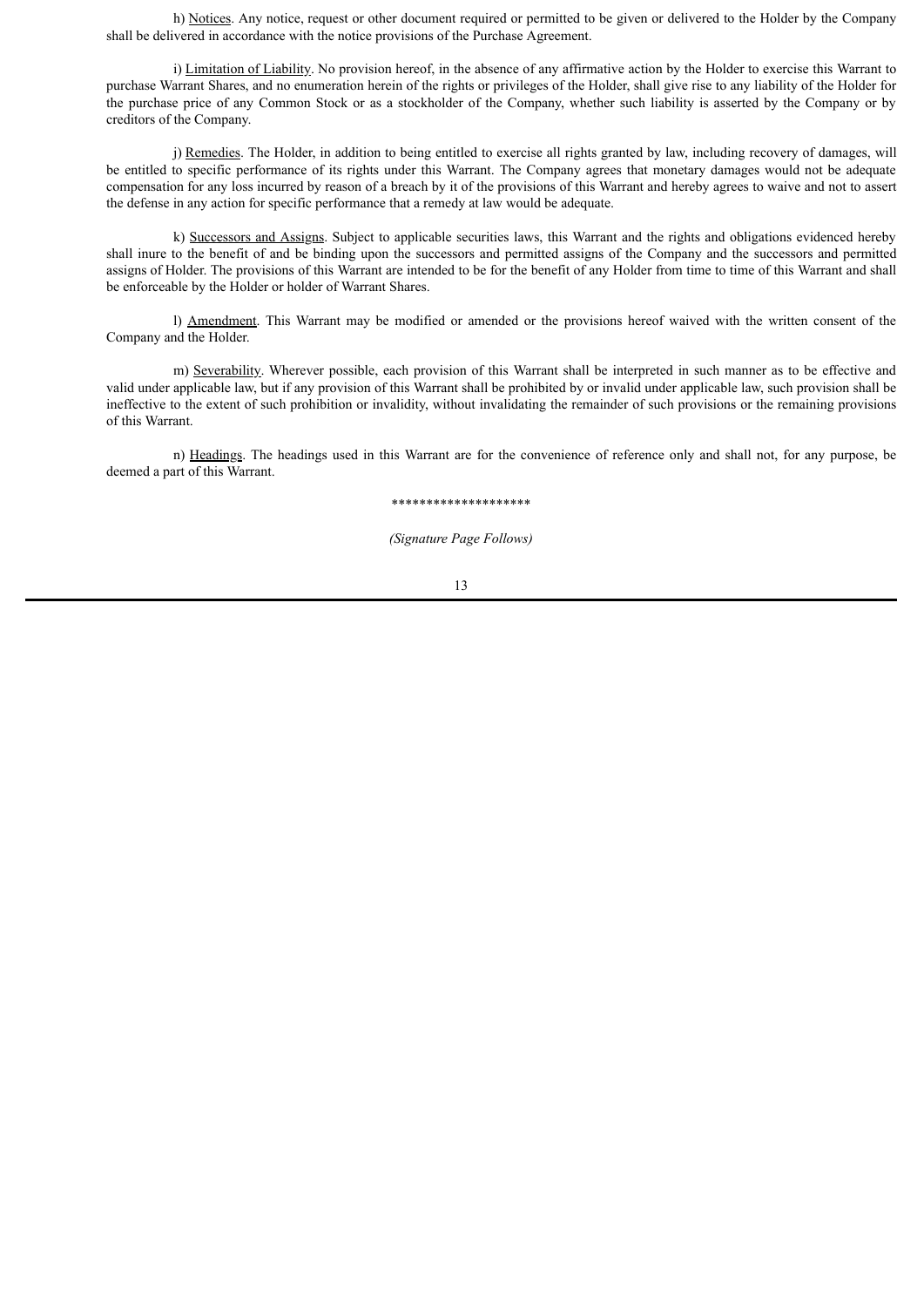h) Notices. Any notice, request or other document required or permitted to be given or delivered to the Holder by the Company shall be delivered in accordance with the notice provisions of the Purchase Agreement.

i) Limitation of Liability. No provision hereof, in the absence of any affirmative action by the Holder to exercise this Warrant to purchase Warrant Shares, and no enumeration herein of the rights or privileges of the Holder, shall give rise to any liability of the Holder for the purchase price of any Common Stock or as a stockholder of the Company, whether such liability is asserted by the Company or by creditors of the Company.

j) Remedies. The Holder, in addition to being entitled to exercise all rights granted by law, including recovery of damages, will be entitled to specific performance of its rights under this Warrant. The Company agrees that monetary damages would not be adequate compensation for any loss incurred by reason of a breach by it of the provisions of this Warrant and hereby agrees to waive and not to assert the defense in any action for specific performance that a remedy at law would be adequate.

k) Successors and Assigns. Subject to applicable securities laws, this Warrant and the rights and obligations evidenced hereby shall inure to the benefit of and be binding upon the successors and permitted assigns of the Company and the successors and permitted assigns of Holder. The provisions of this Warrant are intended to be for the benefit of any Holder from time to time of this Warrant and shall be enforceable by the Holder or holder of Warrant Shares.

l) Amendment. This Warrant may be modified or amended or the provisions hereof waived with the written consent of the Company and the Holder.

m) Severability. Wherever possible, each provision of this Warrant shall be interpreted in such manner as to be effective and valid under applicable law, but if any provision of this Warrant shall be prohibited by or invalid under applicable law, such provision shall be ineffective to the extent of such prohibition or invalidity, without invalidating the remainder of such provisions or the remaining provisions of this Warrant.

n) Headings. The headings used in this Warrant are for the convenience of reference only and shall not, for any purpose, be deemed a part of this Warrant.

********************

*(Signature Page Follows)*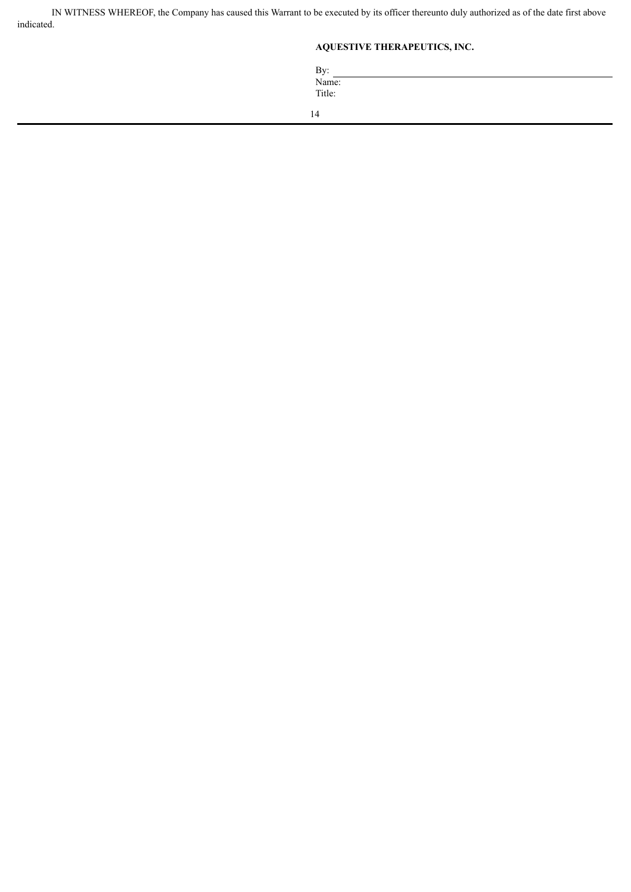IN WITNESS WHEREOF, the Company has caused this Warrant to be executed by its officer thereunto duly authorized as of the date first above indicated.

**AQUESTIVE THERAPEUTICS, INC.**

By: \_\_\_\_\_\_\_\_\_\_\_\_\_\_\_\_\_\_\_\_\_\_\_\_\_\_\_\_\_\_\_\_

Name:

Title: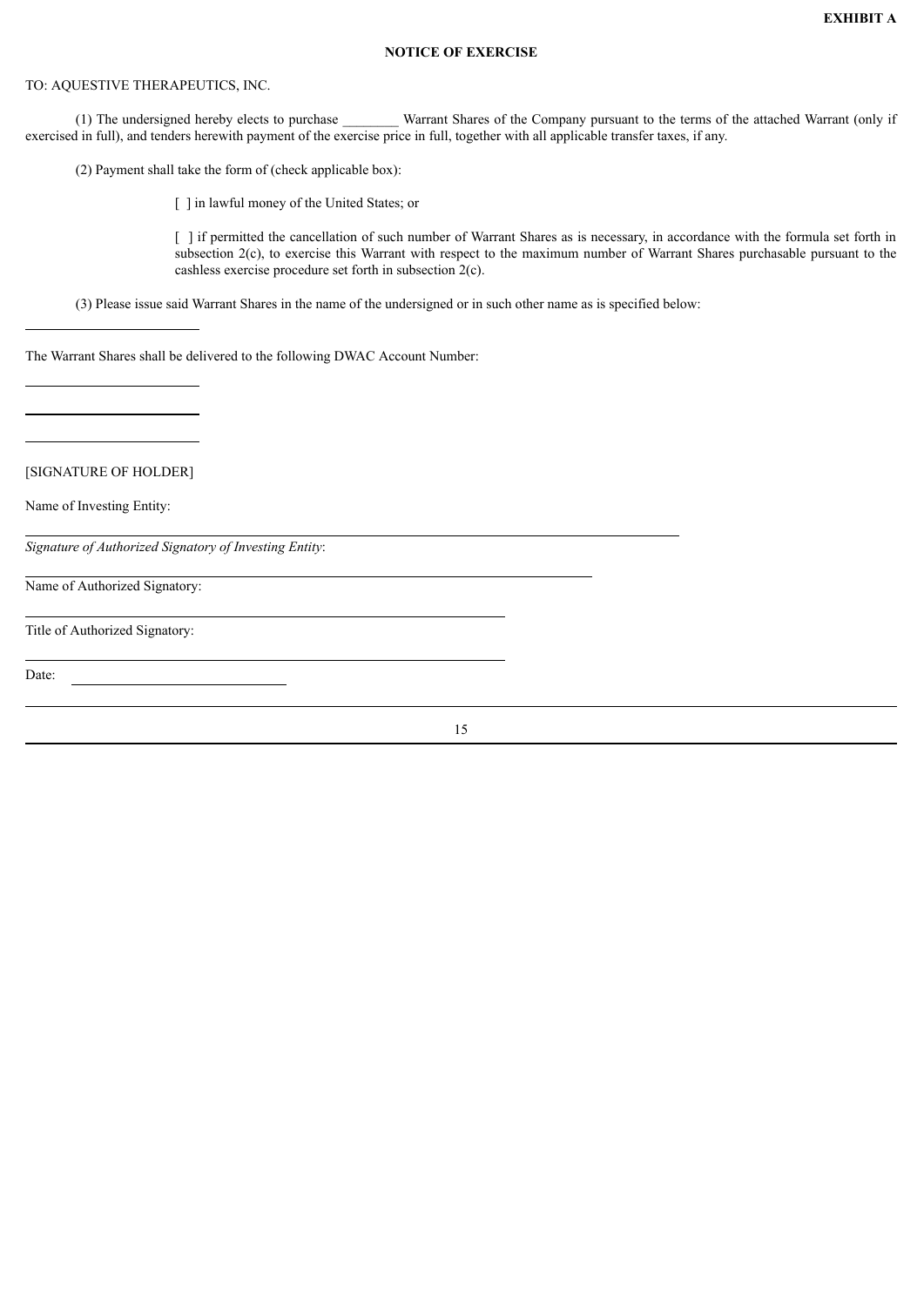**EXHIBIT A**

**NOTICE OF EXERCISE**

TO: AQUESTIVE THERAPEUTICS, INC.

(1) The undersigned hereby elects to purchase ________ Warrant Shares of the Company pursuant to the terms of the attached Warrant (only if exercised in full), and tenders herewith payment of the exercise price in full, together with all applicable transfer taxes, if any.

(2) Payment shall take the form of (check applicable box):

[ ] in lawful money of the United States; or

[ ] if permitted the cancellation of such number of Warrant Shares as is necessary, in accordance with the formula set forth in subsection 2(c), to exercise this Warrant with respect to the maximum number of Warrant Shares purchasable pursuant to the cashless exercise procedure set forth in subsection 2(c).

(3) Please issue said Warrant Shares in the name of the undersigned or in such other name as is specified below:

_______________________

The Warrant Shares shall be delivered to the following DWAC Account Number:

_______________________

_______________________

_______________________

[SIGNATURE OF HOLDER]

Name of Investing Entity:

_______________________________________________

*Signature of Authorized Signatory of Investing Entity*:

_______________________________________________

Name of Authorized Signatory:

_______________________________________________

Title of Authorized Signatory:

_______________________________________________

Date: _______________________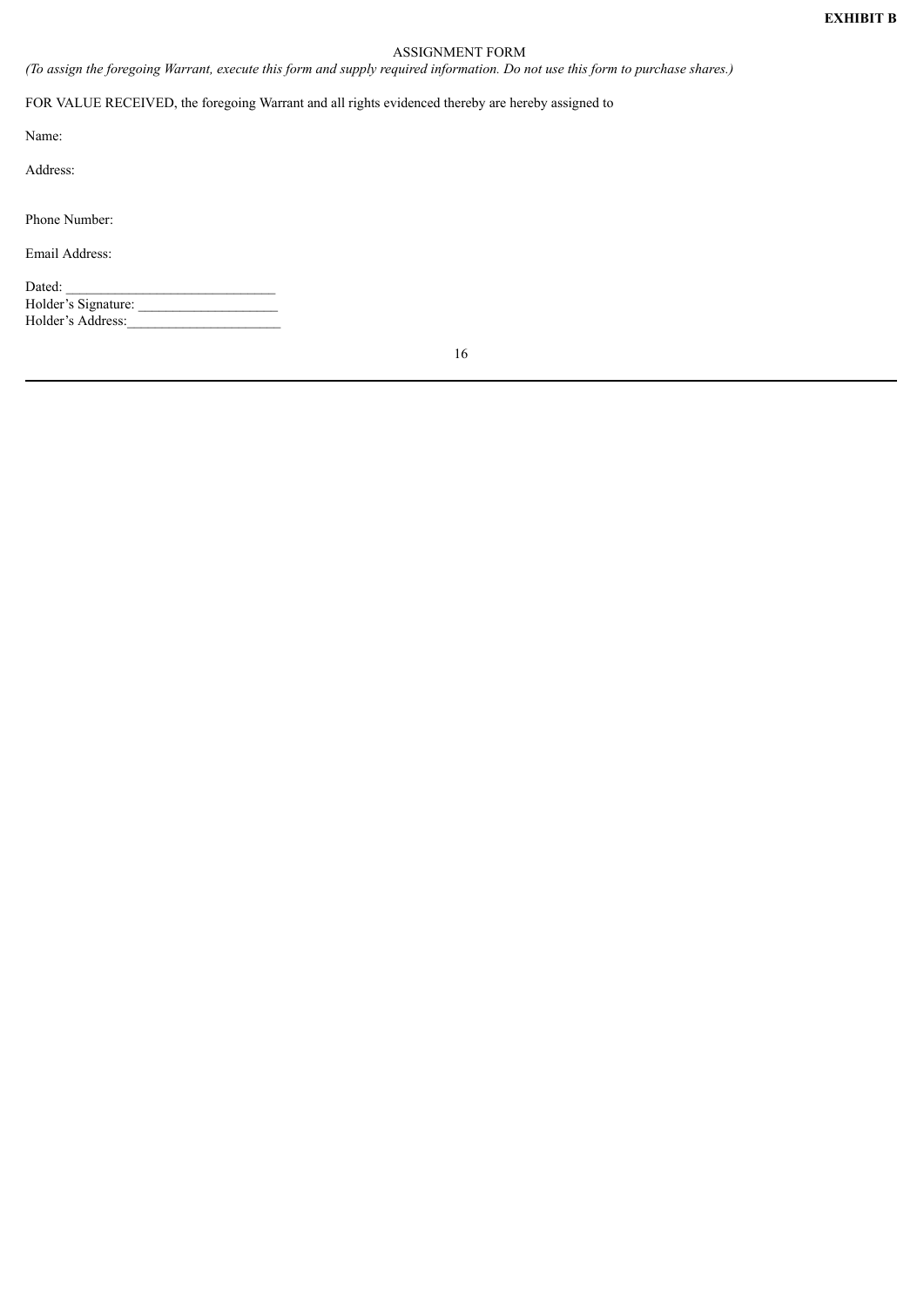**EXHIBIT B**

ASSIGNMENT FORM

*(To assign the foregoing Warrant, execute this form and supply required information. Do not use this form to purchase shares.)*

FOR VALUE RECEIVED, the foregoing Warrant and all rights evidenced thereby are hereby assigned to

Name:

Address:

Phone Number:

Email Address:

Dated: ______________________________
Holder's Signature: ____________________
Holder's Address:______________________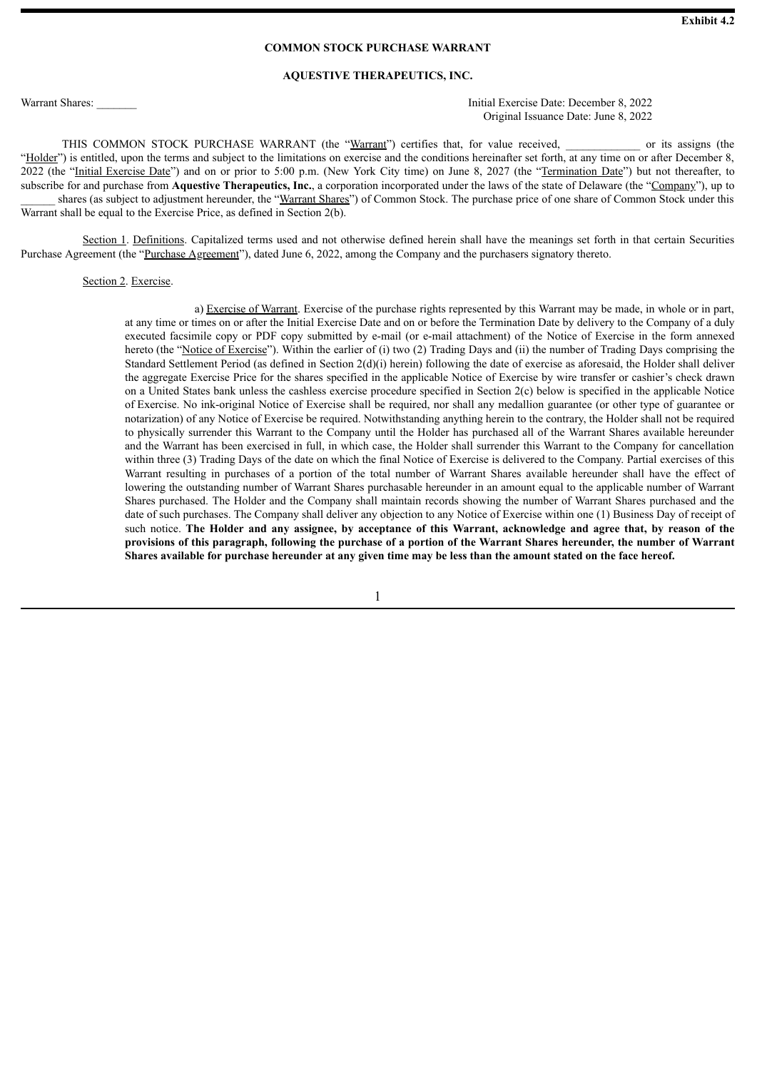**Exhibit 4.2**

**COMMON STOCK PURCHASE WARRANT**

**AQUESTIVE THERAPEUTICS, INC.**

Warrant Shares: _______

Initial Exercise Date: December 8, 2022
Original Issuance Date: June 8, 2022

THIS COMMON STOCK PURCHASE WARRANT (the "Warrant") certifies that, for value received, _____________ or its assigns (the "Holder") is entitled, upon the terms and subject to the limitations on exercise and the conditions hereinafter set forth, at any time on or after December 8, 2022 (the "Initial Exercise Date") and on or prior to 5:00 p.m. (New York City time) on June 8, 2027 (the "Termination Date") but not thereafter, to subscribe for and purchase from **Aquestive Therapeutics, Inc.**, a corporation incorporated under the laws of the state of Delaware (the "Company"), up to ______ shares (as subject to adjustment hereunder, the "Warrant Shares") of Common Stock. The purchase price of one share of Common Stock under this Warrant shall be equal to the Exercise Price, as defined in Section 2(b).

Section 1. Definitions. Capitalized terms used and not otherwise defined herein shall have the meanings set forth in that certain Securities Purchase Agreement (the "Purchase Agreement"), dated June 6, 2022, among the Company and the purchasers signatory thereto.

Section 2. Exercise.

a) Exercise of Warrant. Exercise of the purchase rights represented by this Warrant may be made, in whole or in part, at any time or times on or after the Initial Exercise Date and on or before the Termination Date by delivery to the Company of a duly executed facsimile copy or PDF copy submitted by e-mail (or e-mail attachment) of the Notice of Exercise in the form annexed hereto (the "Notice of Exercise"). Within the earlier of (i) two (2) Trading Days and (ii) the number of Trading Days comprising the Standard Settlement Period (as defined in Section 2(d)(i) herein) following the date of exercise as aforesaid, the Holder shall deliver the aggregate Exercise Price for the shares specified in the applicable Notice of Exercise by wire transfer or cashier's check drawn on a United States bank unless the cashless exercise procedure specified in Section 2(c) below is specified in the applicable Notice of Exercise. No ink-original Notice of Exercise shall be required, nor shall any medallion guarantee (or other type of guarantee or notarization) of any Notice of Exercise be required. Notwithstanding anything herein to the contrary, the Holder shall not be required to physically surrender this Warrant to the Company until the Holder has purchased all of the Warrant Shares available hereunder and the Warrant has been exercised in full, in which case, the Holder shall surrender this Warrant to the Company for cancellation within three (3) Trading Days of the date on which the final Notice of Exercise is delivered to the Company. Partial exercises of this Warrant resulting in purchases of a portion of the total number of Warrant Shares available hereunder shall have the effect of lowering the outstanding number of Warrant Shares purchasable hereunder in an amount equal to the applicable number of Warrant Shares purchased. The Holder and the Company shall maintain records showing the number of Warrant Shares purchased and the date of such purchases. The Company shall deliver any objection to any Notice of Exercise within one (1) Business Day of receipt of such notice. **The Holder and any assignee, by acceptance of this Warrant, acknowledge and agree that, by reason of the provisions of this paragraph, following the purchase of a portion of the Warrant Shares hereunder, the number of Warrant Shares available for purchase hereunder at any given time may be less than the amount stated on the face hereof.**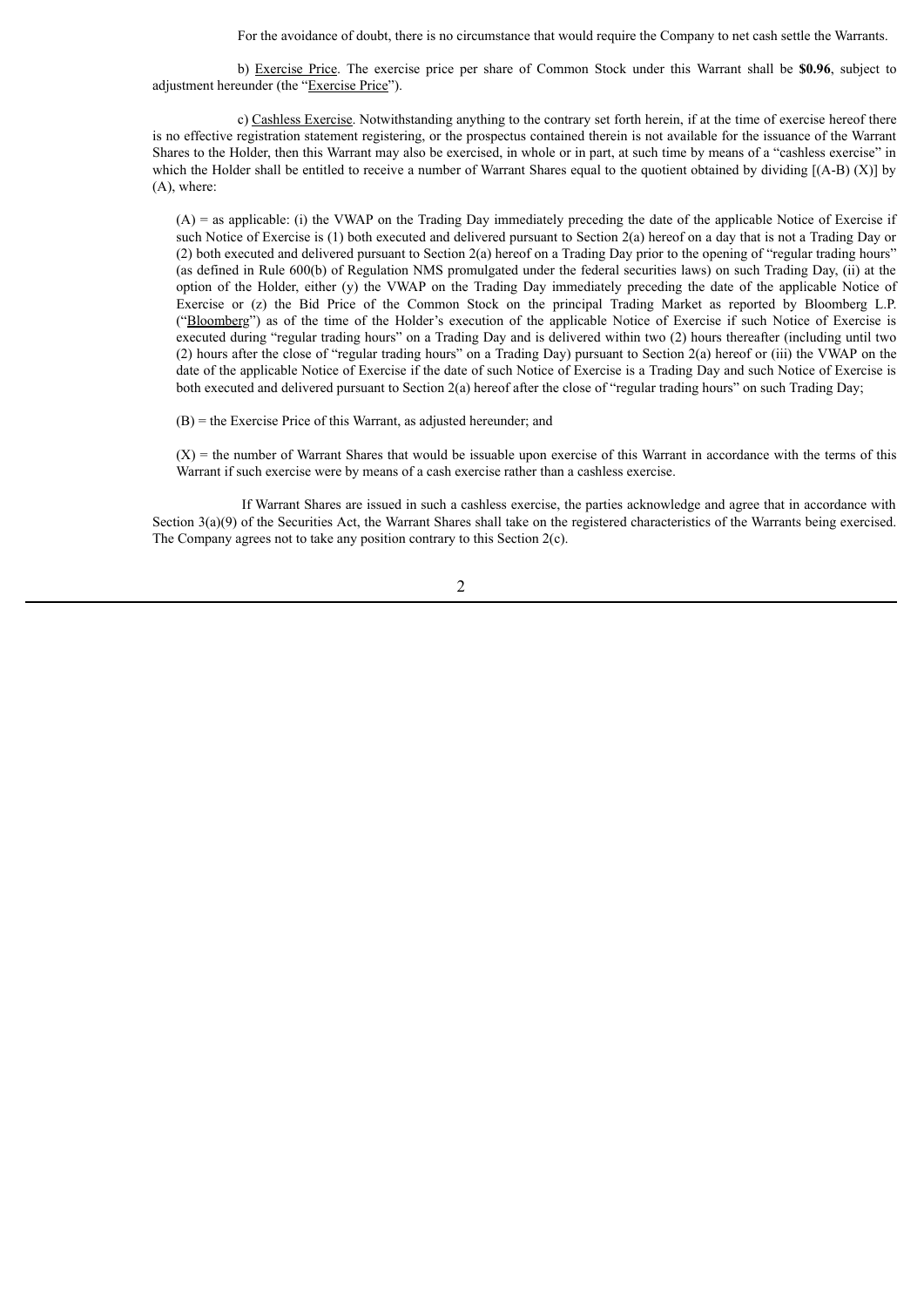For the avoidance of doubt, there is no circumstance that would require the Company to net cash settle the Warrants.

b) Exercise Price. The exercise price per share of Common Stock under this Warrant shall be **$0.96**, subject to adjustment hereunder (the "Exercise Price").

c) Cashless Exercise. Notwithstanding anything to the contrary set forth herein, if at the time of exercise hereof there is no effective registration statement registering, or the prospectus contained therein is not available for the issuance of the Warrant Shares to the Holder, then this Warrant may also be exercised, in whole or in part, at such time by means of a "cashless exercise" in which the Holder shall be entitled to receive a number of Warrant Shares equal to the quotient obtained by dividing [(A-B) (X)] by (A), where:

(A) = as applicable: (i) the VWAP on the Trading Day immediately preceding the date of the applicable Notice of Exercise if such Notice of Exercise is (1) both executed and delivered pursuant to Section 2(a) hereof on a day that is not a Trading Day or (2) both executed and delivered pursuant to Section 2(a) hereof on a Trading Day prior to the opening of "regular trading hours" (as defined in Rule 600(b) of Regulation NMS promulgated under the federal securities laws) on such Trading Day, (ii) at the option of the Holder, either (y) the VWAP on the Trading Day immediately preceding the date of the applicable Notice of Exercise or (z) the Bid Price of the Common Stock on the principal Trading Market as reported by Bloomberg L.P. ("Bloomberg") as of the time of the Holder's execution of the applicable Notice of Exercise if such Notice of Exercise is executed during "regular trading hours" on a Trading Day and is delivered within two (2) hours thereafter (including until two (2) hours after the close of "regular trading hours" on a Trading Day) pursuant to Section 2(a) hereof or (iii) the VWAP on the date of the applicable Notice of Exercise if the date of such Notice of Exercise is a Trading Day and such Notice of Exercise is both executed and delivered pursuant to Section 2(a) hereof after the close of "regular trading hours" on such Trading Day;

(B) = the Exercise Price of this Warrant, as adjusted hereunder; and

(X) = the number of Warrant Shares that would be issuable upon exercise of this Warrant in accordance with the terms of this Warrant if such exercise were by means of a cash exercise rather than a cashless exercise.

If Warrant Shares are issued in such a cashless exercise, the parties acknowledge and agree that in accordance with Section 3(a)(9) of the Securities Act, the Warrant Shares shall take on the registered characteristics of the Warrants being exercised. The Company agrees not to take any position contrary to this Section 2(c).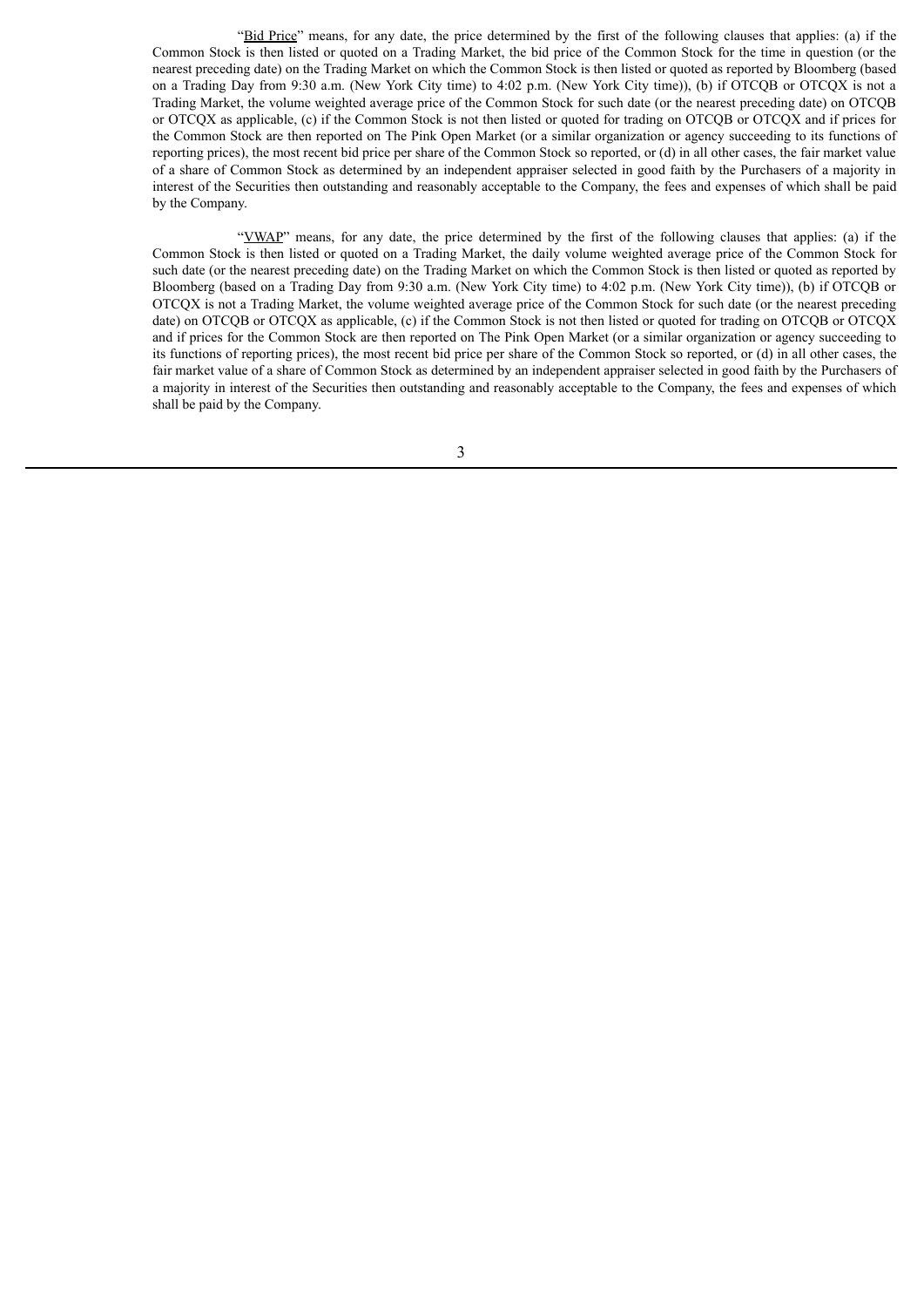"Bid Price" means, for any date, the price determined by the first of the following clauses that applies: (a) if the Common Stock is then listed or quoted on a Trading Market, the bid price of the Common Stock for the time in question (or the nearest preceding date) on the Trading Market on which the Common Stock is then listed or quoted as reported by Bloomberg (based on a Trading Day from 9:30 a.m. (New York City time) to 4:02 p.m. (New York City time)), (b) if OTCQB or OTCQX is not a Trading Market, the volume weighted average price of the Common Stock for such date (or the nearest preceding date) on OTCQB or OTCQX as applicable, (c) if the Common Stock is not then listed or quoted for trading on OTCQB or OTCQX and if prices for the Common Stock are then reported on The Pink Open Market (or a similar organization or agency succeeding to its functions of reporting prices), the most recent bid price per share of the Common Stock so reported, or (d) in all other cases, the fair market value of a share of Common Stock as determined by an independent appraiser selected in good faith by the Purchasers of a majority in interest of the Securities then outstanding and reasonably acceptable to the Company, the fees and expenses of which shall be paid by the Company.

"VWAP" means, for any date, the price determined by the first of the following clauses that applies: (a) if the Common Stock is then listed or quoted on a Trading Market, the daily volume weighted average price of the Common Stock for such date (or the nearest preceding date) on the Trading Market on which the Common Stock is then listed or quoted as reported by Bloomberg (based on a Trading Day from 9:30 a.m. (New York City time) to 4:02 p.m. (New York City time)), (b) if OTCQB or OTCQX is not a Trading Market, the volume weighted average price of the Common Stock for such date (or the nearest preceding date) on OTCQB or OTCQX as applicable, (c) if the Common Stock is not then listed or quoted for trading on OTCQB or OTCQX and if prices for the Common Stock are then reported on The Pink Open Market (or a similar organization or agency succeeding to its functions of reporting prices), the most recent bid price per share of the Common Stock so reported, or (d) in all other cases, the fair market value of a share of Common Stock as determined by an independent appraiser selected in good faith by the Purchasers of a majority in interest of the Securities then outstanding and reasonably acceptable to the Company, the fees and expenses of which shall be paid by the Company.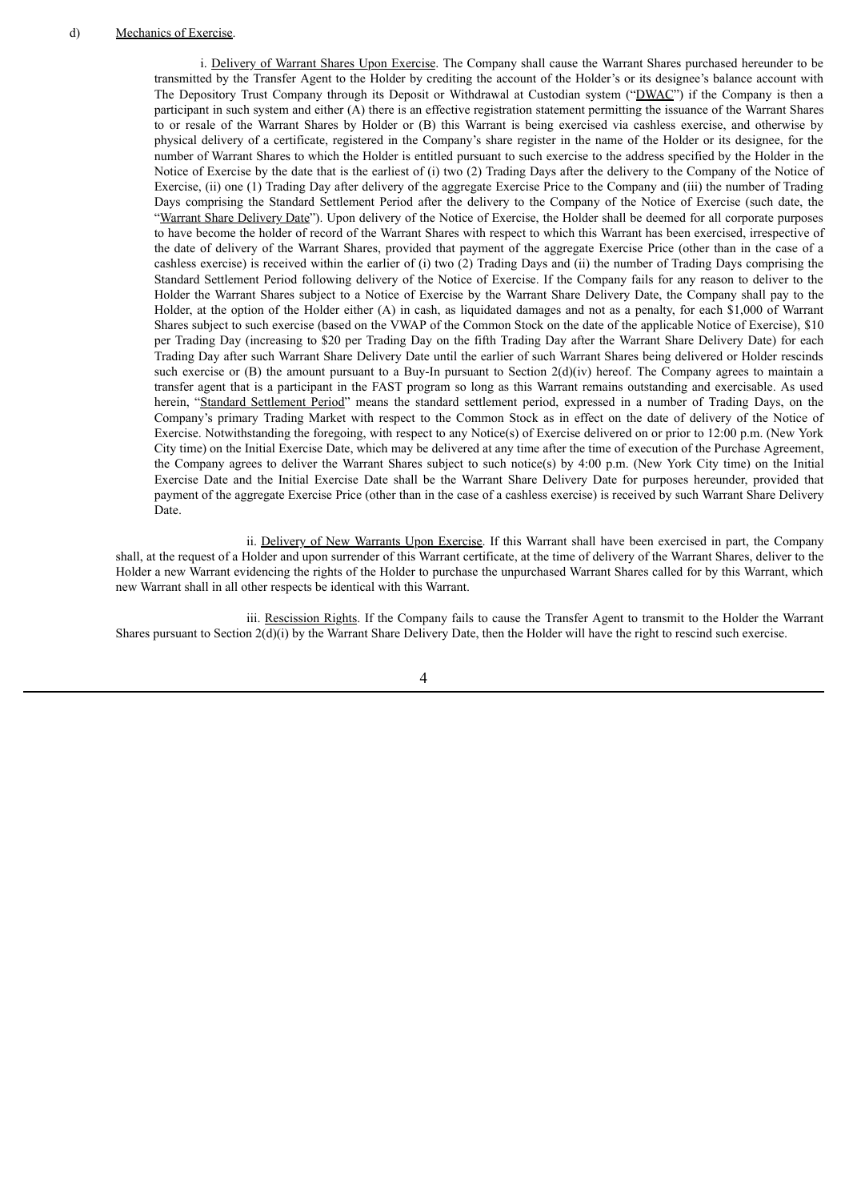d) Mechanics of Exercise.

i. Delivery of Warrant Shares Upon Exercise. The Company shall cause the Warrant Shares purchased hereunder to be transmitted by the Transfer Agent to the Holder by crediting the account of the Holder's or its designee's balance account with The Depository Trust Company through its Deposit or Withdrawal at Custodian system ("DWAC") if the Company is then a participant in such system and either (A) there is an effective registration statement permitting the issuance of the Warrant Shares to or resale of the Warrant Shares by Holder or (B) this Warrant is being exercised via cashless exercise, and otherwise by physical delivery of a certificate, registered in the Company's share register in the name of the Holder or its designee, for the number of Warrant Shares to which the Holder is entitled pursuant to such exercise to the address specified by the Holder in the Notice of Exercise by the date that is the earliest of (i) two (2) Trading Days after the delivery to the Company of the Notice of Exercise, (ii) one (1) Trading Day after delivery of the aggregate Exercise Price to the Company and (iii) the number of Trading Days comprising the Standard Settlement Period after the delivery to the Company of the Notice of Exercise (such date, the "Warrant Share Delivery Date"). Upon delivery of the Notice of Exercise, the Holder shall be deemed for all corporate purposes to have become the holder of record of the Warrant Shares with respect to which this Warrant has been exercised, irrespective of the date of delivery of the Warrant Shares, provided that payment of the aggregate Exercise Price (other than in the case of a cashless exercise) is received within the earlier of (i) two (2) Trading Days and (ii) the number of Trading Days comprising the Standard Settlement Period following delivery of the Notice of Exercise. If the Company fails for any reason to deliver to the Holder the Warrant Shares subject to a Notice of Exercise by the Warrant Share Delivery Date, the Company shall pay to the Holder, at the option of the Holder either (A) in cash, as liquidated damages and not as a penalty, for each $1,000 of Warrant Shares subject to such exercise (based on the VWAP of the Common Stock on the date of the applicable Notice of Exercise), $10 per Trading Day (increasing to $20 per Trading Day on the fifth Trading Day after the Warrant Share Delivery Date) for each Trading Day after such Warrant Share Delivery Date until the earlier of such Warrant Shares being delivered or Holder rescinds such exercise or (B) the amount pursuant to a Buy-In pursuant to Section 2(d)(iv) hereof. The Company agrees to maintain a transfer agent that is a participant in the FAST program so long as this Warrant remains outstanding and exercisable. As used herein, "Standard Settlement Period" means the standard settlement period, expressed in a number of Trading Days, on the Company's primary Trading Market with respect to the Common Stock as in effect on the date of delivery of the Notice of Exercise. Notwithstanding the foregoing, with respect to any Notice(s) of Exercise delivered on or prior to 12:00 p.m. (New York City time) on the Initial Exercise Date, which may be delivered at any time after the time of execution of the Purchase Agreement, the Company agrees to deliver the Warrant Shares subject to such notice(s) by 4:00 p.m. (New York City time) on the Initial Exercise Date and the Initial Exercise Date shall be the Warrant Share Delivery Date for purposes hereunder, provided that payment of the aggregate Exercise Price (other than in the case of a cashless exercise) is received by such Warrant Share Delivery Date.

ii. Delivery of New Warrants Upon Exercise. If this Warrant shall have been exercised in part, the Company shall, at the request of a Holder and upon surrender of this Warrant certificate, at the time of delivery of the Warrant Shares, deliver to the Holder a new Warrant evidencing the rights of the Holder to purchase the unpurchased Warrant Shares called for by this Warrant, which new Warrant shall in all other respects be identical with this Warrant.

iii. Rescission Rights. If the Company fails to cause the Transfer Agent to transmit to the Holder the Warrant Shares pursuant to Section 2(d)(i) by the Warrant Share Delivery Date, then the Holder will have the right to rescind such exercise.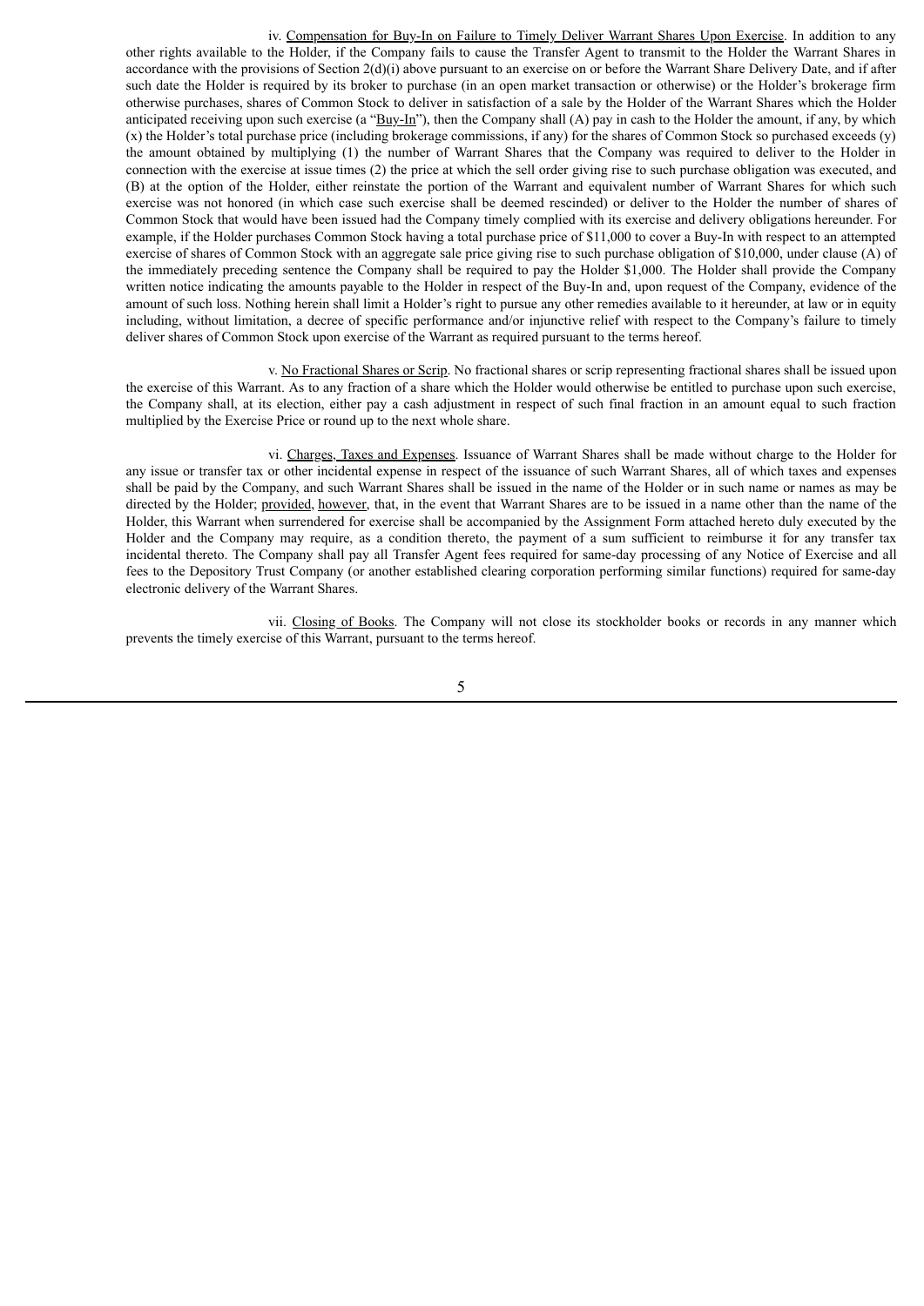iv. Compensation for Buy-In on Failure to Timely Deliver Warrant Shares Upon Exercise. In addition to any other rights available to the Holder, if the Company fails to cause the Transfer Agent to transmit to the Holder the Warrant Shares in accordance with the provisions of Section 2(d)(i) above pursuant to an exercise on or before the Warrant Share Delivery Date, and if after such date the Holder is required by its broker to purchase (in an open market transaction or otherwise) or the Holder's brokerage firm otherwise purchases, shares of Common Stock to deliver in satisfaction of a sale by the Holder of the Warrant Shares which the Holder anticipated receiving upon such exercise (a "Buy-In"), then the Company shall (A) pay in cash to the Holder the amount, if any, by which (x) the Holder's total purchase price (including brokerage commissions, if any) for the shares of Common Stock so purchased exceeds (y) the amount obtained by multiplying (1) the number of Warrant Shares that the Company was required to deliver to the Holder in connection with the exercise at issue times (2) the price at which the sell order giving rise to such purchase obligation was executed, and (B) at the option of the Holder, either reinstate the portion of the Warrant and equivalent number of Warrant Shares for which such exercise was not honored (in which case such exercise shall be deemed rescinded) or deliver to the Holder the number of shares of Common Stock that would have been issued had the Company timely complied with its exercise and delivery obligations hereunder. For example, if the Holder purchases Common Stock having a total purchase price of $11,000 to cover a Buy-In with respect to an attempted exercise of shares of Common Stock with an aggregate sale price giving rise to such purchase obligation of $10,000, under clause (A) of the immediately preceding sentence the Company shall be required to pay the Holder $1,000. The Holder shall provide the Company written notice indicating the amounts payable to the Holder in respect of the Buy-In and, upon request of the Company, evidence of the amount of such loss. Nothing herein shall limit a Holder's right to pursue any other remedies available to it hereunder, at law or in equity including, without limitation, a decree of specific performance and/or injunctive relief with respect to the Company's failure to timely deliver shares of Common Stock upon exercise of the Warrant as required pursuant to the terms hereof.

v. No Fractional Shares or Scrip. No fractional shares or scrip representing fractional shares shall be issued upon the exercise of this Warrant. As to any fraction of a share which the Holder would otherwise be entitled to purchase upon such exercise, the Company shall, at its election, either pay a cash adjustment in respect of such final fraction in an amount equal to such fraction multiplied by the Exercise Price or round up to the next whole share.

vi. Charges, Taxes and Expenses. Issuance of Warrant Shares shall be made without charge to the Holder for any issue or transfer tax or other incidental expense in respect of the issuance of such Warrant Shares, all of which taxes and expenses shall be paid by the Company, and such Warrant Shares shall be issued in the name of the Holder or in such name or names as may be directed by the Holder; provided, however, that, in the event that Warrant Shares are to be issued in a name other than the name of the Holder, this Warrant when surrendered for exercise shall be accompanied by the Assignment Form attached hereto duly executed by the Holder and the Company may require, as a condition thereto, the payment of a sum sufficient to reimburse it for any transfer tax incidental thereto. The Company shall pay all Transfer Agent fees required for same-day processing of any Notice of Exercise and all fees to the Depository Trust Company (or another established clearing corporation performing similar functions) required for same-day electronic delivery of the Warrant Shares.

vii. Closing of Books. The Company will not close its stockholder books or records in any manner which prevents the timely exercise of this Warrant, pursuant to the terms hereof.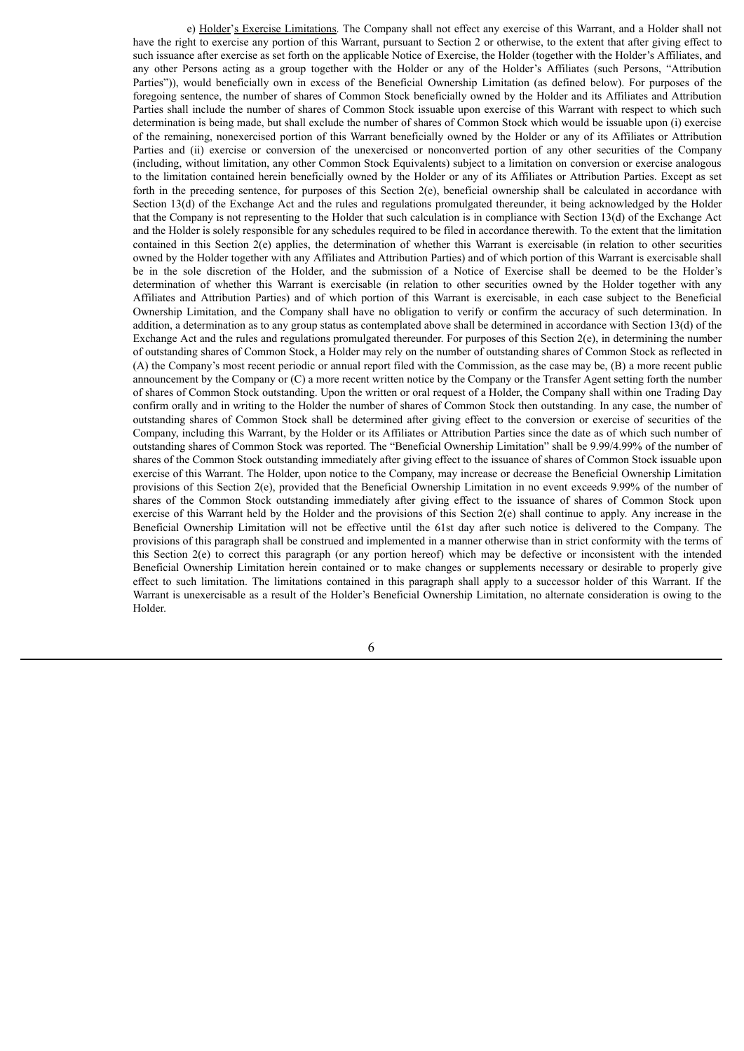e) Holder's Exercise Limitations. The Company shall not effect any exercise of this Warrant, and a Holder shall not have the right to exercise any portion of this Warrant, pursuant to Section 2 or otherwise, to the extent that after giving effect to such issuance after exercise as set forth on the applicable Notice of Exercise, the Holder (together with the Holder's Affiliates, and any other Persons acting as a group together with the Holder or any of the Holder's Affiliates (such Persons, "Attribution Parties")), would beneficially own in excess of the Beneficial Ownership Limitation (as defined below). For purposes of the foregoing sentence, the number of shares of Common Stock beneficially owned by the Holder and its Affiliates and Attribution Parties shall include the number of shares of Common Stock issuable upon exercise of this Warrant with respect to which such determination is being made, but shall exclude the number of shares of Common Stock which would be issuable upon (i) exercise of the remaining, nonexercised portion of this Warrant beneficially owned by the Holder or any of its Affiliates or Attribution Parties and (ii) exercise or conversion of the unexercised or nonconverted portion of any other securities of the Company (including, without limitation, any other Common Stock Equivalents) subject to a limitation on conversion or exercise analogous to the limitation contained herein beneficially owned by the Holder or any of its Affiliates or Attribution Parties. Except as set forth in the preceding sentence, for purposes of this Section 2(e), beneficial ownership shall be calculated in accordance with Section 13(d) of the Exchange Act and the rules and regulations promulgated thereunder, it being acknowledged by the Holder that the Company is not representing to the Holder that such calculation is in compliance with Section 13(d) of the Exchange Act and the Holder is solely responsible for any schedules required to be filed in accordance therewith. To the extent that the limitation contained in this Section 2(e) applies, the determination of whether this Warrant is exercisable (in relation to other securities owned by the Holder together with any Affiliates and Attribution Parties) and of which portion of this Warrant is exercisable shall be in the sole discretion of the Holder, and the submission of a Notice of Exercise shall be deemed to be the Holder's determination of whether this Warrant is exercisable (in relation to other securities owned by the Holder together with any Affiliates and Attribution Parties) and of which portion of this Warrant is exercisable, in each case subject to the Beneficial Ownership Limitation, and the Company shall have no obligation to verify or confirm the accuracy of such determination. In addition, a determination as to any group status as contemplated above shall be determined in accordance with Section 13(d) of the Exchange Act and the rules and regulations promulgated thereunder. For purposes of this Section 2(e), in determining the number of outstanding shares of Common Stock, a Holder may rely on the number of outstanding shares of Common Stock as reflected in (A) the Company's most recent periodic or annual report filed with the Commission, as the case may be, (B) a more recent public announcement by the Company or (C) a more recent written notice by the Company or the Transfer Agent setting forth the number of shares of Common Stock outstanding. Upon the written or oral request of a Holder, the Company shall within one Trading Day confirm orally and in writing to the Holder the number of shares of Common Stock then outstanding. In any case, the number of outstanding shares of Common Stock shall be determined after giving effect to the conversion or exercise of securities of the Company, including this Warrant, by the Holder or its Affiliates or Attribution Parties since the date as of which such number of outstanding shares of Common Stock was reported. The "Beneficial Ownership Limitation" shall be 9.99/4.99% of the number of shares of the Common Stock outstanding immediately after giving effect to the issuance of shares of Common Stock issuable upon exercise of this Warrant. The Holder, upon notice to the Company, may increase or decrease the Beneficial Ownership Limitation provisions of this Section 2(e), provided that the Beneficial Ownership Limitation in no event exceeds 9.99% of the number of shares of the Common Stock outstanding immediately after giving effect to the issuance of shares of Common Stock upon exercise of this Warrant held by the Holder and the provisions of this Section 2(e) shall continue to apply. Any increase in the Beneficial Ownership Limitation will not be effective until the 61st day after such notice is delivered to the Company. The provisions of this paragraph shall be construed and implemented in a manner otherwise than in strict conformity with the terms of this Section 2(e) to correct this paragraph (or any portion hereof) which may be defective or inconsistent with the intended Beneficial Ownership Limitation herein contained or to make changes or supplements necessary or desirable to properly give effect to such limitation. The limitations contained in this paragraph shall apply to a successor holder of this Warrant. If the Warrant is unexercisable as a result of the Holder's Beneficial Ownership Limitation, no alternate consideration is owing to the Holder.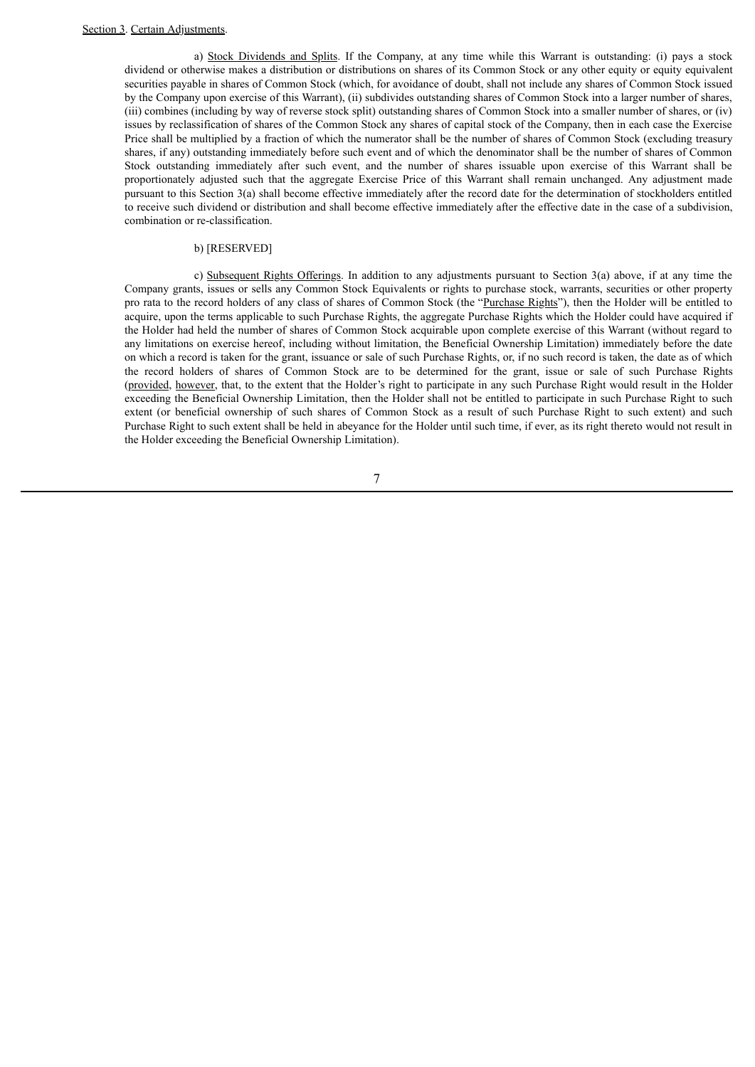Section 3. Certain Adjustments.

a) Stock Dividends and Splits. If the Company, at any time while this Warrant is outstanding: (i) pays a stock dividend or otherwise makes a distribution or distributions on shares of its Common Stock or any other equity or equity equivalent securities payable in shares of Common Stock (which, for avoidance of doubt, shall not include any shares of Common Stock issued by the Company upon exercise of this Warrant), (ii) subdivides outstanding shares of Common Stock into a larger number of shares, (iii) combines (including by way of reverse stock split) outstanding shares of Common Stock into a smaller number of shares, or (iv) issues by reclassification of shares of the Common Stock any shares of capital stock of the Company, then in each case the Exercise Price shall be multiplied by a fraction of which the numerator shall be the number of shares of Common Stock (excluding treasury shares, if any) outstanding immediately before such event and of which the denominator shall be the number of shares of Common Stock outstanding immediately after such event, and the number of shares issuable upon exercise of this Warrant shall be proportionately adjusted such that the aggregate Exercise Price of this Warrant shall remain unchanged. Any adjustment made pursuant to this Section 3(a) shall become effective immediately after the record date for the determination of stockholders entitled to receive such dividend or distribution and shall become effective immediately after the effective date in the case of a subdivision, combination or re-classification.

b) [RESERVED]

c) Subsequent Rights Offerings. In addition to any adjustments pursuant to Section 3(a) above, if at any time the Company grants, issues or sells any Common Stock Equivalents or rights to purchase stock, warrants, securities or other property pro rata to the record holders of any class of shares of Common Stock (the "Purchase Rights"), then the Holder will be entitled to acquire, upon the terms applicable to such Purchase Rights, the aggregate Purchase Rights which the Holder could have acquired if the Holder had held the number of shares of Common Stock acquirable upon complete exercise of this Warrant (without regard to any limitations on exercise hereof, including without limitation, the Beneficial Ownership Limitation) immediately before the date on which a record is taken for the grant, issuance or sale of such Purchase Rights, or, if no such record is taken, the date as of which the record holders of shares of Common Stock are to be determined for the grant, issue or sale of such Purchase Rights (provided, however, that, to the extent that the Holder's right to participate in any such Purchase Right would result in the Holder exceeding the Beneficial Ownership Limitation, then the Holder shall not be entitled to participate in such Purchase Right to such extent (or beneficial ownership of such shares of Common Stock as a result of such Purchase Right to such extent) and such Purchase Right to such extent shall be held in abeyance for the Holder until such time, if ever, as its right thereto would not result in the Holder exceeding the Beneficial Ownership Limitation).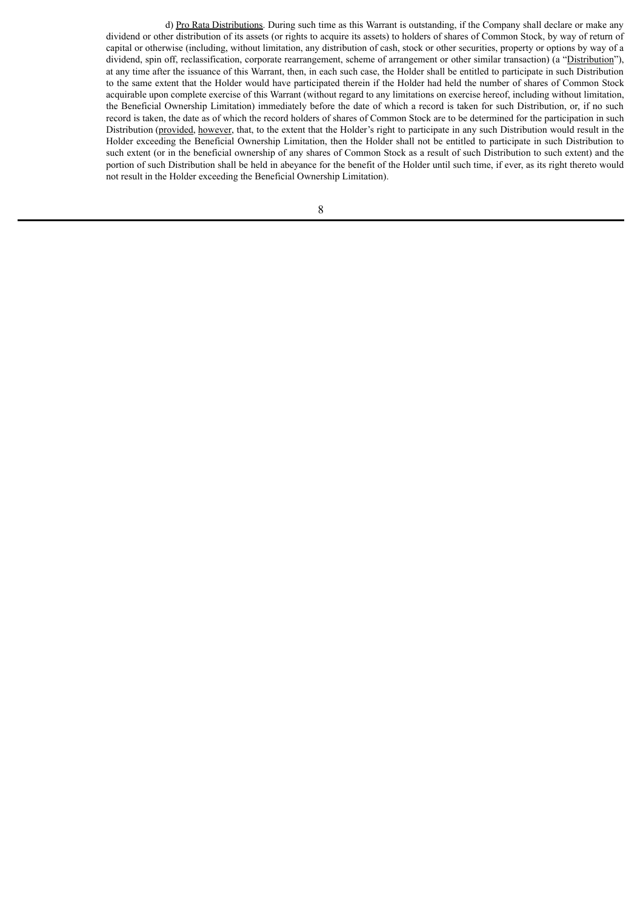d) Pro Rata Distributions. During such time as this Warrant is outstanding, if the Company shall declare or make any dividend or other distribution of its assets (or rights to acquire its assets) to holders of shares of Common Stock, by way of return of capital or otherwise (including, without limitation, any distribution of cash, stock or other securities, property or options by way of a dividend, spin off, reclassification, corporate rearrangement, scheme of arrangement or other similar transaction) (a "Distribution"), at any time after the issuance of this Warrant, then, in each such case, the Holder shall be entitled to participate in such Distribution to the same extent that the Holder would have participated therein if the Holder had held the number of shares of Common Stock acquirable upon complete exercise of this Warrant (without regard to any limitations on exercise hereof, including without limitation, the Beneficial Ownership Limitation) immediately before the date of which a record is taken for such Distribution, or, if no such record is taken, the date as of which the record holders of shares of Common Stock are to be determined for the participation in such Distribution (provided, however, that, to the extent that the Holder's right to participate in any such Distribution would result in the Holder exceeding the Beneficial Ownership Limitation, then the Holder shall not be entitled to participate in such Distribution to such extent (or in the beneficial ownership of any shares of Common Stock as a result of such Distribution to such extent) and the portion of such Distribution shall be held in abeyance for the benefit of the Holder until such time, if ever, as its right thereto would not result in the Holder exceeding the Beneficial Ownership Limitation).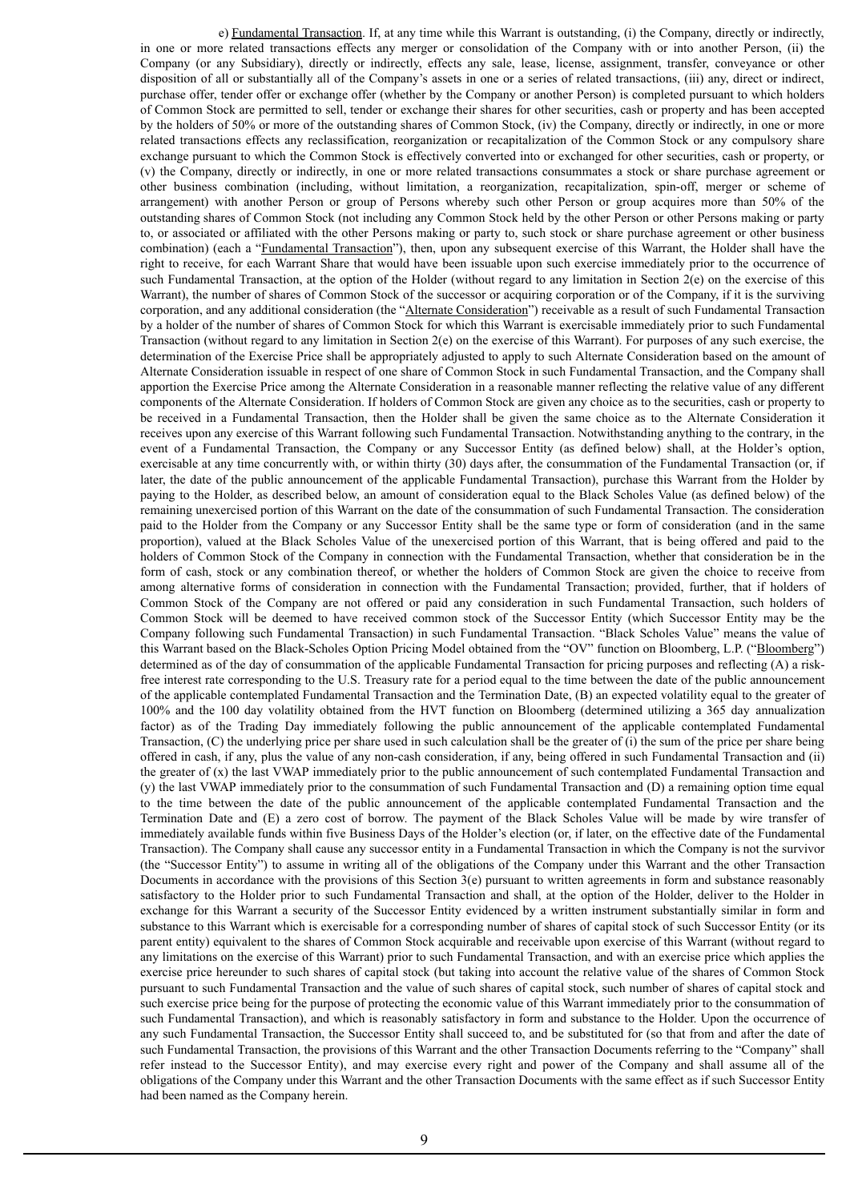e) Fundamental Transaction. If, at any time while this Warrant is outstanding, (i) the Company, directly or indirectly, in one or more related transactions effects any merger or consolidation of the Company with or into another Person, (ii) the Company (or any Subsidiary), directly or indirectly, effects any sale, lease, license, assignment, transfer, conveyance or other disposition of all or substantially all of the Company's assets in one or a series of related transactions, (iii) any, direct or indirect, purchase offer, tender offer or exchange offer (whether by the Company or another Person) is completed pursuant to which holders of Common Stock are permitted to sell, tender or exchange their shares for other securities, cash or property and has been accepted by the holders of 50% or more of the outstanding shares of Common Stock, (iv) the Company, directly or indirectly, in one or more related transactions effects any reclassification, reorganization or recapitalization of the Common Stock or any compulsory share exchange pursuant to which the Common Stock is effectively converted into or exchanged for other securities, cash or property, or (v) the Company, directly or indirectly, in one or more related transactions consummates a stock or share purchase agreement or other business combination (including, without limitation, a reorganization, recapitalization, spin-off, merger or scheme of arrangement) with another Person or group of Persons whereby such other Person or group acquires more than 50% of the outstanding shares of Common Stock (not including any Common Stock held by the other Person or other Persons making or party to, or associated or affiliated with the other Persons making or party to, such stock or share purchase agreement or other business combination) (each a "Fundamental Transaction"), then, upon any subsequent exercise of this Warrant, the Holder shall have the right to receive, for each Warrant Share that would have been issuable upon such exercise immediately prior to the occurrence of such Fundamental Transaction, at the option of the Holder (without regard to any limitation in Section 2(e) on the exercise of this Warrant), the number of shares of Common Stock of the successor or acquiring corporation or of the Company, if it is the surviving corporation, and any additional consideration (the "Alternate Consideration") receivable as a result of such Fundamental Transaction by a holder of the number of shares of Common Stock for which this Warrant is exercisable immediately prior to such Fundamental Transaction (without regard to any limitation in Section 2(e) on the exercise of this Warrant). For purposes of any such exercise, the determination of the Exercise Price shall be appropriately adjusted to apply to such Alternate Consideration based on the amount of Alternate Consideration issuable in respect of one share of Common Stock in such Fundamental Transaction, and the Company shall apportion the Exercise Price among the Alternate Consideration in a reasonable manner reflecting the relative value of any different components of the Alternate Consideration. If holders of Common Stock are given any choice as to the securities, cash or property to be received in a Fundamental Transaction, then the Holder shall be given the same choice as to the Alternate Consideration it receives upon any exercise of this Warrant following such Fundamental Transaction. Notwithstanding anything to the contrary, in the event of a Fundamental Transaction, the Company or any Successor Entity (as defined below) shall, at the Holder's option, exercisable at any time concurrently with, or within thirty (30) days after, the consummation of the Fundamental Transaction (or, if later, the date of the public announcement of the applicable Fundamental Transaction), purchase this Warrant from the Holder by paying to the Holder, as described below, an amount of consideration equal to the Black Scholes Value (as defined below) of the remaining unexercised portion of this Warrant on the date of the consummation of such Fundamental Transaction. The consideration paid to the Holder from the Company or any Successor Entity shall be the same type or form of consideration (and in the same proportion), valued at the Black Scholes Value of the unexercised portion of this Warrant, that is being offered and paid to the holders of Common Stock of the Company in connection with the Fundamental Transaction, whether that consideration be in the form of cash, stock or any combination thereof, or whether the holders of Common Stock are given the choice to receive from among alternative forms of consideration in connection with the Fundamental Transaction; provided, further, that if holders of Common Stock of the Company are not offered or paid any consideration in such Fundamental Transaction, such holders of Common Stock will be deemed to have received common stock of the Successor Entity (which Successor Entity may be the Company following such Fundamental Transaction) in such Fundamental Transaction. "Black Scholes Value" means the value of this Warrant based on the Black-Scholes Option Pricing Model obtained from the "OV" function on Bloomberg, L.P. ("Bloomberg") determined as of the day of consummation of the applicable Fundamental Transaction for pricing purposes and reflecting (A) a risk-free interest rate corresponding to the U.S. Treasury rate for a period equal to the time between the date of the public announcement of the applicable contemplated Fundamental Transaction and the Termination Date, (B) an expected volatility equal to the greater of 100% and the 100 day volatility obtained from the HVT function on Bloomberg (determined utilizing a 365 day annualization factor) as of the Trading Day immediately following the public announcement of the applicable contemplated Fundamental Transaction, (C) the underlying price per share used in such calculation shall be the greater of (i) the sum of the price per share being offered in cash, if any, plus the value of any non-cash consideration, if any, being offered in such Fundamental Transaction and (ii) the greater of (x) the last VWAP immediately prior to the public announcement of such contemplated Fundamental Transaction and (y) the last VWAP immediately prior to the consummation of such Fundamental Transaction and (D) a remaining option time equal to the time between the date of the public announcement of the applicable contemplated Fundamental Transaction and the Termination Date and (E) a zero cost of borrow. The payment of the Black Scholes Value will be made by wire transfer of immediately available funds within five Business Days of the Holder's election (or, if later, on the effective date of the Fundamental Transaction). The Company shall cause any successor entity in a Fundamental Transaction in which the Company is not the survivor (the "Successor Entity") to assume in writing all of the obligations of the Company under this Warrant and the other Transaction Documents in accordance with the provisions of this Section 3(e) pursuant to written agreements in form and substance reasonably satisfactory to the Holder prior to such Fundamental Transaction and shall, at the option of the Holder, deliver to the Holder in exchange for this Warrant a security of the Successor Entity evidenced by a written instrument substantially similar in form and substance to this Warrant which is exercisable for a corresponding number of shares of capital stock of such Successor Entity (or its parent entity) equivalent to the shares of Common Stock acquirable and receivable upon exercise of this Warrant (without regard to any limitations on the exercise of this Warrant) prior to such Fundamental Transaction, and with an exercise price which applies the exercise price hereunder to such shares of capital stock (but taking into account the relative value of the shares of Common Stock pursuant to such Fundamental Transaction and the value of such shares of capital stock, such number of shares of capital stock and such exercise price being for the purpose of protecting the economic value of this Warrant immediately prior to the consummation of such Fundamental Transaction), and which is reasonably satisfactory in form and substance to the Holder. Upon the occurrence of any such Fundamental Transaction, the Successor Entity shall succeed to, and be substituted for (so that from and after the date of such Fundamental Transaction, the provisions of this Warrant and the other Transaction Documents referring to the "Company" shall refer instead to the Successor Entity), and may exercise every right and power of the Company and shall assume all of the obligations of the Company under this Warrant and the other Transaction Documents with the same effect as if such Successor Entity had been named as the Company herein.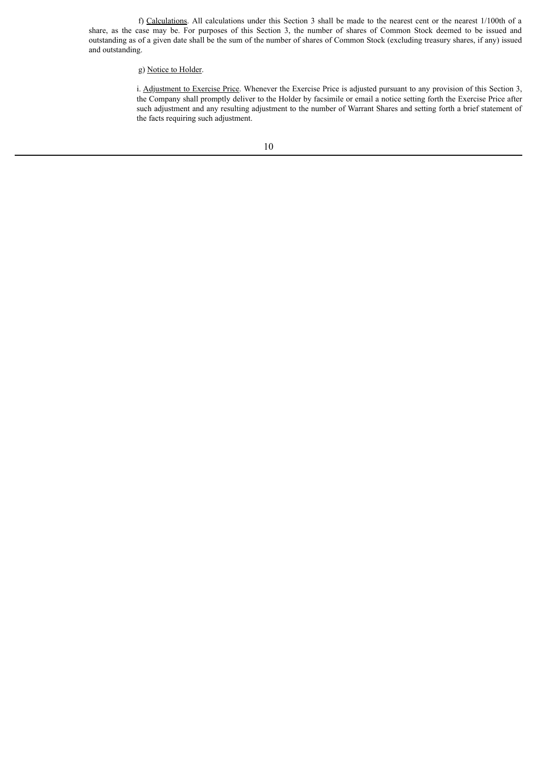f) Calculations. All calculations under this Section 3 shall be made to the nearest cent or the nearest 1/100th of a share, as the case may be. For purposes of this Section 3, the number of shares of Common Stock deemed to be issued and outstanding as of a given date shall be the sum of the number of shares of Common Stock (excluding treasury shares, if any) issued and outstanding.

g) Notice to Holder.

i. Adjustment to Exercise Price. Whenever the Exercise Price is adjusted pursuant to any provision of this Section 3, the Company shall promptly deliver to the Holder by facsimile or email a notice setting forth the Exercise Price after such adjustment and any resulting adjustment to the number of Warrant Shares and setting forth a brief statement of the facts requiring such adjustment.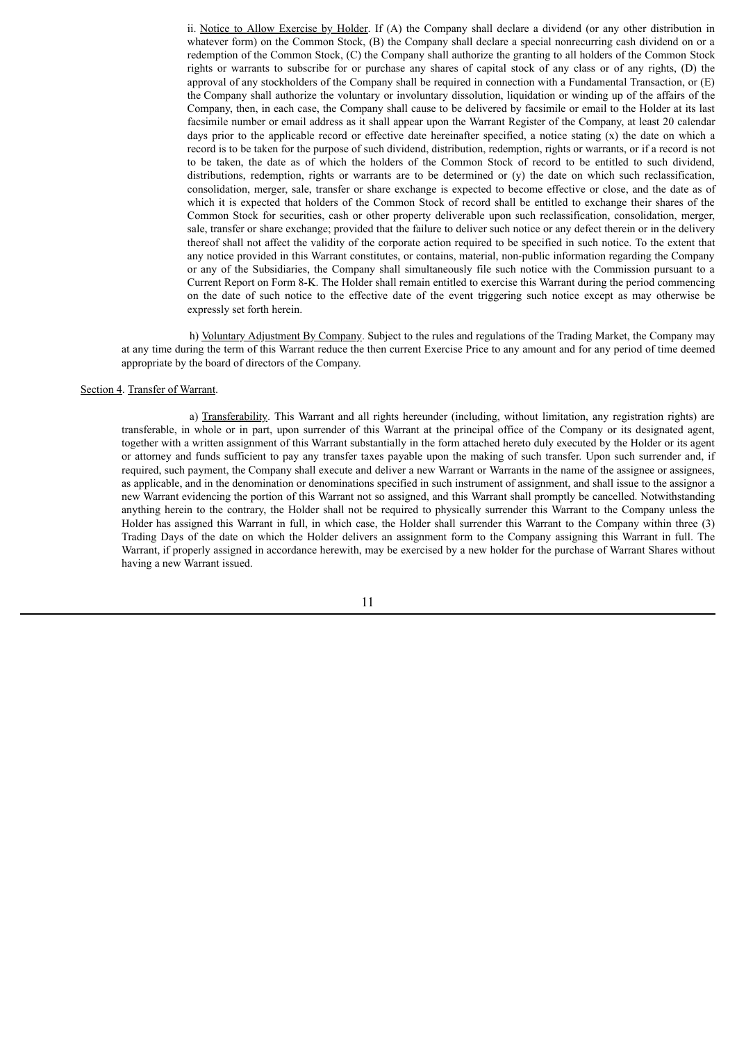ii. Notice to Allow Exercise by Holder. If (A) the Company shall declare a dividend (or any other distribution in whatever form) on the Common Stock, (B) the Company shall declare a special nonrecurring cash dividend on or a redemption of the Common Stock, (C) the Company shall authorize the granting to all holders of the Common Stock rights or warrants to subscribe for or purchase any shares of capital stock of any class or of any rights, (D) the approval of any stockholders of the Company shall be required in connection with a Fundamental Transaction, or (E) the Company shall authorize the voluntary or involuntary dissolution, liquidation or winding up of the affairs of the Company, then, in each case, the Company shall cause to be delivered by facsimile or email to the Holder at its last facsimile number or email address as it shall appear upon the Warrant Register of the Company, at least 20 calendar days prior to the applicable record or effective date hereinafter specified, a notice stating (x) the date on which a record is to be taken for the purpose of such dividend, distribution, redemption, rights or warrants, or if a record is not to be taken, the date as of which the holders of the Common Stock of record to be entitled to such dividend, distributions, redemption, rights or warrants are to be determined or (y) the date on which such reclassification, consolidation, merger, sale, transfer or share exchange is expected to become effective or close, and the date as of which it is expected that holders of the Common Stock of record shall be entitled to exchange their shares of the Common Stock for securities, cash or other property deliverable upon such reclassification, consolidation, merger, sale, transfer or share exchange; provided that the failure to deliver such notice or any defect therein or in the delivery thereof shall not affect the validity of the corporate action required to be specified in such notice. To the extent that any notice provided in this Warrant constitutes, or contains, material, non-public information regarding the Company or any of the Subsidiaries, the Company shall simultaneously file such notice with the Commission pursuant to a Current Report on Form 8-K. The Holder shall remain entitled to exercise this Warrant during the period commencing on the date of such notice to the effective date of the event triggering such notice except as may otherwise be expressly set forth herein.

h) Voluntary Adjustment By Company. Subject to the rules and regulations of the Trading Market, the Company may at any time during the term of this Warrant reduce the then current Exercise Price to any amount and for any period of time deemed appropriate by the board of directors of the Company.

Section 4. Transfer of Warrant.

a) Transferability. This Warrant and all rights hereunder (including, without limitation, any registration rights) are transferable, in whole or in part, upon surrender of this Warrant at the principal office of the Company or its designated agent, together with a written assignment of this Warrant substantially in the form attached hereto duly executed by the Holder or its agent or attorney and funds sufficient to pay any transfer taxes payable upon the making of such transfer. Upon such surrender and, if required, such payment, the Company shall execute and deliver a new Warrant or Warrants in the name of the assignee or assignees, as applicable, and in the denomination or denominations specified in such instrument of assignment, and shall issue to the assignor a new Warrant evidencing the portion of this Warrant not so assigned, and this Warrant shall promptly be cancelled. Notwithstanding anything herein to the contrary, the Holder shall not be required to physically surrender this Warrant to the Company unless the Holder has assigned this Warrant in full, in which case, the Holder shall surrender this Warrant to the Company within three (3) Trading Days of the date on which the Holder delivers an assignment form to the Company assigning this Warrant in full. The Warrant, if properly assigned in accordance herewith, may be exercised by a new holder for the purchase of Warrant Shares without having a new Warrant issued.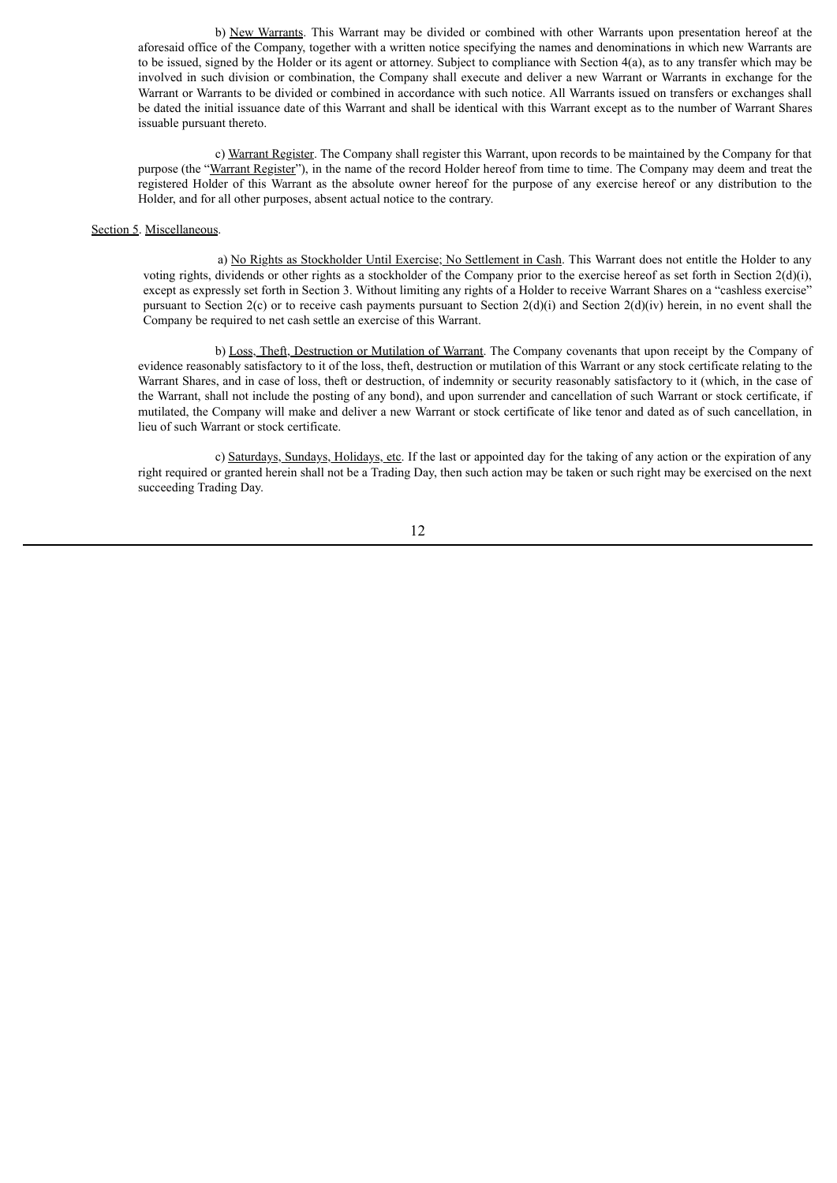b) New Warrants. This Warrant may be divided or combined with other Warrants upon presentation hereof at the aforesaid office of the Company, together with a written notice specifying the names and denominations in which new Warrants are to be issued, signed by the Holder or its agent or attorney. Subject to compliance with Section 4(a), as to any transfer which may be involved in such division or combination, the Company shall execute and deliver a new Warrant or Warrants in exchange for the Warrant or Warrants to be divided or combined in accordance with such notice. All Warrants issued on transfers or exchanges shall be dated the initial issuance date of this Warrant and shall be identical with this Warrant except as to the number of Warrant Shares issuable pursuant thereto.

c) Warrant Register. The Company shall register this Warrant, upon records to be maintained by the Company for that purpose (the "Warrant Register"), in the name of the record Holder hereof from time to time. The Company may deem and treat the registered Holder of this Warrant as the absolute owner hereof for the purpose of any exercise hereof or any distribution to the Holder, and for all other purposes, absent actual notice to the contrary.

Section 5. Miscellaneous.

a) No Rights as Stockholder Until Exercise; No Settlement in Cash. This Warrant does not entitle the Holder to any voting rights, dividends or other rights as a stockholder of the Company prior to the exercise hereof as set forth in Section 2(d)(i), except as expressly set forth in Section 3. Without limiting any rights of a Holder to receive Warrant Shares on a "cashless exercise" pursuant to Section 2(c) or to receive cash payments pursuant to Section 2(d)(i) and Section 2(d)(iv) herein, in no event shall the Company be required to net cash settle an exercise of this Warrant.

b) Loss, Theft, Destruction or Mutilation of Warrant. The Company covenants that upon receipt by the Company of evidence reasonably satisfactory to it of the loss, theft, destruction or mutilation of this Warrant or any stock certificate relating to the Warrant Shares, and in case of loss, theft or destruction, of indemnity or security reasonably satisfactory to it (which, in the case of the Warrant, shall not include the posting of any bond), and upon surrender and cancellation of such Warrant or stock certificate, if mutilated, the Company will make and deliver a new Warrant or stock certificate of like tenor and dated as of such cancellation, in lieu of such Warrant or stock certificate.

c) Saturdays, Sundays, Holidays, etc. If the last or appointed day for the taking of any action or the expiration of any right required or granted herein shall not be a Trading Day, then such action may be taken or such right may be exercised on the next succeeding Trading Day.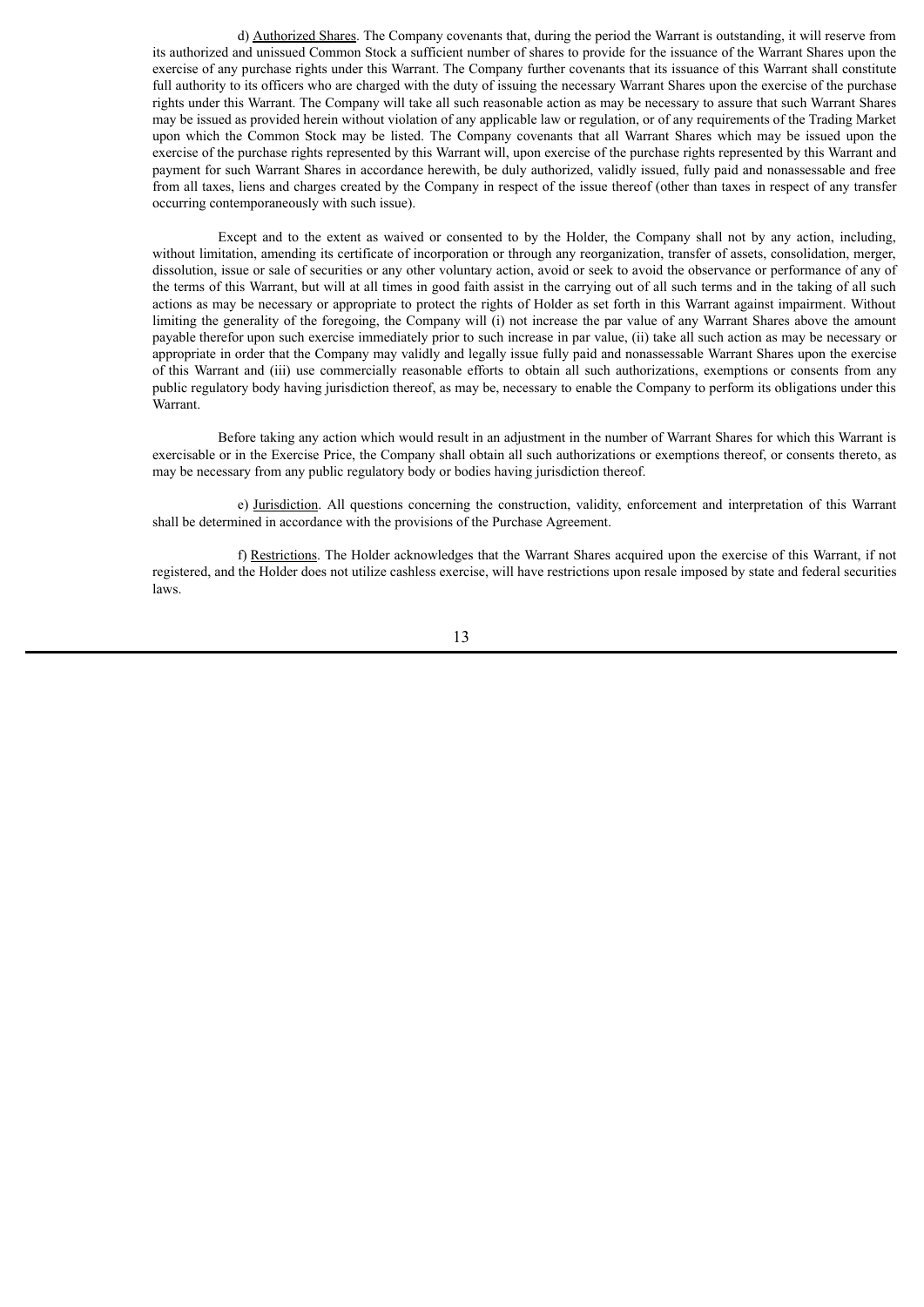d) Authorized Shares. The Company covenants that, during the period the Warrant is outstanding, it will reserve from its authorized and unissued Common Stock a sufficient number of shares to provide for the issuance of the Warrant Shares upon the exercise of any purchase rights under this Warrant. The Company further covenants that its issuance of this Warrant shall constitute full authority to its officers who are charged with the duty of issuing the necessary Warrant Shares upon the exercise of the purchase rights under this Warrant. The Company will take all such reasonable action as may be necessary to assure that such Warrant Shares may be issued as provided herein without violation of any applicable law or regulation, or of any requirements of the Trading Market upon which the Common Stock may be listed. The Company covenants that all Warrant Shares which may be issued upon the exercise of the purchase rights represented by this Warrant will, upon exercise of the purchase rights represented by this Warrant and payment for such Warrant Shares in accordance herewith, be duly authorized, validly issued, fully paid and nonassessable and free from all taxes, liens and charges created by the Company in respect of the issue thereof (other than taxes in respect of any transfer occurring contemporaneously with such issue).

Except and to the extent as waived or consented to by the Holder, the Company shall not by any action, including, without limitation, amending its certificate of incorporation or through any reorganization, transfer of assets, consolidation, merger, dissolution, issue or sale of securities or any other voluntary action, avoid or seek to avoid the observance or performance of any of the terms of this Warrant, but will at all times in good faith assist in the carrying out of all such terms and in the taking of all such actions as may be necessary or appropriate to protect the rights of Holder as set forth in this Warrant against impairment. Without limiting the generality of the foregoing, the Company will (i) not increase the par value of any Warrant Shares above the amount payable therefor upon such exercise immediately prior to such increase in par value, (ii) take all such action as may be necessary or appropriate in order that the Company may validly and legally issue fully paid and nonassessable Warrant Shares upon the exercise of this Warrant and (iii) use commercially reasonable efforts to obtain all such authorizations, exemptions or consents from any public regulatory body having jurisdiction thereof, as may be, necessary to enable the Company to perform its obligations under this Warrant.

Before taking any action which would result in an adjustment in the number of Warrant Shares for which this Warrant is exercisable or in the Exercise Price, the Company shall obtain all such authorizations or exemptions thereof, or consents thereto, as may be necessary from any public regulatory body or bodies having jurisdiction thereof.

e) Jurisdiction. All questions concerning the construction, validity, enforcement and interpretation of this Warrant shall be determined in accordance with the provisions of the Purchase Agreement.

f) Restrictions. The Holder acknowledges that the Warrant Shares acquired upon the exercise of this Warrant, if not registered, and the Holder does not utilize cashless exercise, will have restrictions upon resale imposed by state and federal securities laws.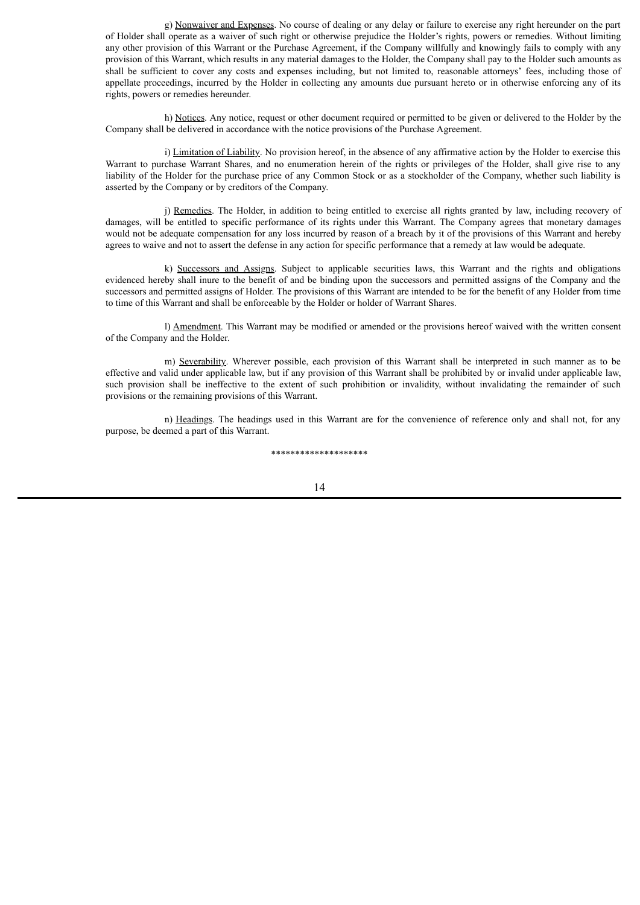g) Nonwaiver and Expenses. No course of dealing or any delay or failure to exercise any right hereunder on the part of Holder shall operate as a waiver of such right or otherwise prejudice the Holder's rights, powers or remedies. Without limiting any other provision of this Warrant or the Purchase Agreement, if the Company willfully and knowingly fails to comply with any provision of this Warrant, which results in any material damages to the Holder, the Company shall pay to the Holder such amounts as shall be sufficient to cover any costs and expenses including, but not limited to, reasonable attorneys' fees, including those of appellate proceedings, incurred by the Holder in collecting any amounts due pursuant hereto or in otherwise enforcing any of its rights, powers or remedies hereunder.

h) Notices. Any notice, request or other document required or permitted to be given or delivered to the Holder by the Company shall be delivered in accordance with the notice provisions of the Purchase Agreement.

i) Limitation of Liability. No provision hereof, in the absence of any affirmative action by the Holder to exercise this Warrant to purchase Warrant Shares, and no enumeration herein of the rights or privileges of the Holder, shall give rise to any liability of the Holder for the purchase price of any Common Stock or as a stockholder of the Company, whether such liability is asserted by the Company or by creditors of the Company.

j) Remedies. The Holder, in addition to being entitled to exercise all rights granted by law, including recovery of damages, will be entitled to specific performance of its rights under this Warrant. The Company agrees that monetary damages would not be adequate compensation for any loss incurred by reason of a breach by it of the provisions of this Warrant and hereby agrees to waive and not to assert the defense in any action for specific performance that a remedy at law would be adequate.

k) Successors and Assigns. Subject to applicable securities laws, this Warrant and the rights and obligations evidenced hereby shall inure to the benefit of and be binding upon the successors and permitted assigns of the Company and the successors and permitted assigns of Holder. The provisions of this Warrant are intended to be for the benefit of any Holder from time to time of this Warrant and shall be enforceable by the Holder or holder of Warrant Shares.

l) Amendment. This Warrant may be modified or amended or the provisions hereof waived with the written consent of the Company and the Holder.

m) Severability. Wherever possible, each provision of this Warrant shall be interpreted in such manner as to be effective and valid under applicable law, but if any provision of this Warrant shall be prohibited by or invalid under applicable law, such provision shall be ineffective to the extent of such prohibition or invalidity, without invalidating the remainder of such provisions or the remaining provisions of this Warrant.

n) Headings. The headings used in this Warrant are for the convenience of reference only and shall not, for any purpose, be deemed a part of this Warrant.

********************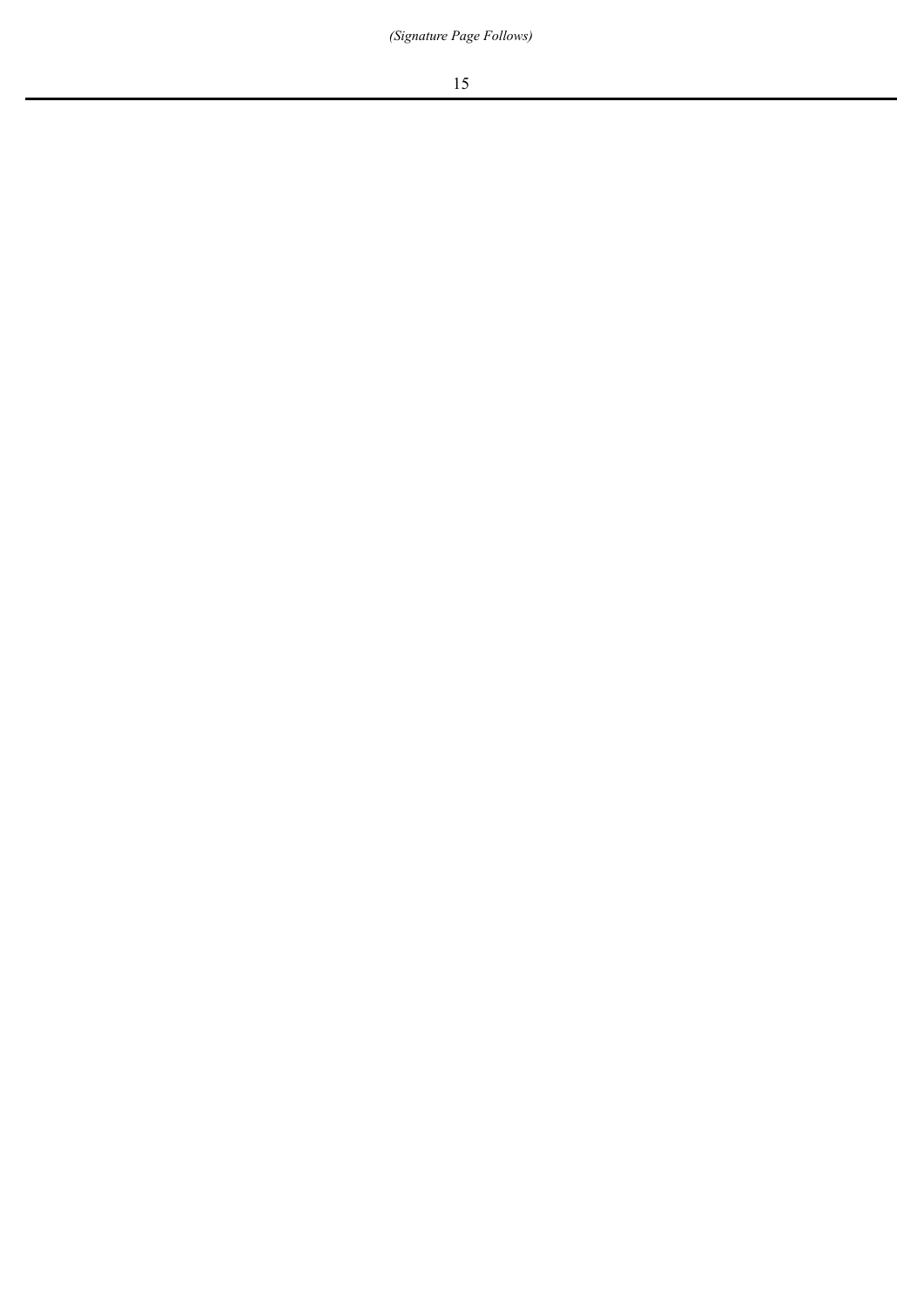*(Signature Page Follows)*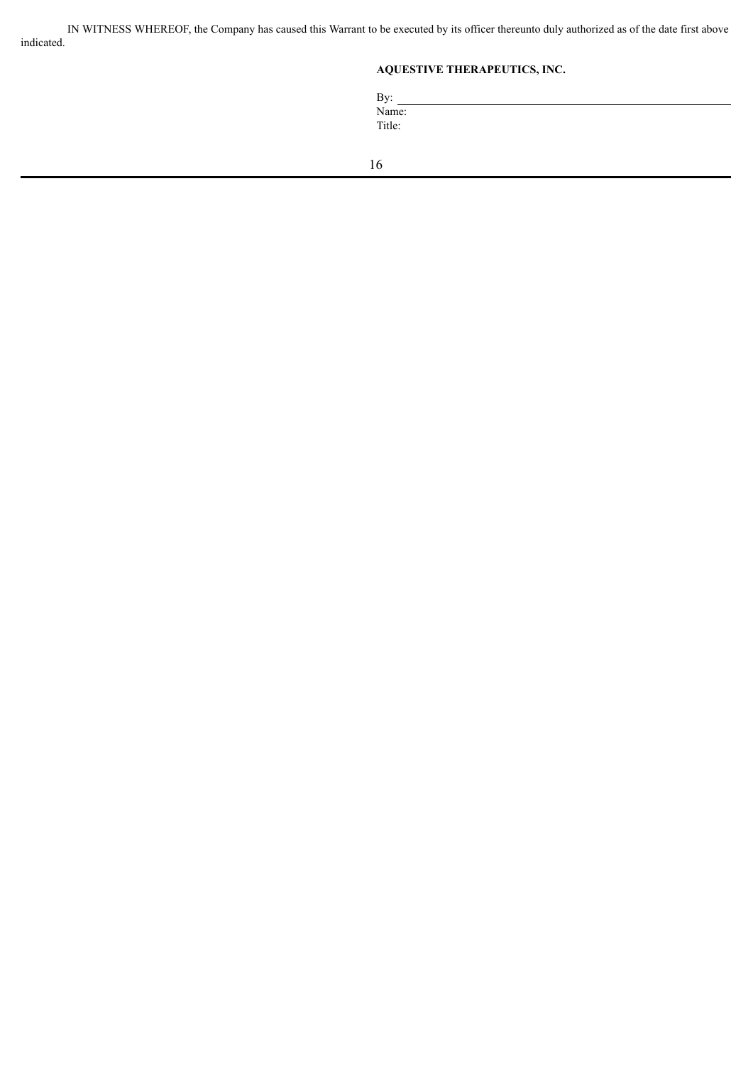IN WITNESS WHEREOF, the Company has caused this Warrant to be executed by its officer thereunto duly authorized as of the date first above indicated.

**AQUESTIVE THERAPEUTICS, INC.**

By: \_\_\_\_\_\_\_\_\_\_\_\_\_\_\_\_\_\_\_\_\_\_\_\_\_\_\_\_\_\_\_\_\_\_\_\_\_\_\_\_\_\_\_\_\_\_\_\_\_\_

Name:

Title: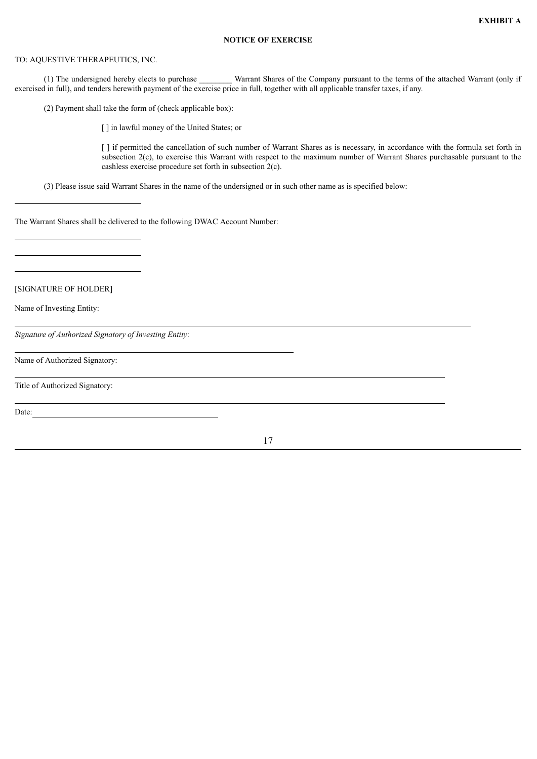**EXHIBIT A**

**NOTICE OF EXERCISE**

TO: AQUESTIVE THERAPEUTICS, INC.

(1) The undersigned hereby elects to purchase ________ Warrant Shares of the Company pursuant to the terms of the attached Warrant (only if exercised in full), and tenders herewith payment of the exercise price in full, together with all applicable transfer taxes, if any.

(2) Payment shall take the form of (check applicable box):

[ ] in lawful money of the United States; or

[ ] if permitted the cancellation of such number of Warrant Shares as is necessary, in accordance with the formula set forth in subsection 2(c), to exercise this Warrant with respect to the maximum number of Warrant Shares purchasable pursuant to the cashless exercise procedure set forth in subsection 2(c).

(3) Please issue said Warrant Shares in the name of the undersigned or in such other name as is specified below:

_______________________________

The Warrant Shares shall be delivered to the following DWAC Account Number:

_______________________________

_______________________________

_______________________________

[SIGNATURE OF HOLDER]

Name of Investing Entity:

_______________________________________________________________________________

*Signature of Authorized Signatory of Investing Entity*:

_______________________________________________________

Name of Authorized Signatory:

_______________________________________________________________________________

Title of Authorized Signatory:

_______________________________________________________________________________

Date:_______________________________________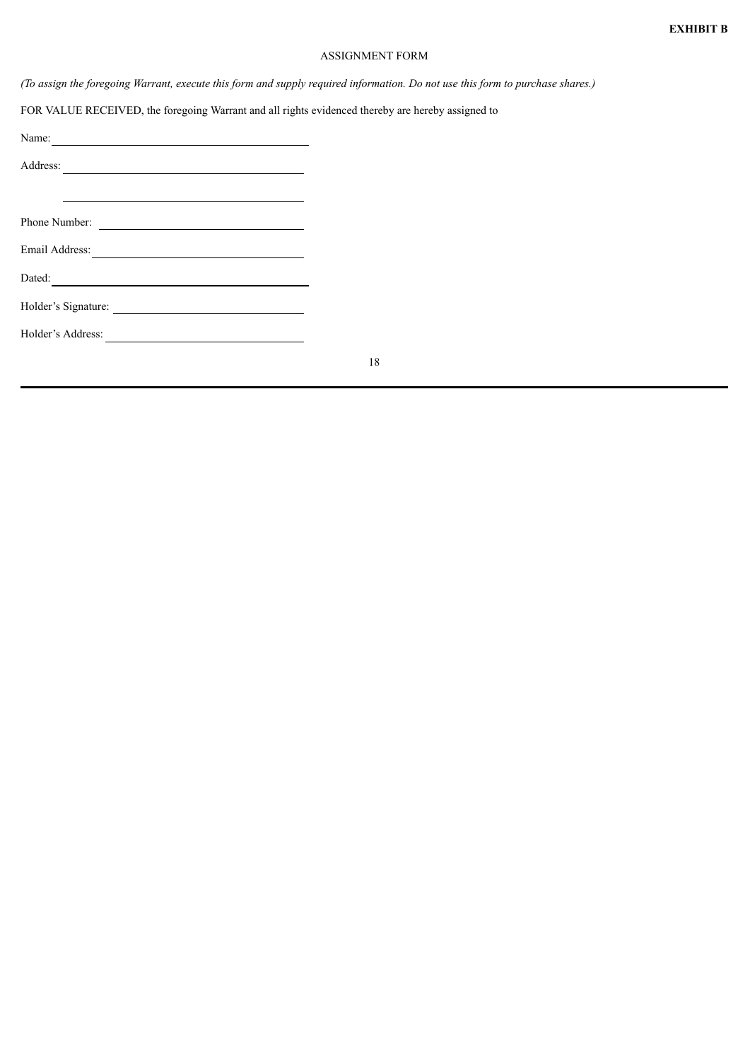**EXHIBIT B**

ASSIGNMENT FORM

*(To assign the foregoing Warrant, execute this form and supply required information. Do not use this form to purchase shares.)*

FOR VALUE RECEIVED, the foregoing Warrant and all rights evidenced thereby are hereby assigned to

Name: \_\_\_\_\_\_\_\_\_\_\_\_\_\_\_\_\_\_\_\_\_\_\_\_\_\_\_\_\_\_\_\_\_\_\_\_

Address: \_\_\_\_\_\_\_\_\_\_\_\_\_\_\_\_\_\_\_\_\_\_\_\_\_\_\_\_\_\_\_\_\_\_\_\_

\_\_\_\_\_\_\_\_\_\_\_\_\_\_\_\_\_\_\_\_\_\_\_\_\_\_\_\_\_\_\_\_\_\_\_\_

Phone Number: \_\_\_\_\_\_\_\_\_\_\_\_\_\_\_\_\_\_\_\_\_\_\_\_\_\_\_\_

Email Address: \_\_\_\_\_\_\_\_\_\_\_\_\_\_\_\_\_\_\_\_\_\_\_\_\_\_\_\_

Dated: \_\_\_\_\_\_\_\_\_\_\_\_\_\_\_\_\_\_\_\_\_\_\_\_\_\_\_\_\_\_\_\_\_\_\_\_

Holder's Signature: \_\_\_\_\_\_\_\_\_\_\_\_\_\_\_\_\_\_\_\_\_\_\_\_\_\_

Holder's Address: \_\_\_\_\_\_\_\_\_\_\_\_\_\_\_\_\_\_\_\_\_\_\_\_\_\_\_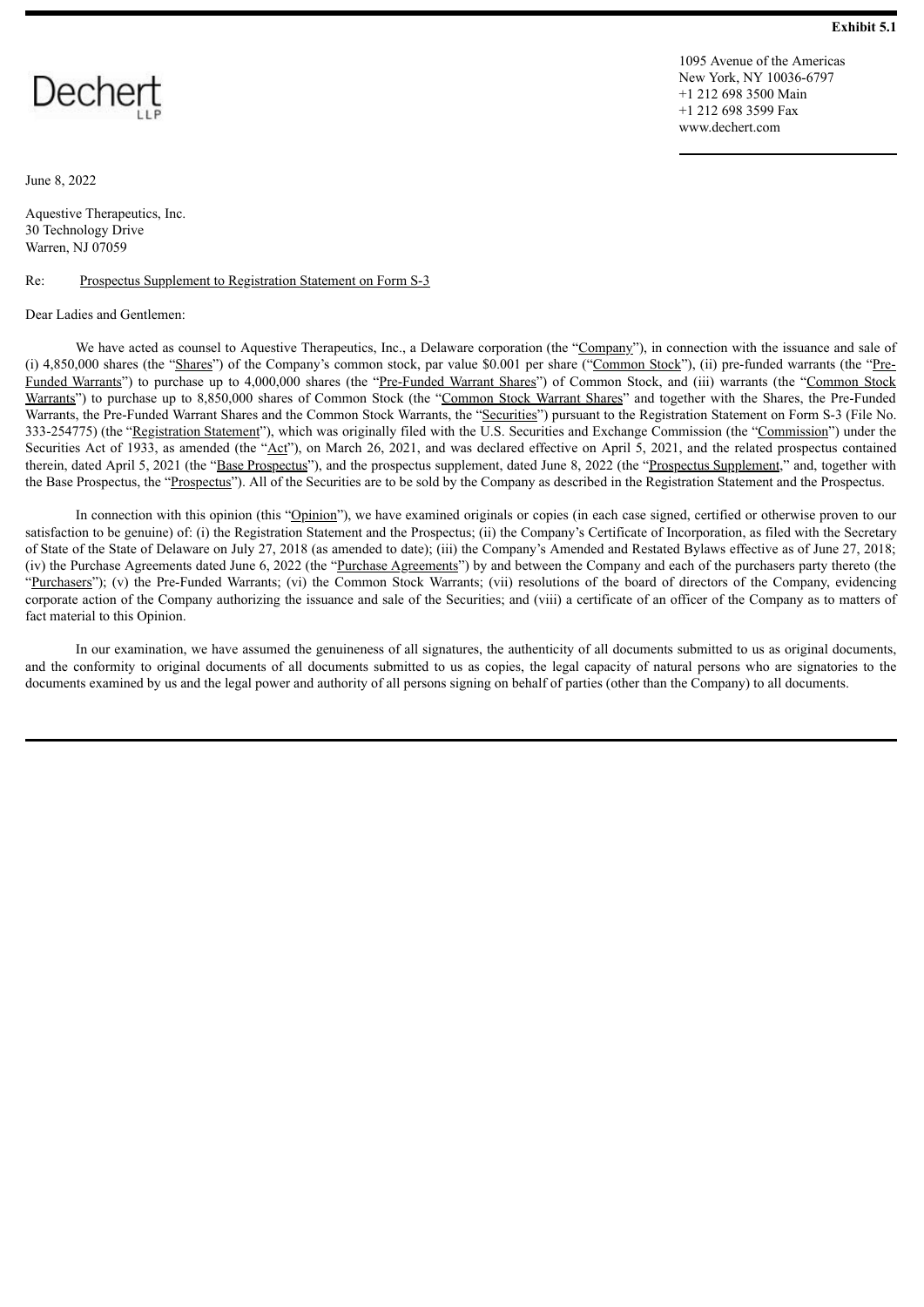**Exhibit 5.1**

Dechert LLP

1095 Avenue of the Americas
New York, NY 10036-6797
+1 212 698 3500 Main
+1 212 698 3599 Fax
www.dechert.com

June 8, 2022

Aquestive Therapeutics, Inc.
30 Technology Drive
Warren, NJ 07059

Re: Prospectus Supplement to Registration Statement on Form S-3

Dear Ladies and Gentlemen:

We have acted as counsel to Aquestive Therapeutics, Inc., a Delaware corporation (the "Company"), in connection with the issuance and sale of (i) 4,850,000 shares (the "Shares") of the Company's common stock, par value $0.001 per share ("Common Stock"), (ii) pre-funded warrants (the "Pre-Funded Warrants") to purchase up to 4,000,000 shares (the "Pre-Funded Warrant Shares") of Common Stock, and (iii) warrants (the "Common Stock Warrants") to purchase up to 8,850,000 shares of Common Stock (the "Common Stock Warrant Shares" and together with the Shares, the Pre-Funded Warrants, the Pre-Funded Warrant Shares and the Common Stock Warrants, the "Securities") pursuant to the Registration Statement on Form S-3 (File No. 333-254775) (the "Registration Statement"), which was originally filed with the U.S. Securities and Exchange Commission (the "Commission") under the Securities Act of 1933, as amended (the "Act"), on March 26, 2021, and was declared effective on April 5, 2021, and the related prospectus contained therein, dated April 5, 2021 (the "Base Prospectus"), and the prospectus supplement, dated June 8, 2022 (the "Prospectus Supplement," and, together with the Base Prospectus, the "Prospectus"). All of the Securities are to be sold by the Company as described in the Registration Statement and the Prospectus.

In connection with this opinion (this "Opinion"), we have examined originals or copies (in each case signed, certified or otherwise proven to our satisfaction to be genuine) of: (i) the Registration Statement and the Prospectus; (ii) the Company's Certificate of Incorporation, as filed with the Secretary of State of the State of Delaware on July 27, 2018 (as amended to date); (iii) the Company's Amended and Restated Bylaws effective as of June 27, 2018; (iv) the Purchase Agreements dated June 6, 2022 (the "Purchase Agreements") by and between the Company and each of the purchasers party thereto (the "Purchasers"); (v) the Pre-Funded Warrants; (vi) the Common Stock Warrants; (vii) resolutions of the board of directors of the Company, evidencing corporate action of the Company authorizing the issuance and sale of the Securities; and (viii) a certificate of an officer of the Company as to matters of fact material to this Opinion.

In our examination, we have assumed the genuineness of all signatures, the authenticity of all documents submitted to us as original documents, and the conformity to original documents of all documents submitted to us as copies, the legal capacity of natural persons who are signatories to the documents examined by us and the legal power and authority of all persons signing on behalf of parties (other than the Company) to all documents.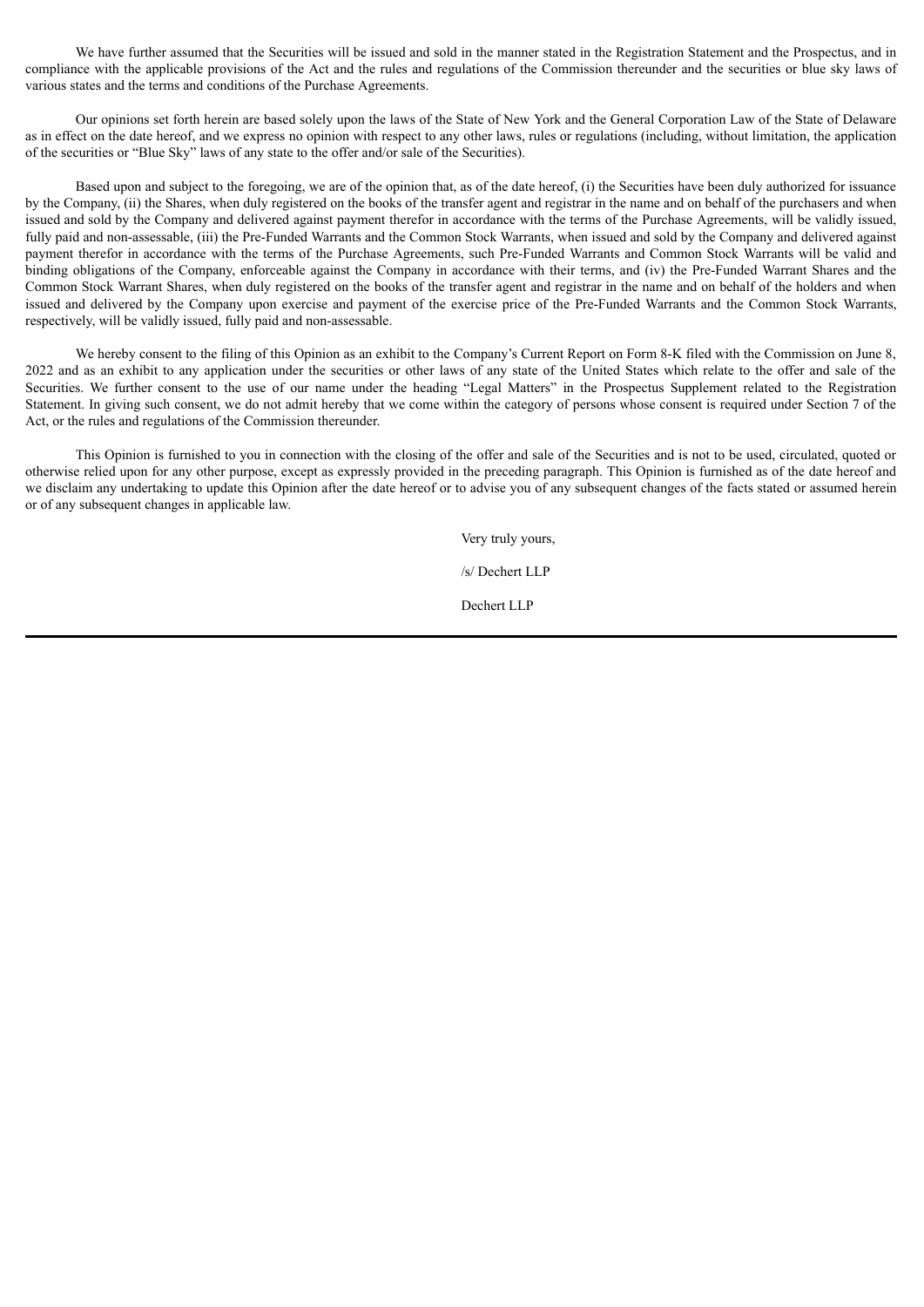We have further assumed that the Securities will be issued and sold in the manner stated in the Registration Statement and the Prospectus, and in compliance with the applicable provisions of the Act and the rules and regulations of the Commission thereunder and the securities or blue sky laws of various states and the terms and conditions of the Purchase Agreements.

Our opinions set forth herein are based solely upon the laws of the State of New York and the General Corporation Law of the State of Delaware as in effect on the date hereof, and we express no opinion with respect to any other laws, rules or regulations (including, without limitation, the application of the securities or "Blue Sky" laws of any state to the offer and/or sale of the Securities).

Based upon and subject to the foregoing, we are of the opinion that, as of the date hereof, (i) the Securities have been duly authorized for issuance by the Company, (ii) the Shares, when duly registered on the books of the transfer agent and registrar in the name and on behalf of the purchasers and when issued and sold by the Company and delivered against payment therefor in accordance with the terms of the Purchase Agreements, will be validly issued, fully paid and non-assessable, (iii) the Pre-Funded Warrants and the Common Stock Warrants, when issued and sold by the Company and delivered against payment therefor in accordance with the terms of the Purchase Agreements, such Pre-Funded Warrants and Common Stock Warrants will be valid and binding obligations of the Company, enforceable against the Company in accordance with their terms, and (iv) the Pre-Funded Warrant Shares and the Common Stock Warrant Shares, when duly registered on the books of the transfer agent and registrar in the name and on behalf of the holders and when issued and delivered by the Company upon exercise and payment of the exercise price of the Pre-Funded Warrants and the Common Stock Warrants, respectively, will be validly issued, fully paid and non-assessable.

We hereby consent to the filing of this Opinion as an exhibit to the Company's Current Report on Form 8-K filed with the Commission on June 8, 2022 and as an exhibit to any application under the securities or other laws of any state of the United States which relate to the offer and sale of the Securities. We further consent to the use of our name under the heading "Legal Matters" in the Prospectus Supplement related to the Registration Statement. In giving such consent, we do not admit hereby that we come within the category of persons whose consent is required under Section 7 of the Act, or the rules and regulations of the Commission thereunder.

This Opinion is furnished to you in connection with the closing of the offer and sale of the Securities and is not to be used, circulated, quoted or otherwise relied upon for any other purpose, except as expressly provided in the preceding paragraph. This Opinion is furnished as of the date hereof and we disclaim any undertaking to update this Opinion after the date hereof or to advise you of any subsequent changes of the facts stated or assumed herein or of any subsequent changes in applicable law.

Very truly yours,

/s/ Dechert LLP

Dechert LLP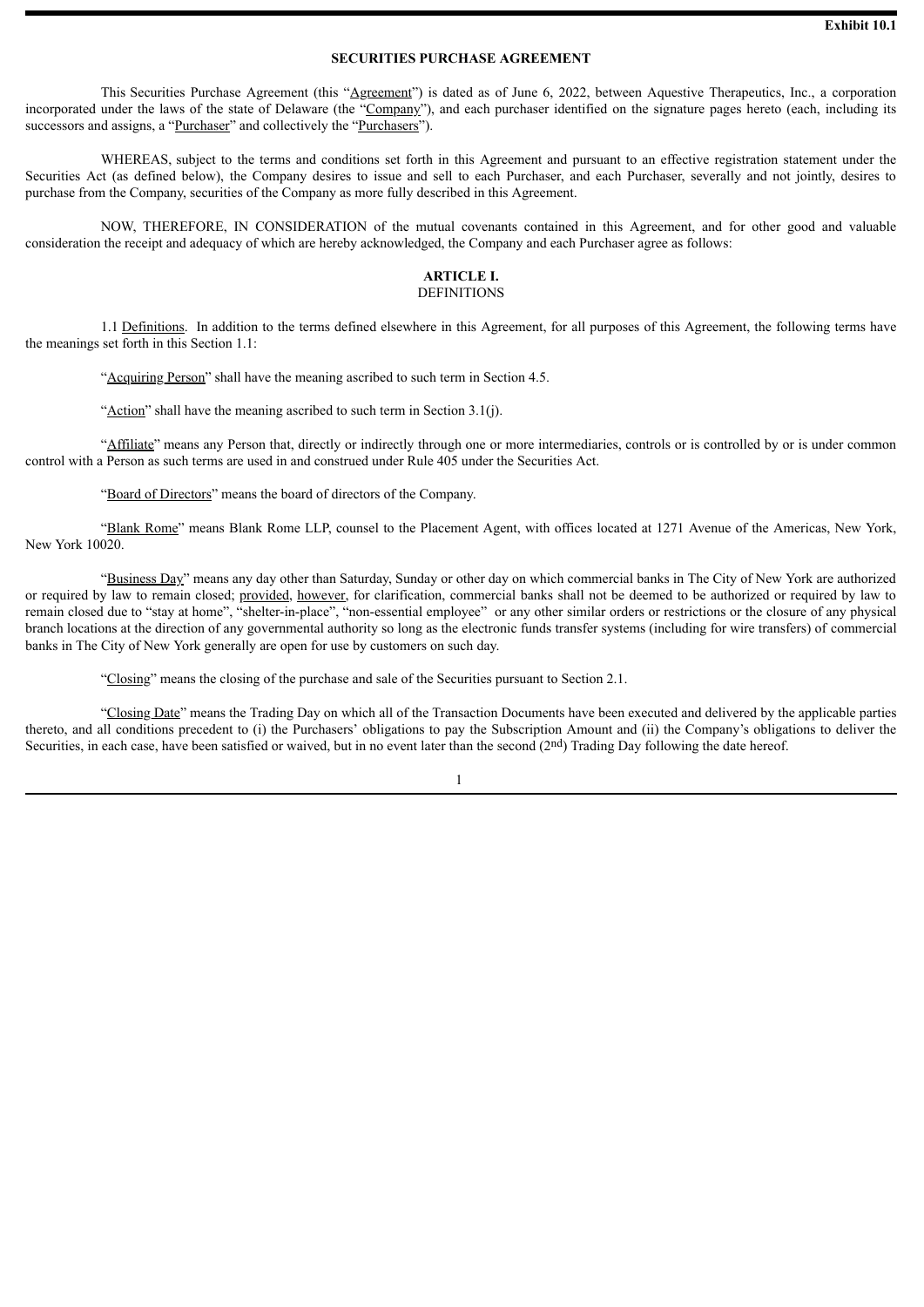**Exhibit 10.1**

**SECURITIES PURCHASE AGREEMENT**

This Securities Purchase Agreement (this "Agreement") is dated as of June 6, 2022, between Aquestive Therapeutics, Inc., a corporation incorporated under the laws of the state of Delaware (the "Company"), and each purchaser identified on the signature pages hereto (each, including its successors and assigns, a "Purchaser" and collectively the "Purchasers").

WHEREAS, subject to the terms and conditions set forth in this Agreement and pursuant to an effective registration statement under the Securities Act (as defined below), the Company desires to issue and sell to each Purchaser, and each Purchaser, severally and not jointly, desires to purchase from the Company, securities of the Company as more fully described in this Agreement.

NOW, THEREFORE, IN CONSIDERATION of the mutual covenants contained in this Agreement, and for other good and valuable consideration the receipt and adequacy of which are hereby acknowledged, the Company and each Purchaser agree as follows:

**ARTICLE I.**
DEFINITIONS

1.1 Definitions. In addition to the terms defined elsewhere in this Agreement, for all purposes of this Agreement, the following terms have the meanings set forth in this Section 1.1:

"Acquiring Person" shall have the meaning ascribed to such term in Section 4.5.

"Action" shall have the meaning ascribed to such term in Section 3.1(j).

"Affiliate" means any Person that, directly or indirectly through one or more intermediaries, controls or is controlled by or is under common control with a Person as such terms are used in and construed under Rule 405 under the Securities Act.

"Board of Directors" means the board of directors of the Company.

"Blank Rome" means Blank Rome LLP, counsel to the Placement Agent, with offices located at 1271 Avenue of the Americas, New York, New York 10020.

"Business Day" means any day other than Saturday, Sunday or other day on which commercial banks in The City of New York are authorized or required by law to remain closed; provided, however, for clarification, commercial banks shall not be deemed to be authorized or required by law to remain closed due to "stay at home", "shelter-in-place", "non-essential employee" or any other similar orders or restrictions or the closure of any physical branch locations at the direction of any governmental authority so long as the electronic funds transfer systems (including for wire transfers) of commercial banks in The City of New York generally are open for use by customers on such day.

"Closing" means the closing of the purchase and sale of the Securities pursuant to Section 2.1.

"Closing Date" means the Trading Day on which all of the Transaction Documents have been executed and delivered by the applicable parties thereto, and all conditions precedent to (i) the Purchasers' obligations to pay the Subscription Amount and (ii) the Company's obligations to deliver the Securities, in each case, have been satisfied or waived, but in no event later than the second (2nd) Trading Day following the date hereof.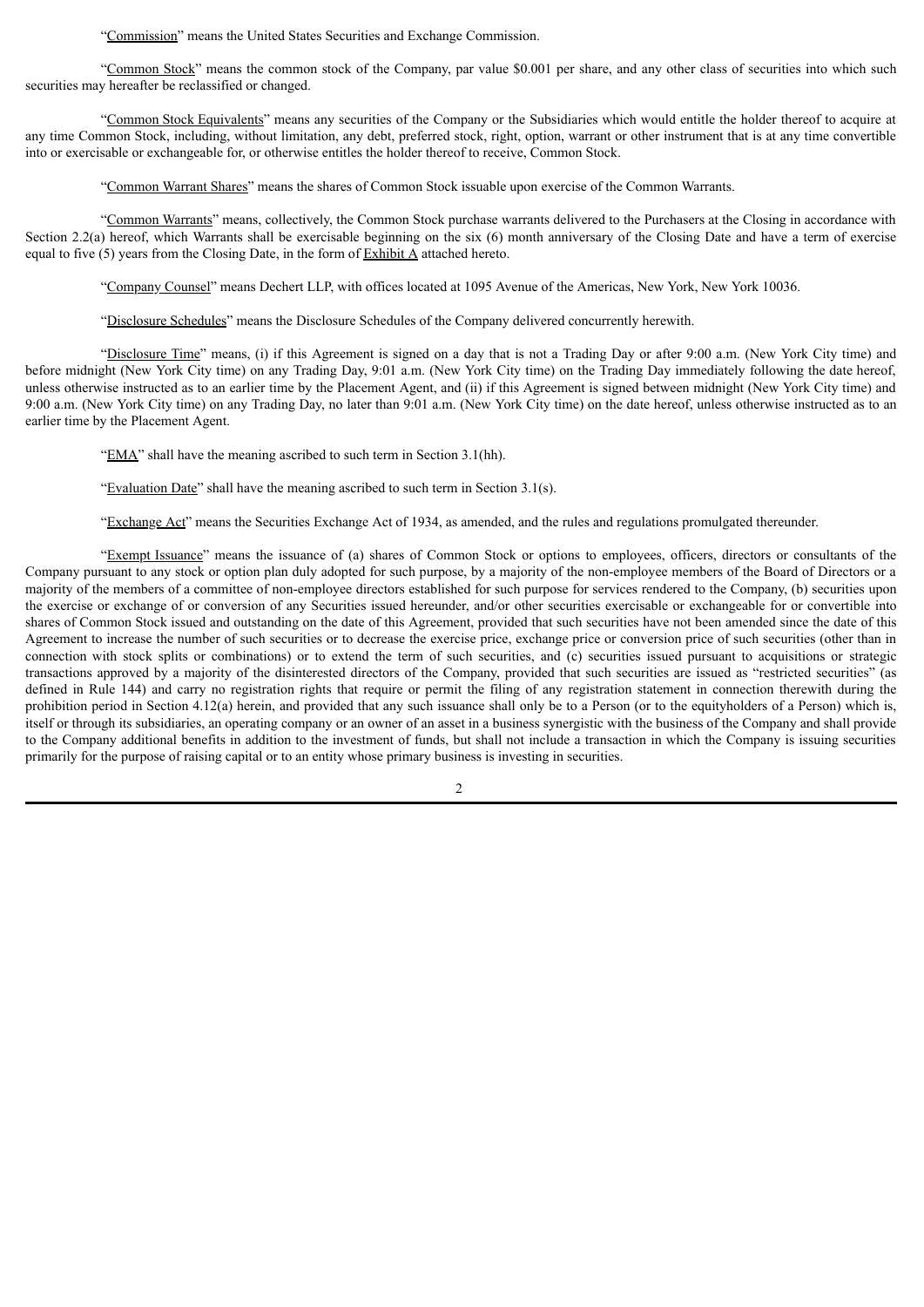"<u>Commission</u>" means the United States Securities and Exchange Commission.

"<u>Common Stock</u>" means the common stock of the Company, par value $0.001 per share, and any other class of securities into which such securities may hereafter be reclassified or changed.

"<u>Common Stock Equivalents</u>" means any securities of the Company or the Subsidiaries which would entitle the holder thereof to acquire at any time Common Stock, including, without limitation, any debt, preferred stock, right, option, warrant or other instrument that is at any time convertible into or exercisable or exchangeable for, or otherwise entitles the holder thereof to receive, Common Stock.

"<u>Common Warrant Shares</u>" means the shares of Common Stock issuable upon exercise of the Common Warrants.

"<u>Common Warrants</u>" means, collectively, the Common Stock purchase warrants delivered to the Purchasers at the Closing in accordance with Section 2.2(a) hereof, which Warrants shall be exercisable beginning on the six (6) month anniversary of the Closing Date and have a term of exercise equal to five (5) years from the Closing Date, in the form of <u>Exhibit A</u> attached hereto.

"<u>Company Counsel</u>" means Dechert LLP, with offices located at 1095 Avenue of the Americas, New York, New York 10036.

"<u>Disclosure Schedules</u>" means the Disclosure Schedules of the Company delivered concurrently herewith.

"<u>Disclosure Time</u>" means, (i) if this Agreement is signed on a day that is not a Trading Day or after 9:00 a.m. (New York City time) and before midnight (New York City time) on any Trading Day, 9:01 a.m. (New York City time) on the Trading Day immediately following the date hereof, unless otherwise instructed as to an earlier time by the Placement Agent, and (ii) if this Agreement is signed between midnight (New York City time) and 9:00 a.m. (New York City time) on any Trading Day, no later than 9:01 a.m. (New York City time) on the date hereof, unless otherwise instructed as to an earlier time by the Placement Agent.

"<u>EMA</u>" shall have the meaning ascribed to such term in Section 3.1(hh).

"<u>Evaluation Date</u>" shall have the meaning ascribed to such term in Section 3.1(s).

"<u>Exchange Act</u>" means the Securities Exchange Act of 1934, as amended, and the rules and regulations promulgated thereunder.

"<u>Exempt Issuance</u>" means the issuance of (a) shares of Common Stock or options to employees, officers, directors or consultants of the Company pursuant to any stock or option plan duly adopted for such purpose, by a majority of the non-employee members of the Board of Directors or a majority of the members of a committee of non-employee directors established for such purpose for services rendered to the Company, (b) securities upon the exercise or exchange of or conversion of any Securities issued hereunder, and/or other securities exercisable or exchangeable for or convertible into shares of Common Stock issued and outstanding on the date of this Agreement, provided that such securities have not been amended since the date of this Agreement to increase the number of such securities or to decrease the exercise price, exchange price or conversion price of such securities (other than in connection with stock splits or combinations) or to extend the term of such securities, and (c) securities issued pursuant to acquisitions or strategic transactions approved by a majority of the disinterested directors of the Company, provided that such securities are issued as "restricted securities" (as defined in Rule 144) and carry no registration rights that require or permit the filing of any registration statement in connection therewith during the prohibition period in Section 4.12(a) herein, and provided that any such issuance shall only be to a Person (or to the equityholders of a Person) which is, itself or through its subsidiaries, an operating company or an owner of an asset in a business synergistic with the business of the Company and shall provide to the Company additional benefits in addition to the investment of funds, but shall not include a transaction in which the Company is issuing securities primarily for the purpose of raising capital or to an entity whose primary business is investing in securities.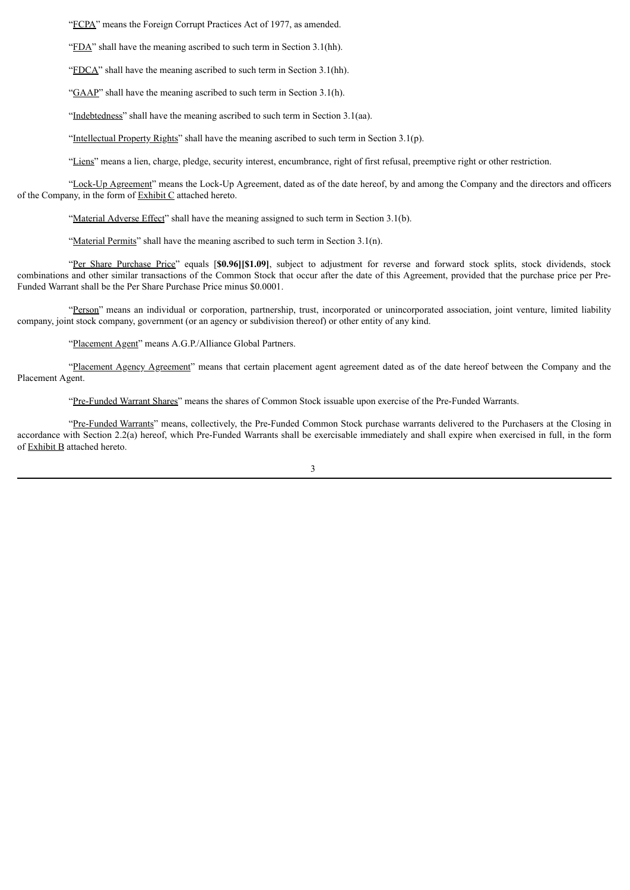"FCPA" means the Foreign Corrupt Practices Act of 1977, as amended.

"FDA" shall have the meaning ascribed to such term in Section 3.1(hh).

"FDCA" shall have the meaning ascribed to such term in Section 3.1(hh).

"GAAP" shall have the meaning ascribed to such term in Section 3.1(h).

"Indebtedness" shall have the meaning ascribed to such term in Section 3.1(aa).

"Intellectual Property Rights" shall have the meaning ascribed to such term in Section 3.1(p).

"Liens" means a lien, charge, pledge, security interest, encumbrance, right of first refusal, preemptive right or other restriction.

"Lock-Up Agreement" means the Lock-Up Agreement, dated as of the date hereof, by and among the Company and the directors and officers of the Company, in the form of Exhibit C attached hereto.

"Material Adverse Effect" shall have the meaning assigned to such term in Section 3.1(b).

"Material Permits" shall have the meaning ascribed to such term in Section 3.1(n).

"Per Share Purchase Price" equals [**$0.96][$1.09]**, subject to adjustment for reverse and forward stock splits, stock dividends, stock combinations and other similar transactions of the Common Stock that occur after the date of this Agreement, provided that the purchase price per Pre-Funded Warrant shall be the Per Share Purchase Price minus $0.0001.

"Person" means an individual or corporation, partnership, trust, incorporated or unincorporated association, joint venture, limited liability company, joint stock company, government (or an agency or subdivision thereof) or other entity of any kind.

"Placement Agent" means A.G.P./Alliance Global Partners.

"Placement Agency Agreement" means that certain placement agent agreement dated as of the date hereof between the Company and the Placement Agent.

"Pre-Funded Warrant Shares" means the shares of Common Stock issuable upon exercise of the Pre-Funded Warrants.

"Pre-Funded Warrants" means, collectively, the Pre-Funded Common Stock purchase warrants delivered to the Purchasers at the Closing in accordance with Section 2.2(a) hereof, which Pre-Funded Warrants shall be exercisable immediately and shall expire when exercised in full, in the form of Exhibit B attached hereto.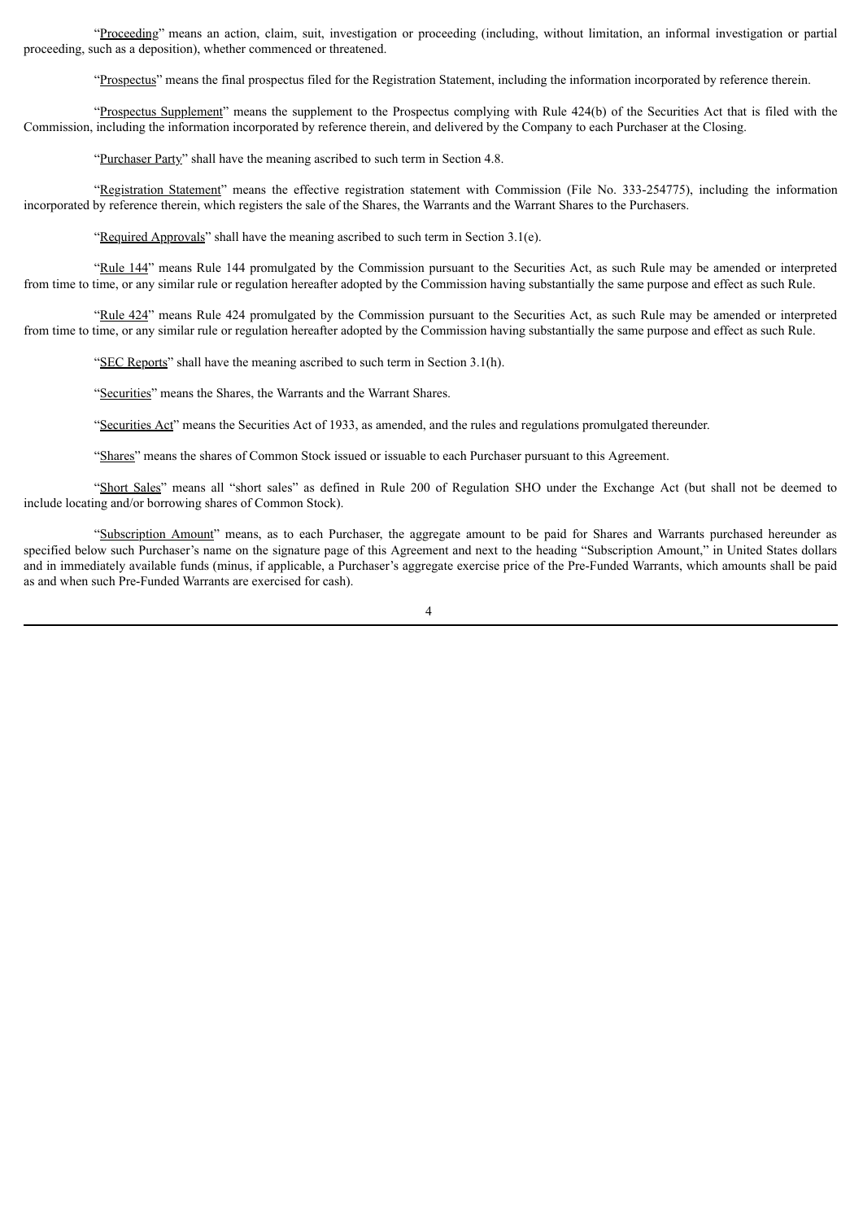"Proceeding" means an action, claim, suit, investigation or proceeding (including, without limitation, an informal investigation or partial proceeding, such as a deposition), whether commenced or threatened.

"Prospectus" means the final prospectus filed for the Registration Statement, including the information incorporated by reference therein.

"Prospectus Supplement" means the supplement to the Prospectus complying with Rule 424(b) of the Securities Act that is filed with the Commission, including the information incorporated by reference therein, and delivered by the Company to each Purchaser at the Closing.

"Purchaser Party" shall have the meaning ascribed to such term in Section 4.8.

"Registration Statement" means the effective registration statement with Commission (File No. 333-254775), including the information incorporated by reference therein, which registers the sale of the Shares, the Warrants and the Warrant Shares to the Purchasers.

"Required Approvals" shall have the meaning ascribed to such term in Section 3.1(e).

"Rule 144" means Rule 144 promulgated by the Commission pursuant to the Securities Act, as such Rule may be amended or interpreted from time to time, or any similar rule or regulation hereafter adopted by the Commission having substantially the same purpose and effect as such Rule.

"Rule 424" means Rule 424 promulgated by the Commission pursuant to the Securities Act, as such Rule may be amended or interpreted from time to time, or any similar rule or regulation hereafter adopted by the Commission having substantially the same purpose and effect as such Rule.

"SEC Reports" shall have the meaning ascribed to such term in Section 3.1(h).

"Securities" means the Shares, the Warrants and the Warrant Shares.

"Securities Act" means the Securities Act of 1933, as amended, and the rules and regulations promulgated thereunder.

"Shares" means the shares of Common Stock issued or issuable to each Purchaser pursuant to this Agreement.

"Short Sales" means all "short sales" as defined in Rule 200 of Regulation SHO under the Exchange Act (but shall not be deemed to include locating and/or borrowing shares of Common Stock).

"Subscription Amount" means, as to each Purchaser, the aggregate amount to be paid for Shares and Warrants purchased hereunder as specified below such Purchaser's name on the signature page of this Agreement and next to the heading "Subscription Amount," in United States dollars and in immediately available funds (minus, if applicable, a Purchaser's aggregate exercise price of the Pre-Funded Warrants, which amounts shall be paid as and when such Pre-Funded Warrants are exercised for cash).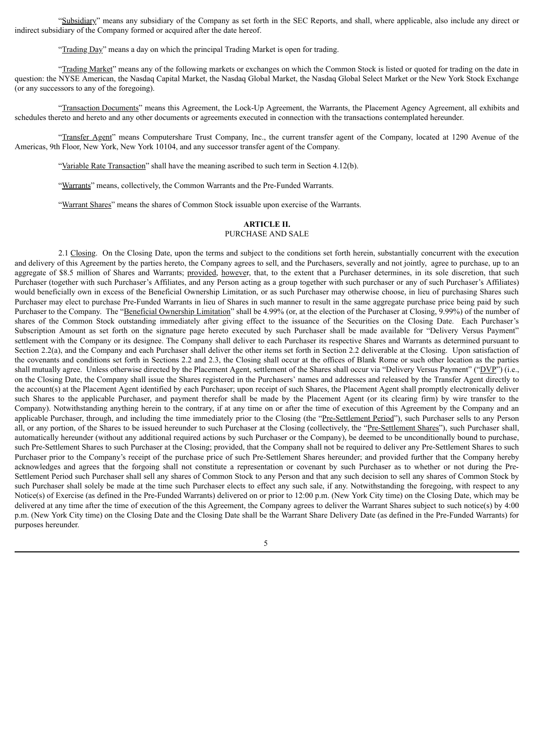"Subsidiary" means any subsidiary of the Company as set forth in the SEC Reports, and shall, where applicable, also include any direct or indirect subsidiary of the Company formed or acquired after the date hereof.

"Trading Day" means a day on which the principal Trading Market is open for trading.

"Trading Market" means any of the following markets or exchanges on which the Common Stock is listed or quoted for trading on the date in question: the NYSE American, the Nasdaq Capital Market, the Nasdaq Global Market, the Nasdaq Global Select Market or the New York Stock Exchange (or any successors to any of the foregoing).

"Transaction Documents" means this Agreement, the Lock-Up Agreement, the Warrants, the Placement Agency Agreement, all exhibits and schedules thereto and hereto and any other documents or agreements executed in connection with the transactions contemplated hereunder.

"Transfer Agent" means Computershare Trust Company, Inc., the current transfer agent of the Company, located at 1290 Avenue of the Americas, 9th Floor, New York, New York 10104, and any successor transfer agent of the Company.

"Variable Rate Transaction" shall have the meaning ascribed to such term in Section 4.12(b).

"Warrants" means, collectively, the Common Warrants and the Pre-Funded Warrants.

"Warrant Shares" means the shares of Common Stock issuable upon exercise of the Warrants.

**ARTICLE II.**
PURCHASE AND SALE

2.1 Closing. On the Closing Date, upon the terms and subject to the conditions set forth herein, substantially concurrent with the execution and delivery of this Agreement by the parties hereto, the Company agrees to sell, and the Purchasers, severally and not jointly, agree to purchase, up to an aggregate of $8.5 million of Shares and Warrants; provided, however, that, to the extent that a Purchaser determines, in its sole discretion, that such Purchaser (together with such Purchaser's Affiliates, and any Person acting as a group together with such purchaser or any of such Purchaser's Affiliates) would beneficially own in excess of the Beneficial Ownership Limitation, or as such Purchaser may otherwise choose, in lieu of purchasing Shares such Purchaser may elect to purchase Pre-Funded Warrants in lieu of Shares in such manner to result in the same aggregate purchase price being paid by such Purchaser to the Company. The "Beneficial Ownership Limitation" shall be 4.99% (or, at the election of the Purchaser at Closing, 9.99%) of the number of shares of the Common Stock outstanding immediately after giving effect to the issuance of the Securities on the Closing Date. Each Purchaser's Subscription Amount as set forth on the signature page hereto executed by such Purchaser shall be made available for "Delivery Versus Payment" settlement with the Company or its designee. The Company shall deliver to each Purchaser its respective Shares and Warrants as determined pursuant to Section 2.2(a), and the Company and each Purchaser shall deliver the other items set forth in Section 2.2 deliverable at the Closing. Upon satisfaction of the covenants and conditions set forth in Sections 2.2 and 2.3, the Closing shall occur at the offices of Blank Rome or such other location as the parties shall mutually agree. Unless otherwise directed by the Placement Agent, settlement of the Shares shall occur via "Delivery Versus Payment" ("DVP") (i.e., on the Closing Date, the Company shall issue the Shares registered in the Purchasers' names and addresses and released by the Transfer Agent directly to the account(s) at the Placement Agent identified by each Purchaser; upon receipt of such Shares, the Placement Agent shall promptly electronically deliver such Shares to the applicable Purchaser, and payment therefor shall be made by the Placement Agent (or its clearing firm) by wire transfer to the Company). Notwithstanding anything herein to the contrary, if at any time on or after the time of execution of this Agreement by the Company and an applicable Purchaser, through, and including the time immediately prior to the Closing (the "Pre-Settlement Period"), such Purchaser sells to any Person all, or any portion, of the Shares to be issued hereunder to such Purchaser at the Closing (collectively, the "Pre-Settlement Shares"), such Purchaser shall, automatically hereunder (without any additional required actions by such Purchaser or the Company), be deemed to be unconditionally bound to purchase, such Pre-Settlement Shares to such Purchaser at the Closing; provided, that the Company shall not be required to deliver any Pre-Settlement Shares to such Purchaser prior to the Company's receipt of the purchase price of such Pre-Settlement Shares hereunder; and provided further that the Company hereby acknowledges and agrees that the forgoing shall not constitute a representation or covenant by such Purchaser as to whether or not during the Pre-Settlement Period such Purchaser shall sell any shares of Common Stock to any Person and that any such decision to sell any shares of Common Stock by such Purchaser shall solely be made at the time such Purchaser elects to effect any such sale, if any. Notwithstanding the foregoing, with respect to any Notice(s) of Exercise (as defined in the Pre-Funded Warrants) delivered on or prior to 12:00 p.m. (New York City time) on the Closing Date, which may be delivered at any time after the time of execution of the this Agreement, the Company agrees to deliver the Warrant Shares subject to such notice(s) by 4:00 p.m. (New York City time) on the Closing Date and the Closing Date shall be the Warrant Share Delivery Date (as defined in the Pre-Funded Warrants) for purposes hereunder.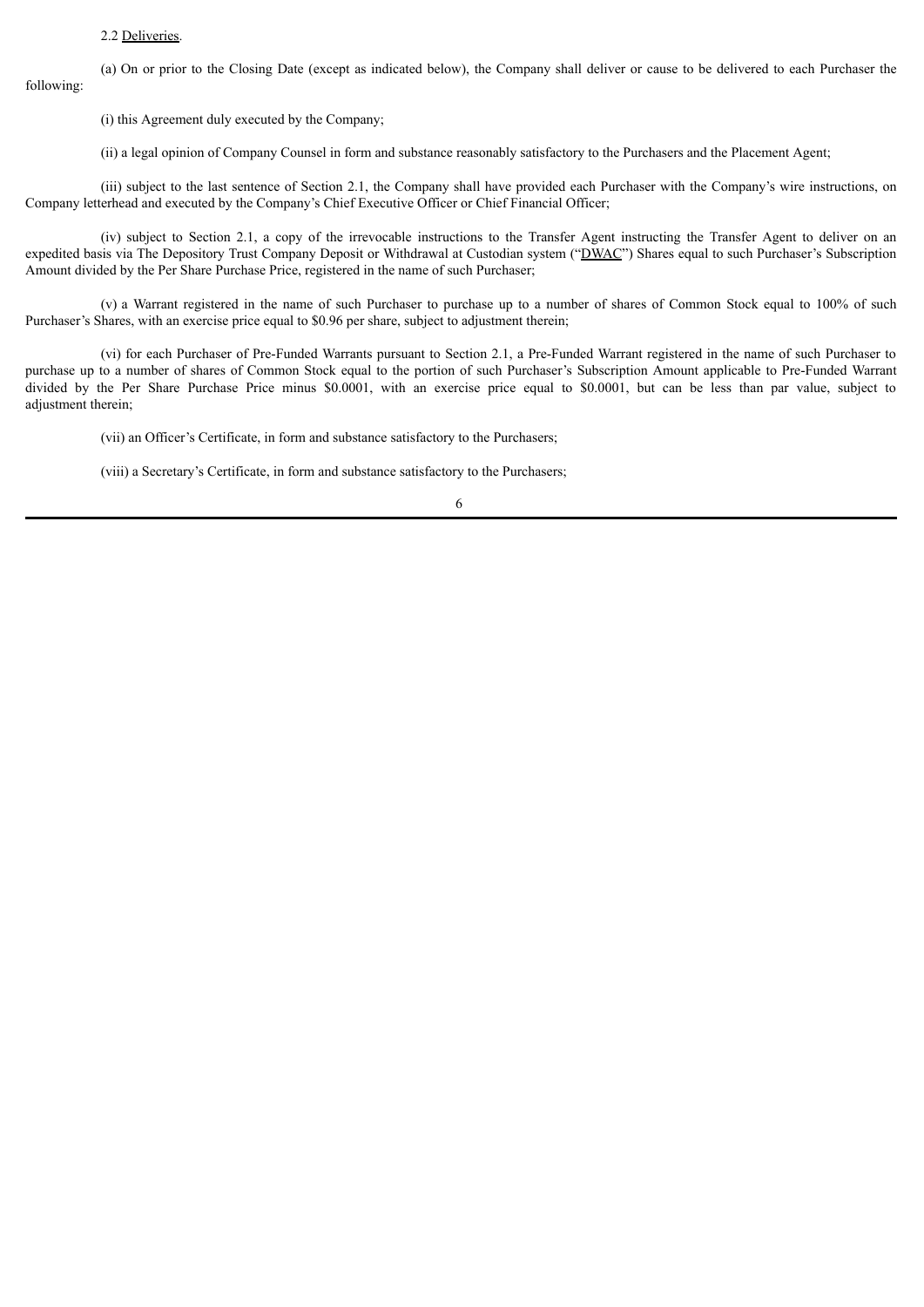2.2 <u>Deliveries</u>.

(a) On or prior to the Closing Date (except as indicated below), the Company shall deliver or cause to be delivered to each Purchaser the following:

(i) this Agreement duly executed by the Company;

(ii) a legal opinion of Company Counsel in form and substance reasonably satisfactory to the Purchasers and the Placement Agent;

(iii) subject to the last sentence of Section 2.1, the Company shall have provided each Purchaser with the Company's wire instructions, on Company letterhead and executed by the Company's Chief Executive Officer or Chief Financial Officer;

(iv) subject to Section 2.1, a copy of the irrevocable instructions to the Transfer Agent instructing the Transfer Agent to deliver on an expedited basis via The Depository Trust Company Deposit or Withdrawal at Custodian system ("<u>DWAC</u>") Shares equal to such Purchaser's Subscription Amount divided by the Per Share Purchase Price, registered in the name of such Purchaser;

(v) a Warrant registered in the name of such Purchaser to purchase up to a number of shares of Common Stock equal to 100% of such Purchaser's Shares, with an exercise price equal to $0.96 per share, subject to adjustment therein;

(vi) for each Purchaser of Pre-Funded Warrants pursuant to Section 2.1, a Pre-Funded Warrant registered in the name of such Purchaser to purchase up to a number of shares of Common Stock equal to the portion of such Purchaser's Subscription Amount applicable to Pre-Funded Warrant divided by the Per Share Purchase Price minus $0.0001, with an exercise price equal to $0.0001, but can be less than par value, subject to adjustment therein;

(vii) an Officer's Certificate, in form and substance satisfactory to the Purchasers;

(viii) a Secretary's Certificate, in form and substance satisfactory to the Purchasers;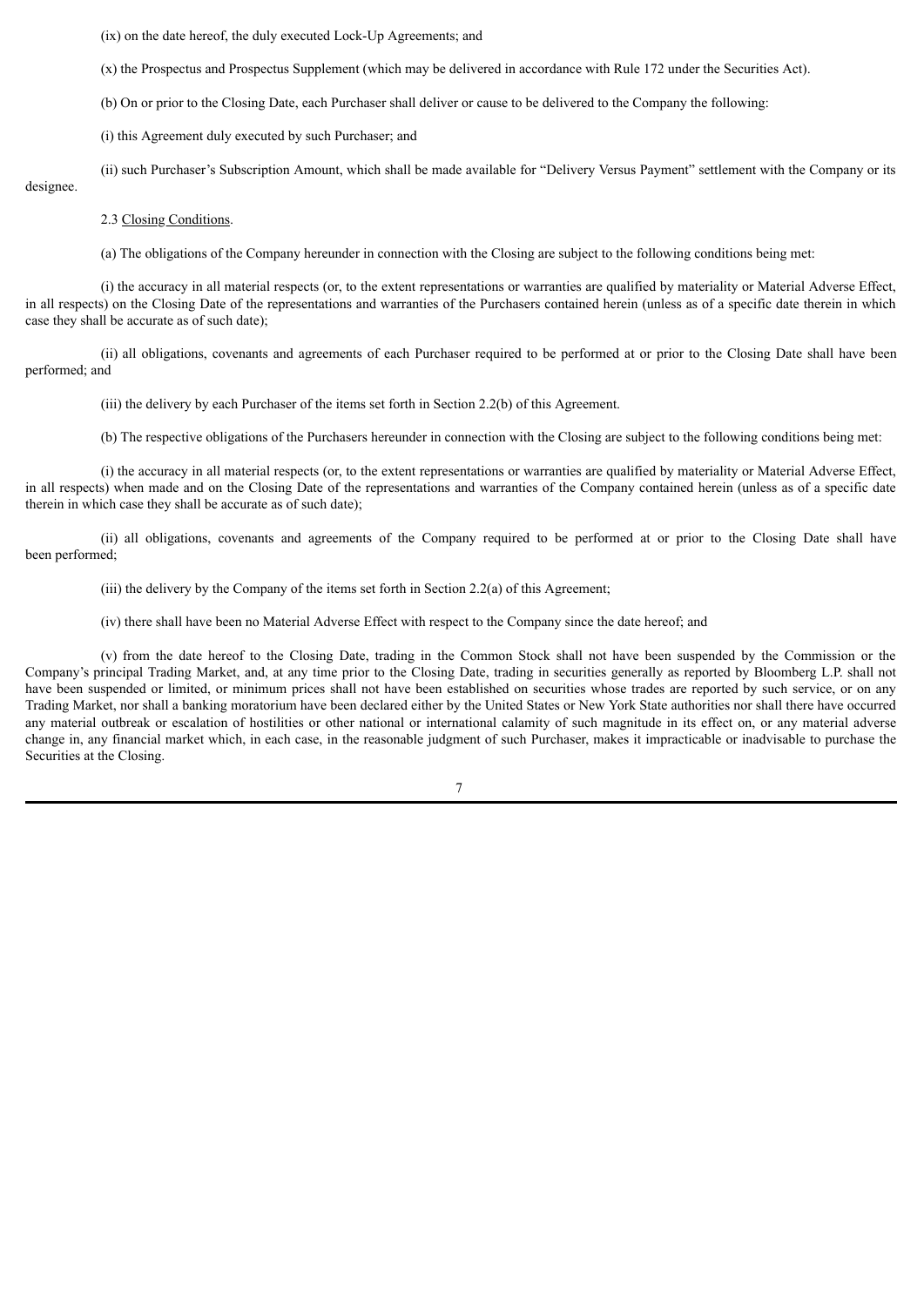(ix) on the date hereof, the duly executed Lock-Up Agreements; and

(x) the Prospectus and Prospectus Supplement (which may be delivered in accordance with Rule 172 under the Securities Act).

(b) On or prior to the Closing Date, each Purchaser shall deliver or cause to be delivered to the Company the following:

(i) this Agreement duly executed by such Purchaser; and

(ii) such Purchaser's Subscription Amount, which shall be made available for "Delivery Versus Payment" settlement with the Company or its designee.

2.3 Closing Conditions.

(a) The obligations of the Company hereunder in connection with the Closing are subject to the following conditions being met:

(i) the accuracy in all material respects (or, to the extent representations or warranties are qualified by materiality or Material Adverse Effect, in all respects) on the Closing Date of the representations and warranties of the Purchasers contained herein (unless as of a specific date therein in which case they shall be accurate as of such date);

(ii) all obligations, covenants and agreements of each Purchaser required to be performed at or prior to the Closing Date shall have been performed; and

(iii) the delivery by each Purchaser of the items set forth in Section 2.2(b) of this Agreement.

(b) The respective obligations of the Purchasers hereunder in connection with the Closing are subject to the following conditions being met:

(i) the accuracy in all material respects (or, to the extent representations or warranties are qualified by materiality or Material Adverse Effect, in all respects) when made and on the Closing Date of the representations and warranties of the Company contained herein (unless as of a specific date therein in which case they shall be accurate as of such date);

(ii) all obligations, covenants and agreements of the Company required to be performed at or prior to the Closing Date shall have been performed;

(iii) the delivery by the Company of the items set forth in Section 2.2(a) of this Agreement;

(iv) there shall have been no Material Adverse Effect with respect to the Company since the date hereof; and

(v) from the date hereof to the Closing Date, trading in the Common Stock shall not have been suspended by the Commission or the Company's principal Trading Market, and, at any time prior to the Closing Date, trading in securities generally as reported by Bloomberg L.P. shall not have been suspended or limited, or minimum prices shall not have been established on securities whose trades are reported by such service, or on any Trading Market, nor shall a banking moratorium have been declared either by the United States or New York State authorities nor shall there have occurred any material outbreak or escalation of hostilities or other national or international calamity of such magnitude in its effect on, or any material adverse change in, any financial market which, in each case, in the reasonable judgment of such Purchaser, makes it impracticable or inadvisable to purchase the Securities at the Closing.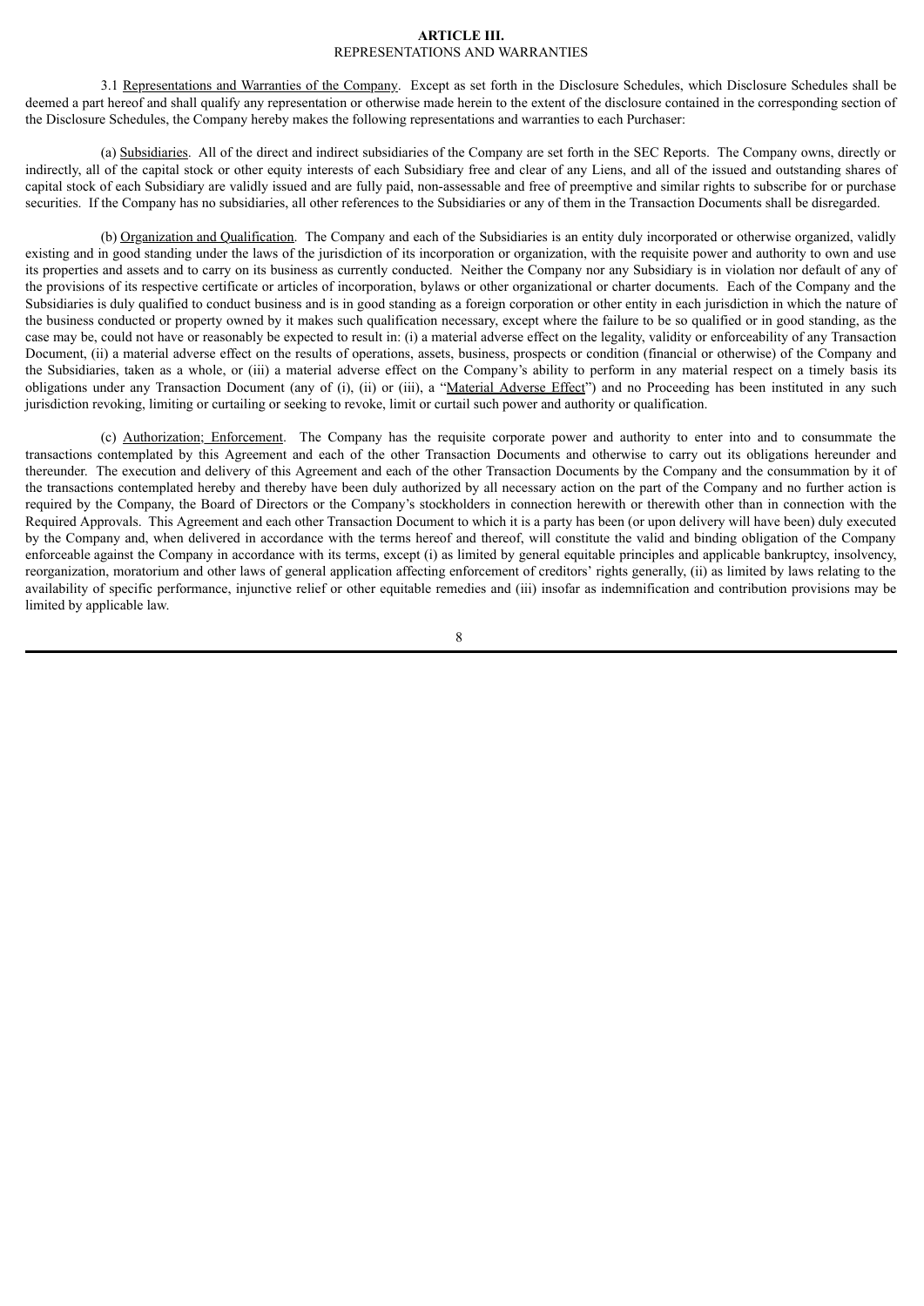# ARTICLE III.
## REPRESENTATIONS AND WARRANTIES

3.1 Representations and Warranties of the Company. Except as set forth in the Disclosure Schedules, which Disclosure Schedules shall be deemed a part hereof and shall qualify any representation or otherwise made herein to the extent of the disclosure contained in the corresponding section of the Disclosure Schedules, the Company hereby makes the following representations and warranties to each Purchaser:

(a) Subsidiaries. All of the direct and indirect subsidiaries of the Company are set forth in the SEC Reports. The Company owns, directly or indirectly, all of the capital stock or other equity interests of each Subsidiary free and clear of any Liens, and all of the issued and outstanding shares of capital stock of each Subsidiary are validly issued and are fully paid, non-assessable and free of preemptive and similar rights to subscribe for or purchase securities. If the Company has no subsidiaries, all other references to the Subsidiaries or any of them in the Transaction Documents shall be disregarded.

(b) Organization and Qualification. The Company and each of the Subsidiaries is an entity duly incorporated or otherwise organized, validly existing and in good standing under the laws of the jurisdiction of its incorporation or organization, with the requisite power and authority to own and use its properties and assets and to carry on its business as currently conducted. Neither the Company nor any Subsidiary is in violation nor default of any of the provisions of its respective certificate or articles of incorporation, bylaws or other organizational or charter documents. Each of the Company and the Subsidiaries is duly qualified to conduct business and is in good standing as a foreign corporation or other entity in each jurisdiction in which the nature of the business conducted or property owned by it makes such qualification necessary, except where the failure to be so qualified or in good standing, as the case may be, could not have or reasonably be expected to result in: (i) a material adverse effect on the legality, validity or enforceability of any Transaction Document, (ii) a material adverse effect on the results of operations, assets, business, prospects or condition (financial or otherwise) of the Company and the Subsidiaries, taken as a whole, or (iii) a material adverse effect on the Company's ability to perform in any material respect on a timely basis its obligations under any Transaction Document (any of (i), (ii) or (iii), a "Material Adverse Effect") and no Proceeding has been instituted in any such jurisdiction revoking, limiting or curtailing or seeking to revoke, limit or curtail such power and authority or qualification.

(c) Authorization; Enforcement. The Company has the requisite corporate power and authority to enter into and to consummate the transactions contemplated by this Agreement and each of the other Transaction Documents and otherwise to carry out its obligations hereunder and thereunder. The execution and delivery of this Agreement and each of the other Transaction Documents by the Company and the consummation by it of the transactions contemplated hereby and thereby have been duly authorized by all necessary action on the part of the Company and no further action is required by the Company, the Board of Directors or the Company's stockholders in connection herewith or therewith other than in connection with the Required Approvals. This Agreement and each other Transaction Document to which it is a party has been (or upon delivery will have been) duly executed by the Company and, when delivered in accordance with the terms hereof and thereof, will constitute the valid and binding obligation of the Company enforceable against the Company in accordance with its terms, except (i) as limited by general equitable principles and applicable bankruptcy, insolvency, reorganization, moratorium and other laws of general application affecting enforcement of creditors' rights generally, (ii) as limited by laws relating to the availability of specific performance, injunctive relief or other equitable remedies and (iii) insofar as indemnification and contribution provisions may be limited by applicable law.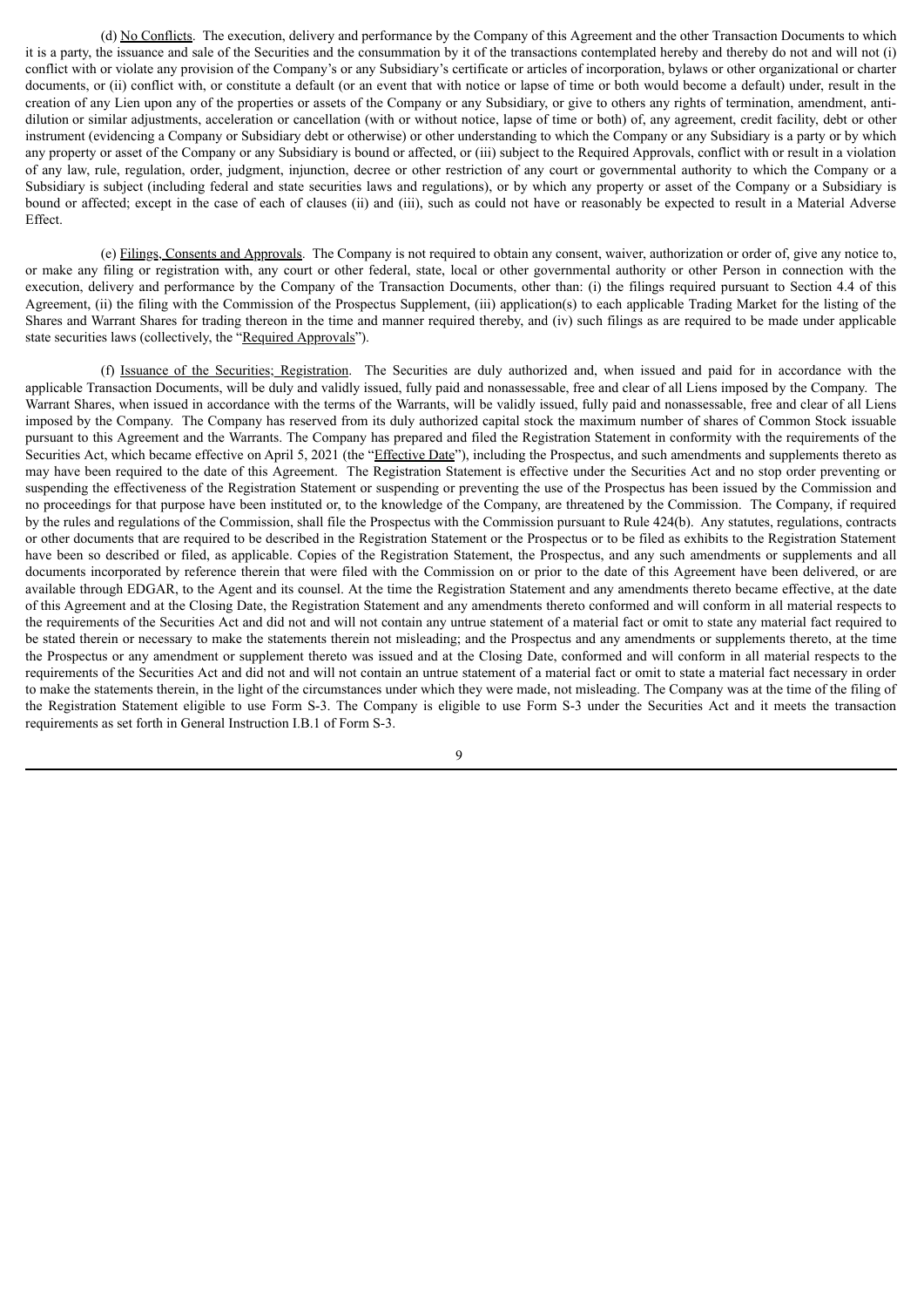(d) <u>No Conflicts</u>. The execution, delivery and performance by the Company of this Agreement and the other Transaction Documents to which it is a party, the issuance and sale of the Securities and the consummation by it of the transactions contemplated hereby and thereby do not and will not (i) conflict with or violate any provision of the Company's or any Subsidiary's certificate or articles of incorporation, bylaws or other organizational or charter documents, or (ii) conflict with, or constitute a default (or an event that with notice or lapse of time or both would become a default) under, result in the creation of any Lien upon any of the properties or assets of the Company or any Subsidiary, or give to others any rights of termination, amendment, anti-dilution or similar adjustments, acceleration or cancellation (with or without notice, lapse of time or both) of, any agreement, credit facility, debt or other instrument (evidencing a Company or Subsidiary debt or otherwise) or other understanding to which the Company or any Subsidiary is a party or by which any property or asset of the Company or any Subsidiary is bound or affected, or (iii) subject to the Required Approvals, conflict with or result in a violation of any law, rule, regulation, order, judgment, injunction, decree or other restriction of any court or governmental authority to which the Company or a Subsidiary is subject (including federal and state securities laws and regulations), or by which any property or asset of the Company or a Subsidiary is bound or affected; except in the case of each of clauses (ii) and (iii), such as could not have or reasonably be expected to result in a Material Adverse Effect.

(e) <u>Filings, Consents and Approvals</u>. The Company is not required to obtain any consent, waiver, authorization or order of, give any notice to, or make any filing or registration with, any court or other federal, state, local or other governmental authority or other Person in connection with the execution, delivery and performance by the Company of the Transaction Documents, other than: (i) the filings required pursuant to Section 4.4 of this Agreement, (ii) the filing with the Commission of the Prospectus Supplement, (iii) application(s) to each applicable Trading Market for the listing of the Shares and Warrant Shares for trading thereon in the time and manner required thereby, and (iv) such filings as are required to be made under applicable state securities laws (collectively, the "<u>Required Approvals</u>").

(f) <u>Issuance of the Securities; Registration</u>. The Securities are duly authorized and, when issued and paid for in accordance with the applicable Transaction Documents, will be duly and validly issued, fully paid and nonassessable, free and clear of all Liens imposed by the Company. The Warrant Shares, when issued in accordance with the terms of the Warrants, will be validly issued, fully paid and nonassessable, free and clear of all Liens imposed by the Company. The Company has reserved from its duly authorized capital stock the maximum number of shares of Common Stock issuable pursuant to this Agreement and the Warrants. The Company has prepared and filed the Registration Statement in conformity with the requirements of the Securities Act, which became effective on April 5, 2021 (the "<u>Effective Date</u>"), including the Prospectus, and such amendments and supplements thereto as may have been required to the date of this Agreement. The Registration Statement is effective under the Securities Act and no stop order preventing or suspending the effectiveness of the Registration Statement or suspending or preventing the use of the Prospectus has been issued by the Commission and no proceedings for that purpose have been instituted or, to the knowledge of the Company, are threatened by the Commission. The Company, if required by the rules and regulations of the Commission, shall file the Prospectus with the Commission pursuant to Rule 424(b). Any statutes, regulations, contracts or other documents that are required to be described in the Registration Statement or the Prospectus or to be filed as exhibits to the Registration Statement have been so described or filed, as applicable. Copies of the Registration Statement, the Prospectus, and any such amendments or supplements and all documents incorporated by reference therein that were filed with the Commission on or prior to the date of this Agreement have been delivered, or are available through EDGAR, to the Agent and its counsel. At the time the Registration Statement and any amendments thereto became effective, at the date of this Agreement and at the Closing Date, the Registration Statement and any amendments thereto conformed and will conform in all material respects to the requirements of the Securities Act and did not and will not contain any untrue statement of a material fact or omit to state any material fact required to be stated therein or necessary to make the statements therein not misleading; and the Prospectus and any amendments or supplements thereto, at the time the Prospectus or any amendment or supplement thereto was issued and at the Closing Date, conformed and will conform in all material respects to the requirements of the Securities Act and did not and will not contain an untrue statement of a material fact or omit to state a material fact necessary in order to make the statements therein, in the light of the circumstances under which they were made, not misleading. The Company was at the time of the filing of the Registration Statement eligible to use Form S-3. The Company is eligible to use Form S-3 under the Securities Act and it meets the transaction requirements as set forth in General Instruction I.B.1 of Form S-3.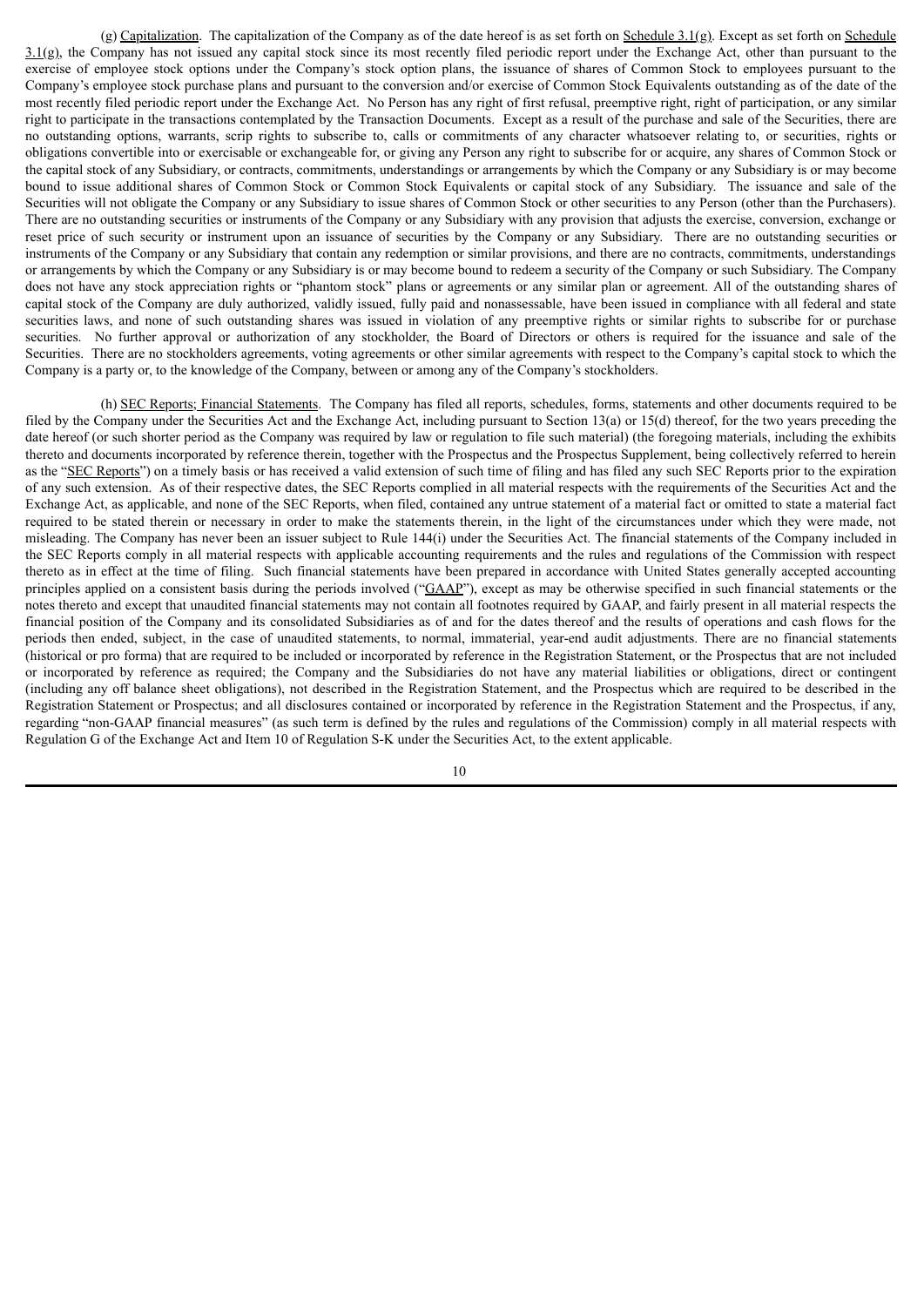(g) Capitalization. The capitalization of the Company as of the date hereof is as set forth on Schedule 3.1(g). Except as set forth on Schedule 3.1(g), the Company has not issued any capital stock since its most recently filed periodic report under the Exchange Act, other than pursuant to the exercise of employee stock options under the Company's stock option plans, the issuance of shares of Common Stock to employees pursuant to the Company's employee stock purchase plans and pursuant to the conversion and/or exercise of Common Stock Equivalents outstanding as of the date of the most recently filed periodic report under the Exchange Act. No Person has any right of first refusal, preemptive right, right of participation, or any similar right to participate in the transactions contemplated by the Transaction Documents. Except as a result of the purchase and sale of the Securities, there are no outstanding options, warrants, scrip rights to subscribe to, calls or commitments of any character whatsoever relating to, or securities, rights or obligations convertible into or exercisable or exchangeable for, or giving any Person any right to subscribe for or acquire, any shares of Common Stock or the capital stock of any Subsidiary, or contracts, commitments, understandings or arrangements by which the Company or any Subsidiary is or may become bound to issue additional shares of Common Stock or Common Stock Equivalents or capital stock of any Subsidiary. The issuance and sale of the Securities will not obligate the Company or any Subsidiary to issue shares of Common Stock or other securities to any Person (other than the Purchasers). There are no outstanding securities or instruments of the Company or any Subsidiary with any provision that adjusts the exercise, conversion, exchange or reset price of such security or instrument upon an issuance of securities by the Company or any Subsidiary. There are no outstanding securities or instruments of the Company or any Subsidiary that contain any redemption or similar provisions, and there are no contracts, commitments, understandings or arrangements by which the Company or any Subsidiary is or may become bound to redeem a security of the Company or such Subsidiary. The Company does not have any stock appreciation rights or "phantom stock" plans or agreements or any similar plan or agreement. All of the outstanding shares of capital stock of the Company are duly authorized, validly issued, fully paid and nonassessable, have been issued in compliance with all federal and state securities laws, and none of such outstanding shares was issued in violation of any preemptive rights or similar rights to subscribe for or purchase securities. No further approval or authorization of any stockholder, the Board of Directors or others is required for the issuance and sale of the Securities. There are no stockholders agreements, voting agreements or other similar agreements with respect to the Company's capital stock to which the Company is a party or, to the knowledge of the Company, between or among any of the Company's stockholders.

(h) SEC Reports; Financial Statements. The Company has filed all reports, schedules, forms, statements and other documents required to be filed by the Company under the Securities Act and the Exchange Act, including pursuant to Section 13(a) or 15(d) thereof, for the two years preceding the date hereof (or such shorter period as the Company was required by law or regulation to file such material) (the foregoing materials, including the exhibits thereto and documents incorporated by reference therein, together with the Prospectus and the Prospectus Supplement, being collectively referred to herein as the "SEC Reports") on a timely basis or has received a valid extension of such time of filing and has filed any such SEC Reports prior to the expiration of any such extension. As of their respective dates, the SEC Reports complied in all material respects with the requirements of the Securities Act and the Exchange Act, as applicable, and none of the SEC Reports, when filed, contained any untrue statement of a material fact or omitted to state a material fact required to be stated therein or necessary in order to make the statements therein, in the light of the circumstances under which they were made, not misleading. The Company has never been an issuer subject to Rule 144(i) under the Securities Act. The financial statements of the Company included in the SEC Reports comply in all material respects with applicable accounting requirements and the rules and regulations of the Commission with respect thereto as in effect at the time of filing. Such financial statements have been prepared in accordance with United States generally accepted accounting principles applied on a consistent basis during the periods involved ("GAAP"), except as may be otherwise specified in such financial statements or the notes thereto and except that unaudited financial statements may not contain all footnotes required by GAAP, and fairly present in all material respects the financial position of the Company and its consolidated Subsidiaries as of and for the dates thereof and the results of operations and cash flows for the periods then ended, subject, in the case of unaudited statements, to normal, immaterial, year-end audit adjustments. There are no financial statements (historical or pro forma) that are required to be included or incorporated by reference in the Registration Statement, or the Prospectus that are not included or incorporated by reference as required; the Company and the Subsidiaries do not have any material liabilities or obligations, direct or contingent (including any off balance sheet obligations), not described in the Registration Statement, and the Prospectus which are required to be described in the Registration Statement or Prospectus; and all disclosures contained or incorporated by reference in the Registration Statement and the Prospectus, if any, regarding "non-GAAP financial measures" (as such term is defined by the rules and regulations of the Commission) comply in all material respects with Regulation G of the Exchange Act and Item 10 of Regulation S-K under the Securities Act, to the extent applicable.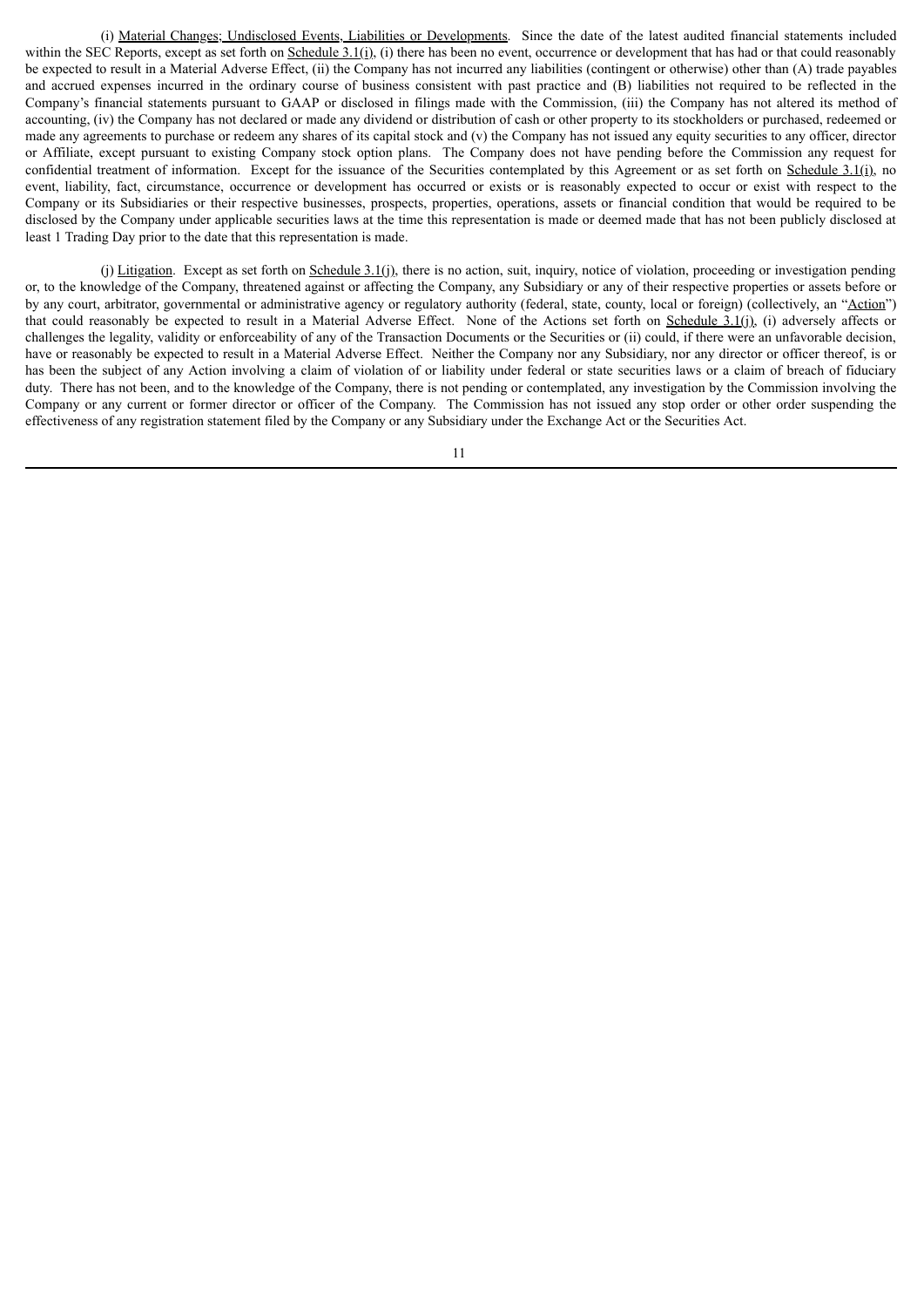(i) Material Changes; Undisclosed Events, Liabilities or Developments. Since the date of the latest audited financial statements included within the SEC Reports, except as set forth on Schedule 3.1(i), (i) there has been no event, occurrence or development that has had or that could reasonably be expected to result in a Material Adverse Effect, (ii) the Company has not incurred any liabilities (contingent or otherwise) other than (A) trade payables and accrued expenses incurred in the ordinary course of business consistent with past practice and (B) liabilities not required to be reflected in the Company's financial statements pursuant to GAAP or disclosed in filings made with the Commission, (iii) the Company has not altered its method of accounting, (iv) the Company has not declared or made any dividend or distribution of cash or other property to its stockholders or purchased, redeemed or made any agreements to purchase or redeem any shares of its capital stock and (v) the Company has not issued any equity securities to any officer, director or Affiliate, except pursuant to existing Company stock option plans. The Company does not have pending before the Commission any request for confidential treatment of information. Except for the issuance of the Securities contemplated by this Agreement or as set forth on Schedule 3.1(i), no event, liability, fact, circumstance, occurrence or development has occurred or exists or is reasonably expected to occur or exist with respect to the Company or its Subsidiaries or their respective businesses, prospects, properties, operations, assets or financial condition that would be required to be disclosed by the Company under applicable securities laws at the time this representation is made or deemed made that has not been publicly disclosed at least 1 Trading Day prior to the date that this representation is made.

(j) Litigation. Except as set forth on Schedule 3.1(j), there is no action, suit, inquiry, notice of violation, proceeding or investigation pending or, to the knowledge of the Company, threatened against or affecting the Company, any Subsidiary or any of their respective properties or assets before or by any court, arbitrator, governmental or administrative agency or regulatory authority (federal, state, county, local or foreign) (collectively, an "Action") that could reasonably be expected to result in a Material Adverse Effect. None of the Actions set forth on Schedule 3.1(j), (i) adversely affects or challenges the legality, validity or enforceability of any of the Transaction Documents or the Securities or (ii) could, if there were an unfavorable decision, have or reasonably be expected to result in a Material Adverse Effect. Neither the Company nor any Subsidiary, nor any director or officer thereof, is or has been the subject of any Action involving a claim of violation of or liability under federal or state securities laws or a claim of breach of fiduciary duty. There has not been, and to the knowledge of the Company, there is not pending or contemplated, any investigation by the Commission involving the Company or any current or former director or officer of the Company. The Commission has not issued any stop order or other order suspending the effectiveness of any registration statement filed by the Company or any Subsidiary under the Exchange Act or the Securities Act.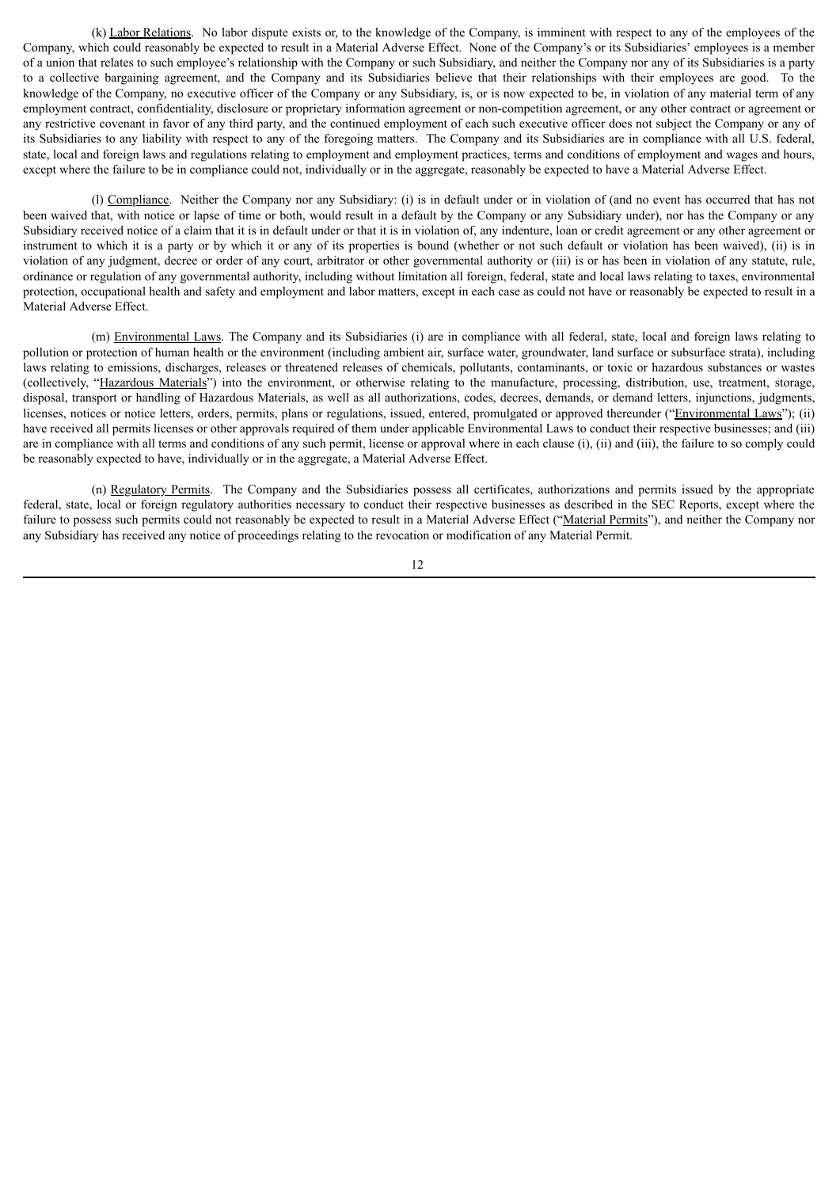(k) Labor Relations. No labor dispute exists or, to the knowledge of the Company, is imminent with respect to any of the employees of the Company, which could reasonably be expected to result in a Material Adverse Effect. None of the Company's or its Subsidiaries' employees is a member of a union that relates to such employee's relationship with the Company or such Subsidiary, and neither the Company nor any of its Subsidiaries is a party to a collective bargaining agreement, and the Company and its Subsidiaries believe that their relationships with their employees are good. To the knowledge of the Company, no executive officer of the Company or any Subsidiary, is, or is now expected to be, in violation of any material term of any employment contract, confidentiality, disclosure or proprietary information agreement or non-competition agreement, or any other contract or agreement or any restrictive covenant in favor of any third party, and the continued employment of each such executive officer does not subject the Company or any of its Subsidiaries to any liability with respect to any of the foregoing matters. The Company and its Subsidiaries are in compliance with all U.S. federal, state, local and foreign laws and regulations relating to employment and employment practices, terms and conditions of employment and wages and hours, except where the failure to be in compliance could not, individually or in the aggregate, reasonably be expected to have a Material Adverse Effect.

(l) Compliance. Neither the Company nor any Subsidiary: (i) is in default under or in violation of (and no event has occurred that has not been waived that, with notice or lapse of time or both, would result in a default by the Company or any Subsidiary under), nor has the Company or any Subsidiary received notice of a claim that it is in default under or that it is in violation of, any indenture, loan or credit agreement or any other agreement or instrument to which it is a party or by which it or any of its properties is bound (whether or not such default or violation has been waived), (ii) is in violation of any judgment, decree or order of any court, arbitrator or other governmental authority or (iii) is or has been in violation of any statute, rule, ordinance or regulation of any governmental authority, including without limitation all foreign, federal, state and local laws relating to taxes, environmental protection, occupational health and safety and employment and labor matters, except in each case as could not have or reasonably be expected to result in a Material Adverse Effect.

(m) Environmental Laws. The Company and its Subsidiaries (i) are in compliance with all federal, state, local and foreign laws relating to pollution or protection of human health or the environment (including ambient air, surface water, groundwater, land surface or subsurface strata), including laws relating to emissions, discharges, releases or threatened releases of chemicals, pollutants, contaminants, or toxic or hazardous substances or wastes (collectively, "Hazardous Materials") into the environment, or otherwise relating to the manufacture, processing, distribution, use, treatment, storage, disposal, transport or handling of Hazardous Materials, as well as all authorizations, codes, decrees, demands, or demand letters, injunctions, judgments, licenses, notices or notice letters, orders, permits, plans or regulations, issued, entered, promulgated or approved thereunder ("Environmental Laws"); (ii) have received all permits licenses or other approvals required of them under applicable Environmental Laws to conduct their respective businesses; and (iii) are in compliance with all terms and conditions of any such permit, license or approval where in each clause (i), (ii) and (iii), the failure to so comply could be reasonably expected to have, individually or in the aggregate, a Material Adverse Effect.

(n) Regulatory Permits. The Company and the Subsidiaries possess all certificates, authorizations and permits issued by the appropriate federal, state, local or foreign regulatory authorities necessary to conduct their respective businesses as described in the SEC Reports, except where the failure to possess such permits could not reasonably be expected to result in a Material Adverse Effect ("Material Permits"), and neither the Company nor any Subsidiary has received any notice of proceedings relating to the revocation or modification of any Material Permit.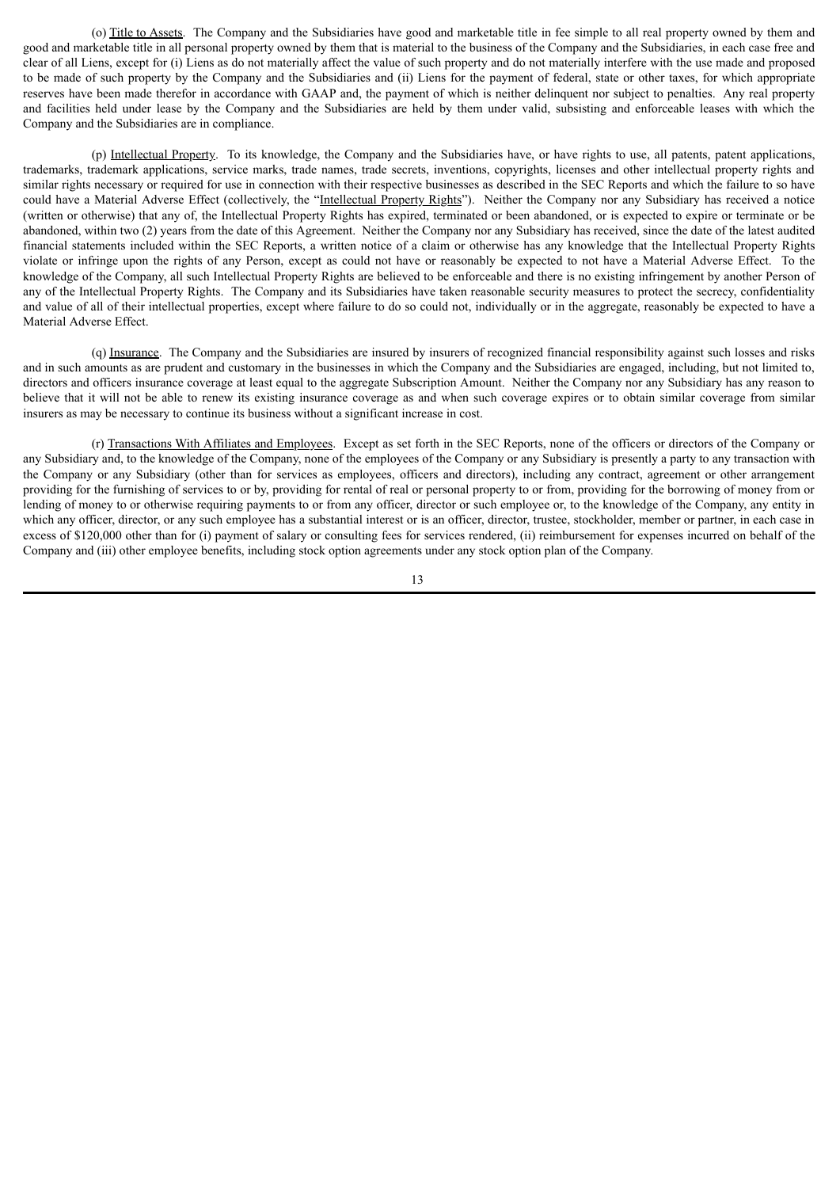(o) Title to Assets. The Company and the Subsidiaries have good and marketable title in fee simple to all real property owned by them and good and marketable title in all personal property owned by them that is material to the business of the Company and the Subsidiaries, in each case free and clear of all Liens, except for (i) Liens as do not materially affect the value of such property and do not materially interfere with the use made and proposed to be made of such property by the Company and the Subsidiaries and (ii) Liens for the payment of federal, state or other taxes, for which appropriate reserves have been made therefor in accordance with GAAP and, the payment of which is neither delinquent nor subject to penalties. Any real property and facilities held under lease by the Company and the Subsidiaries are held by them under valid, subsisting and enforceable leases with which the Company and the Subsidiaries are in compliance.

(p) Intellectual Property. To its knowledge, the Company and the Subsidiaries have, or have rights to use, all patents, patent applications, trademarks, trademark applications, service marks, trade names, trade secrets, inventions, copyrights, licenses and other intellectual property rights and similar rights necessary or required for use in connection with their respective businesses as described in the SEC Reports and which the failure to so have could have a Material Adverse Effect (collectively, the "Intellectual Property Rights"). Neither the Company nor any Subsidiary has received a notice (written or otherwise) that any of, the Intellectual Property Rights has expired, terminated or been abandoned, or is expected to expire or terminate or be abandoned, within two (2) years from the date of this Agreement. Neither the Company nor any Subsidiary has received, since the date of the latest audited financial statements included within the SEC Reports, a written notice of a claim or otherwise has any knowledge that the Intellectual Property Rights violate or infringe upon the rights of any Person, except as could not have or reasonably be expected to not have a Material Adverse Effect. To the knowledge of the Company, all such Intellectual Property Rights are believed to be enforceable and there is no existing infringement by another Person of any of the Intellectual Property Rights. The Company and its Subsidiaries have taken reasonable security measures to protect the secrecy, confidentiality and value of all of their intellectual properties, except where failure to do so could not, individually or in the aggregate, reasonably be expected to have a Material Adverse Effect.

(q) Insurance. The Company and the Subsidiaries are insured by insurers of recognized financial responsibility against such losses and risks and in such amounts as are prudent and customary in the businesses in which the Company and the Subsidiaries are engaged, including, but not limited to, directors and officers insurance coverage at least equal to the aggregate Subscription Amount. Neither the Company nor any Subsidiary has any reason to believe that it will not be able to renew its existing insurance coverage as and when such coverage expires or to obtain similar coverage from similar insurers as may be necessary to continue its business without a significant increase in cost.

(r) Transactions With Affiliates and Employees. Except as set forth in the SEC Reports, none of the officers or directors of the Company or any Subsidiary and, to the knowledge of the Company, none of the employees of the Company or any Subsidiary is presently a party to any transaction with the Company or any Subsidiary (other than for services as employees, officers and directors), including any contract, agreement or other arrangement providing for the furnishing of services to or by, providing for rental of real or personal property to or from, providing for the borrowing of money from or lending of money to or otherwise requiring payments to or from any officer, director or such employee or, to the knowledge of the Company, any entity in which any officer, director, or any such employee has a substantial interest or is an officer, director, trustee, stockholder, member or partner, in each case in excess of $120,000 other than for (i) payment of salary or consulting fees for services rendered, (ii) reimbursement for expenses incurred on behalf of the Company and (iii) other employee benefits, including stock option agreements under any stock option plan of the Company.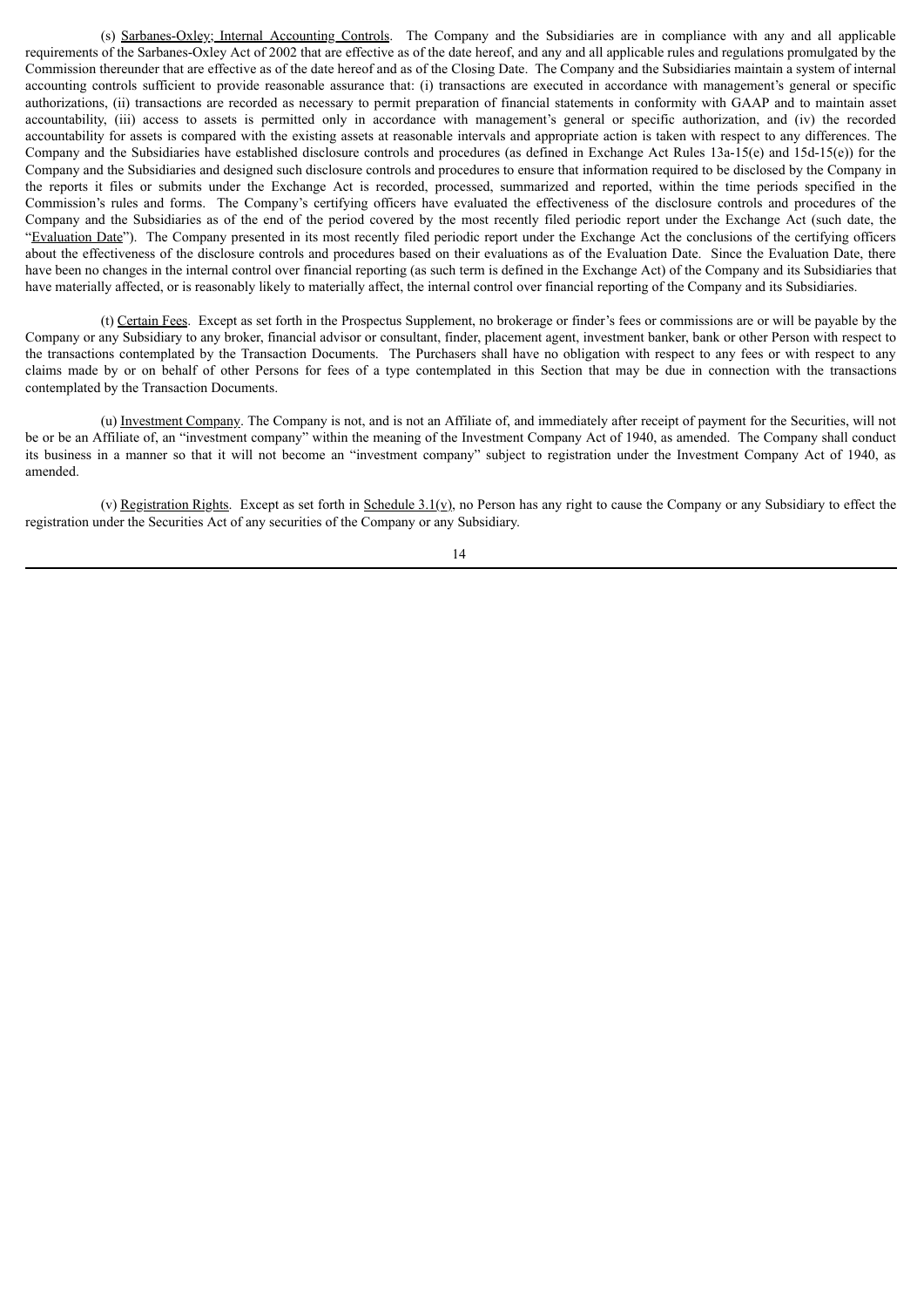(s) Sarbanes-Oxley; Internal Accounting Controls. The Company and the Subsidiaries are in compliance with any and all applicable requirements of the Sarbanes-Oxley Act of 2002 that are effective as of the date hereof, and any and all applicable rules and regulations promulgated by the Commission thereunder that are effective as of the date hereof and as of the Closing Date. The Company and the Subsidiaries maintain a system of internal accounting controls sufficient to provide reasonable assurance that: (i) transactions are executed in accordance with management's general or specific authorizations, (ii) transactions are recorded as necessary to permit preparation of financial statements in conformity with GAAP and to maintain asset accountability, (iii) access to assets is permitted only in accordance with management's general or specific authorization, and (iv) the recorded accountability for assets is compared with the existing assets at reasonable intervals and appropriate action is taken with respect to any differences. The Company and the Subsidiaries have established disclosure controls and procedures (as defined in Exchange Act Rules 13a-15(e) and 15d-15(e)) for the Company and the Subsidiaries and designed such disclosure controls and procedures to ensure that information required to be disclosed by the Company in the reports it files or submits under the Exchange Act is recorded, processed, summarized and reported, within the time periods specified in the Commission's rules and forms. The Company's certifying officers have evaluated the effectiveness of the disclosure controls and procedures of the Company and the Subsidiaries as of the end of the period covered by the most recently filed periodic report under the Exchange Act (such date, the "Evaluation Date"). The Company presented in its most recently filed periodic report under the Exchange Act the conclusions of the certifying officers about the effectiveness of the disclosure controls and procedures based on their evaluations as of the Evaluation Date. Since the Evaluation Date, there have been no changes in the internal control over financial reporting (as such term is defined in the Exchange Act) of the Company and its Subsidiaries that have materially affected, or is reasonably likely to materially affect, the internal control over financial reporting of the Company and its Subsidiaries.

(t) Certain Fees. Except as set forth in the Prospectus Supplement, no brokerage or finder's fees or commissions are or will be payable by the Company or any Subsidiary to any broker, financial advisor or consultant, finder, placement agent, investment banker, bank or other Person with respect to the transactions contemplated by the Transaction Documents. The Purchasers shall have no obligation with respect to any fees or with respect to any claims made by or on behalf of other Persons for fees of a type contemplated in this Section that may be due in connection with the transactions contemplated by the Transaction Documents.

(u) Investment Company. The Company is not, and is not an Affiliate of, and immediately after receipt of payment for the Securities, will not be or be an Affiliate of, an "investment company" within the meaning of the Investment Company Act of 1940, as amended. The Company shall conduct its business in a manner so that it will not become an "investment company" subject to registration under the Investment Company Act of 1940, as amended.

(v) Registration Rights. Except as set forth in Schedule 3.1(v), no Person has any right to cause the Company or any Subsidiary to effect the registration under the Securities Act of any securities of the Company or any Subsidiary.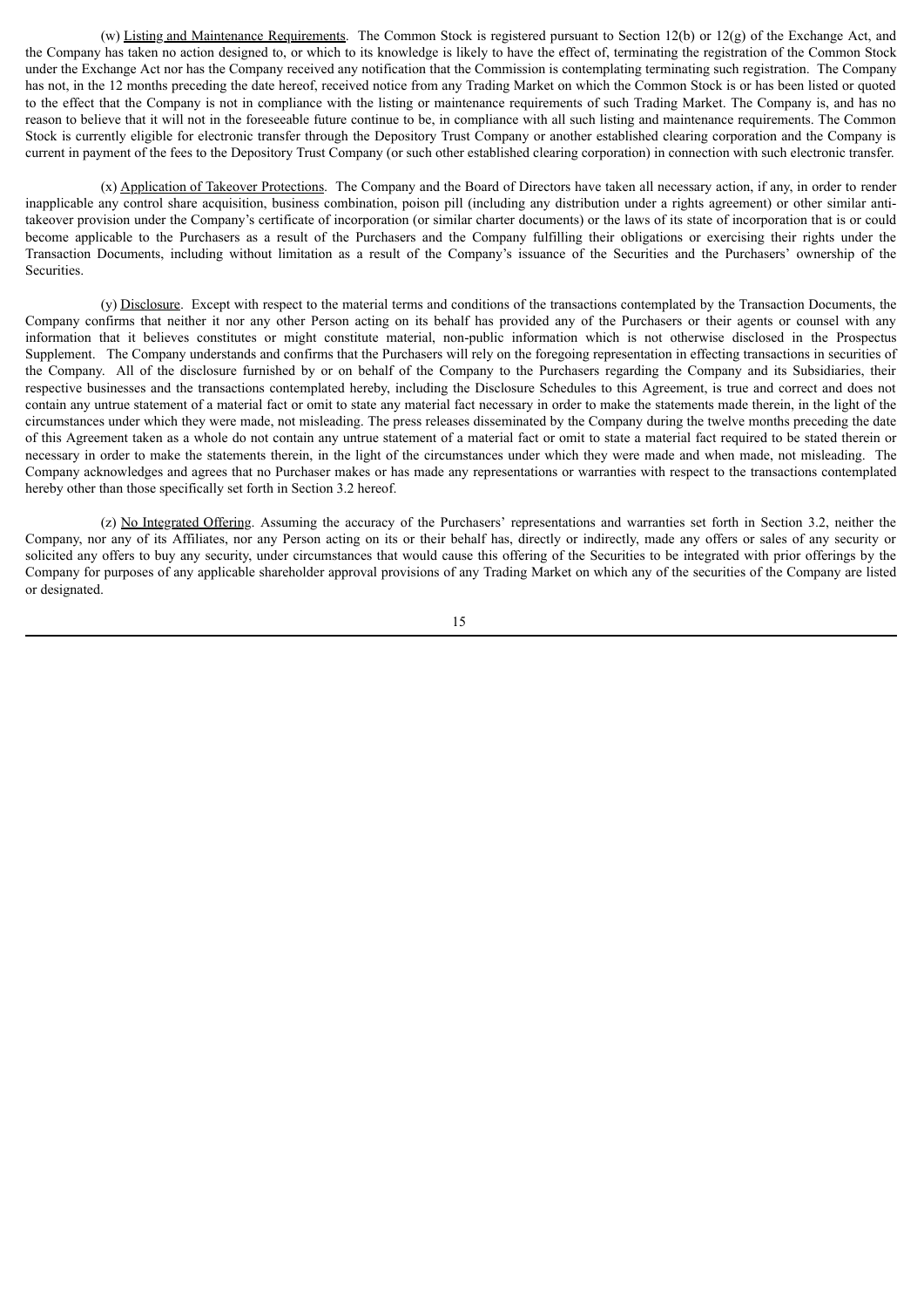(w) Listing and Maintenance Requirements. The Common Stock is registered pursuant to Section 12(b) or 12(g) of the Exchange Act, and the Company has taken no action designed to, or which to its knowledge is likely to have the effect of, terminating the registration of the Common Stock under the Exchange Act nor has the Company received any notification that the Commission is contemplating terminating such registration. The Company has not, in the 12 months preceding the date hereof, received notice from any Trading Market on which the Common Stock is or has been listed or quoted to the effect that the Company is not in compliance with the listing or maintenance requirements of such Trading Market. The Company is, and has no reason to believe that it will not in the foreseeable future continue to be, in compliance with all such listing and maintenance requirements. The Common Stock is currently eligible for electronic transfer through the Depository Trust Company or another established clearing corporation and the Company is current in payment of the fees to the Depository Trust Company (or such other established clearing corporation) in connection with such electronic transfer.

(x) Application of Takeover Protections. The Company and the Board of Directors have taken all necessary action, if any, in order to render inapplicable any control share acquisition, business combination, poison pill (including any distribution under a rights agreement) or other similar anti-takeover provision under the Company's certificate of incorporation (or similar charter documents) or the laws of its state of incorporation that is or could become applicable to the Purchasers as a result of the Purchasers and the Company fulfilling their obligations or exercising their rights under the Transaction Documents, including without limitation as a result of the Company's issuance of the Securities and the Purchasers' ownership of the Securities.

(y) Disclosure. Except with respect to the material terms and conditions of the transactions contemplated by the Transaction Documents, the Company confirms that neither it nor any other Person acting on its behalf has provided any of the Purchasers or their agents or counsel with any information that it believes constitutes or might constitute material, non-public information which is not otherwise disclosed in the Prospectus Supplement. The Company understands and confirms that the Purchasers will rely on the foregoing representation in effecting transactions in securities of the Company. All of the disclosure furnished by or on behalf of the Company to the Purchasers regarding the Company and its Subsidiaries, their respective businesses and the transactions contemplated hereby, including the Disclosure Schedules to this Agreement, is true and correct and does not contain any untrue statement of a material fact or omit to state any material fact necessary in order to make the statements made therein, in the light of the circumstances under which they were made, not misleading. The press releases disseminated by the Company during the twelve months preceding the date of this Agreement taken as a whole do not contain any untrue statement of a material fact or omit to state a material fact required to be stated therein or necessary in order to make the statements therein, in the light of the circumstances under which they were made and when made, not misleading. The Company acknowledges and agrees that no Purchaser makes or has made any representations or warranties with respect to the transactions contemplated hereby other than those specifically set forth in Section 3.2 hereof.

(z) No Integrated Offering. Assuming the accuracy of the Purchasers' representations and warranties set forth in Section 3.2, neither the Company, nor any of its Affiliates, nor any Person acting on its or their behalf has, directly or indirectly, made any offers or sales of any security or solicited any offers to buy any security, under circumstances that would cause this offering of the Securities to be integrated with prior offerings by the Company for purposes of any applicable shareholder approval provisions of any Trading Market on which any of the securities of the Company are listed or designated.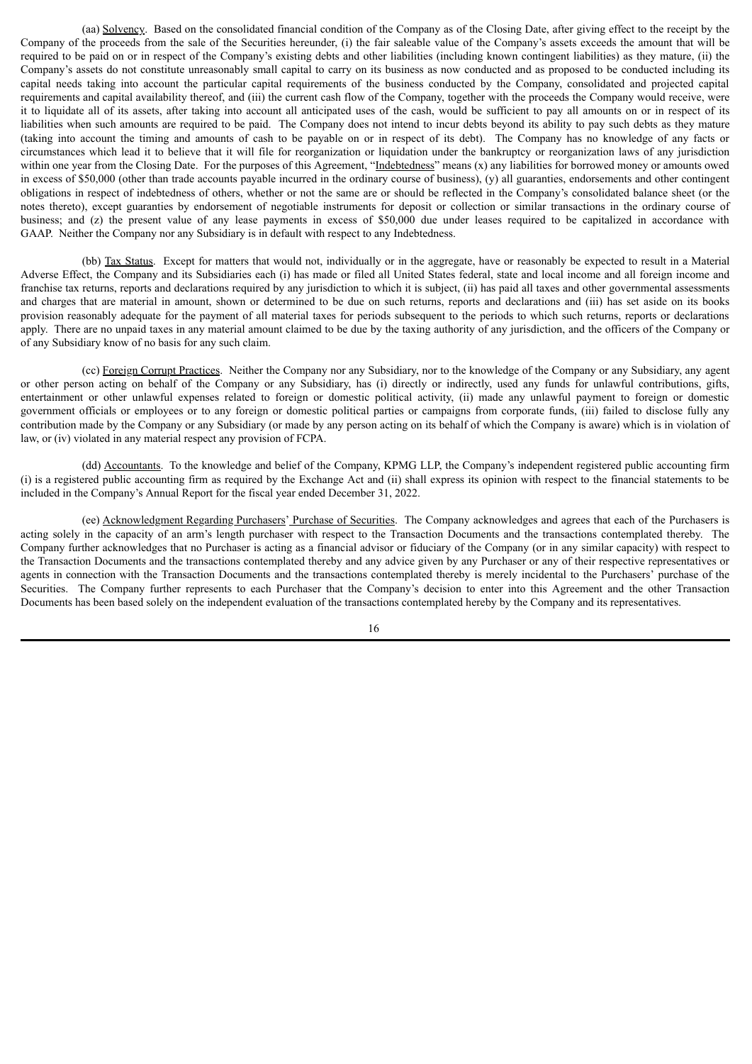(aa) Solvency. Based on the consolidated financial condition of the Company as of the Closing Date, after giving effect to the receipt by the Company of the proceeds from the sale of the Securities hereunder, (i) the fair saleable value of the Company's assets exceeds the amount that will be required to be paid on or in respect of the Company's existing debts and other liabilities (including known contingent liabilities) as they mature, (ii) the Company's assets do not constitute unreasonably small capital to carry on its business as now conducted and as proposed to be conducted including its capital needs taking into account the particular capital requirements of the business conducted by the Company, consolidated and projected capital requirements and capital availability thereof, and (iii) the current cash flow of the Company, together with the proceeds the Company would receive, were it to liquidate all of its assets, after taking into account all anticipated uses of the cash, would be sufficient to pay all amounts on or in respect of its liabilities when such amounts are required to be paid. The Company does not intend to incur debts beyond its ability to pay such debts as they mature (taking into account the timing and amounts of cash to be payable on or in respect of its debt). The Company has no knowledge of any facts or circumstances which lead it to believe that it will file for reorganization or liquidation under the bankruptcy or reorganization laws of any jurisdiction within one year from the Closing Date. For the purposes of this Agreement, "Indebtedness" means (x) any liabilities for borrowed money or amounts owed in excess of $50,000 (other than trade accounts payable incurred in the ordinary course of business), (y) all guaranties, endorsements and other contingent obligations in respect of indebtedness of others, whether or not the same are or should be reflected in the Company's consolidated balance sheet (or the notes thereto), except guaranties by endorsement of negotiable instruments for deposit or collection or similar transactions in the ordinary course of business; and (z) the present value of any lease payments in excess of $50,000 due under leases required to be capitalized in accordance with GAAP. Neither the Company nor any Subsidiary is in default with respect to any Indebtedness.

(bb) Tax Status. Except for matters that would not, individually or in the aggregate, have or reasonably be expected to result in a Material Adverse Effect, the Company and its Subsidiaries each (i) has made or filed all United States federal, state and local income and all foreign income and franchise tax returns, reports and declarations required by any jurisdiction to which it is subject, (ii) has paid all taxes and other governmental assessments and charges that are material in amount, shown or determined to be due on such returns, reports and declarations and (iii) has set aside on its books provision reasonably adequate for the payment of all material taxes for periods subsequent to the periods to which such returns, reports or declarations apply. There are no unpaid taxes in any material amount claimed to be due by the taxing authority of any jurisdiction, and the officers of the Company or of any Subsidiary know of no basis for any such claim.

(cc) Foreign Corrupt Practices. Neither the Company nor any Subsidiary, nor to the knowledge of the Company or any Subsidiary, any agent or other person acting on behalf of the Company or any Subsidiary, has (i) directly or indirectly, used any funds for unlawful contributions, gifts, entertainment or other unlawful expenses related to foreign or domestic political activity, (ii) made any unlawful payment to foreign or domestic government officials or employees or to any foreign or domestic political parties or campaigns from corporate funds, (iii) failed to disclose fully any contribution made by the Company or any Subsidiary (or made by any person acting on its behalf of which the Company is aware) which is in violation of law, or (iv) violated in any material respect any provision of FCPA.

(dd) Accountants. To the knowledge and belief of the Company, KPMG LLP, the Company's independent registered public accounting firm (i) is a registered public accounting firm as required by the Exchange Act and (ii) shall express its opinion with respect to the financial statements to be included in the Company's Annual Report for the fiscal year ended December 31, 2022.

(ee) Acknowledgment Regarding Purchasers' Purchase of Securities. The Company acknowledges and agrees that each of the Purchasers is acting solely in the capacity of an arm's length purchaser with respect to the Transaction Documents and the transactions contemplated thereby. The Company further acknowledges that no Purchaser is acting as a financial advisor or fiduciary of the Company (or in any similar capacity) with respect to the Transaction Documents and the transactions contemplated thereby and any advice given by any Purchaser or any of their respective representatives or agents in connection with the Transaction Documents and the transactions contemplated thereby is merely incidental to the Purchasers' purchase of the Securities. The Company further represents to each Purchaser that the Company's decision to enter into this Agreement and the other Transaction Documents has been based solely on the independent evaluation of the transactions contemplated hereby by the Company and its representatives.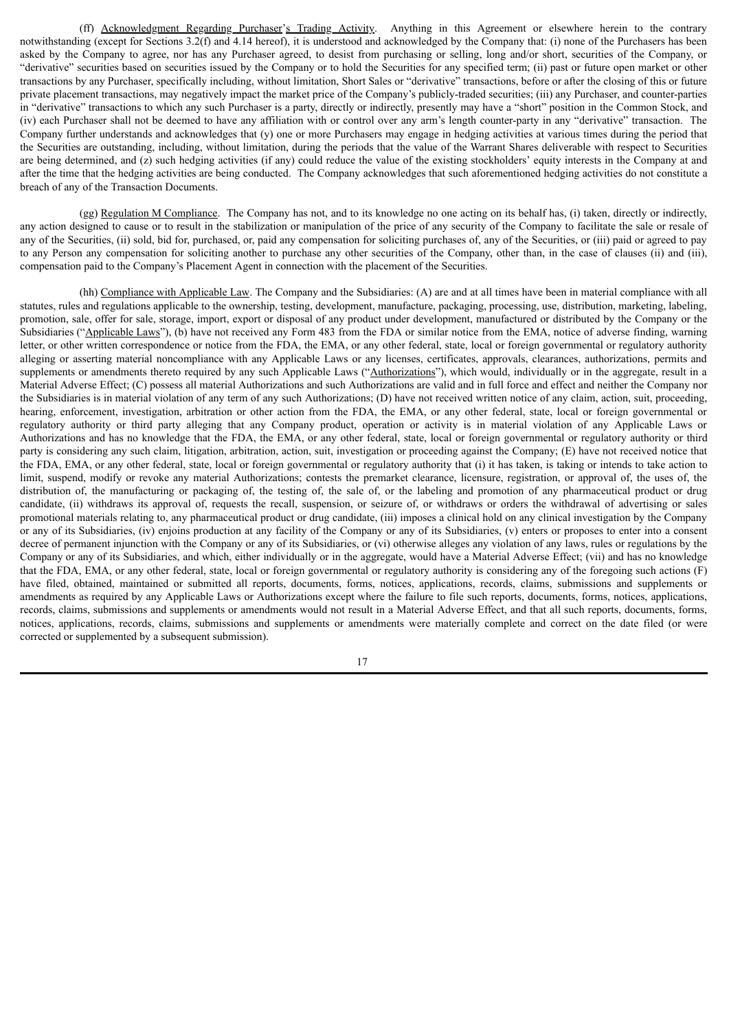(ff) Acknowledgment Regarding Purchaser's Trading Activity. Anything in this Agreement or elsewhere herein to the contrary notwithstanding (except for Sections 3.2(f) and 4.14 hereof), it is understood and acknowledged by the Company that: (i) none of the Purchasers has been asked by the Company to agree, nor has any Purchaser agreed, to desist from purchasing or selling, long and/or short, securities of the Company, or "derivative" securities based on securities issued by the Company or to hold the Securities for any specified term; (ii) past or future open market or other transactions by any Purchaser, specifically including, without limitation, Short Sales or "derivative" transactions, before or after the closing of this or future private placement transactions, may negatively impact the market price of the Company's publicly-traded securities; (iii) any Purchaser, and counter-parties in "derivative" transactions to which any such Purchaser is a party, directly or indirectly, presently may have a "short" position in the Common Stock, and (iv) each Purchaser shall not be deemed to have any affiliation with or control over any arm's length counter-party in any "derivative" transaction. The Company further understands and acknowledges that (y) one or more Purchasers may engage in hedging activities at various times during the period that the Securities are outstanding, including, without limitation, during the periods that the value of the Warrant Shares deliverable with respect to Securities are being determined, and (z) such hedging activities (if any) could reduce the value of the existing stockholders' equity interests in the Company at and after the time that the hedging activities are being conducted. The Company acknowledges that such aforementioned hedging activities do not constitute a breach of any of the Transaction Documents.

(gg) Regulation M Compliance. The Company has not, and to its knowledge no one acting on its behalf has, (i) taken, directly or indirectly, any action designed to cause or to result in the stabilization or manipulation of the price of any security of the Company to facilitate the sale or resale of any of the Securities, (ii) sold, bid for, purchased, or, paid any compensation for soliciting purchases of, any of the Securities, or (iii) paid or agreed to pay to any Person any compensation for soliciting another to purchase any other securities of the Company, other than, in the case of clauses (ii) and (iii), compensation paid to the Company's Placement Agent in connection with the placement of the Securities.

(hh) Compliance with Applicable Law. The Company and the Subsidiaries: (A) are and at all times have been in material compliance with all statutes, rules and regulations applicable to the ownership, testing, development, manufacture, packaging, processing, use, distribution, marketing, labeling, promotion, sale, offer for sale, storage, import, export or disposal of any product under development, manufactured or distributed by the Company or the Subsidiaries ("Applicable Laws"), (b) have not received any Form 483 from the FDA or similar notice from the EMA, notice of adverse finding, warning letter, or other written correspondence or notice from the FDA, the EMA, or any other federal, state, local or foreign governmental or regulatory authority alleging or asserting material noncompliance with any Applicable Laws or any licenses, certificates, approvals, clearances, authorizations, permits and supplements or amendments thereto required by any such Applicable Laws ("Authorizations"), which would, individually or in the aggregate, result in a Material Adverse Effect; (C) possess all material Authorizations and such Authorizations are valid and in full force and effect and neither the Company nor the Subsidiaries is in material violation of any term of any such Authorizations; (D) have not received written notice of any claim, action, suit, proceeding, hearing, enforcement, investigation, arbitration or other action from the FDA, the EMA, or any other federal, state, local or foreign governmental or regulatory authority or third party alleging that any Company product, operation or activity is in material violation of any Applicable Laws or Authorizations and has no knowledge that the FDA, the EMA, or any other federal, state, local or foreign governmental or regulatory authority or third party is considering any such claim, litigation, arbitration, action, suit, investigation or proceeding against the Company; (E) have not received notice that the FDA, EMA, or any other federal, state, local or foreign governmental or regulatory authority that (i) it has taken, is taking or intends to take action to limit, suspend, modify or revoke any material Authorizations; contests the premarket clearance, licensure, registration, or approval of, the uses of, the distribution of, the manufacturing or packaging of, the testing of, the sale of, or the labeling and promotion of any pharmaceutical product or drug candidate, (ii) withdraws its approval of, requests the recall, suspension, or seizure of, or withdraws or orders the withdrawal of advertising or sales promotional materials relating to, any pharmaceutical product or drug candidate, (iii) imposes a clinical hold on any clinical investigation by the Company or any of its Subsidiaries, (iv) enjoins production at any facility of the Company or any of its Subsidiaries, (v) enters or proposes to enter into a consent decree of permanent injunction with the Company or any of its Subsidiaries, or (vi) otherwise alleges any violation of any laws, rules or regulations by the Company or any of its Subsidiaries, and which, either individually or in the aggregate, would have a Material Adverse Effect; (vii) and has no knowledge that the FDA, EMA, or any other federal, state, local or foreign governmental or regulatory authority is considering any of the foregoing such actions (F) have filed, obtained, maintained or submitted all reports, documents, forms, notices, applications, records, claims, submissions and supplements or amendments as required by any Applicable Laws or Authorizations except where the failure to file such reports, documents, forms, notices, applications, records, claims, submissions and supplements or amendments would not result in a Material Adverse Effect, and that all such reports, documents, forms, notices, applications, records, claims, submissions and supplements or amendments were materially complete and correct on the date filed (or were corrected or supplemented by a subsequent submission).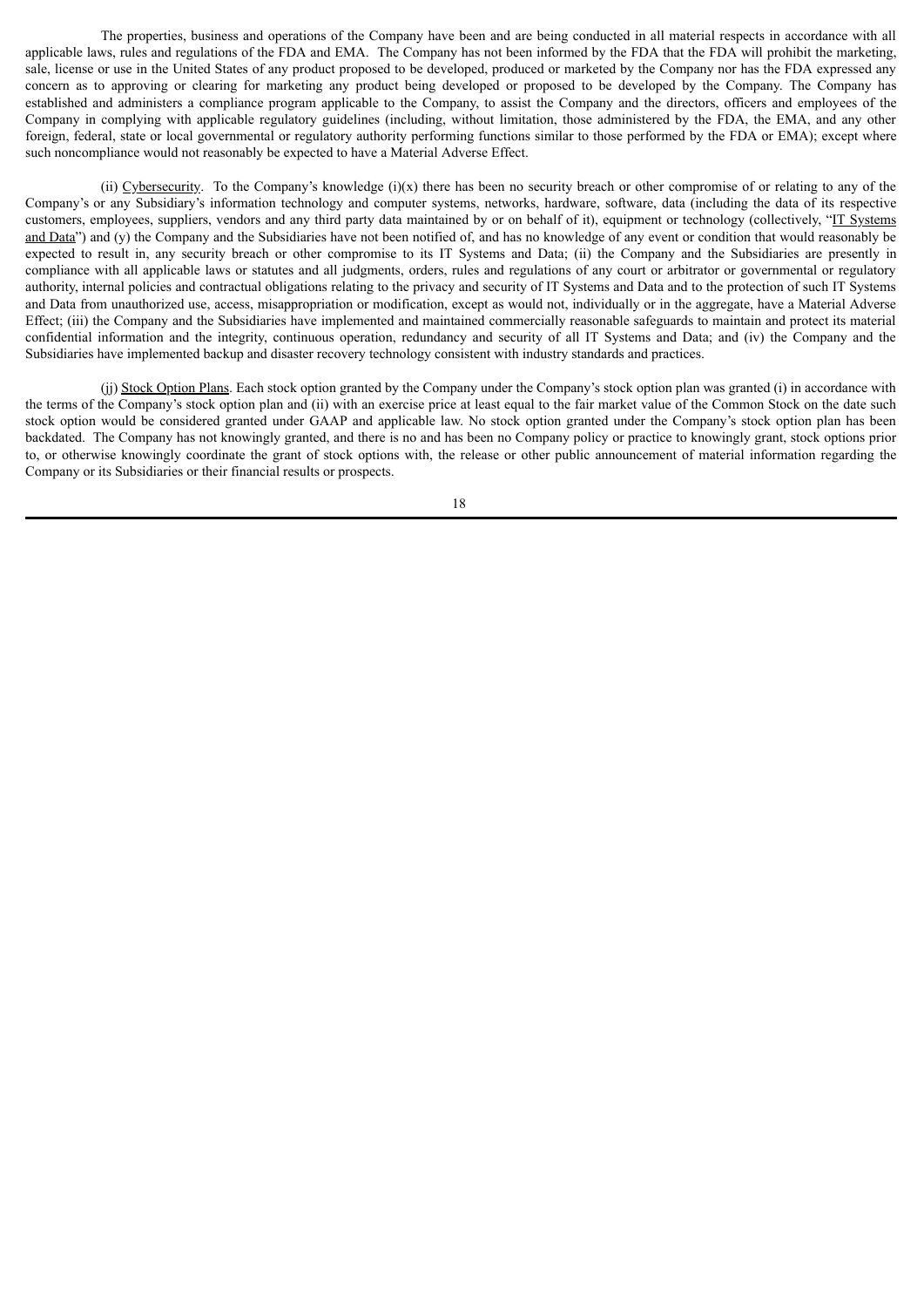The properties, business and operations of the Company have been and are being conducted in all material respects in accordance with all applicable laws, rules and regulations of the FDA and EMA. The Company has not been informed by the FDA that the FDA will prohibit the marketing, sale, license or use in the United States of any product proposed to be developed, produced or marketed by the Company nor has the FDA expressed any concern as to approving or clearing for marketing any product being developed or proposed to be developed by the Company. The Company has established and administers a compliance program applicable to the Company, to assist the Company and the directors, officers and employees of the Company in complying with applicable regulatory guidelines (including, without limitation, those administered by the FDA, the EMA, and any other foreign, federal, state or local governmental or regulatory authority performing functions similar to those performed by the FDA or EMA); except where such noncompliance would not reasonably be expected to have a Material Adverse Effect.

(ii) Cybersecurity. To the Company's knowledge (i)(x) there has been no security breach or other compromise of or relating to any of the Company's or any Subsidiary's information technology and computer systems, networks, hardware, software, data (including the data of its respective customers, employees, suppliers, vendors and any third party data maintained by or on behalf of it), equipment or technology (collectively, "IT Systems and Data") and (y) the Company and the Subsidiaries have not been notified of, and has no knowledge of any event or condition that would reasonably be expected to result in, any security breach or other compromise to its IT Systems and Data; (ii) the Company and the Subsidiaries are presently in compliance with all applicable laws or statutes and all judgments, orders, rules and regulations of any court or arbitrator or governmental or regulatory authority, internal policies and contractual obligations relating to the privacy and security of IT Systems and Data and to the protection of such IT Systems and Data from unauthorized use, access, misappropriation or modification, except as would not, individually or in the aggregate, have a Material Adverse Effect; (iii) the Company and the Subsidiaries have implemented and maintained commercially reasonable safeguards to maintain and protect its material confidential information and the integrity, continuous operation, redundancy and security of all IT Systems and Data; and (iv) the Company and the Subsidiaries have implemented backup and disaster recovery technology consistent with industry standards and practices.

(jj) Stock Option Plans. Each stock option granted by the Company under the Company's stock option plan was granted (i) in accordance with the terms of the Company's stock option plan and (ii) with an exercise price at least equal to the fair market value of the Common Stock on the date such stock option would be considered granted under GAAP and applicable law. No stock option granted under the Company's stock option plan has been backdated. The Company has not knowingly granted, and there is no and has been no Company policy or practice to knowingly grant, stock options prior to, or otherwise knowingly coordinate the grant of stock options with, the release or other public announcement of material information regarding the Company or its Subsidiaries or their financial results or prospects.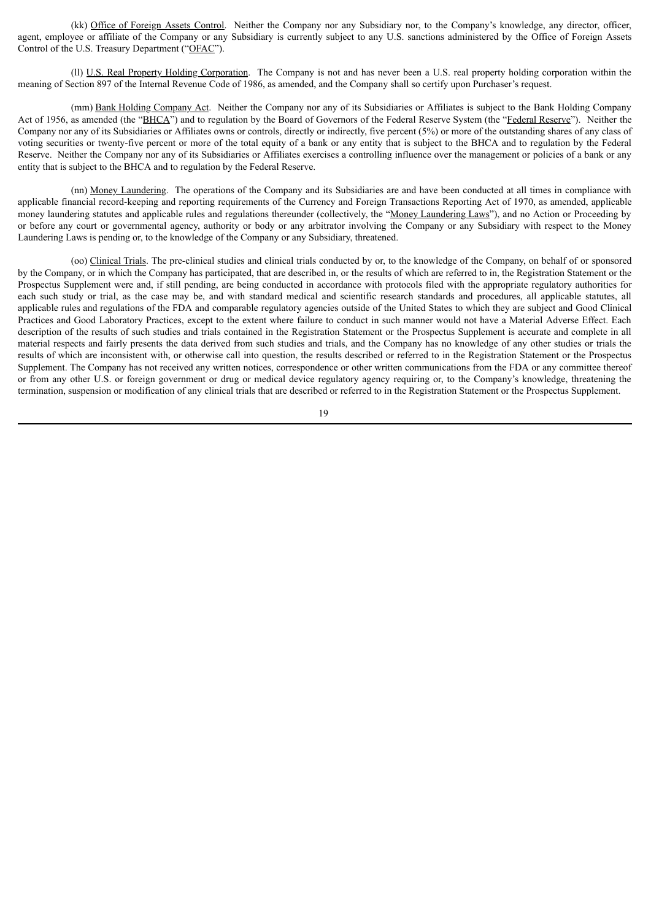(kk) Office of Foreign Assets Control. Neither the Company nor any Subsidiary nor, to the Company's knowledge, any director, officer, agent, employee or affiliate of the Company or any Subsidiary is currently subject to any U.S. sanctions administered by the Office of Foreign Assets Control of the U.S. Treasury Department ("OFAC").

(ll) U.S. Real Property Holding Corporation. The Company is not and has never been a U.S. real property holding corporation within the meaning of Section 897 of the Internal Revenue Code of 1986, as amended, and the Company shall so certify upon Purchaser's request.

(mm) Bank Holding Company Act. Neither the Company nor any of its Subsidiaries or Affiliates is subject to the Bank Holding Company Act of 1956, as amended (the "BHCA") and to regulation by the Board of Governors of the Federal Reserve System (the "Federal Reserve"). Neither the Company nor any of its Subsidiaries or Affiliates owns or controls, directly or indirectly, five percent (5%) or more of the outstanding shares of any class of voting securities or twenty-five percent or more of the total equity of a bank or any entity that is subject to the BHCA and to regulation by the Federal Reserve. Neither the Company nor any of its Subsidiaries or Affiliates exercises a controlling influence over the management or policies of a bank or any entity that is subject to the BHCA and to regulation by the Federal Reserve.

(nn) Money Laundering. The operations of the Company and its Subsidiaries are and have been conducted at all times in compliance with applicable financial record-keeping and reporting requirements of the Currency and Foreign Transactions Reporting Act of 1970, as amended, applicable money laundering statutes and applicable rules and regulations thereunder (collectively, the "Money Laundering Laws"), and no Action or Proceeding by or before any court or governmental agency, authority or body or any arbitrator involving the Company or any Subsidiary with respect to the Money Laundering Laws is pending or, to the knowledge of the Company or any Subsidiary, threatened.

(oo) Clinical Trials. The pre-clinical studies and clinical trials conducted by or, to the knowledge of the Company, on behalf of or sponsored by the Company, or in which the Company has participated, that are described in, or the results of which are referred to in, the Registration Statement or the Prospectus Supplement were and, if still pending, are being conducted in accordance with protocols filed with the appropriate regulatory authorities for each such study or trial, as the case may be, and with standard medical and scientific research standards and procedures, all applicable statutes, all applicable rules and regulations of the FDA and comparable regulatory agencies outside of the United States to which they are subject and Good Clinical Practices and Good Laboratory Practices, except to the extent where failure to conduct in such manner would not have a Material Adverse Effect. Each description of the results of such studies and trials contained in the Registration Statement or the Prospectus Supplement is accurate and complete in all material respects and fairly presents the data derived from such studies and trials, and the Company has no knowledge of any other studies or trials the results of which are inconsistent with, or otherwise call into question, the results described or referred to in the Registration Statement or the Prospectus Supplement. The Company has not received any written notices, correspondence or other written communications from the FDA or any committee thereof or from any other U.S. or foreign government or drug or medical device regulatory agency requiring or, to the Company's knowledge, threatening the termination, suspension or modification of any clinical trials that are described or referred to in the Registration Statement or the Prospectus Supplement.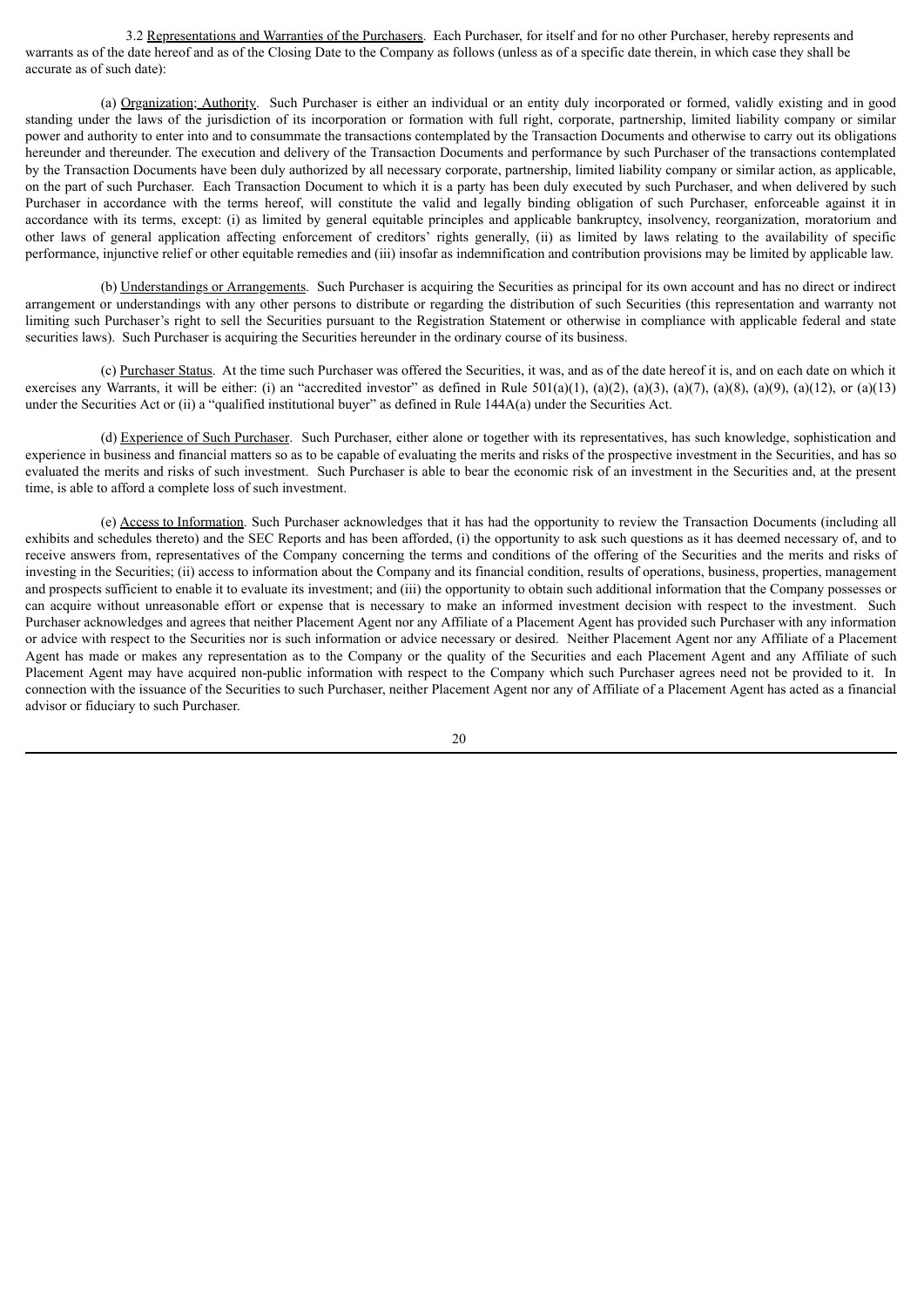3.2 Representations and Warranties of the Purchasers. Each Purchaser, for itself and for no other Purchaser, hereby represents and warrants as of the date hereof and as of the Closing Date to the Company as follows (unless as of a specific date therein, in which case they shall be accurate as of such date):

(a) Organization; Authority. Such Purchaser is either an individual or an entity duly incorporated or formed, validly existing and in good standing under the laws of the jurisdiction of its incorporation or formation with full right, corporate, partnership, limited liability company or similar power and authority to enter into and to consummate the transactions contemplated by the Transaction Documents and otherwise to carry out its obligations hereunder and thereunder. The execution and delivery of the Transaction Documents and performance by such Purchaser of the transactions contemplated by the Transaction Documents have been duly authorized by all necessary corporate, partnership, limited liability company or similar action, as applicable, on the part of such Purchaser. Each Transaction Document to which it is a party has been duly executed by such Purchaser, and when delivered by such Purchaser in accordance with the terms hereof, will constitute the valid and legally binding obligation of such Purchaser, enforceable against it in accordance with its terms, except: (i) as limited by general equitable principles and applicable bankruptcy, insolvency, reorganization, moratorium and other laws of general application affecting enforcement of creditors' rights generally, (ii) as limited by laws relating to the availability of specific performance, injunctive relief or other equitable remedies and (iii) insofar as indemnification and contribution provisions may be limited by applicable law.

(b) Understandings or Arrangements. Such Purchaser is acquiring the Securities as principal for its own account and has no direct or indirect arrangement or understandings with any other persons to distribute or regarding the distribution of such Securities (this representation and warranty not limiting such Purchaser's right to sell the Securities pursuant to the Registration Statement or otherwise in compliance with applicable federal and state securities laws). Such Purchaser is acquiring the Securities hereunder in the ordinary course of its business.

(c) Purchaser Status. At the time such Purchaser was offered the Securities, it was, and as of the date hereof it is, and on each date on which it exercises any Warrants, it will be either: (i) an "accredited investor" as defined in Rule 501(a)(1), (a)(2), (a)(3), (a)(7), (a)(8), (a)(9), (a)(12), or (a)(13) under the Securities Act or (ii) a "qualified institutional buyer" as defined in Rule 144A(a) under the Securities Act.

(d) Experience of Such Purchaser. Such Purchaser, either alone or together with its representatives, has such knowledge, sophistication and experience in business and financial matters so as to be capable of evaluating the merits and risks of the prospective investment in the Securities, and has so evaluated the merits and risks of such investment. Such Purchaser is able to bear the economic risk of an investment in the Securities and, at the present time, is able to afford a complete loss of such investment.

(e) Access to Information. Such Purchaser acknowledges that it has had the opportunity to review the Transaction Documents (including all exhibits and schedules thereto) and the SEC Reports and has been afforded, (i) the opportunity to ask such questions as it has deemed necessary of, and to receive answers from, representatives of the Company concerning the terms and conditions of the offering of the Securities and the merits and risks of investing in the Securities; (ii) access to information about the Company and its financial condition, results of operations, business, properties, management and prospects sufficient to enable it to evaluate its investment; and (iii) the opportunity to obtain such additional information that the Company possesses or can acquire without unreasonable effort or expense that is necessary to make an informed investment decision with respect to the investment. Such Purchaser acknowledges and agrees that neither Placement Agent nor any Affiliate of a Placement Agent has provided such Purchaser with any information or advice with respect to the Securities nor is such information or advice necessary or desired. Neither Placement Agent nor any Affiliate of a Placement Agent has made or makes any representation as to the Company or the quality of the Securities and each Placement Agent and any Affiliate of such Placement Agent may have acquired non-public information with respect to the Company which such Purchaser agrees need not be provided to it. In connection with the issuance of the Securities to such Purchaser, neither Placement Agent nor any of Affiliate of a Placement Agent has acted as a financial advisor or fiduciary to such Purchaser.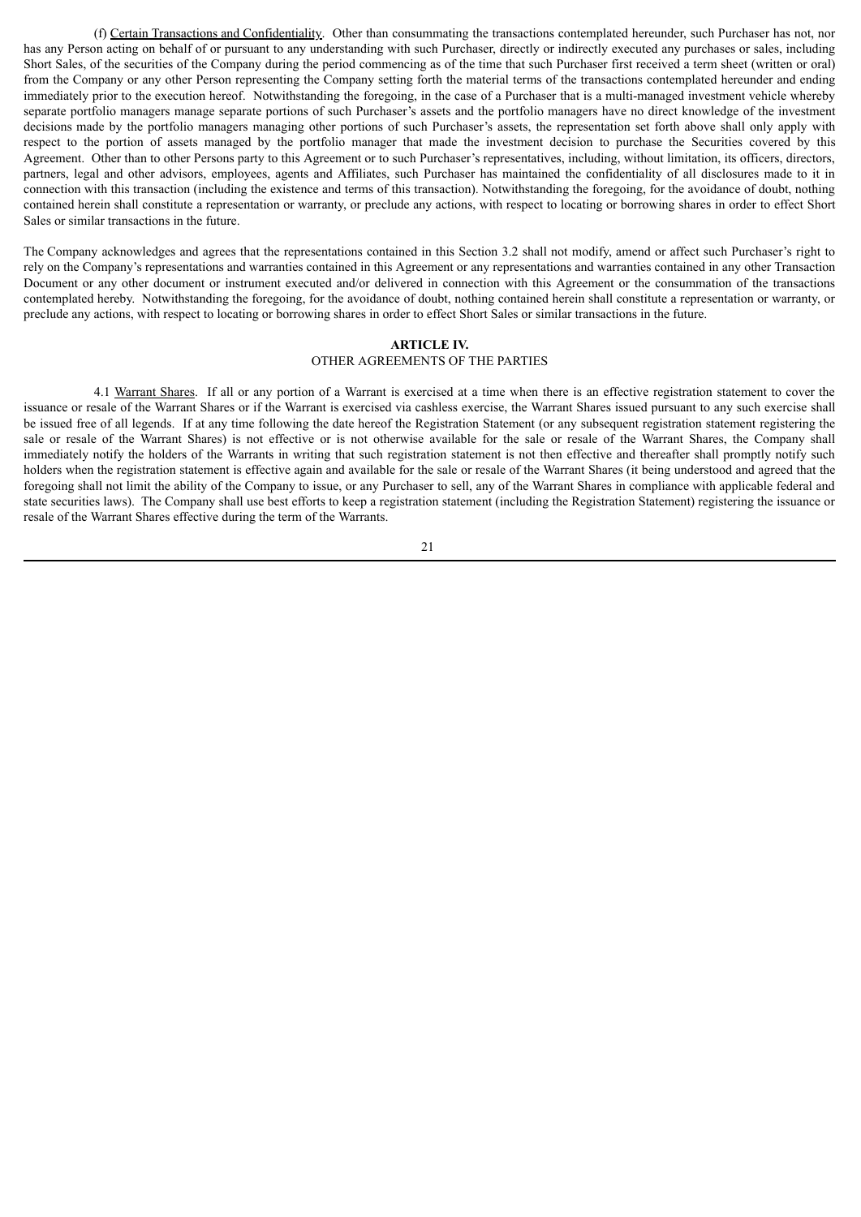(f) Certain Transactions and Confidentiality. Other than consummating the transactions contemplated hereunder, such Purchaser has not, nor has any Person acting on behalf of or pursuant to any understanding with such Purchaser, directly or indirectly executed any purchases or sales, including Short Sales, of the securities of the Company during the period commencing as of the time that such Purchaser first received a term sheet (written or oral) from the Company or any other Person representing the Company setting forth the material terms of the transactions contemplated hereunder and ending immediately prior to the execution hereof. Notwithstanding the foregoing, in the case of a Purchaser that is a multi-managed investment vehicle whereby separate portfolio managers manage separate portions of such Purchaser's assets and the portfolio managers have no direct knowledge of the investment decisions made by the portfolio managers managing other portions of such Purchaser's assets, the representation set forth above shall only apply with respect to the portion of assets managed by the portfolio manager that made the investment decision to purchase the Securities covered by this Agreement. Other than to other Persons party to this Agreement or to such Purchaser's representatives, including, without limitation, its officers, directors, partners, legal and other advisors, employees, agents and Affiliates, such Purchaser has maintained the confidentiality of all disclosures made to it in connection with this transaction (including the existence and terms of this transaction). Notwithstanding the foregoing, for the avoidance of doubt, nothing contained herein shall constitute a representation or warranty, or preclude any actions, with respect to locating or borrowing shares in order to effect Short Sales or similar transactions in the future.

The Company acknowledges and agrees that the representations contained in this Section 3.2 shall not modify, amend or affect such Purchaser's right to rely on the Company's representations and warranties contained in this Agreement or any representations and warranties contained in any other Transaction Document or any other document or instrument executed and/or delivered in connection with this Agreement or the consummation of the transactions contemplated hereby. Notwithstanding the foregoing, for the avoidance of doubt, nothing contained herein shall constitute a representation or warranty, or preclude any actions, with respect to locating or borrowing shares in order to effect Short Sales or similar transactions in the future.

## ARTICLE IV.
## OTHER AGREEMENTS OF THE PARTIES

4.1 Warrant Shares. If all or any portion of a Warrant is exercised at a time when there is an effective registration statement to cover the issuance or resale of the Warrant Shares or if the Warrant is exercised via cashless exercise, the Warrant Shares issued pursuant to any such exercise shall be issued free of all legends. If at any time following the date hereof the Registration Statement (or any subsequent registration statement registering the sale or resale of the Warrant Shares) is not effective or is not otherwise available for the sale or resale of the Warrant Shares, the Company shall immediately notify the holders of the Warrants in writing that such registration statement is not then effective and thereafter shall promptly notify such holders when the registration statement is effective again and available for the sale or resale of the Warrant Shares (it being understood and agreed that the foregoing shall not limit the ability of the Company to issue, or any Purchaser to sell, any of the Warrant Shares in compliance with applicable federal and state securities laws). The Company shall use best efforts to keep a registration statement (including the Registration Statement) registering the issuance or resale of the Warrant Shares effective during the term of the Warrants.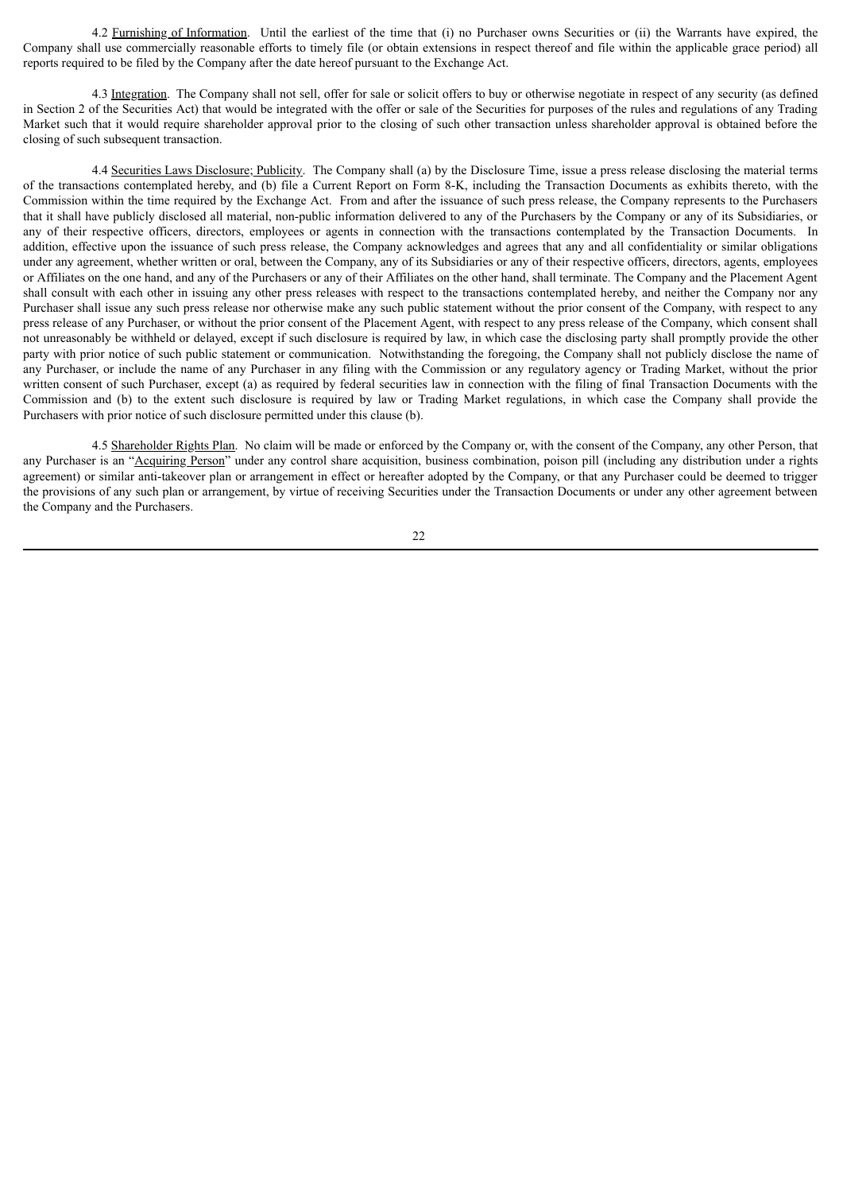4.2 Furnishing of Information. Until the earliest of the time that (i) no Purchaser owns Securities or (ii) the Warrants have expired, the Company shall use commercially reasonable efforts to timely file (or obtain extensions in respect thereof and file within the applicable grace period) all reports required to be filed by the Company after the date hereof pursuant to the Exchange Act.

4.3 Integration. The Company shall not sell, offer for sale or solicit offers to buy or otherwise negotiate in respect of any security (as defined in Section 2 of the Securities Act) that would be integrated with the offer or sale of the Securities for purposes of the rules and regulations of any Trading Market such that it would require shareholder approval prior to the closing of such other transaction unless shareholder approval is obtained before the closing of such subsequent transaction.

4.4 Securities Laws Disclosure; Publicity. The Company shall (a) by the Disclosure Time, issue a press release disclosing the material terms of the transactions contemplated hereby, and (b) file a Current Report on Form 8-K, including the Transaction Documents as exhibits thereto, with the Commission within the time required by the Exchange Act. From and after the issuance of such press release, the Company represents to the Purchasers that it shall have publicly disclosed all material, non-public information delivered to any of the Purchasers by the Company or any of its Subsidiaries, or any of their respective officers, directors, employees or agents in connection with the transactions contemplated by the Transaction Documents. In addition, effective upon the issuance of such press release, the Company acknowledges and agrees that any and all confidentiality or similar obligations under any agreement, whether written or oral, between the Company, any of its Subsidiaries or any of their respective officers, directors, agents, employees or Affiliates on the one hand, and any of the Purchasers or any of their Affiliates on the other hand, shall terminate. The Company and the Placement Agent shall consult with each other in issuing any other press releases with respect to the transactions contemplated hereby, and neither the Company nor any Purchaser shall issue any such press release nor otherwise make any such public statement without the prior consent of the Company, with respect to any press release of any Purchaser, or without the prior consent of the Placement Agent, with respect to any press release of the Company, which consent shall not unreasonably be withheld or delayed, except if such disclosure is required by law, in which case the disclosing party shall promptly provide the other party with prior notice of such public statement or communication. Notwithstanding the foregoing, the Company shall not publicly disclose the name of any Purchaser, or include the name of any Purchaser in any filing with the Commission or any regulatory agency or Trading Market, without the prior written consent of such Purchaser, except (a) as required by federal securities law in connection with the filing of final Transaction Documents with the Commission and (b) to the extent such disclosure is required by law or Trading Market regulations, in which case the Company shall provide the Purchasers with prior notice of such disclosure permitted under this clause (b).

4.5 Shareholder Rights Plan. No claim will be made or enforced by the Company or, with the consent of the Company, any other Person, that any Purchaser is an "Acquiring Person" under any control share acquisition, business combination, poison pill (including any distribution under a rights agreement) or similar anti-takeover plan or arrangement in effect or hereafter adopted by the Company, or that any Purchaser could be deemed to trigger the provisions of any such plan or arrangement, by virtue of receiving Securities under the Transaction Documents or under any other agreement between the Company and the Purchasers.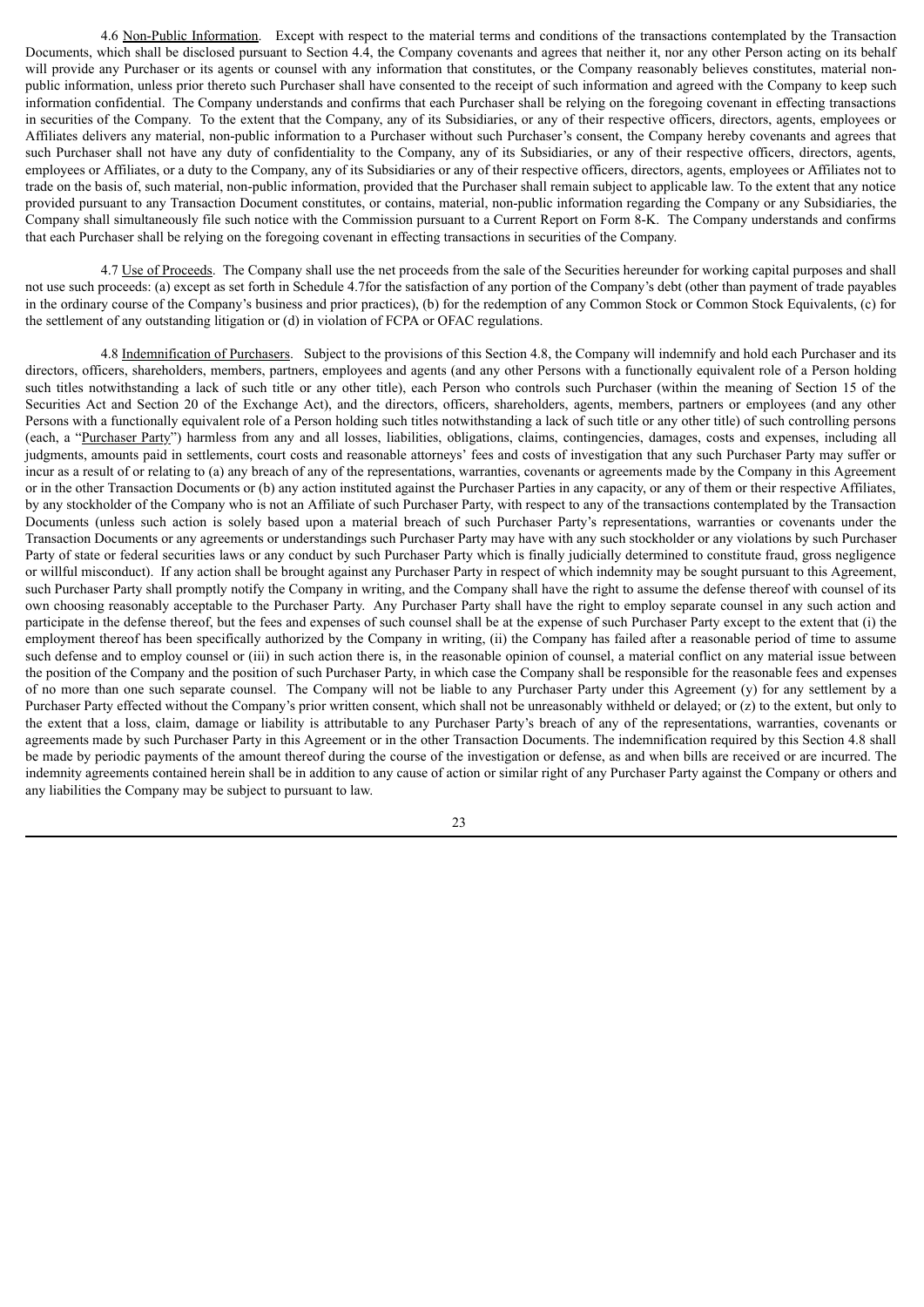4.6 Non-Public Information. Except with respect to the material terms and conditions of the transactions contemplated by the Transaction Documents, which shall be disclosed pursuant to Section 4.4, the Company covenants and agrees that neither it, nor any other Person acting on its behalf will provide any Purchaser or its agents or counsel with any information that constitutes, or the Company reasonably believes constitutes, material non-public information, unless prior thereto such Purchaser shall have consented to the receipt of such information and agreed with the Company to keep such information confidential. The Company understands and confirms that each Purchaser shall be relying on the foregoing covenant in effecting transactions in securities of the Company. To the extent that the Company, any of its Subsidiaries, or any of their respective officers, directors, agents, employees or Affiliates delivers any material, non-public information to a Purchaser without such Purchaser's consent, the Company hereby covenants and agrees that such Purchaser shall not have any duty of confidentiality to the Company, any of its Subsidiaries, or any of their respective officers, directors, agents, employees or Affiliates, or a duty to the Company, any of its Subsidiaries or any of their respective officers, directors, agents, employees or Affiliates not to trade on the basis of, such material, non-public information, provided that the Purchaser shall remain subject to applicable law. To the extent that any notice provided pursuant to any Transaction Document constitutes, or contains, material, non-public information regarding the Company or any Subsidiaries, the Company shall simultaneously file such notice with the Commission pursuant to a Current Report on Form 8-K. The Company understands and confirms that each Purchaser shall be relying on the foregoing covenant in effecting transactions in securities of the Company.

4.7 Use of Proceeds. The Company shall use the net proceeds from the sale of the Securities hereunder for working capital purposes and shall not use such proceeds: (a) except as set forth in Schedule 4.7for the satisfaction of any portion of the Company's debt (other than payment of trade payables in the ordinary course of the Company's business and prior practices), (b) for the redemption of any Common Stock or Common Stock Equivalents, (c) for the settlement of any outstanding litigation or (d) in violation of FCPA or OFAC regulations.

4.8 Indemnification of Purchasers. Subject to the provisions of this Section 4.8, the Company will indemnify and hold each Purchaser and its directors, officers, shareholders, members, partners, employees and agents (and any other Persons with a functionally equivalent role of a Person holding such titles notwithstanding a lack of such title or any other title), each Person who controls such Purchaser (within the meaning of Section 15 of the Securities Act and Section 20 of the Exchange Act), and the directors, officers, shareholders, agents, members, partners or employees (and any other Persons with a functionally equivalent role of a Person holding such titles notwithstanding a lack of such title or any other title) of such controlling persons (each, a "Purchaser Party") harmless from any and all losses, liabilities, obligations, claims, contingencies, damages, costs and expenses, including all judgments, amounts paid in settlements, court costs and reasonable attorneys' fees and costs of investigation that any such Purchaser Party may suffer or incur as a result of or relating to (a) any breach of any of the representations, warranties, covenants or agreements made by the Company in this Agreement or in the other Transaction Documents or (b) any action instituted against the Purchaser Parties in any capacity, or any of them or their respective Affiliates, by any stockholder of the Company who is not an Affiliate of such Purchaser Party, with respect to any of the transactions contemplated by the Transaction Documents (unless such action is solely based upon a material breach of such Purchaser Party's representations, warranties or covenants under the Transaction Documents or any agreements or understandings such Purchaser Party may have with any such stockholder or any violations by such Purchaser Party of state or federal securities laws or any conduct by such Purchaser Party which is finally judicially determined to constitute fraud, gross negligence or willful misconduct). If any action shall be brought against any Purchaser Party in respect of which indemnity may be sought pursuant to this Agreement, such Purchaser Party shall promptly notify the Company in writing, and the Company shall have the right to assume the defense thereof with counsel of its own choosing reasonably acceptable to the Purchaser Party. Any Purchaser Party shall have the right to employ separate counsel in any such action and participate in the defense thereof, but the fees and expenses of such counsel shall be at the expense of such Purchaser Party except to the extent that (i) the employment thereof has been specifically authorized by the Company in writing, (ii) the Company has failed after a reasonable period of time to assume such defense and to employ counsel or (iii) in such action there is, in the reasonable opinion of counsel, a material conflict on any material issue between the position of the Company and the position of such Purchaser Party, in which case the Company shall be responsible for the reasonable fees and expenses of no more than one such separate counsel. The Company will not be liable to any Purchaser Party under this Agreement (y) for any settlement by a Purchaser Party effected without the Company's prior written consent, which shall not be unreasonably withheld or delayed; or (z) to the extent, but only to the extent that a loss, claim, damage or liability is attributable to any Purchaser Party's breach of any of the representations, warranties, covenants or agreements made by such Purchaser Party in this Agreement or in the other Transaction Documents. The indemnification required by this Section 4.8 shall be made by periodic payments of the amount thereof during the course of the investigation or defense, as and when bills are received or are incurred. The indemnity agreements contained herein shall be in addition to any cause of action or similar right of any Purchaser Party against the Company or others and any liabilities the Company may be subject to pursuant to law.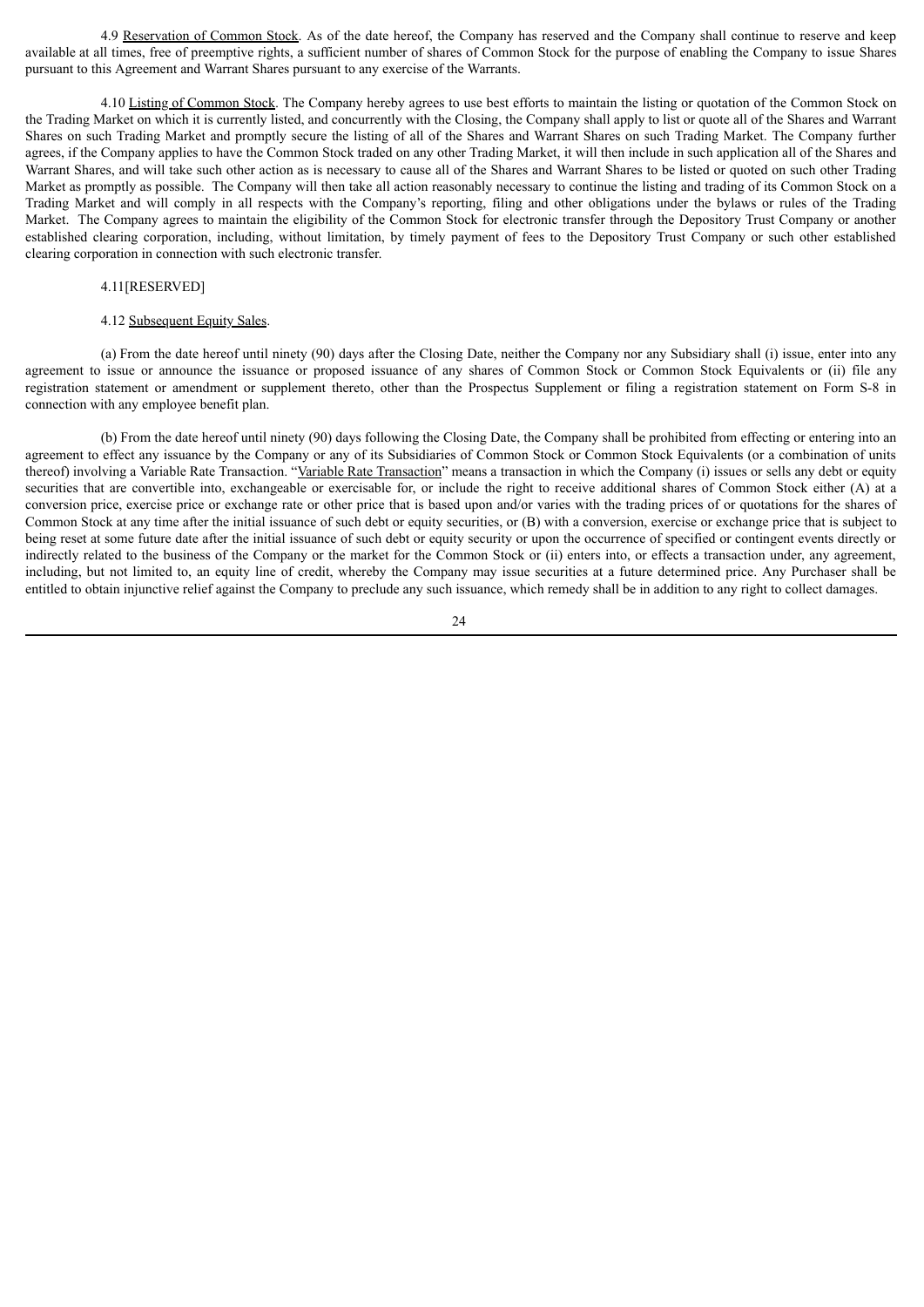4.9 Reservation of Common Stock. As of the date hereof, the Company has reserved and the Company shall continue to reserve and keep available at all times, free of preemptive rights, a sufficient number of shares of Common Stock for the purpose of enabling the Company to issue Shares pursuant to this Agreement and Warrant Shares pursuant to any exercise of the Warrants.

4.10 Listing of Common Stock. The Company hereby agrees to use best efforts to maintain the listing or quotation of the Common Stock on the Trading Market on which it is currently listed, and concurrently with the Closing, the Company shall apply to list or quote all of the Shares and Warrant Shares on such Trading Market and promptly secure the listing of all of the Shares and Warrant Shares on such Trading Market. The Company further agrees, if the Company applies to have the Common Stock traded on any other Trading Market, it will then include in such application all of the Shares and Warrant Shares, and will take such other action as is necessary to cause all of the Shares and Warrant Shares to be listed or quoted on such other Trading Market as promptly as possible. The Company will then take all action reasonably necessary to continue the listing and trading of its Common Stock on a Trading Market and will comply in all respects with the Company's reporting, filing and other obligations under the bylaws or rules of the Trading Market. The Company agrees to maintain the eligibility of the Common Stock for electronic transfer through the Depository Trust Company or another established clearing corporation, including, without limitation, by timely payment of fees to the Depository Trust Company or such other established clearing corporation in connection with such electronic transfer.

4.11[RESERVED]

4.12 Subsequent Equity Sales.

(a) From the date hereof until ninety (90) days after the Closing Date, neither the Company nor any Subsidiary shall (i) issue, enter into any agreement to issue or announce the issuance or proposed issuance of any shares of Common Stock or Common Stock Equivalents or (ii) file any registration statement or amendment or supplement thereto, other than the Prospectus Supplement or filing a registration statement on Form S-8 in connection with any employee benefit plan.

(b) From the date hereof until ninety (90) days following the Closing Date, the Company shall be prohibited from effecting or entering into an agreement to effect any issuance by the Company or any of its Subsidiaries of Common Stock or Common Stock Equivalents (or a combination of units thereof) involving a Variable Rate Transaction. "Variable Rate Transaction" means a transaction in which the Company (i) issues or sells any debt or equity securities that are convertible into, exchangeable or exercisable for, or include the right to receive additional shares of Common Stock either (A) at a conversion price, exercise price or exchange rate or other price that is based upon and/or varies with the trading prices of or quotations for the shares of Common Stock at any time after the initial issuance of such debt or equity securities, or (B) with a conversion, exercise or exchange price that is subject to being reset at some future date after the initial issuance of such debt or equity security or upon the occurrence of specified or contingent events directly or indirectly related to the business of the Company or the market for the Common Stock or (ii) enters into, or effects a transaction under, any agreement, including, but not limited to, an equity line of credit, whereby the Company may issue securities at a future determined price. Any Purchaser shall be entitled to obtain injunctive relief against the Company to preclude any such issuance, which remedy shall be in addition to any right to collect damages.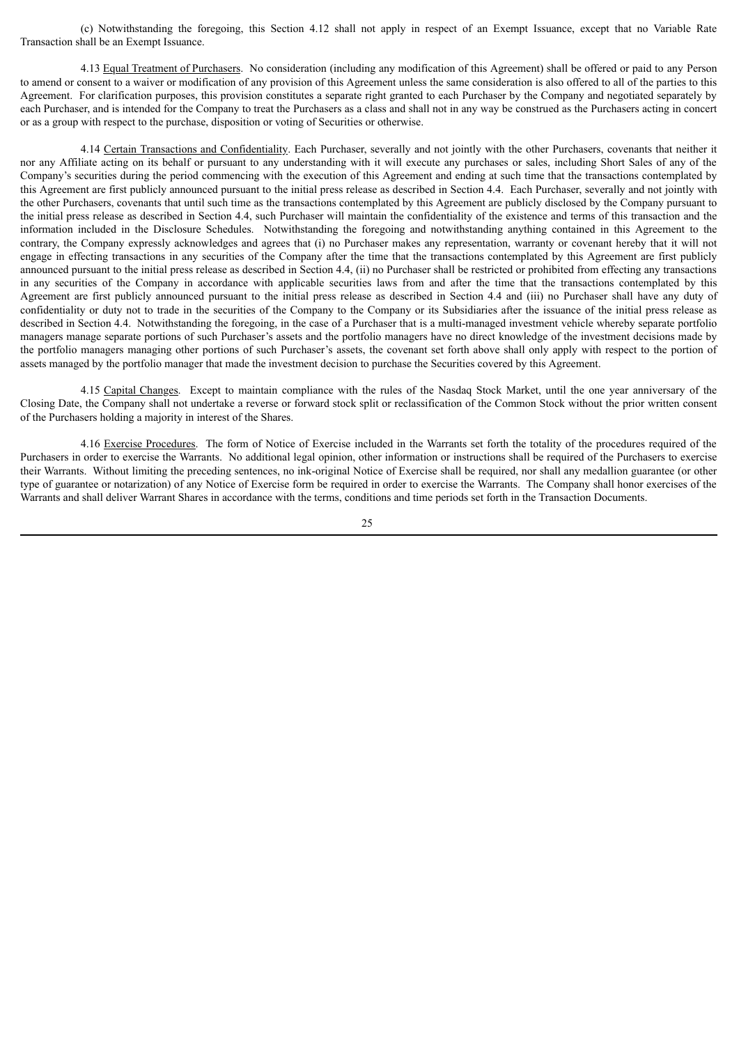(c) Notwithstanding the foregoing, this Section 4.12 shall not apply in respect of an Exempt Issuance, except that no Variable Rate Transaction shall be an Exempt Issuance.

4.13 Equal Treatment of Purchasers. No consideration (including any modification of this Agreement) shall be offered or paid to any Person to amend or consent to a waiver or modification of any provision of this Agreement unless the same consideration is also offered to all of the parties to this Agreement. For clarification purposes, this provision constitutes a separate right granted to each Purchaser by the Company and negotiated separately by each Purchaser, and is intended for the Company to treat the Purchasers as a class and shall not in any way be construed as the Purchasers acting in concert or as a group with respect to the purchase, disposition or voting of Securities or otherwise.

4.14 Certain Transactions and Confidentiality. Each Purchaser, severally and not jointly with the other Purchasers, covenants that neither it nor any Affiliate acting on its behalf or pursuant to any understanding with it will execute any purchases or sales, including Short Sales of any of the Company's securities during the period commencing with the execution of this Agreement and ending at such time that the transactions contemplated by this Agreement are first publicly announced pursuant to the initial press release as described in Section 4.4. Each Purchaser, severally and not jointly with the other Purchasers, covenants that until such time as the transactions contemplated by this Agreement are publicly disclosed by the Company pursuant to the initial press release as described in Section 4.4, such Purchaser will maintain the confidentiality of the existence and terms of this transaction and the information included in the Disclosure Schedules. Notwithstanding the foregoing and notwithstanding anything contained in this Agreement to the contrary, the Company expressly acknowledges and agrees that (i) no Purchaser makes any representation, warranty or covenant hereby that it will not engage in effecting transactions in any securities of the Company after the time that the transactions contemplated by this Agreement are first publicly announced pursuant to the initial press release as described in Section 4.4, (ii) no Purchaser shall be restricted or prohibited from effecting any transactions in any securities of the Company in accordance with applicable securities laws from and after the time that the transactions contemplated by this Agreement are first publicly announced pursuant to the initial press release as described in Section 4.4 and (iii) no Purchaser shall have any duty of confidentiality or duty not to trade in the securities of the Company to the Company or its Subsidiaries after the issuance of the initial press release as described in Section 4.4. Notwithstanding the foregoing, in the case of a Purchaser that is a multi-managed investment vehicle whereby separate portfolio managers manage separate portions of such Purchaser's assets and the portfolio managers have no direct knowledge of the investment decisions made by the portfolio managers managing other portions of such Purchaser's assets, the covenant set forth above shall only apply with respect to the portion of assets managed by the portfolio manager that made the investment decision to purchase the Securities covered by this Agreement.

4.15 Capital Changes. Except to maintain compliance with the rules of the Nasdaq Stock Market, until the one year anniversary of the Closing Date, the Company shall not undertake a reverse or forward stock split or reclassification of the Common Stock without the prior written consent of the Purchasers holding a majority in interest of the Shares.

4.16 Exercise Procedures. The form of Notice of Exercise included in the Warrants set forth the totality of the procedures required of the Purchasers in order to exercise the Warrants. No additional legal opinion, other information or instructions shall be required of the Purchasers to exercise their Warrants. Without limiting the preceding sentences, no ink-original Notice of Exercise shall be required, nor shall any medallion guarantee (or other type of guarantee or notarization) of any Notice of Exercise form be required in order to exercise the Warrants. The Company shall honor exercises of the Warrants and shall deliver Warrant Shares in accordance with the terms, conditions and time periods set forth in the Transaction Documents.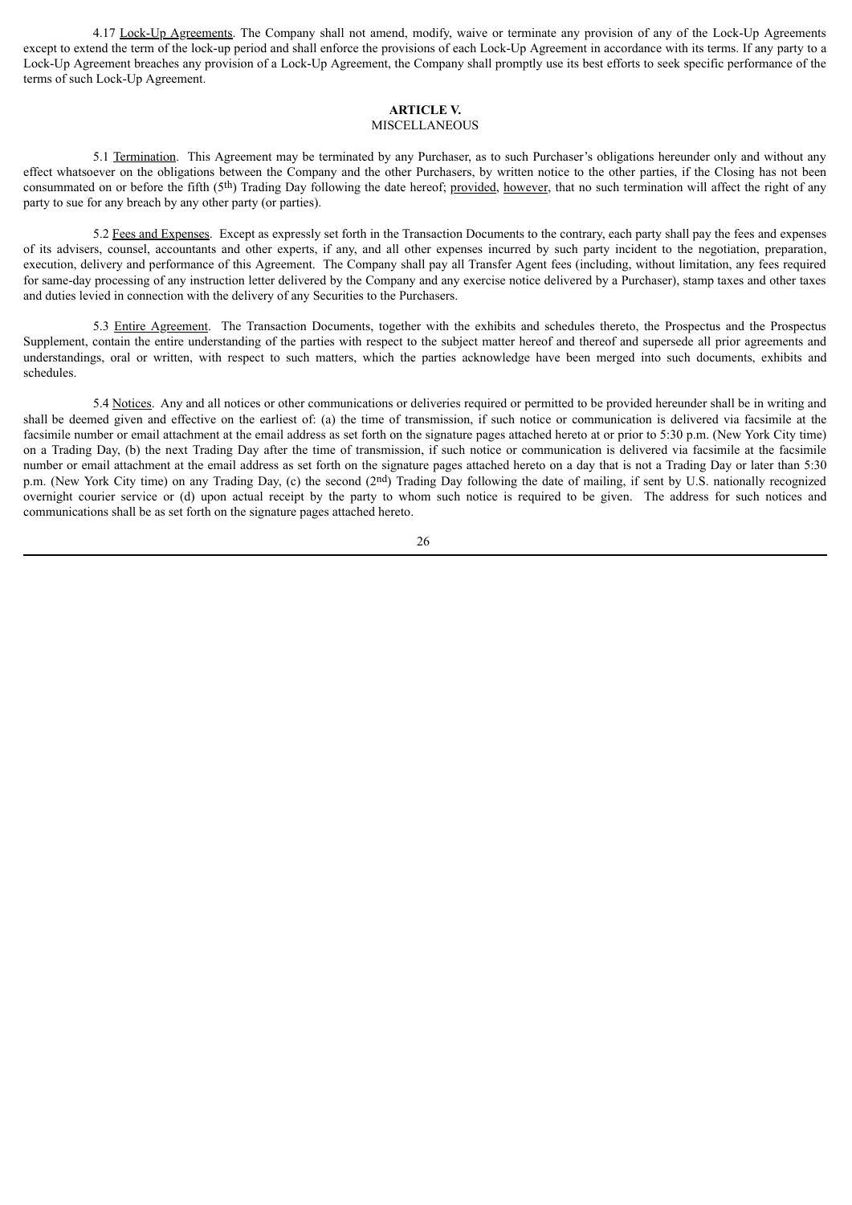4.17 Lock-Up Agreements. The Company shall not amend, modify, waive or terminate any provision of any of the Lock-Up Agreements except to extend the term of the lock-up period and shall enforce the provisions of each Lock-Up Agreement in accordance with its terms. If any party to a Lock-Up Agreement breaches any provision of a Lock-Up Agreement, the Company shall promptly use its best efforts to seek specific performance of the terms of such Lock-Up Agreement.

## ARTICLE V.
MISCELLANEOUS

5.1 Termination. This Agreement may be terminated by any Purchaser, as to such Purchaser's obligations hereunder only and without any effect whatsoever on the obligations between the Company and the other Purchasers, by written notice to the other parties, if the Closing has not been consummated on or before the fifth (5th) Trading Day following the date hereof; provided, however, that no such termination will affect the right of any party to sue for any breach by any other party (or parties).

5.2 Fees and Expenses. Except as expressly set forth in the Transaction Documents to the contrary, each party shall pay the fees and expenses of its advisers, counsel, accountants and other experts, if any, and all other expenses incurred by such party incident to the negotiation, preparation, execution, delivery and performance of this Agreement. The Company shall pay all Transfer Agent fees (including, without limitation, any fees required for same-day processing of any instruction letter delivered by the Company and any exercise notice delivered by a Purchaser), stamp taxes and other taxes and duties levied in connection with the delivery of any Securities to the Purchasers.

5.3 Entire Agreement. The Transaction Documents, together with the exhibits and schedules thereto, the Prospectus and the Prospectus Supplement, contain the entire understanding of the parties with respect to the subject matter hereof and thereof and supersede all prior agreements and understandings, oral or written, with respect to such matters, which the parties acknowledge have been merged into such documents, exhibits and schedules.

5.4 Notices. Any and all notices or other communications or deliveries required or permitted to be provided hereunder shall be in writing and shall be deemed given and effective on the earliest of: (a) the time of transmission, if such notice or communication is delivered via facsimile at the facsimile number or email attachment at the email address as set forth on the signature pages attached hereto at or prior to 5:30 p.m. (New York City time) on a Trading Day, (b) the next Trading Day after the time of transmission, if such notice or communication is delivered via facsimile at the facsimile number or email attachment at the email address as set forth on the signature pages attached hereto on a day that is not a Trading Day or later than 5:30 p.m. (New York City time) on any Trading Day, (c) the second (2nd) Trading Day following the date of mailing, if sent by U.S. nationally recognized overnight courier service or (d) upon actual receipt by the party to whom such notice is required to be given. The address for such notices and communications shall be as set forth on the signature pages attached hereto.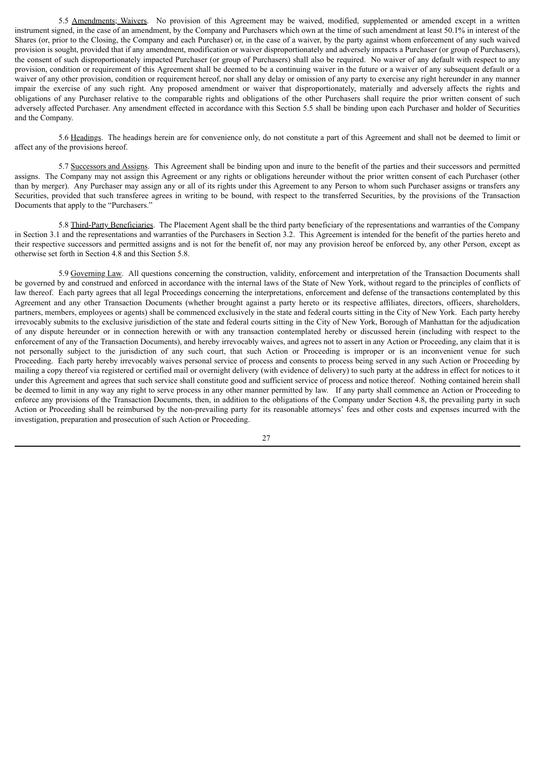5.5 Amendments; Waivers. No provision of this Agreement may be waived, modified, supplemented or amended except in a written instrument signed, in the case of an amendment, by the Company and Purchasers which own at the time of such amendment at least 50.1% in interest of the Shares (or, prior to the Closing, the Company and each Purchaser) or, in the case of a waiver, by the party against whom enforcement of any such waived provision is sought, provided that if any amendment, modification or waiver disproportionately and adversely impacts a Purchaser (or group of Purchasers), the consent of such disproportionately impacted Purchaser (or group of Purchasers) shall also be required. No waiver of any default with respect to any provision, condition or requirement of this Agreement shall be deemed to be a continuing waiver in the future or a waiver of any subsequent default or a waiver of any other provision, condition or requirement hereof, nor shall any delay or omission of any party to exercise any right hereunder in any manner impair the exercise of any such right. Any proposed amendment or waiver that disproportionately, materially and adversely affects the rights and obligations of any Purchaser relative to the comparable rights and obligations of the other Purchasers shall require the prior written consent of such adversely affected Purchaser. Any amendment effected in accordance with this Section 5.5 shall be binding upon each Purchaser and holder of Securities and the Company.

5.6 Headings. The headings herein are for convenience only, do not constitute a part of this Agreement and shall not be deemed to limit or affect any of the provisions hereof.

5.7 Successors and Assigns. This Agreement shall be binding upon and inure to the benefit of the parties and their successors and permitted assigns. The Company may not assign this Agreement or any rights or obligations hereunder without the prior written consent of each Purchaser (other than by merger). Any Purchaser may assign any or all of its rights under this Agreement to any Person to whom such Purchaser assigns or transfers any Securities, provided that such transferee agrees in writing to be bound, with respect to the transferred Securities, by the provisions of the Transaction Documents that apply to the "Purchasers."

5.8 Third-Party Beneficiaries. The Placement Agent shall be the third party beneficiary of the representations and warranties of the Company in Section 3.1 and the representations and warranties of the Purchasers in Section 3.2. This Agreement is intended for the benefit of the parties hereto and their respective successors and permitted assigns and is not for the benefit of, nor may any provision hereof be enforced by, any other Person, except as otherwise set forth in Section 4.8 and this Section 5.8.

5.9 Governing Law. All questions concerning the construction, validity, enforcement and interpretation of the Transaction Documents shall be governed by and construed and enforced in accordance with the internal laws of the State of New York, without regard to the principles of conflicts of law thereof. Each party agrees that all legal Proceedings concerning the interpretations, enforcement and defense of the transactions contemplated by this Agreement and any other Transaction Documents (whether brought against a party hereto or its respective affiliates, directors, officers, shareholders, partners, members, employees or agents) shall be commenced exclusively in the state and federal courts sitting in the City of New York. Each party hereby irrevocably submits to the exclusive jurisdiction of the state and federal courts sitting in the City of New York, Borough of Manhattan for the adjudication of any dispute hereunder or in connection herewith or with any transaction contemplated hereby or discussed herein (including with respect to the enforcement of any of the Transaction Documents), and hereby irrevocably waives, and agrees not to assert in any Action or Proceeding, any claim that it is not personally subject to the jurisdiction of any such court, that such Action or Proceeding is improper or is an inconvenient venue for such Proceeding. Each party hereby irrevocably waives personal service of process and consents to process being served in any such Action or Proceeding by mailing a copy thereof via registered or certified mail or overnight delivery (with evidence of delivery) to such party at the address in effect for notices to it under this Agreement and agrees that such service shall constitute good and sufficient service of process and notice thereof. Nothing contained herein shall be deemed to limit in any way any right to serve process in any other manner permitted by law. If any party shall commence an Action or Proceeding to enforce any provisions of the Transaction Documents, then, in addition to the obligations of the Company under Section 4.8, the prevailing party in such Action or Proceeding shall be reimbursed by the non-prevailing party for its reasonable attorneys' fees and other costs and expenses incurred with the investigation, preparation and prosecution of such Action or Proceeding.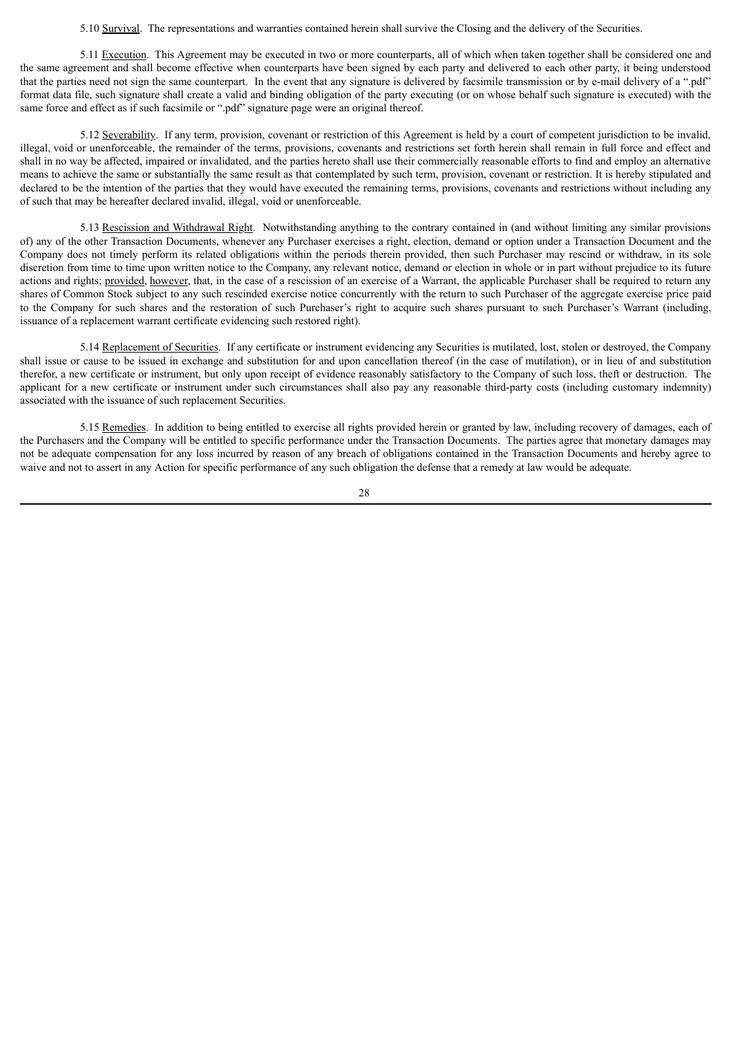5.10 Survival. The representations and warranties contained herein shall survive the Closing and the delivery of the Securities.

5.11 Execution. This Agreement may be executed in two or more counterparts, all of which when taken together shall be considered one and the same agreement and shall become effective when counterparts have been signed by each party and delivered to each other party, it being understood that the parties need not sign the same counterpart. In the event that any signature is delivered by facsimile transmission or by e-mail delivery of a ".pdf" format data file, such signature shall create a valid and binding obligation of the party executing (or on whose behalf such signature is executed) with the same force and effect as if such facsimile or ".pdf" signature page were an original thereof.

5.12 Severability. If any term, provision, covenant or restriction of this Agreement is held by a court of competent jurisdiction to be invalid, illegal, void or unenforceable, the remainder of the terms, provisions, covenants and restrictions set forth herein shall remain in full force and effect and shall in no way be affected, impaired or invalidated, and the parties hereto shall use their commercially reasonable efforts to find and employ an alternative means to achieve the same or substantially the same result as that contemplated by such term, provision, covenant or restriction. It is hereby stipulated and declared to be the intention of the parties that they would have executed the remaining terms, provisions, covenants and restrictions without including any of such that may be hereafter declared invalid, illegal, void or unenforceable.

5.13 Rescission and Withdrawal Right. Notwithstanding anything to the contrary contained in (and without limiting any similar provisions of) any of the other Transaction Documents, whenever any Purchaser exercises a right, election, demand or option under a Transaction Document and the Company does not timely perform its related obligations within the periods therein provided, then such Purchaser may rescind or withdraw, in its sole discretion from time to time upon written notice to the Company, any relevant notice, demand or election in whole or in part without prejudice to its future actions and rights; provided, however, that, in the case of a rescission of an exercise of a Warrant, the applicable Purchaser shall be required to return any shares of Common Stock subject to any such rescinded exercise notice concurrently with the return to such Purchaser of the aggregate exercise price paid to the Company for such shares and the restoration of such Purchaser's right to acquire such shares pursuant to such Purchaser's Warrant (including, issuance of a replacement warrant certificate evidencing such restored right).

5.14 Replacement of Securities. If any certificate or instrument evidencing any Securities is mutilated, lost, stolen or destroyed, the Company shall issue or cause to be issued in exchange and substitution for and upon cancellation thereof (in the case of mutilation), or in lieu of and substitution therefor, a new certificate or instrument, but only upon receipt of evidence reasonably satisfactory to the Company of such loss, theft or destruction. The applicant for a new certificate or instrument under such circumstances shall also pay any reasonable third-party costs (including customary indemnity) associated with the issuance of such replacement Securities.

5.15 Remedies. In addition to being entitled to exercise all rights provided herein or granted by law, including recovery of damages, each of the Purchasers and the Company will be entitled to specific performance under the Transaction Documents. The parties agree that monetary damages may not be adequate compensation for any loss incurred by reason of any breach of obligations contained in the Transaction Documents and hereby agree to waive and not to assert in any Action for specific performance of any such obligation the defense that a remedy at law would be adequate.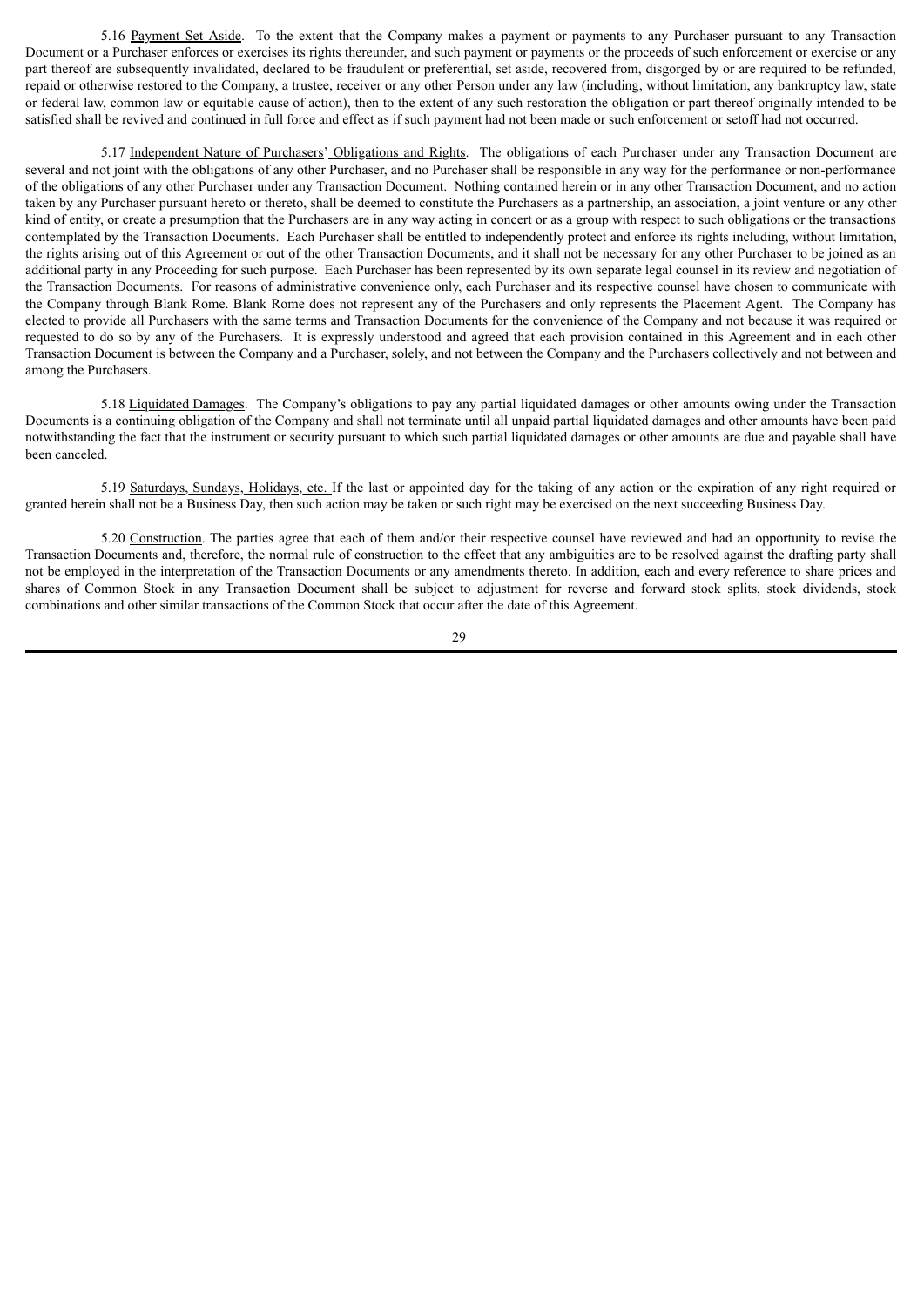5.16 Payment Set Aside. To the extent that the Company makes a payment or payments to any Purchaser pursuant to any Transaction Document or a Purchaser enforces or exercises its rights thereunder, and such payment or payments or the proceeds of such enforcement or exercise or any part thereof are subsequently invalidated, declared to be fraudulent or preferential, set aside, recovered from, disgorged by or are required to be refunded, repaid or otherwise restored to the Company, a trustee, receiver or any other Person under any law (including, without limitation, any bankruptcy law, state or federal law, common law or equitable cause of action), then to the extent of any such restoration the obligation or part thereof originally intended to be satisfied shall be revived and continued in full force and effect as if such payment had not been made or such enforcement or setoff had not occurred.

5.17 Independent Nature of Purchasers' Obligations and Rights. The obligations of each Purchaser under any Transaction Document are several and not joint with the obligations of any other Purchaser, and no Purchaser shall be responsible in any way for the performance or non-performance of the obligations of any other Purchaser under any Transaction Document. Nothing contained herein or in any other Transaction Document, and no action taken by any Purchaser pursuant hereto or thereto, shall be deemed to constitute the Purchasers as a partnership, an association, a joint venture or any other kind of entity, or create a presumption that the Purchasers are in any way acting in concert or as a group with respect to such obligations or the transactions contemplated by the Transaction Documents. Each Purchaser shall be entitled to independently protect and enforce its rights including, without limitation, the rights arising out of this Agreement or out of the other Transaction Documents, and it shall not be necessary for any other Purchaser to be joined as an additional party in any Proceeding for such purpose. Each Purchaser has been represented by its own separate legal counsel in its review and negotiation of the Transaction Documents. For reasons of administrative convenience only, each Purchaser and its respective counsel have chosen to communicate with the Company through Blank Rome. Blank Rome does not represent any of the Purchasers and only represents the Placement Agent. The Company has elected to provide all Purchasers with the same terms and Transaction Documents for the convenience of the Company and not because it was required or requested to do so by any of the Purchasers. It is expressly understood and agreed that each provision contained in this Agreement and in each other Transaction Document is between the Company and a Purchaser, solely, and not between the Company and the Purchasers collectively and not between and among the Purchasers.

5.18 Liquidated Damages. The Company's obligations to pay any partial liquidated damages or other amounts owing under the Transaction Documents is a continuing obligation of the Company and shall not terminate until all unpaid partial liquidated damages and other amounts have been paid notwithstanding the fact that the instrument or security pursuant to which such partial liquidated damages or other amounts are due and payable shall have been canceled.

5.19 Saturdays, Sundays, Holidays, etc. If the last or appointed day for the taking of any action or the expiration of any right required or granted herein shall not be a Business Day, then such action may be taken or such right may be exercised on the next succeeding Business Day.

5.20 Construction. The parties agree that each of them and/or their respective counsel have reviewed and had an opportunity to revise the Transaction Documents and, therefore, the normal rule of construction to the effect that any ambiguities are to be resolved against the drafting party shall not be employed in the interpretation of the Transaction Documents or any amendments thereto. In addition, each and every reference to share prices and shares of Common Stock in any Transaction Document shall be subject to adjustment for reverse and forward stock splits, stock dividends, stock combinations and other similar transactions of the Common Stock that occur after the date of this Agreement.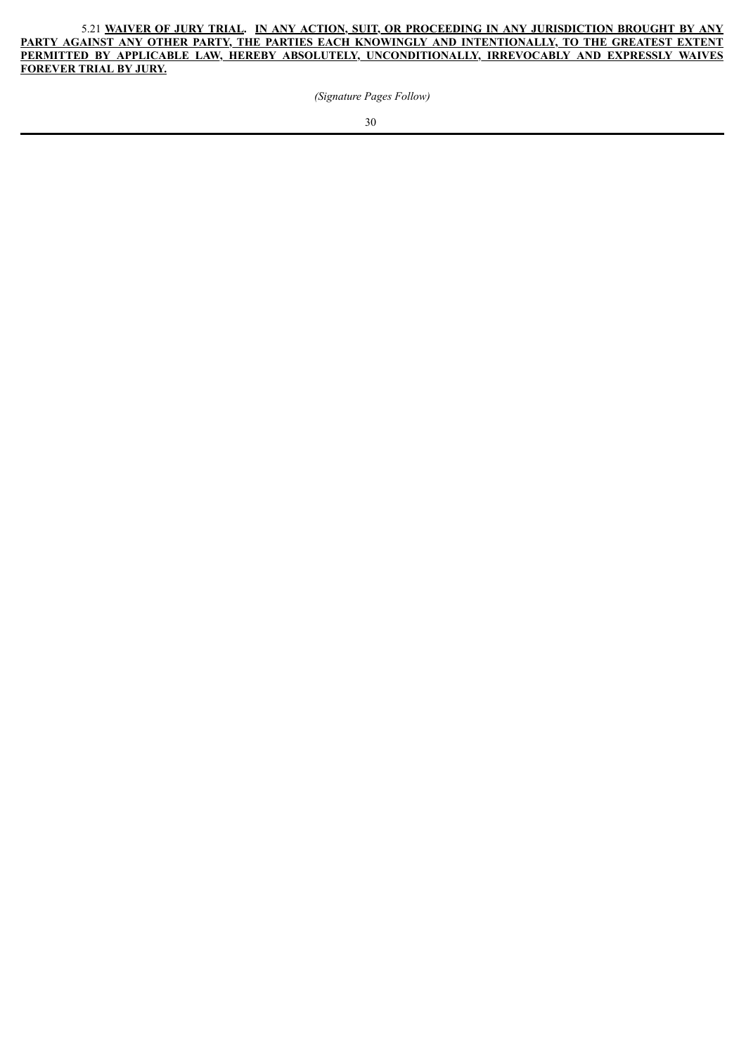5.21 **<u>WAIVER OF JURY TRIAL</u>. <u>IN ANY ACTION, SUIT, OR PROCEEDING IN ANY JURISDICTION BROUGHT BY ANY PARTY AGAINST ANY OTHER PARTY, THE PARTIES EACH KNOWINGLY AND INTENTIONALLY, TO THE GREATEST EXTENT PERMITTED BY APPLICABLE LAW, HEREBY ABSOLUTELY, UNCONDITIONALLY, IRREVOCABLY AND EXPRESSLY WAIVES FOREVER TRIAL BY JURY.</u>**

*(Signature Pages Follow)*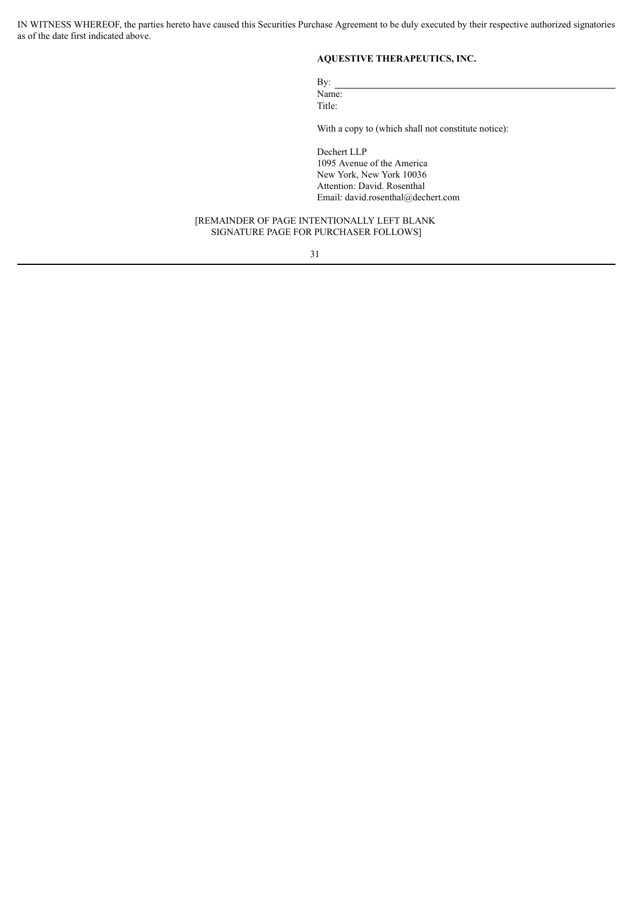IN WITNESS WHEREOF, the parties hereto have caused this Securities Purchase Agreement to be duly executed by their respective authorized signatories as of the date first indicated above.

**AQUESTIVE THERAPEUTICS, INC.**

By: \_\_\_\_\_\_\_\_\_\_\_\_\_\_\_\_\_\_\_\_\_\_\_\_\_\_\_\_\_\_\_\_\_\_\_\_\_\_\_\_

Name:

Title:

With a copy to (which shall not constitute notice):

Dechert LLP
1095 Avenue of the America
New York, New York 10036
Attention: David. Rosenthal
Email: david.rosenthal@dechert.com

[REMAINDER OF PAGE INTENTIONALLY LEFT BLANK
SIGNATURE PAGE FOR PURCHASER FOLLOWS]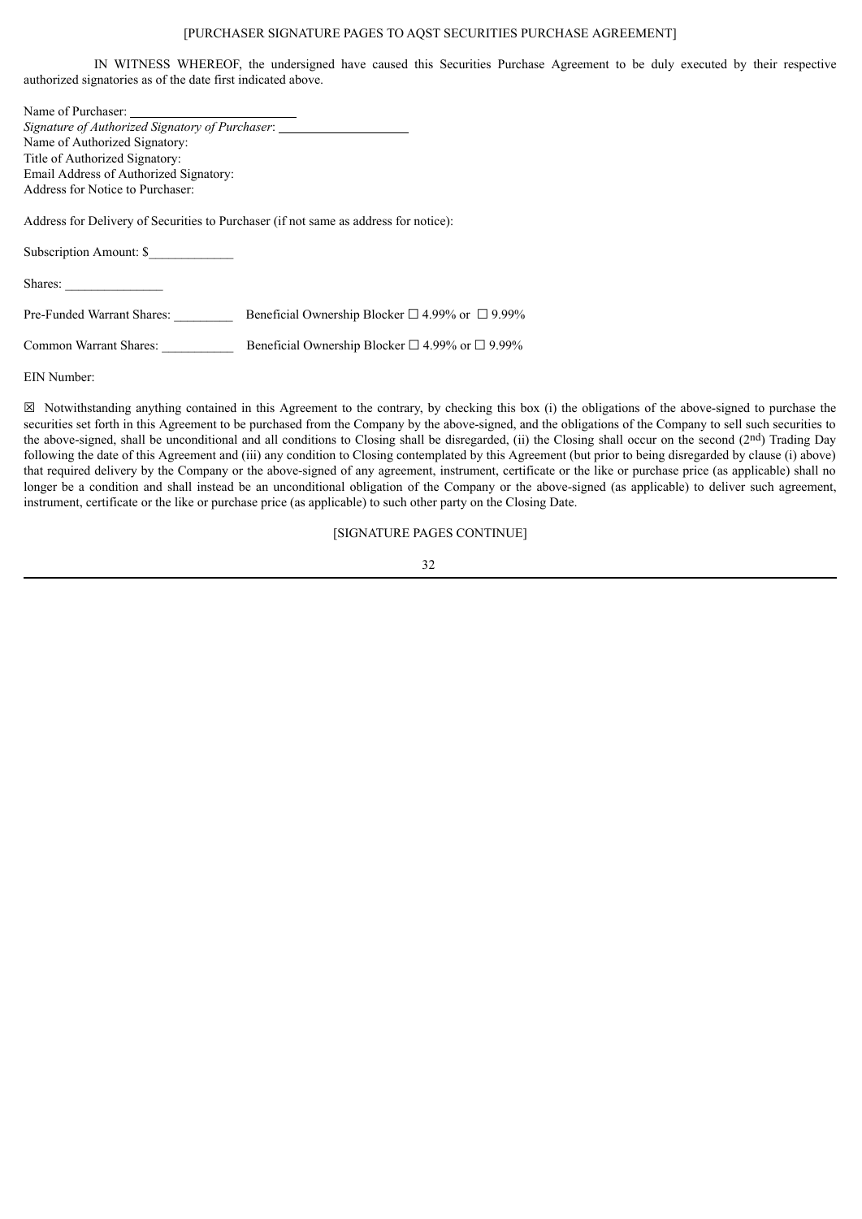[PURCHASER SIGNATURE PAGES TO AQST SECURITIES PURCHASE AGREEMENT]

IN WITNESS WHEREOF, the undersigned have caused this Securities Purchase Agreement to be duly executed by their respective authorized signatories as of the date first indicated above.

Name of Purchaser: ________________________
*Signature of Authorized Signatory of Purchaser*: ____________________
Name of Authorized Signatory:
Title of Authorized Signatory:
Email Address of Authorized Signatory:
Address for Notice to Purchaser:

Address for Delivery of Securities to Purchaser (if not same as address for notice):

Subscription Amount: $_____________

Shares: _______________

Pre-Funded Warrant Shares: _________ Beneficial Ownership Blocker ☐ 4.99% or ☐ 9.99%

Common Warrant Shares: ___________ Beneficial Ownership Blocker ☐ 4.99% or ☐ 9.99%

EIN Number:

☒ Notwithstanding anything contained in this Agreement to the contrary, by checking this box (i) the obligations of the above-signed to purchase the securities set forth in this Agreement to be purchased from the Company by the above-signed, and the obligations of the Company to sell such securities to the above-signed, shall be unconditional and all conditions to Closing shall be disregarded, (ii) the Closing shall occur on the second (2nd) Trading Day following the date of this Agreement and (iii) any condition to Closing contemplated by this Agreement (but prior to being disregarded by clause (i) above) that required delivery by the Company or the above-signed of any agreement, instrument, certificate or the like or purchase price (as applicable) shall no longer be a condition and shall instead be an unconditional obligation of the Company or the above-signed (as applicable) to deliver such agreement, instrument, certificate or the like or purchase price (as applicable) to such other party on the Closing Date.

[SIGNATURE PAGES CONTINUE]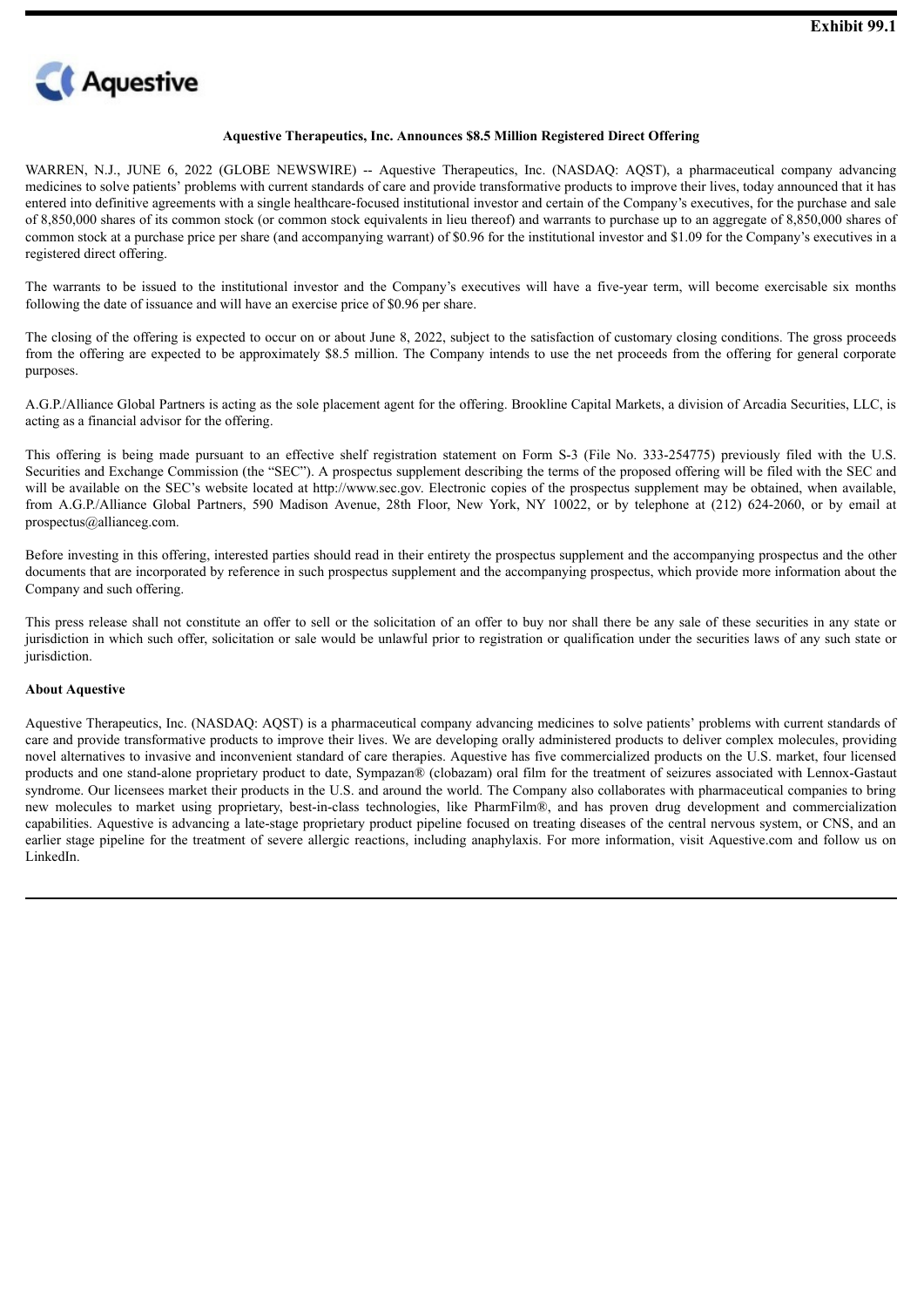Exhibit 99.1

Aquestive

**Aquestive Therapeutics, Inc. Announces $8.5 Million Registered Direct Offering**

WARREN, N.J., JUNE 6, 2022 (GLOBE NEWSWIRE) -- Aquestive Therapeutics, Inc. (NASDAQ: AQST), a pharmaceutical company advancing medicines to solve patients' problems with current standards of care and provide transformative products to improve their lives, today announced that it has entered into definitive agreements with a single healthcare-focused institutional investor and certain of the Company's executives, for the purchase and sale of 8,850,000 shares of its common stock (or common stock equivalents in lieu thereof) and warrants to purchase up to an aggregate of 8,850,000 shares of common stock at a purchase price per share (and accompanying warrant) of $0.96 for the institutional investor and $1.09 for the Company's executives in a registered direct offering.

The warrants to be issued to the institutional investor and the Company's executives will have a five-year term, will become exercisable six months following the date of issuance and will have an exercise price of $0.96 per share.

The closing of the offering is expected to occur on or about June 8, 2022, subject to the satisfaction of customary closing conditions. The gross proceeds from the offering are expected to be approximately $8.5 million. The Company intends to use the net proceeds from the offering for general corporate purposes.

A.G.P./Alliance Global Partners is acting as the sole placement agent for the offering. Brookline Capital Markets, a division of Arcadia Securities, LLC, is acting as a financial advisor for the offering.

This offering is being made pursuant to an effective shelf registration statement on Form S-3 (File No. 333-254775) previously filed with the U.S. Securities and Exchange Commission (the "SEC"). A prospectus supplement describing the terms of the proposed offering will be filed with the SEC and will be available on the SEC's website located at http://www.sec.gov. Electronic copies of the prospectus supplement may be obtained, when available, from A.G.P./Alliance Global Partners, 590 Madison Avenue, 28th Floor, New York, NY 10022, or by telephone at (212) 624-2060, or by email at prospectus@allianceg.com.

Before investing in this offering, interested parties should read in their entirety the prospectus supplement and the accompanying prospectus and the other documents that are incorporated by reference in such prospectus supplement and the accompanying prospectus, which provide more information about the Company and such offering.

This press release shall not constitute an offer to sell or the solicitation of an offer to buy nor shall there be any sale of these securities in any state or jurisdiction in which such offer, solicitation or sale would be unlawful prior to registration or qualification under the securities laws of any such state or jurisdiction.

**About Aquestive**

Aquestive Therapeutics, Inc. (NASDAQ: AQST) is a pharmaceutical company advancing medicines to solve patients' problems with current standards of care and provide transformative products to improve their lives. We are developing orally administered products to deliver complex molecules, providing novel alternatives to invasive and inconvenient standard of care therapies. Aquestive has five commercialized products on the U.S. market, four licensed products and one stand-alone proprietary product to date, Sympazan® (clobazam) oral film for the treatment of seizures associated with Lennox-Gastaut syndrome. Our licensees market their products in the U.S. and around the world. The Company also collaborates with pharmaceutical companies to bring new molecules to market using proprietary, best-in-class technologies, like PharmFilm®, and has proven drug development and commercialization capabilities. Aquestive is advancing a late-stage proprietary product pipeline focused on treating diseases of the central nervous system, or CNS, and an earlier stage pipeline for the treatment of severe allergic reactions, including anaphylaxis. For more information, visit Aquestive.com and follow us on LinkedIn.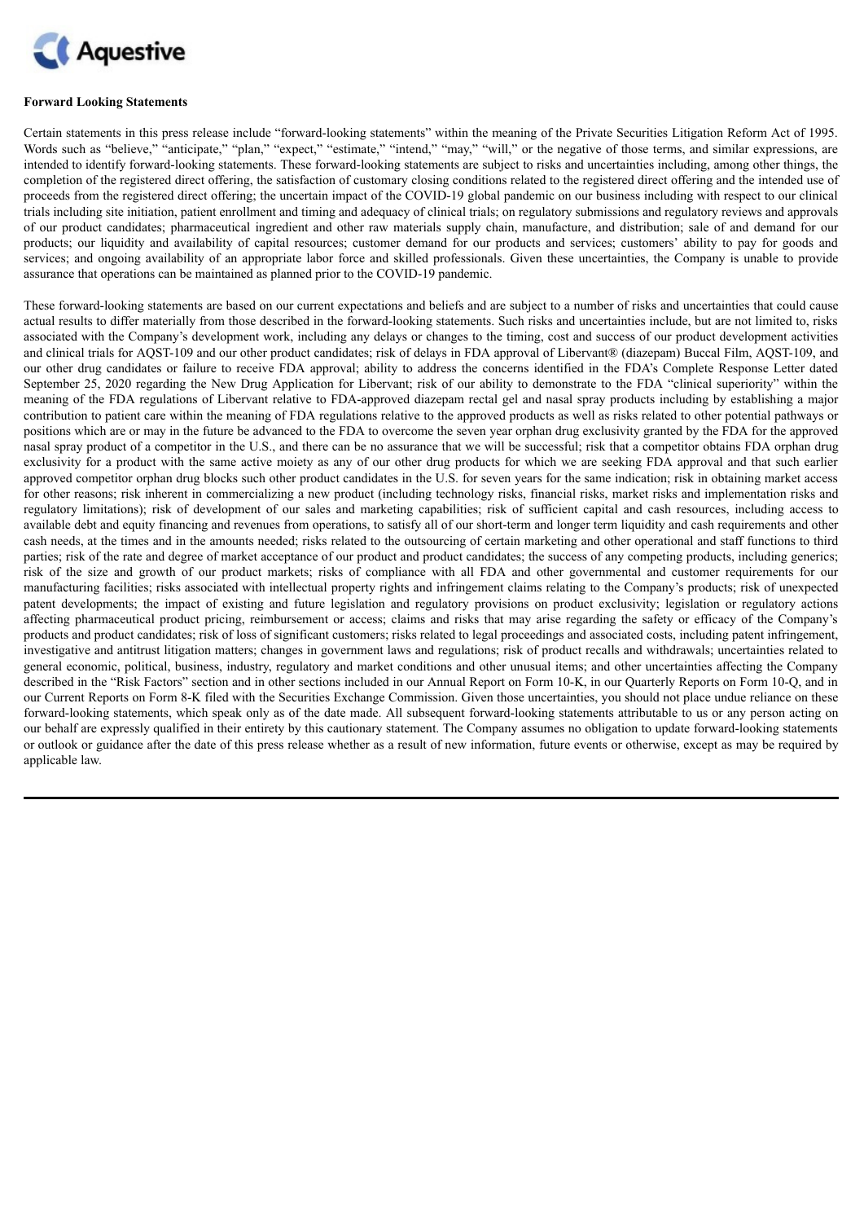**Forward Looking Statements**

Certain statements in this press release include "forward-looking statements" within the meaning of the Private Securities Litigation Reform Act of 1995. Words such as "believe," "anticipate," "plan," "expect," "estimate," "intend," "may," "will," or the negative of those terms, and similar expressions, are intended to identify forward-looking statements. These forward-looking statements are subject to risks and uncertainties including, among other things, the completion of the registered direct offering, the satisfaction of customary closing conditions related to the registered direct offering and the intended use of proceeds from the registered direct offering; the uncertain impact of the COVID-19 global pandemic on our business including with respect to our clinical trials including site initiation, patient enrollment and timing and adequacy of clinical trials; on regulatory submissions and regulatory reviews and approvals of our product candidates; pharmaceutical ingredient and other raw materials supply chain, manufacture, and distribution; sale of and demand for our products; our liquidity and availability of capital resources; customer demand for our products and services; customers' ability to pay for goods and services; and ongoing availability of an appropriate labor force and skilled professionals. Given these uncertainties, the Company is unable to provide assurance that operations can be maintained as planned prior to the COVID-19 pandemic.

These forward-looking statements are based on our current expectations and beliefs and are subject to a number of risks and uncertainties that could cause actual results to differ materially from those described in the forward-looking statements. Such risks and uncertainties include, but are not limited to, risks associated with the Company's development work, including any delays or changes to the timing, cost and success of our product development activities and clinical trials for AQST-109 and our other product candidates; risk of delays in FDA approval of Libervant® (diazepam) Buccal Film, AQST-109, and our other drug candidates or failure to receive FDA approval; ability to address the concerns identified in the FDA's Complete Response Letter dated September 25, 2020 regarding the New Drug Application for Libervant; risk of our ability to demonstrate to the FDA "clinical superiority" within the meaning of the FDA regulations of Libervant relative to FDA-approved diazepam rectal gel and nasal spray products including by establishing a major contribution to patient care within the meaning of FDA regulations relative to the approved products as well as risks related to other potential pathways or positions which are or may in the future be advanced to the FDA to overcome the seven year orphan drug exclusivity granted by the FDA for the approved nasal spray product of a competitor in the U.S., and there can be no assurance that we will be successful; risk that a competitor obtains FDA orphan drug exclusivity for a product with the same active moiety as any of our other drug products for which we are seeking FDA approval and that such earlier approved competitor orphan drug blocks such other product candidates in the U.S. for seven years for the same indication; risk in obtaining market access for other reasons; risk inherent in commercializing a new product (including technology risks, financial risks, market risks and implementation risks and regulatory limitations); risk of development of our sales and marketing capabilities; risk of sufficient capital and cash resources, including access to available debt and equity financing and revenues from operations, to satisfy all of our short-term and longer term liquidity and cash requirements and other cash needs, at the times and in the amounts needed; risks related to the outsourcing of certain marketing and other operational and staff functions to third parties; risk of the rate and degree of market acceptance of our product and product candidates; the success of any competing products, including generics; risk of the size and growth of our product markets; risks of compliance with all FDA and other governmental and customer requirements for our manufacturing facilities; risks associated with intellectual property rights and infringement claims relating to the Company's products; risk of unexpected patent developments; the impact of existing and future legislation and regulatory provisions on product exclusivity; legislation or regulatory actions affecting pharmaceutical product pricing, reimbursement or access; claims and risks that may arise regarding the safety or efficacy of the Company's products and product candidates; risk of loss of significant customers; risks related to legal proceedings and associated costs, including patent infringement, investigative and antitrust litigation matters; changes in government laws and regulations; risk of product recalls and withdrawals; uncertainties related to general economic, political, business, industry, regulatory and market conditions and other unusual items; and other uncertainties affecting the Company described in the "Risk Factors" section and in other sections included in our Annual Report on Form 10-K, in our Quarterly Reports on Form 10-Q, and in our Current Reports on Form 8-K filed with the Securities Exchange Commission. Given those uncertainties, you should not place undue reliance on these forward-looking statements, which speak only as of the date made. All subsequent forward-looking statements attributable to us or any person acting on our behalf are expressly qualified in their entirety by this cautionary statement. The Company assumes no obligation to update forward-looking statements or outlook or guidance after the date of this press release whether as a result of new information, future events or otherwise, except as may be required by applicable law.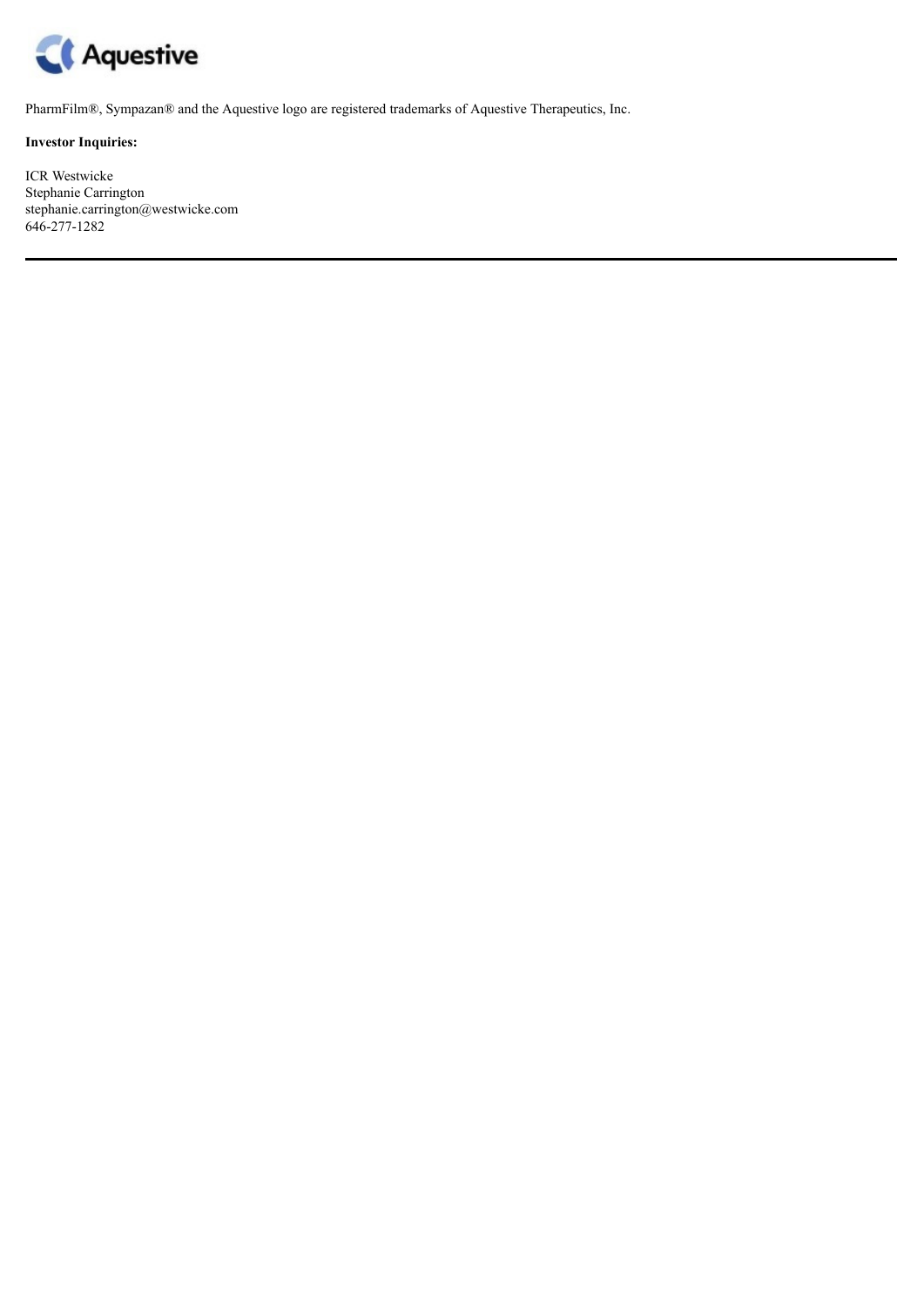PharmFilm®, Sympazan® and the Aquestive logo are registered trademarks of Aquestive Therapeutics, Inc.

**Investor Inquiries:**

ICR Westwicke
Stephanie Carrington
stephanie.carrington@westwicke.com
646-277-1282